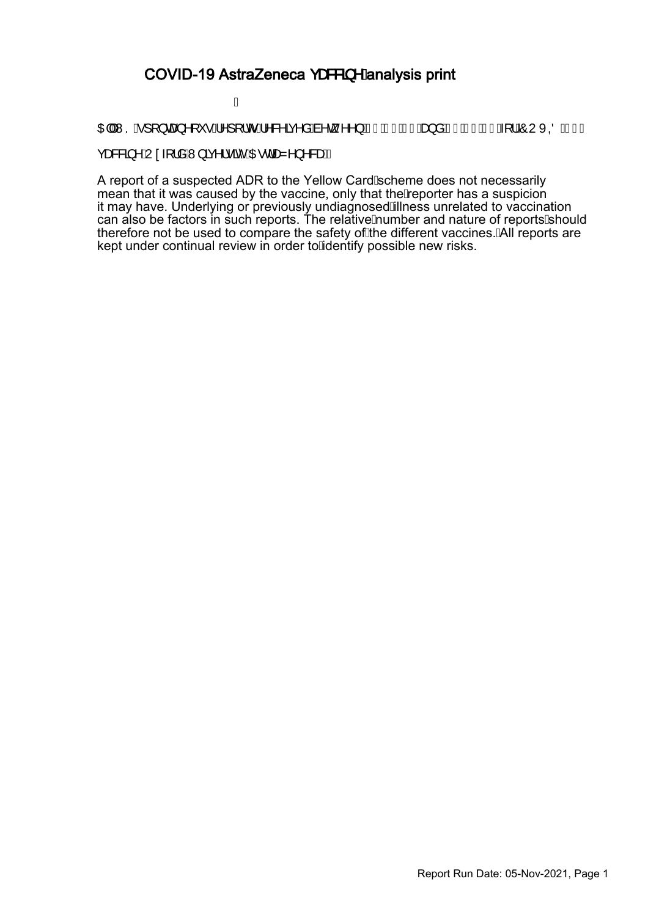# COVID-19 AstraZeneca vaccine analysis print

All UK spontaneous reports received between and for COVID-19 vaccine Oxford University/AstraZeneca.

A report of a suspected ADR to the Yellow Card scheme does not necessarily mean that it was caused by the vaccine, only that the reporter has a suspicion it may have. Underlying or previously undiagnosed illness unrelated to vaccination can also be factors in such reports. The relative number and nature of reports should therefore not be used to compare the safety of the different vaccines. All reports are kept under continual review in order to identify possible new risks.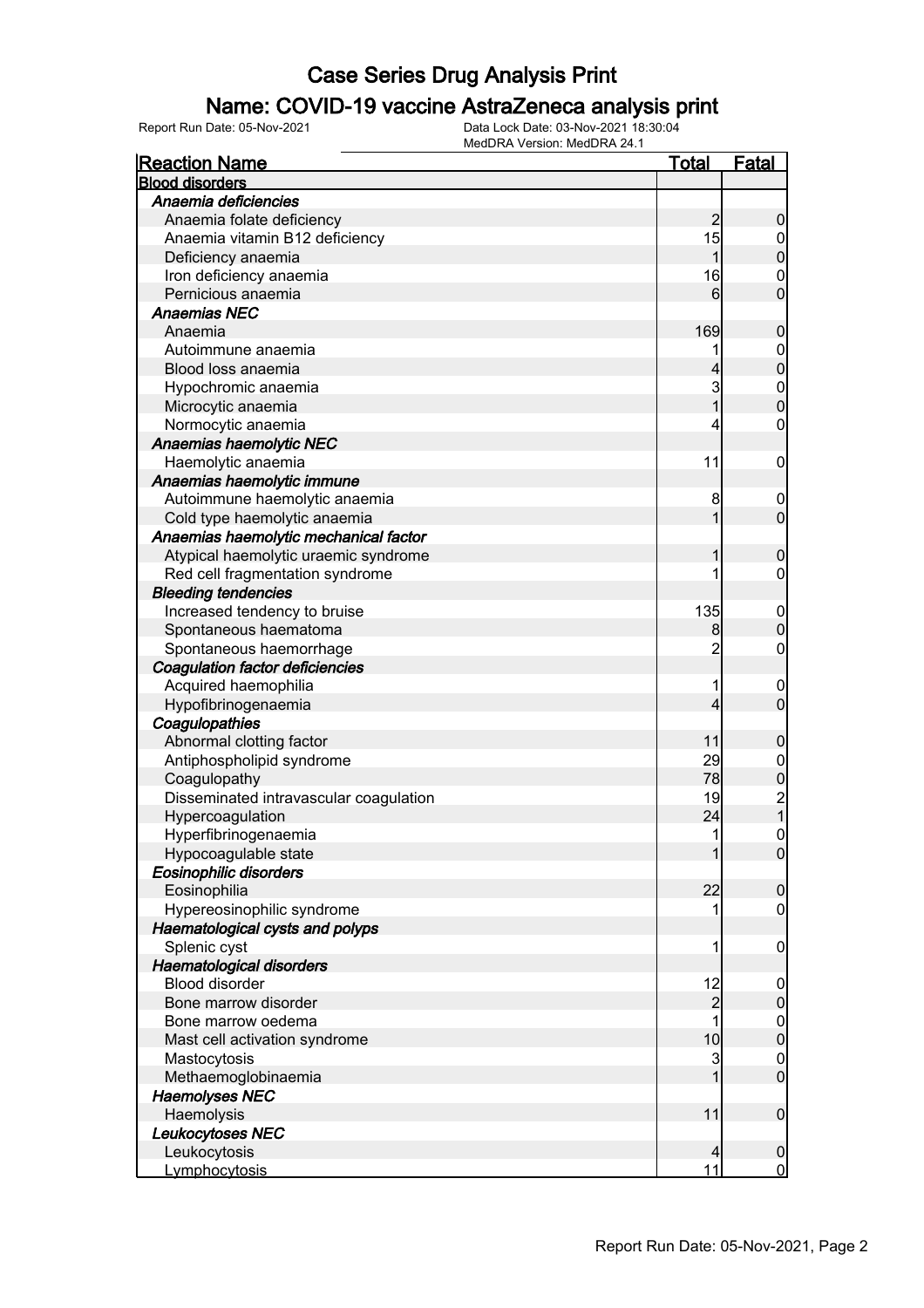# Case Series Drug Analysis Print

## Name: COVID-19 vaccine AstraZeneca analysis print

Report Run Date: 05-Nov-2021

Data Lock Date: 03-Nov-2021 18:30:04

MedDRA Version: MedDRA 24.1

| Reaction Name | Total | Fatal |
| --- | --- | --- |
| **Blood disorders** | | |
| *Anaemia deficiencies* | | |
| Anaemia folate deficiency | 2 | 0 |
| Anaemia vitamin B12 deficiency | 15 | 0 |
| Deficiency anaemia | 1 | 0 |
| Iron deficiency anaemia | 16 | 0 |
| Pernicious anaemia | 6 | 0 |
| *Anaemias NEC* | | |
| Anaemia | 169 | 0 |
| Autoimmune anaemia | 1 | 0 |
| Blood loss anaemia | 4 | 0 |
| Hypochromic anaemia | 3 | 0 |
| Microcytic anaemia | 1 | 0 |
| Normocytic anaemia | 4 | 0 |
| *Anaemias haemolytic NEC* | | |
| Haemolytic anaemia | 11 | 0 |
| *Anaemias haemolytic immune* | | |
| Autoimmune haemolytic anaemia | 8 | 0 |
| Cold type haemolytic anaemia | 1 | 0 |
| *Anaemias haemolytic mechanical factor* | | |
| Atypical haemolytic uraemic syndrome | 1 | 0 |
| Red cell fragmentation syndrome | 1 | 0 |
| *Bleeding tendencies* | | |
| Increased tendency to bruise | 135 | 0 |
| Spontaneous haematoma | 8 | 0 |
| Spontaneous haemorrhage | 2 | 0 |
| *Coagulation factor deficiencies* | | |
| Acquired haemophilia | 1 | 0 |
| Hypofibrinogenaemia | 4 | 0 |
| *Coagulopathies* | | |
| Abnormal clotting factor | 11 | 0 |
| Antiphospholipid syndrome | 29 | 0 |
| Coagulopathy | 78 | 0 |
| Disseminated intravascular coagulation | 19 | 2 |
| Hypercoagulation | 24 | 1 |
| Hyperfibrinogenaemia | 1 | 0 |
| Hypocoagulable state | 1 | 0 |
| *Eosinophilic disorders* | | |
| Eosinophilia | 22 | 0 |
| Hypereosinophilic syndrome | 1 | 0 |
| *Haematological cysts and polyps* | | |
| Splenic cyst | 1 | 0 |
| *Haematological disorders* | | |
| Blood disorder | 12 | 0 |
| Bone marrow disorder | 2 | 0 |
| Bone marrow oedema | 1 | 0 |
| Mast cell activation syndrome | 10 | 0 |
| Mastocytosis | 3 | 0 |
| Methaemoglobinaemia | 1 | 0 |
| *Haemolyses NEC* | | |
| Haemolysis | 11 | 0 |
| *Leukocytoses NEC* | | |
| Leukocytosis | 4 | 0 |
| Lymphocytosis | 11 | 0 |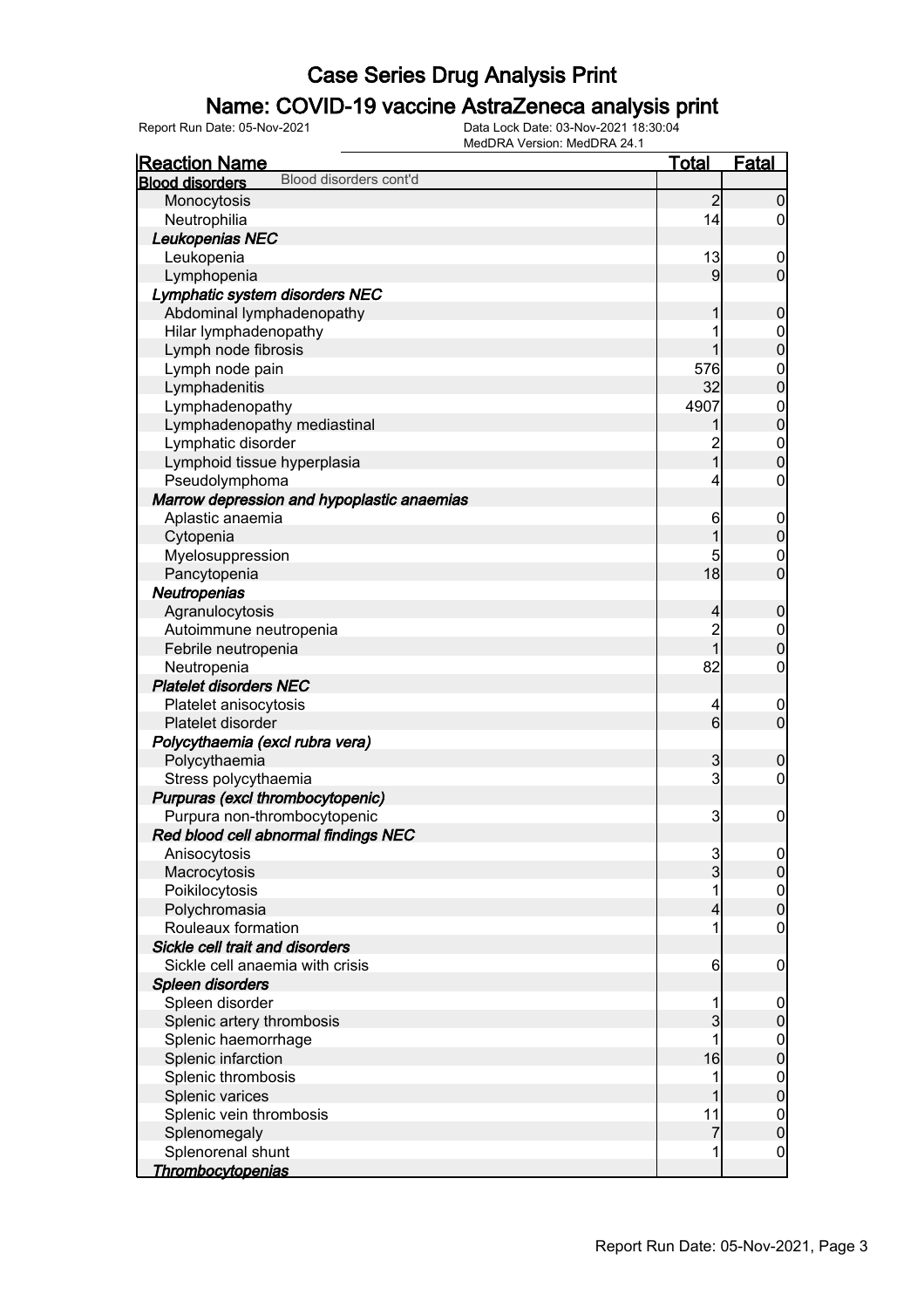# Case Series Drug Analysis Print

## Name: COVID-19 vaccine AstraZeneca analysis print

Report Run Date: 05-Nov-2021    Data Lock Date: 03-Nov-2021 18:30:04
MedDRA Version: MedDRA 24.1

| Reaction Name | Total | Fatal |
|---|---|---|
| **Blood disorders** Blood disorders cont'd | | |
| Monocytosis | 2 | 0 |
| Neutrophilia | 14 | 0 |
| ***Leukopenias NEC*** | | |
| Leukopenia | 13 | 0 |
| Lymphopenia | 9 | 0 |
| ***Lymphatic system disorders NEC*** | | |
| Abdominal lymphadenopathy | 1 | 0 |
| Hilar lymphadenopathy | 1 | 0 |
| Lymph node fibrosis | 1 | 0 |
| Lymph node pain | 576 | 0 |
| Lymphadenitis | 32 | 0 |
| Lymphadenopathy | 4907 | 0 |
| Lymphadenopathy mediastinal | 1 | 0 |
| Lymphatic disorder | 2 | 0 |
| Lymphoid tissue hyperplasia | 1 | 0 |
| Pseudolymphoma | 4 | 0 |
| ***Marrow depression and hypoplastic anaemias*** | | |
| Aplastic anaemia | 6 | 0 |
| Cytopenia | 1 | 0 |
| Myelosuppression | 5 | 0 |
| Pancytopenia | 18 | 0 |
| ***Neutropenias*** | | |
| Agranulocytosis | 4 | 0 |
| Autoimmune neutropenia | 2 | 0 |
| Febrile neutropenia | 1 | 0 |
| Neutropenia | 82 | 0 |
| ***Platelet disorders NEC*** | | |
| Platelet anisocytosis | 4 | 0 |
| Platelet disorder | 6 | 0 |
| ***Polycythaemia (excl rubra vera)*** | | |
| Polycythaemia | 3 | 0 |
| Stress polycythaemia | 3 | 0 |
| ***Purpuras (excl thrombocytopenic)*** | | |
| Purpura non-thrombocytopenic | 3 | 0 |
| ***Red blood cell abnormal findings NEC*** | | |
| Anisocytosis | 3 | 0 |
| Macrocytosis | 3 | 0 |
| Poikilocytosis | 1 | 0 |
| Polychromasia | 4 | 0 |
| Rouleaux formation | 1 | 0 |
| ***Sickle cell trait and disorders*** | | |
| Sickle cell anaemia with crisis | 6 | 0 |
| ***Spleen disorders*** | | |
| Spleen disorder | 1 | 0 |
| Splenic artery thrombosis | 3 | 0 |
| Splenic haemorrhage | 1 | 0 |
| Splenic infarction | 16 | 0 |
| Splenic thrombosis | 1 | 0 |
| Splenic varices | 1 | 0 |
| Splenic vein thrombosis | 11 | 0 |
| Splenomegaly | 7 | 0 |
| Splenorenal shunt | 1 | 0 |
| ***Thrombocytopenias*** | | |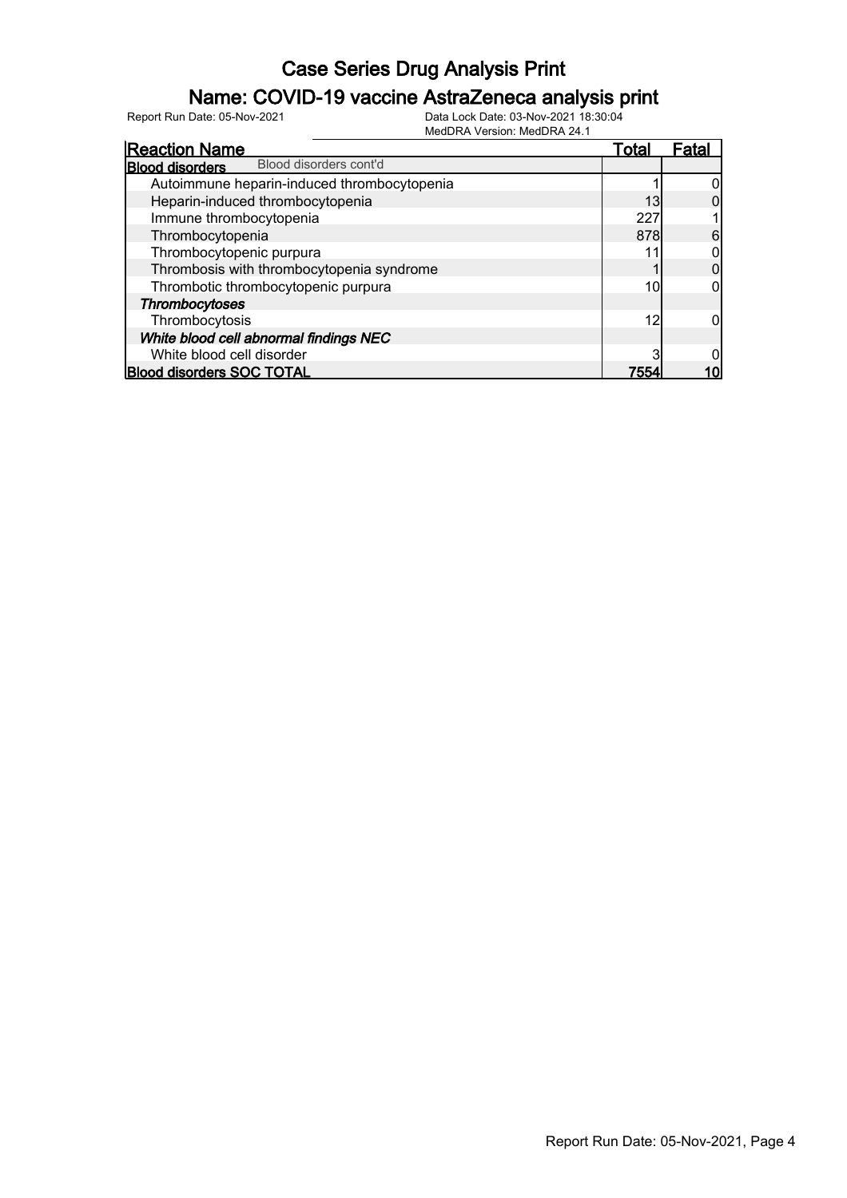# Case Series Drug Analysis Print

## Name: COVID-19 vaccine AstraZeneca analysis print

Report Run Date: 05-Nov-2021

Data Lock Date: 03-Nov-2021 18:30:04
MedDRA Version: MedDRA 24.1

| Reaction Name | Total | Fatal |
|---|---|---|
| **Blood disorders** Blood disorders cont'd | | |
| Autoimmune heparin-induced thrombocytopenia | 1 | 0 |
| Heparin-induced thrombocytopenia | 13 | 0 |
| Immune thrombocytopenia | 227 | 1 |
| Thrombocytopenia | 878 | 6 |
| Thrombocytopenic purpura | 11 | 0 |
| Thrombosis with thrombocytopenia syndrome | 1 | 0 |
| Thrombotic thrombocytopenic purpura | 10 | 0 |
| ***Thrombocytoses*** | | |
| Thrombocytosis | 12 | 0 |
| ***White blood cell abnormal findings NEC*** | | |
| White blood cell disorder | 3 | 0 |
| **Blood disorders SOC TOTAL** | **7554** | **10** |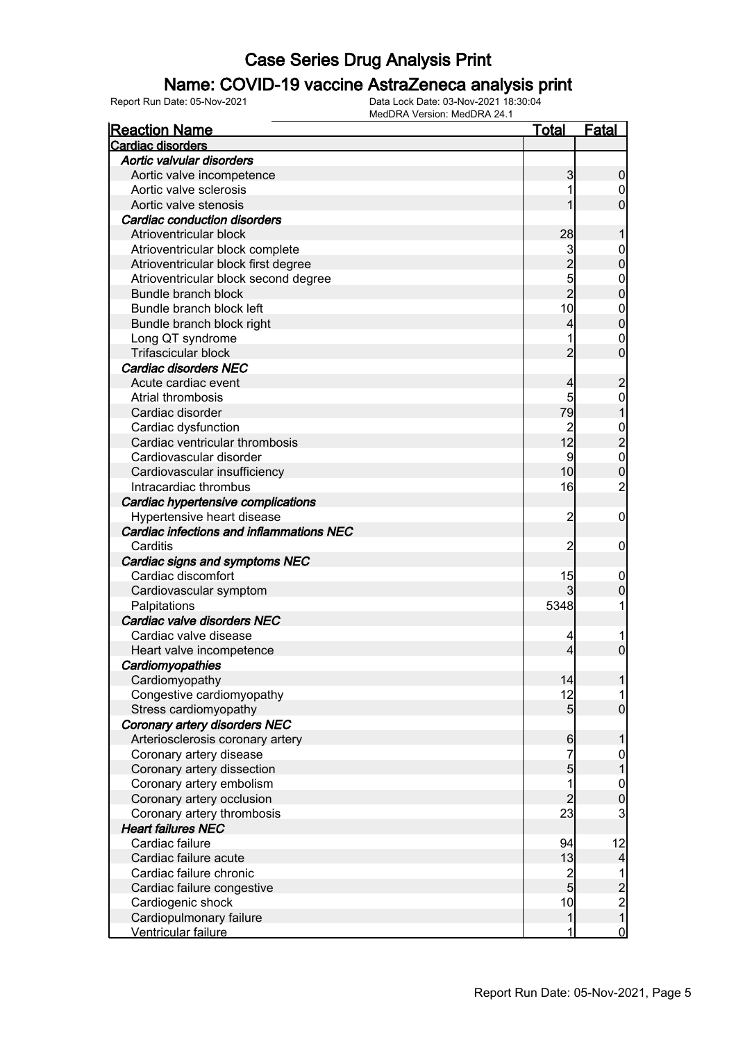# Case Series Drug Analysis Print

## Name: COVID-19 vaccine AstraZeneca analysis print

Report Run Date: 05-Nov-2021

Data Lock Date: 03-Nov-2021 18:30:04

MedDRA Version: MedDRA 24.1

| Reaction Name | Total | Fatal |
|---|---|---|
| **Cardiac disorders** | | |
| ***Aortic valvular disorders*** | | |
| Aortic valve incompetence | 3 | 0 |
| Aortic valve sclerosis | 1 | 0 |
| Aortic valve stenosis | 1 | 0 |
| ***Cardiac conduction disorders*** | | |
| Atrioventricular block | 28 | 1 |
| Atrioventricular block complete | 3 | 0 |
| Atrioventricular block first degree | 2 | 0 |
| Atrioventricular block second degree | 5 | 0 |
| Bundle branch block | 2 | 0 |
| Bundle branch block left | 10 | 0 |
| Bundle branch block right | 4 | 0 |
| Long QT syndrome | 1 | 0 |
| Trifascicular block | 2 | 0 |
| ***Cardiac disorders NEC*** | | |
| Acute cardiac event | 4 | 2 |
| Atrial thrombosis | 5 | 0 |
| Cardiac disorder | 79 | 1 |
| Cardiac dysfunction | 2 | 0 |
| Cardiac ventricular thrombosis | 12 | 2 |
| Cardiovascular disorder | 9 | 0 |
| Cardiovascular insufficiency | 10 | 0 |
| Intracardiac thrombus | 16 | 2 |
| ***Cardiac hypertensive complications*** | | |
| Hypertensive heart disease | 2 | 0 |
| ***Cardiac infections and inflammations NEC*** | | |
| Carditis | 2 | 0 |
| ***Cardiac signs and symptoms NEC*** | | |
| Cardiac discomfort | 15 | 0 |
| Cardiovascular symptom | 3 | 0 |
| Palpitations | 5348 | 1 |
| ***Cardiac valve disorders NEC*** | | |
| Cardiac valve disease | 4 | 1 |
| Heart valve incompetence | 4 | 0 |
| ***Cardiomyopathies*** | | |
| Cardiomyopathy | 14 | 1 |
| Congestive cardiomyopathy | 12 | 1 |
| Stress cardiomyopathy | 5 | 0 |
| ***Coronary artery disorders NEC*** | | |
| Arteriosclerosis coronary artery | 6 | 1 |
| Coronary artery disease | 7 | 0 |
| Coronary artery dissection | 5 | 1 |
| Coronary artery embolism | 1 | 0 |
| Coronary artery occlusion | 2 | 0 |
| Coronary artery thrombosis | 23 | 3 |
| ***Heart failures NEC*** | | |
| Cardiac failure | 94 | 12 |
| Cardiac failure acute | 13 | 4 |
| Cardiac failure chronic | 2 | 1 |
| Cardiac failure congestive | 5 | 2 |
| Cardiogenic shock | 10 | 2 |
| Cardiopulmonary failure | 1 | 1 |
| Ventricular failure | 1 | 0 |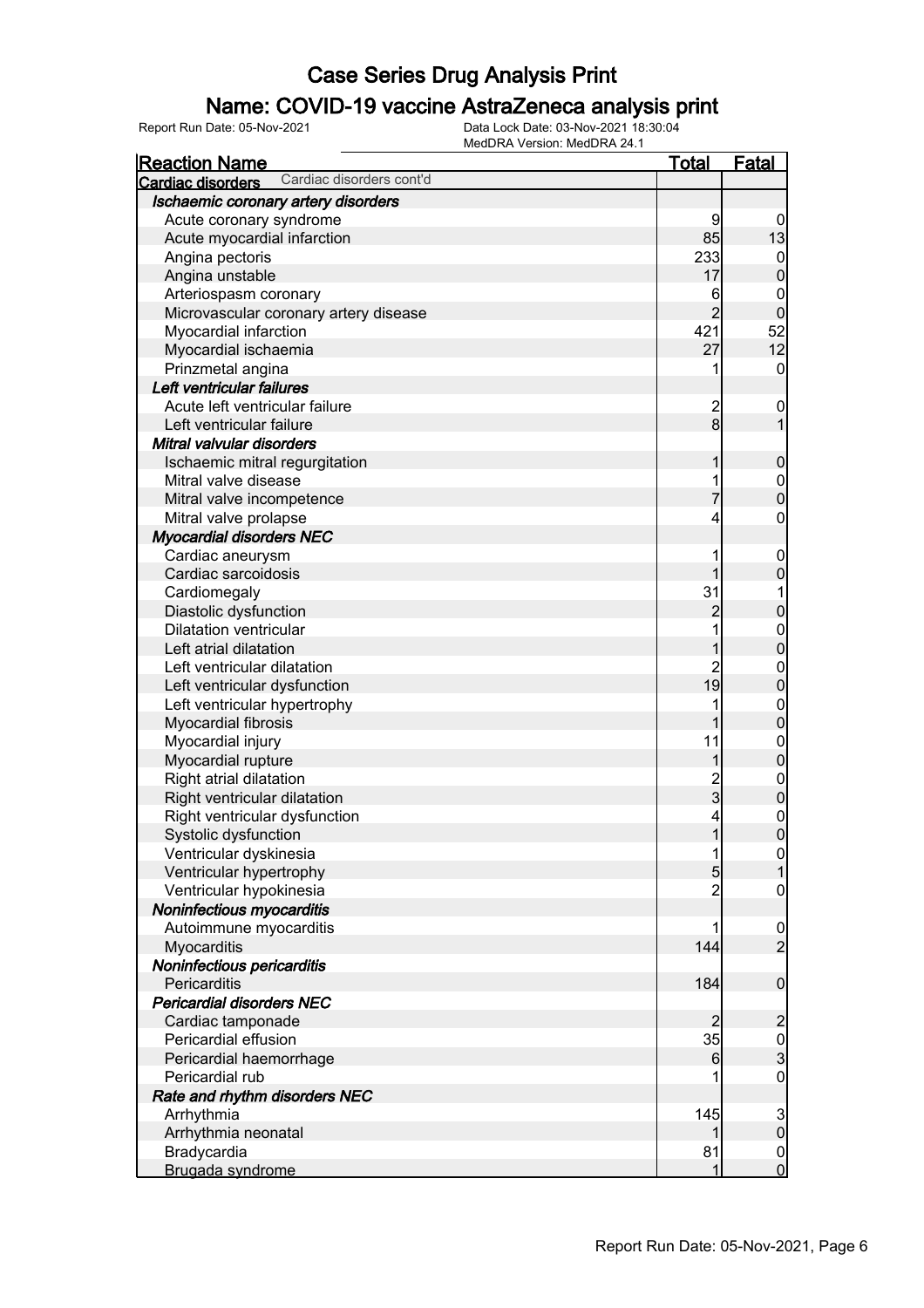# Case Series Drug Analysis Print

## Name: COVID-19 vaccine AstraZeneca analysis print

Report Run Date: 05-Nov-2021

Data Lock Date: 03-Nov-2021 18:30:04

MedDRA Version: MedDRA 24.1

| Reaction Name | Total | Fatal |
|---|---|---|
| **Cardiac disorders** Cardiac disorders cont'd | | |
| ***Ischaemic coronary artery disorders*** | | |
| Acute coronary syndrome | 9 | 0 |
| Acute myocardial infarction | 85 | 13 |
| Angina pectoris | 233 | 0 |
| Angina unstable | 17 | 0 |
| Arteriospasm coronary | 6 | 0 |
| Microvascular coronary artery disease | 2 | 0 |
| Myocardial infarction | 421 | 52 |
| Myocardial ischaemia | 27 | 12 |
| Prinzmetal angina | 1 | 0 |
| ***Left ventricular failures*** | | |
| Acute left ventricular failure | 2 | 0 |
| Left ventricular failure | 8 | 1 |
| ***Mitral valvular disorders*** | | |
| Ischaemic mitral regurgitation | 1 | 0 |
| Mitral valve disease | 1 | 0 |
| Mitral valve incompetence | 7 | 0 |
| Mitral valve prolapse | 4 | 0 |
| ***Myocardial disorders NEC*** | | |
| Cardiac aneurysm | 1 | 0 |
| Cardiac sarcoidosis | 1 | 0 |
| Cardiomegaly | 31 | 1 |
| Diastolic dysfunction | 2 | 0 |
| Dilatation ventricular | 1 | 0 |
| Left atrial dilatation | 1 | 0 |
| Left ventricular dilatation | 2 | 0 |
| Left ventricular dysfunction | 19 | 0 |
| Left ventricular hypertrophy | 1 | 0 |
| Myocardial fibrosis | 1 | 0 |
| Myocardial injury | 11 | 0 |
| Myocardial rupture | 1 | 0 |
| Right atrial dilatation | 2 | 0 |
| Right ventricular dilatation | 3 | 0 |
| Right ventricular dysfunction | 4 | 0 |
| Systolic dysfunction | 1 | 0 |
| Ventricular dyskinesia | 1 | 0 |
| Ventricular hypertrophy | 5 | 1 |
| Ventricular hypokinesia | 2 | 0 |
| ***Noninfectious myocarditis*** | | |
| Autoimmune myocarditis | 1 | 0 |
| Myocarditis | 144 | 2 |
| ***Noninfectious pericarditis*** | | |
| Pericarditis | 184 | 0 |
| ***Pericardial disorders NEC*** | | |
| Cardiac tamponade | 2 | 2 |
| Pericardial effusion | 35 | 0 |
| Pericardial haemorrhage | 6 | 3 |
| Pericardial rub | 1 | 0 |
| ***Rate and rhythm disorders NEC*** | | |
| Arrhythmia | 145 | 3 |
| Arrhythmia neonatal | 1 | 0 |
| Bradycardia | 81 | 0 |
| Brugada syndrome | 1 | 0 |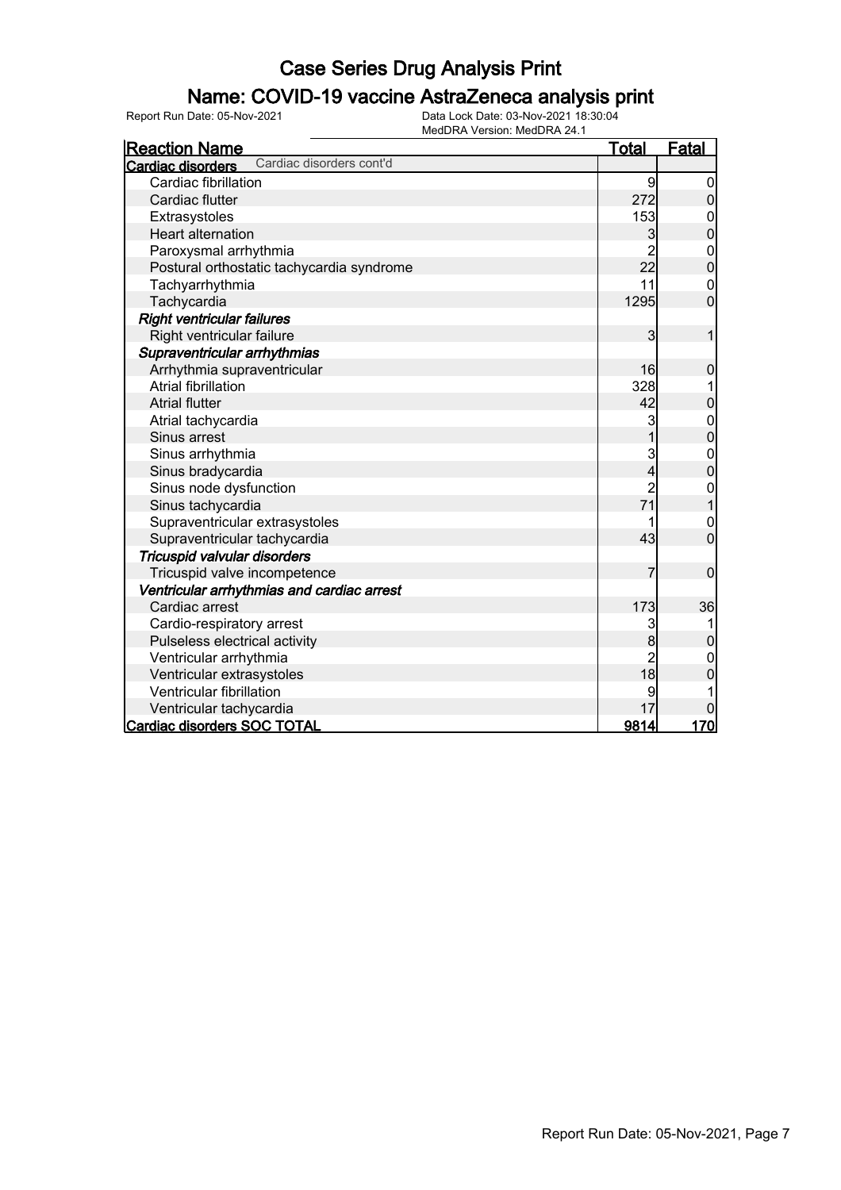# Case Series Drug Analysis Print

## Name: COVID-19 vaccine AstraZeneca analysis print

Report Run Date: 05-Nov-2021

Data Lock Date: 03-Nov-2021 18:30:04
MedDRA Version: MedDRA 24.1

| Reaction Name | Total | Fatal |
|---|---|---|
| **Cardiac disorders** Cardiac disorders cont'd | | |
| Cardiac fibrillation | 9 | 0 |
| Cardiac flutter | 272 | 0 |
| Extrasystoles | 153 | 0 |
| Heart alternation | 3 | 0 |
| Paroxysmal arrhythmia | 2 | 0 |
| Postural orthostatic tachycardia syndrome | 22 | 0 |
| Tachyarrhythmia | 11 | 0 |
| Tachycardia | 1295 | 0 |
| ***Right ventricular failures*** | | |
| Right ventricular failure | 3 | 1 |
| ***Supraventricular arrhythmias*** | | |
| Arrhythmia supraventricular | 16 | 0 |
| Atrial fibrillation | 328 | 1 |
| Atrial flutter | 42 | 0 |
| Atrial tachycardia | 3 | 0 |
| Sinus arrest | 1 | 0 |
| Sinus arrhythmia | 3 | 0 |
| Sinus bradycardia | 4 | 0 |
| Sinus node dysfunction | 2 | 0 |
| Sinus tachycardia | 71 | 1 |
| Supraventricular extrasystoles | 1 | 0 |
| Supraventricular tachycardia | 43 | 0 |
| ***Tricuspid valvular disorders*** | | |
| Tricuspid valve incompetence | 7 | 0 |
| ***Ventricular arrhythmias and cardiac arrest*** | | |
| Cardiac arrest | 173 | 36 |
| Cardio-respiratory arrest | 3 | 1 |
| Pulseless electrical activity | 8 | 0 |
| Ventricular arrhythmia | 2 | 0 |
| Ventricular extrasystoles | 18 | 0 |
| Ventricular fibrillation | 9 | 1 |
| Ventricular tachycardia | 17 | 0 |
| **Cardiac disorders SOC TOTAL** | **9814** | **170** |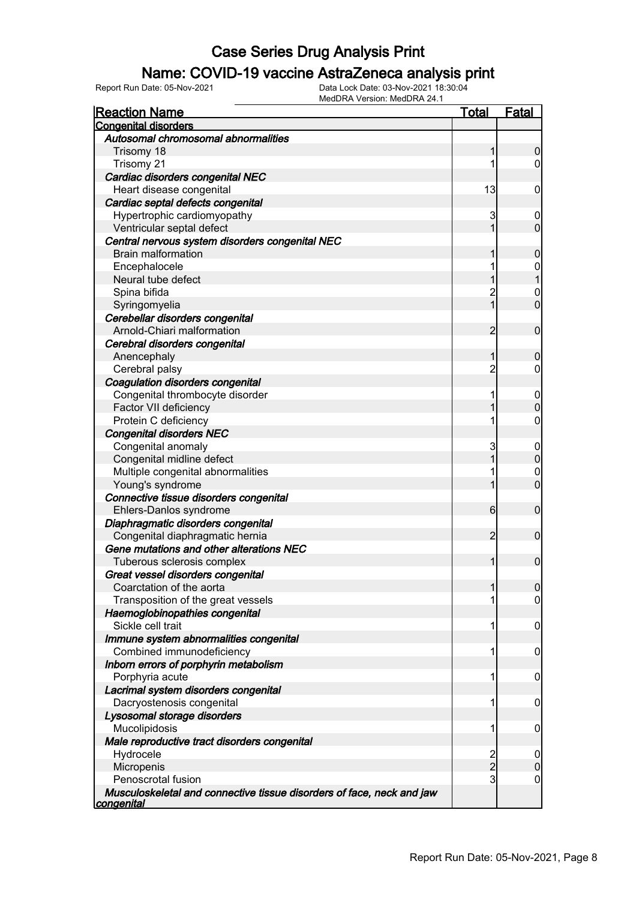# Case Series Drug Analysis Print

## Name: COVID-19 vaccine AstraZeneca analysis print

Report Run Date: 05-Nov-2021    Data Lock Date: 03-Nov-2021 18:30:04
MedDRA Version: MedDRA 24.1

| Reaction Name | Total | Fatal |
|---|---|---|
| **Congenital disorders** | | |
| ***Autosomal chromosomal abnormalities*** | | |
| Trisomy 18 | 1 | 0 |
| Trisomy 21 | 1 | 0 |
| ***Cardiac disorders congenital NEC*** | | |
| Heart disease congenital | 13 | 0 |
| ***Cardiac septal defects congenital*** | | |
| Hypertrophic cardiomyopathy | 3 | 0 |
| Ventricular septal defect | 1 | 0 |
| ***Central nervous system disorders congenital NEC*** | | |
| Brain malformation | 1 | 0 |
| Encephalocele | 1 | 0 |
| Neural tube defect | 1 | 1 |
| Spina bifida | 2 | 0 |
| Syringomyelia | 1 | 0 |
| ***Cerebellar disorders congenital*** | | |
| Arnold-Chiari malformation | 2 | 0 |
| ***Cerebral disorders congenital*** | | |
| Anencephaly | 1 | 0 |
| Cerebral palsy | 2 | 0 |
| ***Coagulation disorders congenital*** | | |
| Congenital thrombocyte disorder | 1 | 0 |
| Factor VII deficiency | 1 | 0 |
| Protein C deficiency | 1 | 0 |
| ***Congenital disorders NEC*** | | |
| Congenital anomaly | 3 | 0 |
| Congenital midline defect | 1 | 0 |
| Multiple congenital abnormalities | 1 | 0 |
| Young's syndrome | 1 | 0 |
| ***Connective tissue disorders congenital*** | | |
| Ehlers-Danlos syndrome | 6 | 0 |
| ***Diaphragmatic disorders congenital*** | | |
| Congenital diaphragmatic hernia | 2 | 0 |
| ***Gene mutations and other alterations NEC*** | | |
| Tuberous sclerosis complex | 1 | 0 |
| ***Great vessel disorders congenital*** | | |
| Coarctation of the aorta | 1 | 0 |
| Transposition of the great vessels | 1 | 0 |
| ***Haemoglobinopathies congenital*** | | |
| Sickle cell trait | 1 | 0 |
| ***Immune system abnormalities congenital*** | | |
| Combined immunodeficiency | 1 | 0 |
| ***Inborn errors of porphyrin metabolism*** | | |
| Porphyria acute | 1 | 0 |
| ***Lacrimal system disorders congenital*** | | |
| Dacryostenosis congenital | 1 | 0 |
| ***Lysosomal storage disorders*** | | |
| Mucolipidosis | 1 | 0 |
| ***Male reproductive tract disorders congenital*** | | |
| Hydrocele | 2 | 0 |
| Micropenis | 2 | 0 |
| Penoscrotal fusion | 3 | 0 |
| ***Musculoskeletal and connective tissue disorders of face, neck and jaw congenital*** | | |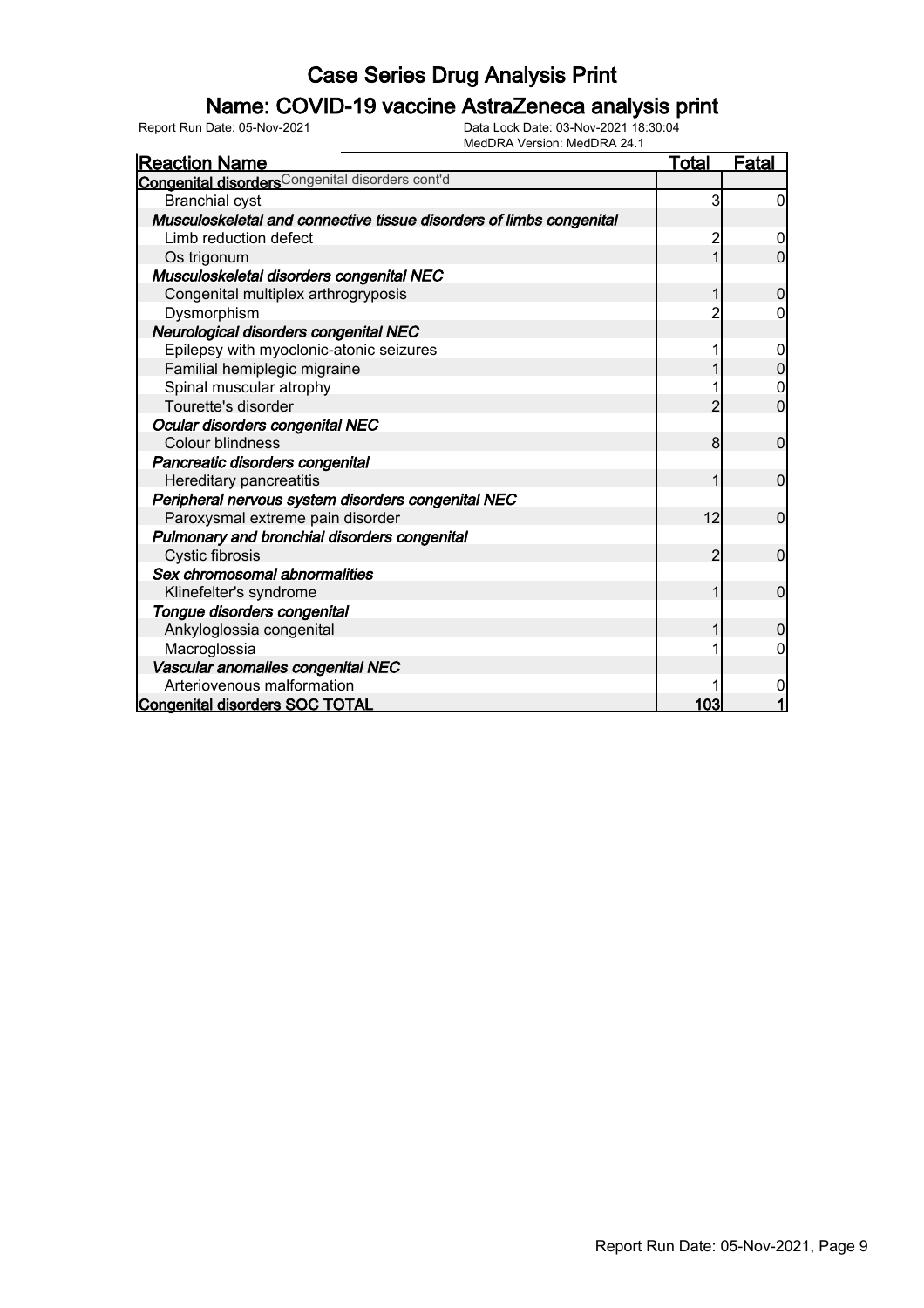# Case Series Drug Analysis Print

## Name: COVID-19 vaccine AstraZeneca analysis print

Report Run Date: 05-Nov-2021  
Data Lock Date: 03-Nov-2021 18:30:04  
MedDRA Version: MedDRA 24.1

| Reaction Name | Total | Fatal |
|---|---|---|
| **Congenital disorders** Congenital disorders cont'd | | |
| Branchial cyst | 3 | 0 |
| ***Musculoskeletal and connective tissue disorders of limbs congenital*** | | |
| Limb reduction defect | 2 | 0 |
| Os trigonum | 1 | 0 |
| ***Musculoskeletal disorders congenital NEC*** | | |
| Congenital multiplex arthrogryposis | 1 | 0 |
| Dysmorphism | 2 | 0 |
| ***Neurological disorders congenital NEC*** | | |
| Epilepsy with myoclonic-atonic seizures | 1 | 0 |
| Familial hemiplegic migraine | 1 | 0 |
| Spinal muscular atrophy | 1 | 0 |
| Tourette's disorder | 2 | 0 |
| ***Ocular disorders congenital NEC*** | | |
| Colour blindness | 8 | 0 |
| ***Pancreatic disorders congenital*** | | |
| Hereditary pancreatitis | 1 | 0 |
| ***Peripheral nervous system disorders congenital NEC*** | | |
| Paroxysmal extreme pain disorder | 12 | 0 |
| ***Pulmonary and bronchial disorders congenital*** | | |
| Cystic fibrosis | 2 | 0 |
| ***Sex chromosomal abnormalities*** | | |
| Klinefelter's syndrome | 1 | 0 |
| ***Tongue disorders congenital*** | | |
| Ankyloglossia congenital | 1 | 0 |
| Macroglossia | 1 | 0 |
| ***Vascular anomalies congenital NEC*** | | |
| Arteriovenous malformation | 1 | 0 |
| **Congenital disorders SOC TOTAL** | **103** | **1** |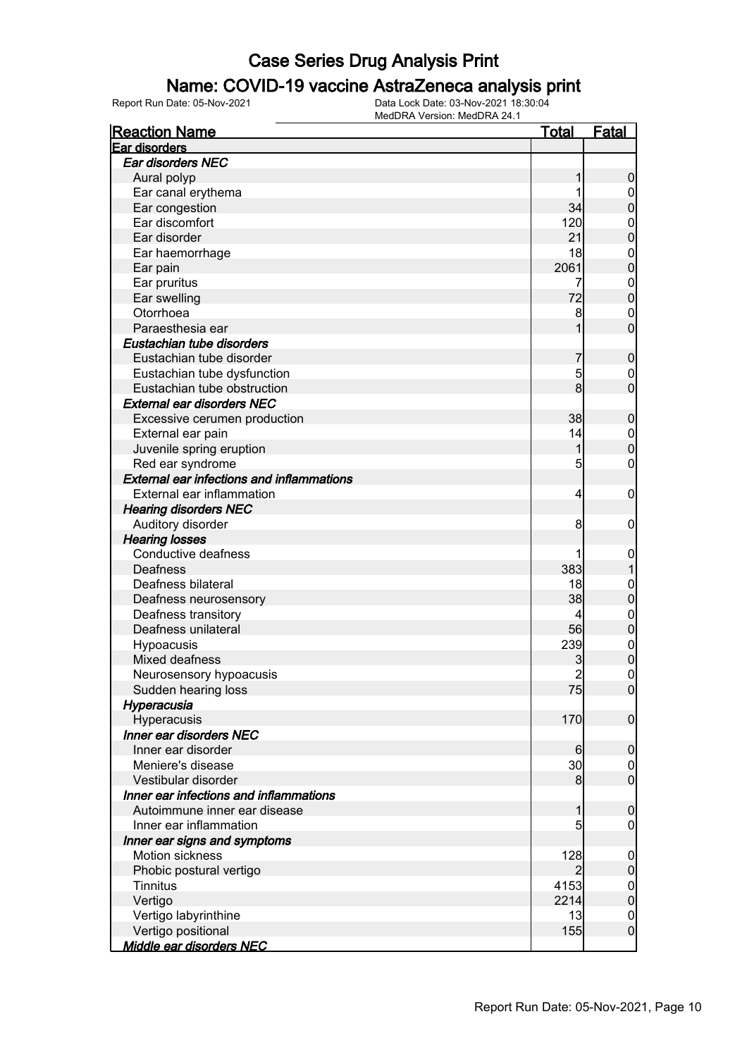# Case Series Drug Analysis Print

## Name: COVID-19 vaccine AstraZeneca analysis print

Report Run Date: 05-Nov-2021    Data Lock Date: 03-Nov-2021 18:30:04
MedDRA Version: MedDRA 24.1

| Reaction Name | Total | Fatal |
|---|---|---|
| **Ear disorders** | | |
| ***Ear disorders NEC*** | | |
| Aural polyp | 1 | 0 |
| Ear canal erythema | 1 | 0 |
| Ear congestion | 34 | 0 |
| Ear discomfort | 120 | 0 |
| Ear disorder | 21 | 0 |
| Ear haemorrhage | 18 | 0 |
| Ear pain | 2061 | 0 |
| Ear pruritus | 7 | 0 |
| Ear swelling | 72 | 0 |
| Otorrhoea | 8 | 0 |
| Paraesthesia ear | 1 | 0 |
| ***Eustachian tube disorders*** | | |
| Eustachian tube disorder | 7 | 0 |
| Eustachian tube dysfunction | 5 | 0 |
| Eustachian tube obstruction | 8 | 0 |
| ***External ear disorders NEC*** | | |
| Excessive cerumen production | 38 | 0 |
| External ear pain | 14 | 0 |
| Juvenile spring eruption | 1 | 0 |
| Red ear syndrome | 5 | 0 |
| ***External ear infections and inflammations*** | | |
| External ear inflammation | 4 | 0 |
| ***Hearing disorders NEC*** | | |
| Auditory disorder | 8 | 0 |
| ***Hearing losses*** | | |
| Conductive deafness | 1 | 0 |
| Deafness | 383 | 1 |
| Deafness bilateral | 18 | 0 |
| Deafness neurosensory | 38 | 0 |
| Deafness transitory | 4 | 0 |
| Deafness unilateral | 56 | 0 |
| Hypoacusis | 239 | 0 |
| Mixed deafness | 3 | 0 |
| Neurosensory hypoacusis | 2 | 0 |
| Sudden hearing loss | 75 | 0 |
| ***Hyperacusia*** | | |
| Hyperacusis | 170 | 0 |
| ***Inner ear disorders NEC*** | | |
| Inner ear disorder | 6 | 0 |
| Meniere's disease | 30 | 0 |
| Vestibular disorder | 8 | 0 |
| ***Inner ear infections and inflammations*** | | |
| Autoimmune inner ear disease | 1 | 0 |
| Inner ear inflammation | 5 | 0 |
| ***Inner ear signs and symptoms*** | | |
| Motion sickness | 128 | 0 |
| Phobic postural vertigo | 2 | 0 |
| Tinnitus | 4153 | 0 |
| Vertigo | 2214 | 0 |
| Vertigo labyrinthine | 13 | 0 |
| Vertigo positional | 155 | 0 |
| ***Middle ear disorders NEC*** | | |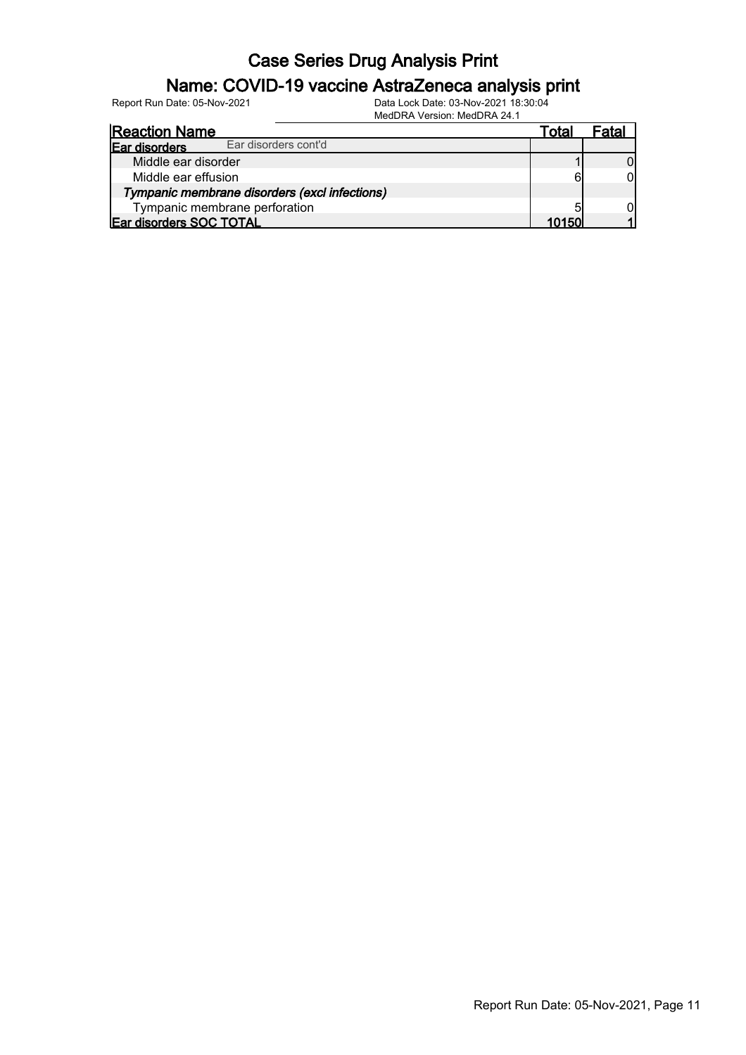# Case Series Drug Analysis Print

## Name: COVID-19 vaccine AstraZeneca analysis print

Report Run Date: 05-Nov-2021　　Data Lock Date: 03-Nov-2021 18:30:04
MedDRA Version: MedDRA 24.1

| Reaction Name | Total | Fatal |
|---|---|---|
| **Ear disorders** Ear disorders cont'd | | |
| Middle ear disorder | 1 | 0 |
| Middle ear effusion | 6 | 0 |
| ***Tympanic membrane disorders (excl infections)*** | | |
| Tympanic membrane perforation | 5 | 0 |
| **Ear disorders SOC TOTAL** | **10150** | **1** |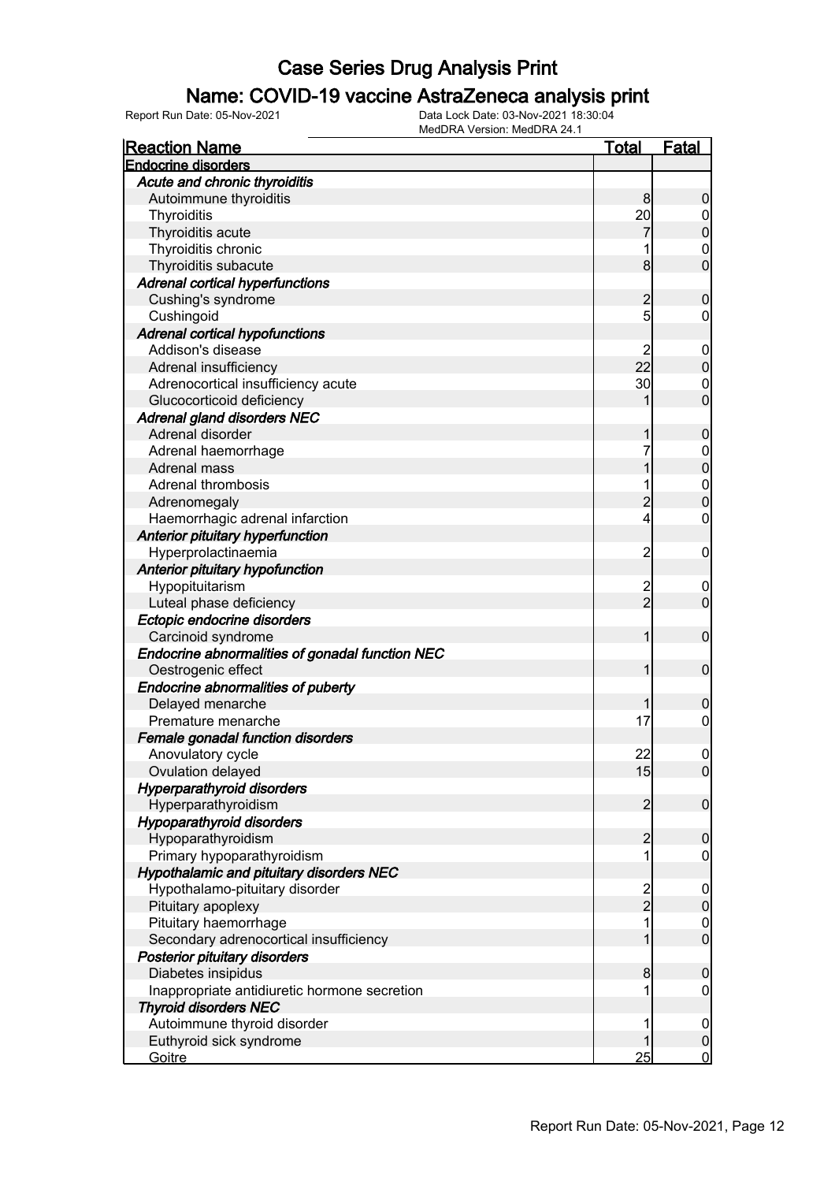# Case Series Drug Analysis Print

## Name: COVID-19 vaccine AstraZeneca analysis print

Report Run Date: 05-Nov-2021

Data Lock Date: 03-Nov-2021 18:30:04
MedDRA Version: MedDRA 24.1

| Reaction Name | Total | Fatal |
|---|---|---|
| **Endocrine disorders** | | |
| *Acute and chronic thyroiditis* | | |
| Autoimmune thyroiditis | 8 | 0 |
| Thyroiditis | 20 | 0 |
| Thyroiditis acute | 7 | 0 |
| Thyroiditis chronic | 1 | 0 |
| Thyroiditis subacute | 8 | 0 |
| *Adrenal cortical hyperfunctions* | | |
| Cushing's syndrome | 2 | 0 |
| Cushingoid | 5 | 0 |
| *Adrenal cortical hypofunctions* | | |
| Addison's disease | 2 | 0 |
| Adrenal insufficiency | 22 | 0 |
| Adrenocortical insufficiency acute | 30 | 0 |
| Glucocorticoid deficiency | 1 | 0 |
| *Adrenal gland disorders NEC* | | |
| Adrenal disorder | 1 | 0 |
| Adrenal haemorrhage | 7 | 0 |
| Adrenal mass | 1 | 0 |
| Adrenal thrombosis | 1 | 0 |
| Adrenomegaly | 2 | 0 |
| Haemorrhagic adrenal infarction | 4 | 0 |
| *Anterior pituitary hyperfunction* | | |
| Hyperprolactinaemia | 2 | 0 |
| *Anterior pituitary hypofunction* | | |
| Hypopituitarism | 2 | 0 |
| Luteal phase deficiency | 2 | 0 |
| *Ectopic endocrine disorders* | | |
| Carcinoid syndrome | 1 | 0 |
| *Endocrine abnormalities of gonadal function NEC* | | |
| Oestrogenic effect | 1 | 0 |
| *Endocrine abnormalities of puberty* | | |
| Delayed menarche | 1 | 0 |
| Premature menarche | 17 | 0 |
| *Female gonadal function disorders* | | |
| Anovulatory cycle | 22 | 0 |
| Ovulation delayed | 15 | 0 |
| *Hyperparathyroid disorders* | | |
| Hyperparathyroidism | 2 | 0 |
| *Hypoparathyroid disorders* | | |
| Hypoparathyroidism | 2 | 0 |
| Primary hypoparathyroidism | 1 | 0 |
| *Hypothalamic and pituitary disorders NEC* | | |
| Hypothalamo-pituitary disorder | 2 | 0 |
| Pituitary apoplexy | 2 | 0 |
| Pituitary haemorrhage | 1 | 0 |
| Secondary adrenocortical insufficiency | 1 | 0 |
| *Posterior pituitary disorders* | | |
| Diabetes insipidus | 8 | 0 |
| Inappropriate antidiuretic hormone secretion | 1 | 0 |
| *Thyroid disorders NEC* | | |
| Autoimmune thyroid disorder | 1 | 0 |
| Euthyroid sick syndrome | 1 | 0 |
| Goitre | 25 | 0 |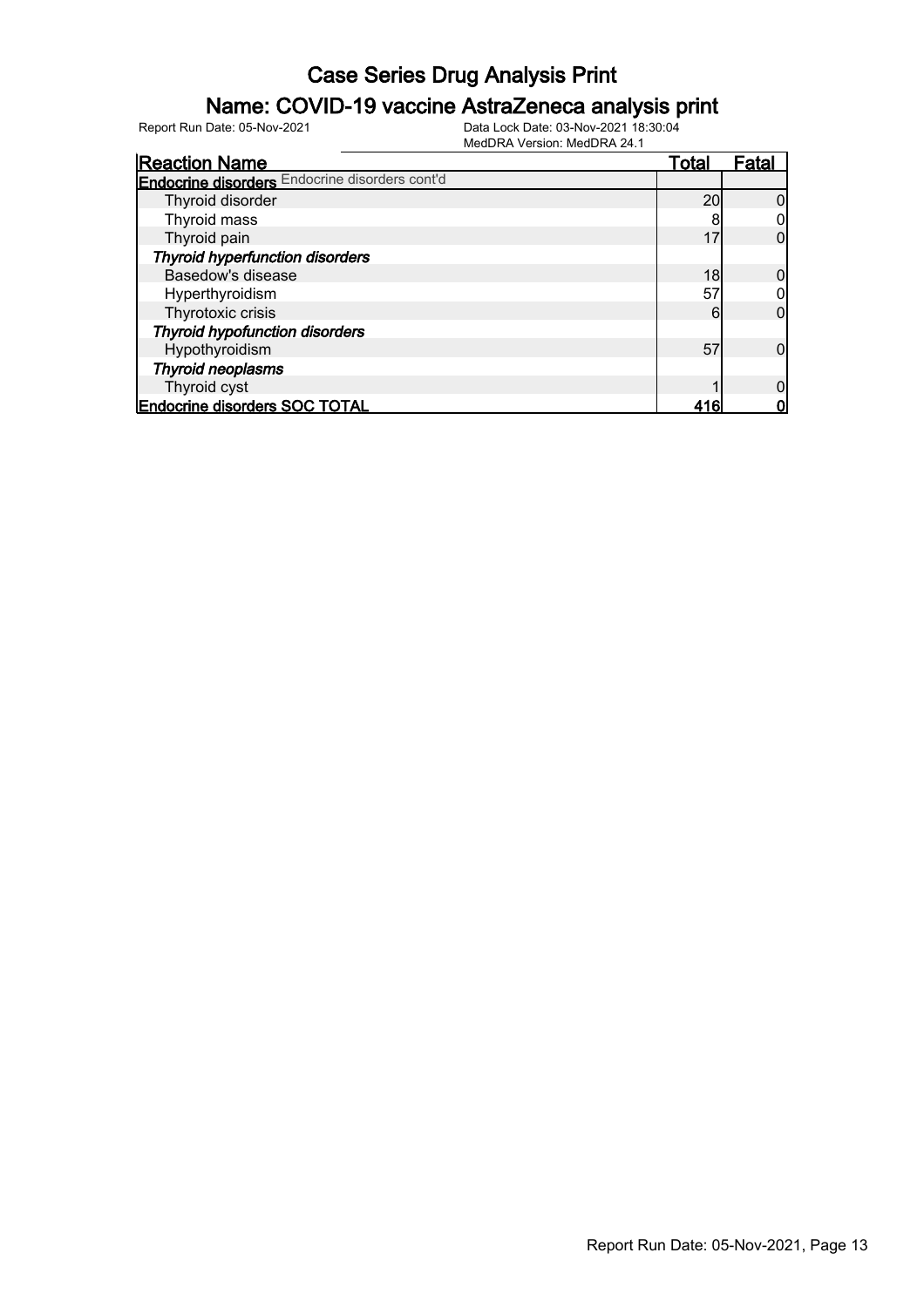# Case Series Drug Analysis Print

## Name: COVID-19 vaccine AstraZeneca analysis print

Report Run Date: 05-Nov-2021 | Data Lock Date: 03-Nov-2021 18:30:04 | MedDRA Version: MedDRA 24.1

| Reaction Name | Total | Fatal |
|---|---|---|
| **Endocrine disorders** Endocrine disorders cont'd | | |
| Thyroid disorder | 20 | 0 |
| Thyroid mass | 8 | 0 |
| Thyroid pain | 17 | 0 |
| ***Thyroid hyperfunction disorders*** | | |
| Basedow's disease | 18 | 0 |
| Hyperthyroidism | 57 | 0 |
| Thyrotoxic crisis | 6 | 0 |
| ***Thyroid hypofunction disorders*** | | |
| Hypothyroidism | 57 | 0 |
| ***Thyroid neoplasms*** | | |
| Thyroid cyst | 1 | 0 |
| **Endocrine disorders SOC TOTAL** | **416** | **0** |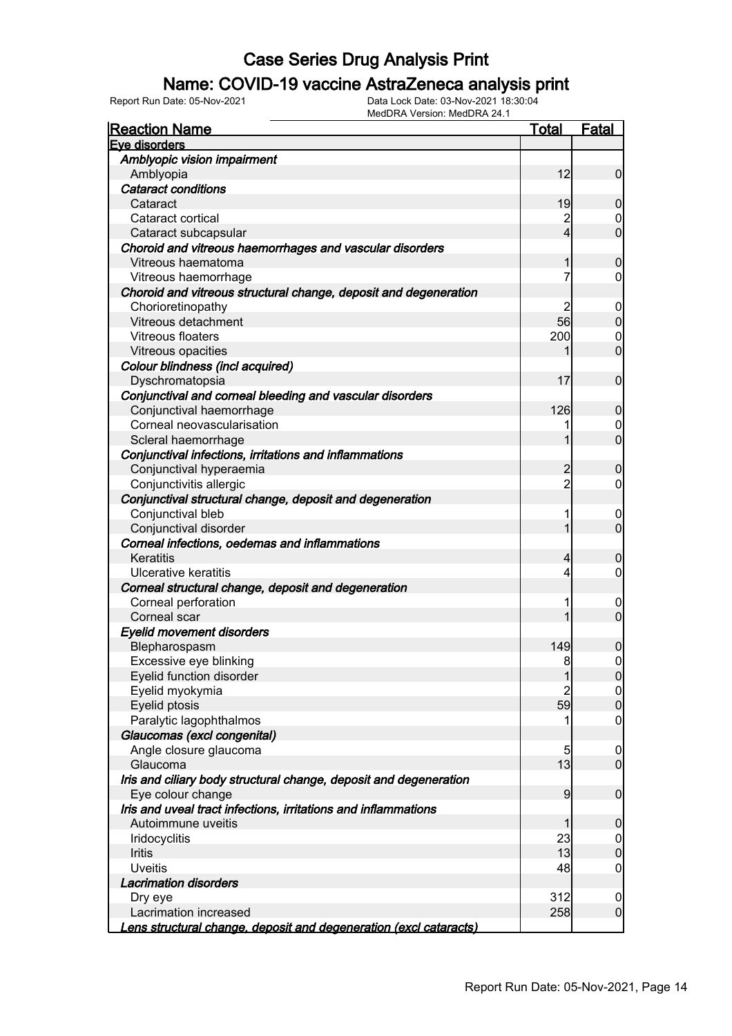# Case Series Drug Analysis Print

## Name: COVID-19 vaccine AstraZeneca analysis print

Report Run Date: 05-Nov-2021 | Data Lock Date: 03-Nov-2021 18:30:04 | MedDRA Version: MedDRA 24.1

| Reaction Name | Total | Fatal |
|---|---|---|
| **Eye disorders** | | |
| ***Amblyopic vision impairment*** | | |
| Amblyopia | 12 | 0 |
| ***Cataract conditions*** | | |
| Cataract | 19 | 0 |
| Cataract cortical | 2 | 0 |
| Cataract subcapsular | 4 | 0 |
| ***Choroid and vitreous haemorrhages and vascular disorders*** | | |
| Vitreous haematoma | 1 | 0 |
| Vitreous haemorrhage | 7 | 0 |
| ***Choroid and vitreous structural change, deposit and degeneration*** | | |
| Chorioretinopathy | 2 | 0 |
| Vitreous detachment | 56 | 0 |
| Vitreous floaters | 200 | 0 |
| Vitreous opacities | 1 | 0 |
| ***Colour blindness (incl acquired)*** | | |
| Dyschromatopsia | 17 | 0 |
| ***Conjunctival and corneal bleeding and vascular disorders*** | | |
| Conjunctival haemorrhage | 126 | 0 |
| Corneal neovascularisation | 1 | 0 |
| Scleral haemorrhage | 1 | 0 |
| ***Conjunctival infections, irritations and inflammations*** | | |
| Conjunctival hyperaemia | 2 | 0 |
| Conjunctivitis allergic | 2 | 0 |
| ***Conjunctival structural change, deposit and degeneration*** | | |
| Conjunctival bleb | 1 | 0 |
| Conjunctival disorder | 1 | 0 |
| ***Corneal infections, oedemas and inflammations*** | | |
| Keratitis | 4 | 0 |
| Ulcerative keratitis | 4 | 0 |
| ***Corneal structural change, deposit and degeneration*** | | |
| Corneal perforation | 1 | 0 |
| Corneal scar | 1 | 0 |
| ***Eyelid movement disorders*** | | |
| Blepharospasm | 149 | 0 |
| Excessive eye blinking | 8 | 0 |
| Eyelid function disorder | 1 | 0 |
| Eyelid myokymia | 2 | 0 |
| Eyelid ptosis | 59 | 0 |
| Paralytic lagophthalmos | 1 | 0 |
| ***Glaucomas (excl congenital)*** | | |
| Angle closure glaucoma | 5 | 0 |
| Glaucoma | 13 | 0 |
| ***Iris and ciliary body structural change, deposit and degeneration*** | | |
| Eye colour change | 9 | 0 |
| ***Iris and uveal tract infections, irritations and inflammations*** | | |
| Autoimmune uveitis | 1 | 0 |
| Iridocyclitis | 23 | 0 |
| Iritis | 13 | 0 |
| Uveitis | 48 | 0 |
| ***Lacrimation disorders*** | | |
| Dry eye | 312 | 0 |
| Lacrimation increased | 258 | 0 |
| ***Lens structural change, deposit and degeneration (excl cataracts)*** | | |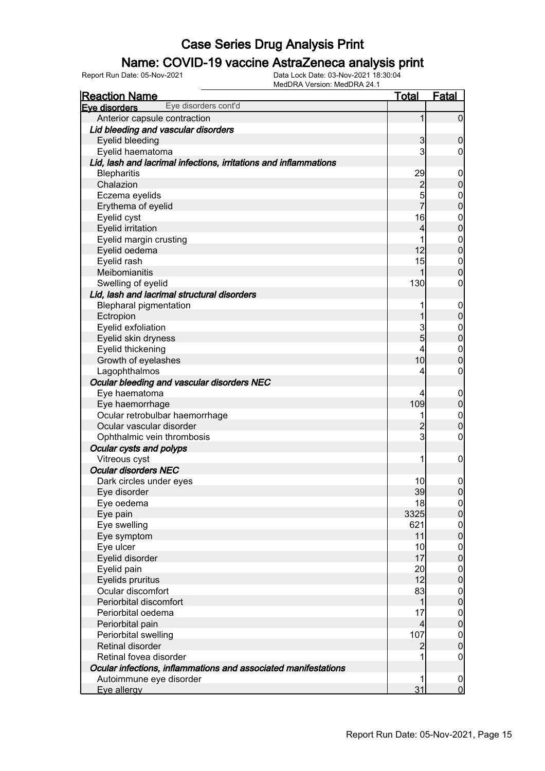# Case Series Drug Analysis Print

## Name: COVID-19 vaccine AstraZeneca analysis print

Report Run Date: 05-Nov-2021    Data Lock Date: 03-Nov-2021 18:30:04
MedDRA Version: MedDRA 24.1

| Reaction Name | Total | Fatal |
|---|---|---|
| **Eye disorders** Eye disorders cont'd | | |
| Anterior capsule contraction | 1 | 0 |
| ***Lid bleeding and vascular disorders*** | | |
| Eyelid bleeding | 3 | 0 |
| Eyelid haematoma | 3 | 0 |
| ***Lid, lash and lacrimal infections, irritations and inflammations*** | | |
| Blepharitis | 29 | 0 |
| Chalazion | 2 | 0 |
| Eczema eyelids | 5 | 0 |
| Erythema of eyelid | 7 | 0 |
| Eyelid cyst | 16 | 0 |
| Eyelid irritation | 4 | 0 |
| Eyelid margin crusting | 1 | 0 |
| Eyelid oedema | 12 | 0 |
| Eyelid rash | 15 | 0 |
| Meibomianitis | 1 | 0 |
| Swelling of eyelid | 130 | 0 |
| ***Lid, lash and lacrimal structural disorders*** | | |
| Blepharal pigmentation | 1 | 0 |
| Ectropion | 1 | 0 |
| Eyelid exfoliation | 3 | 0 |
| Eyelid skin dryness | 5 | 0 |
| Eyelid thickening | 4 | 0 |
| Growth of eyelashes | 10 | 0 |
| Lagophthalmos | 4 | 0 |
| ***Ocular bleeding and vascular disorders NEC*** | | |
| Eye haematoma | 4 | 0 |
| Eye haemorrhage | 109 | 0 |
| Ocular retrobulbar haemorrhage | 1 | 0 |
| Ocular vascular disorder | 2 | 0 |
| Ophthalmic vein thrombosis | 3 | 0 |
| ***Ocular cysts and polyps*** | | |
| Vitreous cyst | 1 | 0 |
| ***Ocular disorders NEC*** | | |
| Dark circles under eyes | 10 | 0 |
| Eye disorder | 39 | 0 |
| Eye oedema | 18 | 0 |
| Eye pain | 3325 | 0 |
| Eye swelling | 621 | 0 |
| Eye symptom | 11 | 0 |
| Eye ulcer | 10 | 0 |
| Eyelid disorder | 17 | 0 |
| Eyelid pain | 20 | 0 |
| Eyelids pruritus | 12 | 0 |
| Ocular discomfort | 83 | 0 |
| Periorbital discomfort | 1 | 0 |
| Periorbital oedema | 17 | 0 |
| Periorbital pain | 4 | 0 |
| Periorbital swelling | 107 | 0 |
| Retinal disorder | 2 | 0 |
| Retinal fovea disorder | 1 | 0 |
| ***Ocular infections, inflammations and associated manifestations*** | | |
| Autoimmune eye disorder | 1 | 0 |
| Eye allergy | 31 | 0 |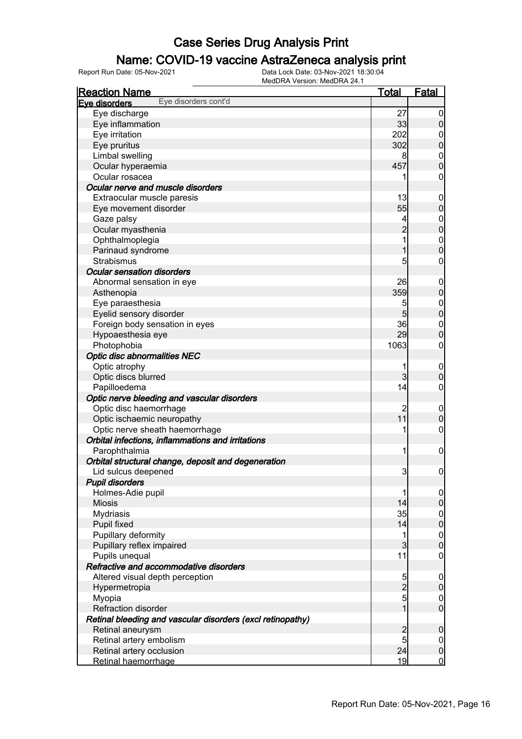# Case Series Drug Analysis Print

## Name: COVID-19 vaccine AstraZeneca analysis print

Report Run Date: 05-Nov-2021    Data Lock Date: 03-Nov-2021 18:30:04
MedDRA Version: MedDRA 24.1

| Reaction Name | Total | Fatal |
|---|---|---|
| **Eye disorders** Eye disorders cont'd | | |
| Eye discharge | 27 | 0 |
| Eye inflammation | 33 | 0 |
| Eye irritation | 202 | 0 |
| Eye pruritus | 302 | 0 |
| Limbal swelling | 8 | 0 |
| Ocular hyperaemia | 457 | 0 |
| Ocular rosacea | 1 | 0 |
| ***Ocular nerve and muscle disorders*** | | |
| Extraocular muscle paresis | 13 | 0 |
| Eye movement disorder | 55 | 0 |
| Gaze palsy | 4 | 0 |
| Ocular myasthenia | 2 | 0 |
| Ophthalmoplegia | 1 | 0 |
| Parinaud syndrome | 1 | 0 |
| Strabismus | 5 | 0 |
| ***Ocular sensation disorders*** | | |
| Abnormal sensation in eye | 26 | 0 |
| Asthenopia | 359 | 0 |
| Eye paraesthesia | 5 | 0 |
| Eyelid sensory disorder | 5 | 0 |
| Foreign body sensation in eyes | 36 | 0 |
| Hypoaesthesia eye | 29 | 0 |
| Photophobia | 1063 | 0 |
| ***Optic disc abnormalities NEC*** | | |
| Optic atrophy | 1 | 0 |
| Optic discs blurred | 3 | 0 |
| Papilloedema | 14 | 0 |
| ***Optic nerve bleeding and vascular disorders*** | | |
| Optic disc haemorrhage | 2 | 0 |
| Optic ischaemic neuropathy | 11 | 0 |
| Optic nerve sheath haemorrhage | 1 | 0 |
| ***Orbital infections, inflammations and irritations*** | | |
| Parophthalmia | 1 | 0 |
| ***Orbital structural change, deposit and degeneration*** | | |
| Lid sulcus deepened | 3 | 0 |
| ***Pupil disorders*** | | |
| Holmes-Adie pupil | 1 | 0 |
| Miosis | 14 | 0 |
| Mydriasis | 35 | 0 |
| Pupil fixed | 14 | 0 |
| Pupillary deformity | 1 | 0 |
| Pupillary reflex impaired | 3 | 0 |
| Pupils unequal | 11 | 0 |
| ***Refractive and accommodative disorders*** | | |
| Altered visual depth perception | 5 | 0 |
| Hypermetropia | 2 | 0 |
| Myopia | 5 | 0 |
| Refraction disorder | 1 | 0 |
| ***Retinal bleeding and vascular disorders (excl retinopathy)*** | | |
| Retinal aneurysm | 2 | 0 |
| Retinal artery embolism | 5 | 0 |
| Retinal artery occlusion | 24 | 0 |
| Retinal haemorrhage | 19 | 0 |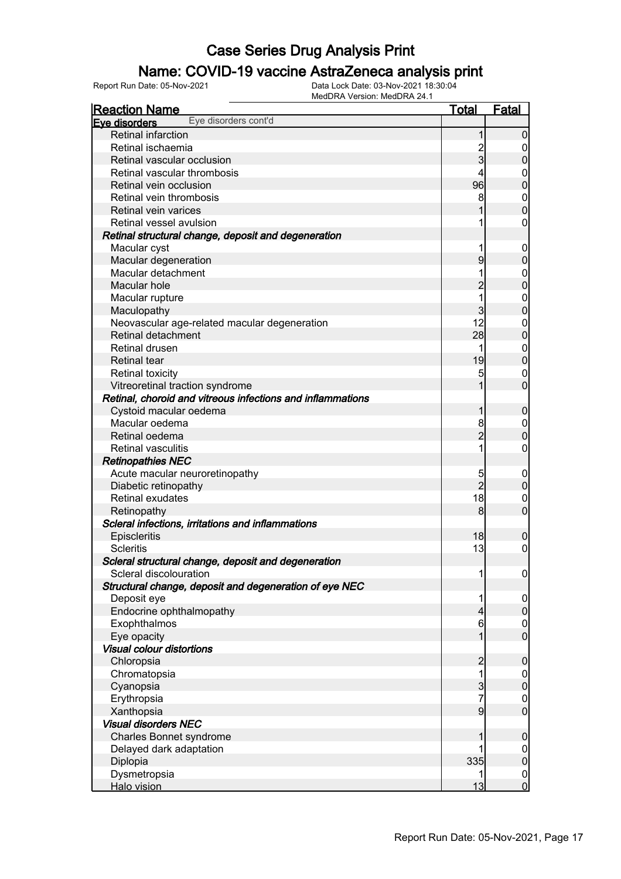# Case Series Drug Analysis Print

## Name: COVID-19 vaccine AstraZeneca analysis print

Report Run Date: 05-Nov-2021 | Data Lock Date: 03-Nov-2021 18:30:04 | MedDRA Version: MedDRA 24.1

| Reaction Name | Total | Fatal |
|---|---|---|
| **Eye disorders** Eye disorders cont'd | | |
| Retinal infarction | 1 | 0 |
| Retinal ischaemia | 2 | 0 |
| Retinal vascular occlusion | 3 | 0 |
| Retinal vascular thrombosis | 4 | 0 |
| Retinal vein occlusion | 96 | 0 |
| Retinal vein thrombosis | 8 | 0 |
| Retinal vein varices | 1 | 0 |
| Retinal vessel avulsion | 1 | 0 |
| ***Retinal structural change, deposit and degeneration*** | | |
| Macular cyst | 1 | 0 |
| Macular degeneration | 9 | 0 |
| Macular detachment | 1 | 0 |
| Macular hole | 2 | 0 |
| Macular rupture | 1 | 0 |
| Maculopathy | 3 | 0 |
| Neovascular age-related macular degeneration | 12 | 0 |
| Retinal detachment | 28 | 0 |
| Retinal drusen | 1 | 0 |
| Retinal tear | 19 | 0 |
| Retinal toxicity | 5 | 0 |
| Vitreoretinal traction syndrome | 1 | 0 |
| ***Retinal, choroid and vitreous infections and inflammations*** | | |
| Cystoid macular oedema | 1 | 0 |
| Macular oedema | 8 | 0 |
| Retinal oedema | 2 | 0 |
| Retinal vasculitis | 1 | 0 |
| ***Retinopathies NEC*** | | |
| Acute macular neuroretinopathy | 5 | 0 |
| Diabetic retinopathy | 2 | 0 |
| Retinal exudates | 18 | 0 |
| Retinopathy | 8 | 0 |
| ***Scleral infections, irritations and inflammations*** | | |
| Episcleritis | 18 | 0 |
| Scleritis | 13 | 0 |
| ***Scleral structural change, deposit and degeneration*** | | |
| Scleral discolouration | 1 | 0 |
| ***Structural change, deposit and degeneration of eye NEC*** | | |
| Deposit eye | 1 | 0 |
| Endocrine ophthalmopathy | 4 | 0 |
| Exophthalmos | 6 | 0 |
| Eye opacity | 1 | 0 |
| ***Visual colour distortions*** | | |
| Chloropsia | 2 | 0 |
| Chromatopsia | 1 | 0 |
| Cyanopsia | 3 | 0 |
| Erythropsia | 7 | 0 |
| Xanthopsia | 9 | 0 |
| ***Visual disorders NEC*** | | |
| Charles Bonnet syndrome | 1 | 0 |
| Delayed dark adaptation | 1 | 0 |
| Diplopia | 335 | 0 |
| Dysmetropsia | 1 | 0 |
| Halo vision | 13 | 0 |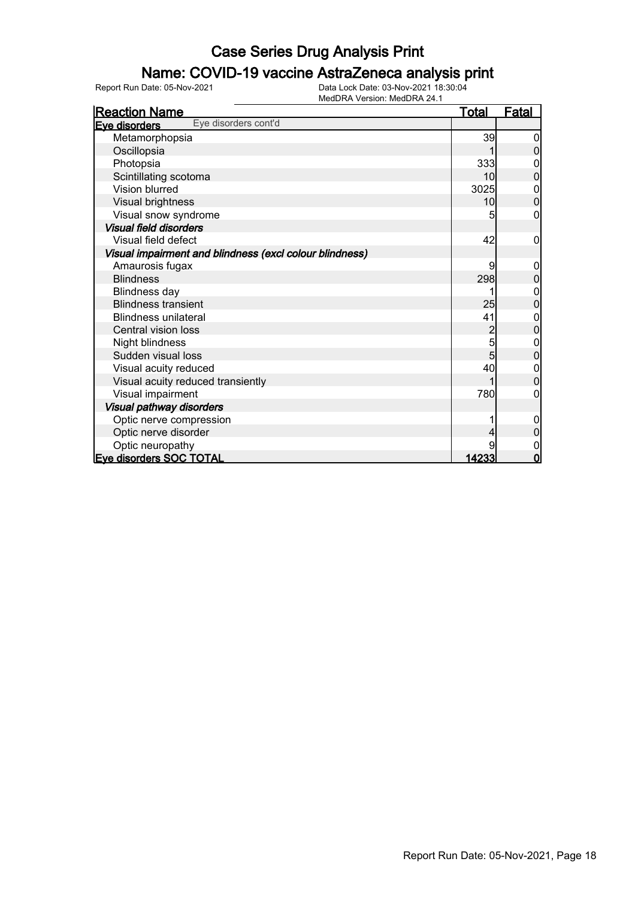# Case Series Drug Analysis Print

## Name: COVID-19 vaccine AstraZeneca analysis print

Report Run Date: 05-Nov-2021

Data Lock Date: 03-Nov-2021 18:30:04
MedDRA Version: MedDRA 24.1

| Reaction Name | Total | Fatal |
|---|---|---|
| **Eye disorders** Eye disorders cont'd | | |
| Metamorphopsia | 39 | 0 |
| Oscillopsia | 1 | 0 |
| Photopsia | 333 | 0 |
| Scintillating scotoma | 10 | 0 |
| Vision blurred | 3025 | 0 |
| Visual brightness | 10 | 0 |
| Visual snow syndrome | 5 | 0 |
| ***Visual field disorders*** | | |
| Visual field defect | 42 | 0 |
| ***Visual impairment and blindness (excl colour blindness)*** | | |
| Amaurosis fugax | 9 | 0 |
| Blindness | 298 | 0 |
| Blindness day | 1 | 0 |
| Blindness transient | 25 | 0 |
| Blindness unilateral | 41 | 0 |
| Central vision loss | 2 | 0 |
| Night blindness | 5 | 0 |
| Sudden visual loss | 5 | 0 |
| Visual acuity reduced | 40 | 0 |
| Visual acuity reduced transiently | 1 | 0 |
| Visual impairment | 780 | 0 |
| ***Visual pathway disorders*** | | |
| Optic nerve compression | 1 | 0 |
| Optic nerve disorder | 4 | 0 |
| Optic neuropathy | 9 | 0 |
| **Eye disorders SOC TOTAL** | **14233** | **0** |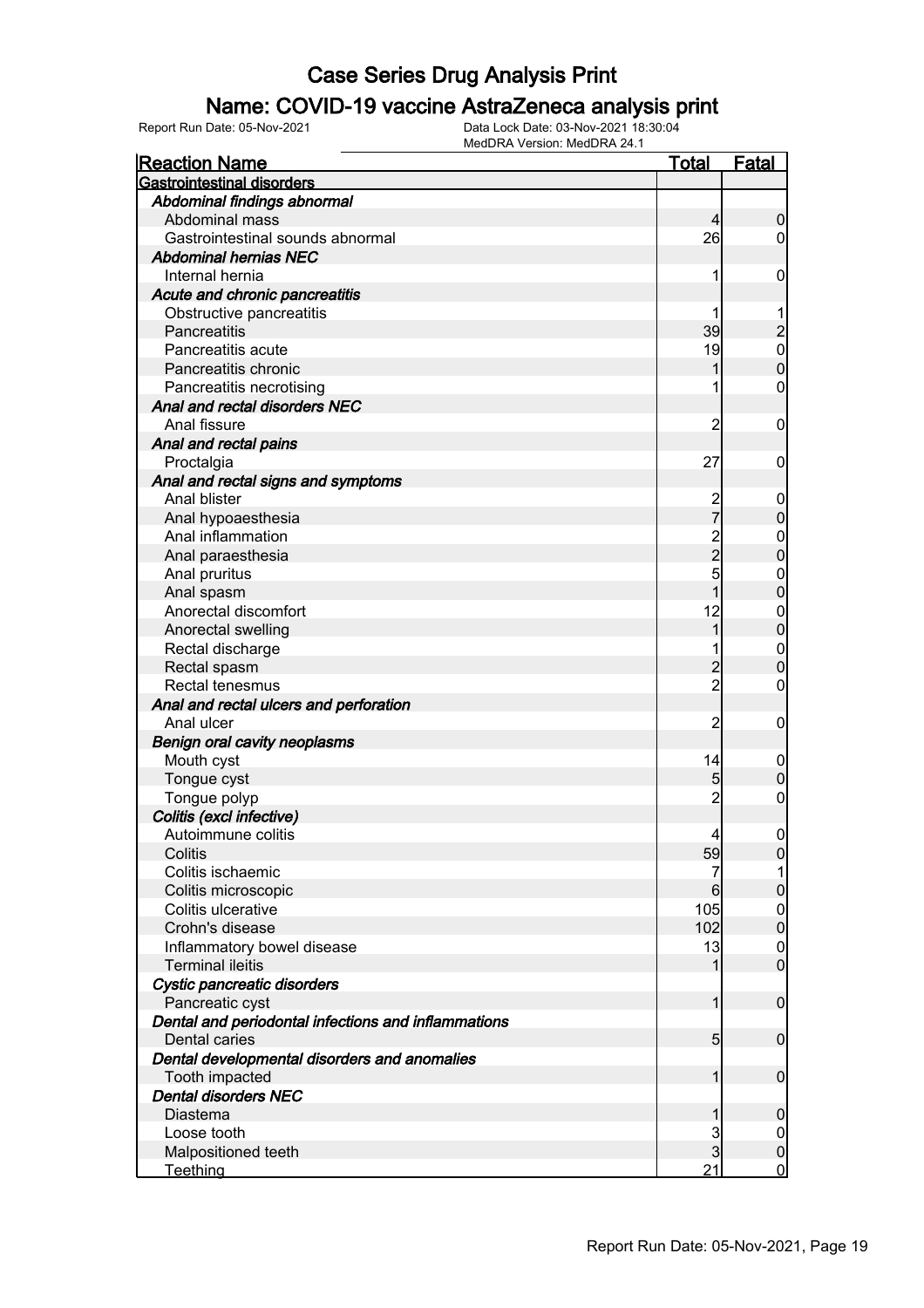# Case Series Drug Analysis Print

## Name: COVID-19 vaccine AstraZeneca analysis print

Report Run Date: 05-Nov-2021

Data Lock Date: 03-Nov-2021 18:30:04

MedDRA Version: MedDRA 24.1

| Reaction Name | Total | Fatal |
|---|---|---|
| **Gastrointestinal disorders** | | |
| ***Abdominal findings abnormal*** | | |
| Abdominal mass | 4 | 0 |
| Gastrointestinal sounds abnormal | 26 | 0 |
| ***Abdominal hernias NEC*** | | |
| Internal hernia | 1 | 0 |
| ***Acute and chronic pancreatitis*** | | |
| Obstructive pancreatitis | 1 | 1 |
| Pancreatitis | 39 | 2 |
| Pancreatitis acute | 19 | 0 |
| Pancreatitis chronic | 1 | 0 |
| Pancreatitis necrotising | 1 | 0 |
| ***Anal and rectal disorders NEC*** | | |
| Anal fissure | 2 | 0 |
| ***Anal and rectal pains*** | | |
| Proctalgia | 27 | 0 |
| ***Anal and rectal signs and symptoms*** | | |
| Anal blister | 2 | 0 |
| Anal hypoaesthesia | 7 | 0 |
| Anal inflammation | 2 | 0 |
| Anal paraesthesia | 2 | 0 |
| Anal pruritus | 5 | 0 |
| Anal spasm | 1 | 0 |
| Anorectal discomfort | 12 | 0 |
| Anorectal swelling | 1 | 0 |
| Rectal discharge | 1 | 0 |
| Rectal spasm | 2 | 0 |
| Rectal tenesmus | 2 | 0 |
| ***Anal and rectal ulcers and perforation*** | | |
| Anal ulcer | 2 | 0 |
| ***Benign oral cavity neoplasms*** | | |
| Mouth cyst | 14 | 0 |
| Tongue cyst | 5 | 0 |
| Tongue polyp | 2 | 0 |
| ***Colitis (excl infective)*** | | |
| Autoimmune colitis | 4 | 0 |
| Colitis | 59 | 0 |
| Colitis ischaemic | 7 | 1 |
| Colitis microscopic | 6 | 0 |
| Colitis ulcerative | 105 | 0 |
| Crohn's disease | 102 | 0 |
| Inflammatory bowel disease | 13 | 0 |
| Terminal ileitis | 1 | 0 |
| ***Cystic pancreatic disorders*** | | |
| Pancreatic cyst | 1 | 0 |
| ***Dental and periodontal infections and inflammations*** | | |
| Dental caries | 5 | 0 |
| ***Dental developmental disorders and anomalies*** | | |
| Tooth impacted | 1 | 0 |
| ***Dental disorders NEC*** | | |
| Diastema | 1 | 0 |
| Loose tooth | 3 | 0 |
| Malpositioned teeth | 3 | 0 |
| Teething | 21 | 0 |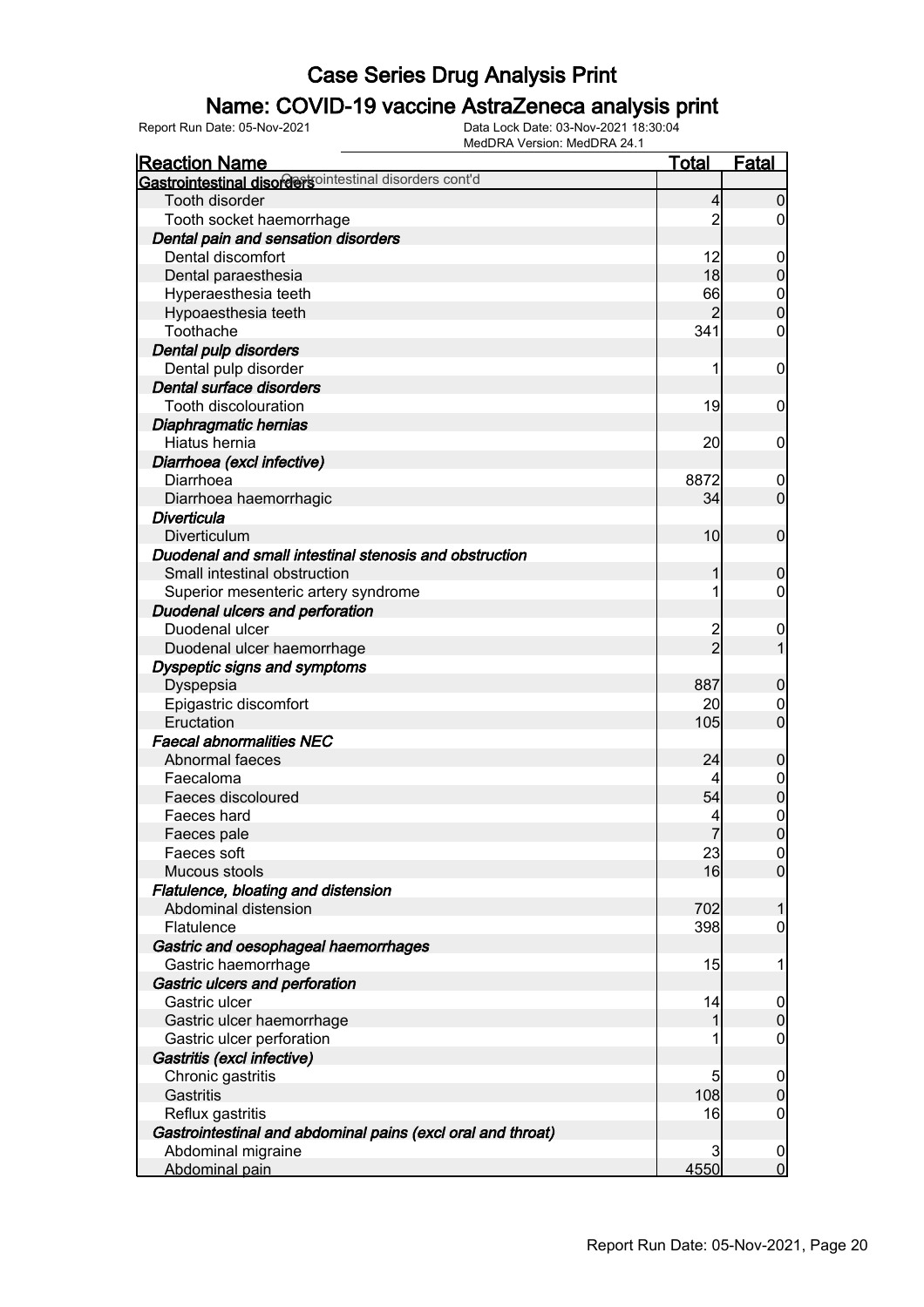# Case Series Drug Analysis Print

## Name: COVID-19 vaccine AstraZeneca analysis print

Report Run Date: 05-Nov-2021 | Data Lock Date: 03-Nov-2021 18:30:04 | MedDRA Version: MedDRA 24.1

| Reaction Name | Total | Fatal |
|---|---|---|
| **Gastrointestinal disorders** Gastrointestinal disorders cont'd | | |
| Tooth disorder | 4 | 0 |
| Tooth socket haemorrhage | 2 | 0 |
| ***Dental pain and sensation disorders*** | | |
| Dental discomfort | 12 | 0 |
| Dental paraesthesia | 18 | 0 |
| Hyperaesthesia teeth | 66 | 0 |
| Hypoaesthesia teeth | 2 | 0 |
| Toothache | 341 | 0 |
| ***Dental pulp disorders*** | | |
| Dental pulp disorder | 1 | 0 |
| ***Dental surface disorders*** | | |
| Tooth discolouration | 19 | 0 |
| ***Diaphragmatic hernias*** | | |
| Hiatus hernia | 20 | 0 |
| ***Diarrhoea (excl infective)*** | | |
| Diarrhoea | 8872 | 0 |
| Diarrhoea haemorrhagic | 34 | 0 |
| ***Diverticula*** | | |
| Diverticulum | 10 | 0 |
| ***Duodenal and small intestinal stenosis and obstruction*** | | |
| Small intestinal obstruction | 1 | 0 |
| Superior mesenteric artery syndrome | 1 | 0 |
| ***Duodenal ulcers and perforation*** | | |
| Duodenal ulcer | 2 | 0 |
| Duodenal ulcer haemorrhage | 2 | 1 |
| ***Dyspeptic signs and symptoms*** | | |
| Dyspepsia | 887 | 0 |
| Epigastric discomfort | 20 | 0 |
| Eructation | 105 | 0 |
| ***Faecal abnormalities NEC*** | | |
| Abnormal faeces | 24 | 0 |
| Faecaloma | 4 | 0 |
| Faeces discoloured | 54 | 0 |
| Faeces hard | 4 | 0 |
| Faeces pale | 7 | 0 |
| Faeces soft | 23 | 0 |
| Mucous stools | 16 | 0 |
| ***Flatulence, bloating and distension*** | | |
| Abdominal distension | 702 | 1 |
| Flatulence | 398 | 0 |
| ***Gastric and oesophageal haemorrhages*** | | |
| Gastric haemorrhage | 15 | 1 |
| ***Gastric ulcers and perforation*** | | |
| Gastric ulcer | 14 | 0 |
| Gastric ulcer haemorrhage | 1 | 0 |
| Gastric ulcer perforation | 1 | 0 |
| ***Gastritis (excl infective)*** | | |
| Chronic gastritis | 5 | 0 |
| Gastritis | 108 | 0 |
| Reflux gastritis | 16 | 0 |
| ***Gastrointestinal and abdominal pains (excl oral and throat)*** | | |
| Abdominal migraine | 3 | 0 |
| Abdominal pain | 4550 | 0 |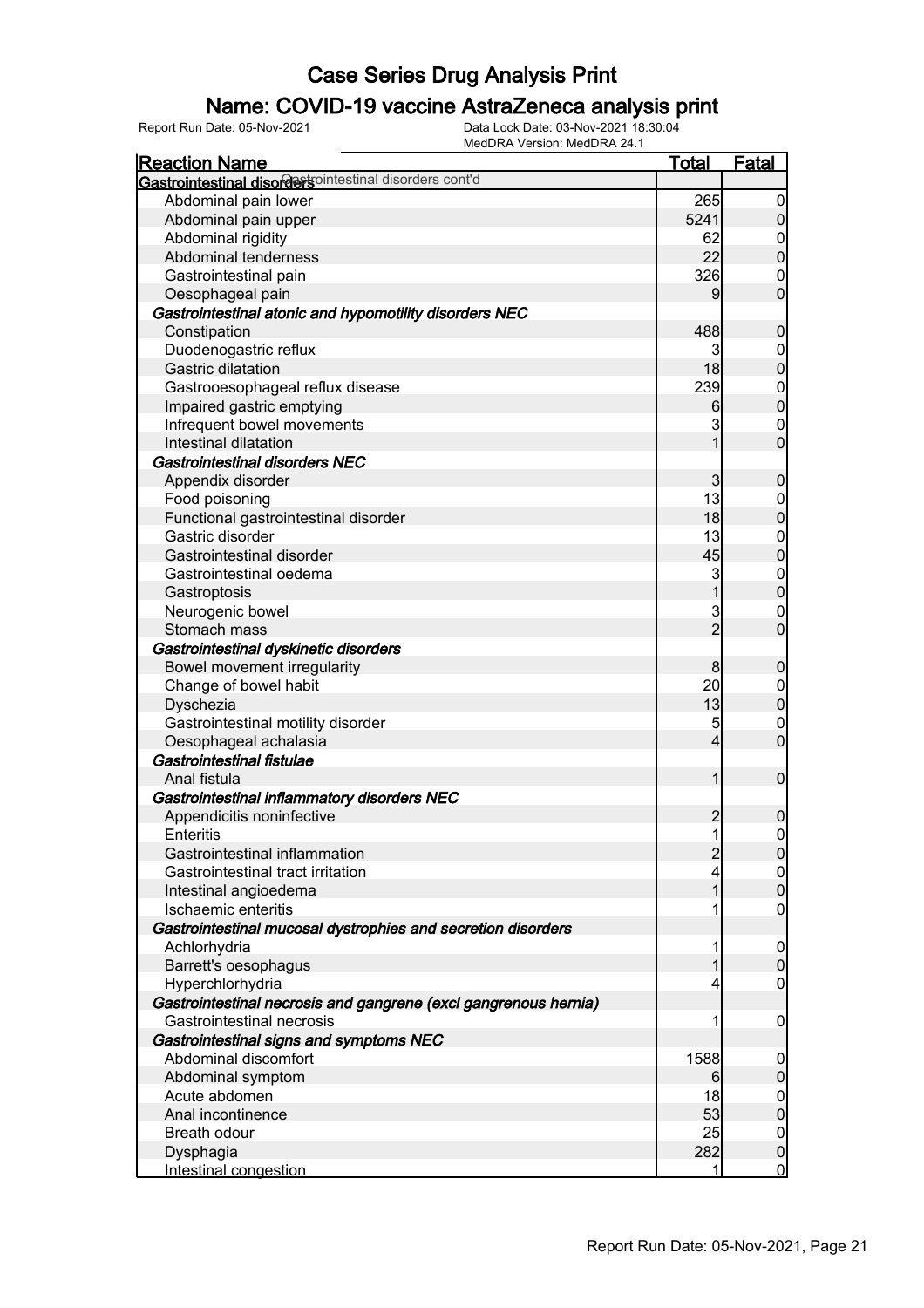# Case Series Drug Analysis Print

## Name: COVID-19 vaccine AstraZeneca analysis print

Report Run Date: 05-Nov-2021    Data Lock Date: 03-Nov-2021 18:30:04
MedDRA Version: MedDRA 24.1

| Reaction Name | Total | Fatal |
| --- | --- | --- |
| **Gastrointestinal disorders** Gastrointestinal disorders cont'd | | |
| Abdominal pain lower | 265 | 0 |
| Abdominal pain upper | 5241 | 0 |
| Abdominal rigidity | 62 | 0 |
| Abdominal tenderness | 22 | 0 |
| Gastrointestinal pain | 326 | 0 |
| Oesophageal pain | 9 | 0 |
| ***Gastrointestinal atonic and hypomotility disorders NEC*** | | |
| Constipation | 488 | 0 |
| Duodenogastric reflux | 3 | 0 |
| Gastric dilatation | 18 | 0 |
| Gastrooesophageal reflux disease | 239 | 0 |
| Impaired gastric emptying | 6 | 0 |
| Infrequent bowel movements | 3 | 0 |
| Intestinal dilatation | 1 | 0 |
| ***Gastrointestinal disorders NEC*** | | |
| Appendix disorder | 3 | 0 |
| Food poisoning | 13 | 0 |
| Functional gastrointestinal disorder | 18 | 0 |
| Gastric disorder | 13 | 0 |
| Gastrointestinal disorder | 45 | 0 |
| Gastrointestinal oedema | 3 | 0 |
| Gastroptosis | 1 | 0 |
| Neurogenic bowel | 3 | 0 |
| Stomach mass | 2 | 0 |
| ***Gastrointestinal dyskinetic disorders*** | | |
| Bowel movement irregularity | 8 | 0 |
| Change of bowel habit | 20 | 0 |
| Dyschezia | 13 | 0 |
| Gastrointestinal motility disorder | 5 | 0 |
| Oesophageal achalasia | 4 | 0 |
| ***Gastrointestinal fistulae*** | | |
| Anal fistula | 1 | 0 |
| ***Gastrointestinal inflammatory disorders NEC*** | | |
| Appendicitis noninfective | 2 | 0 |
| Enteritis | 1 | 0 |
| Gastrointestinal inflammation | 2 | 0 |
| Gastrointestinal tract irritation | 4 | 0 |
| Intestinal angioedema | 1 | 0 |
| Ischaemic enteritis | 1 | 0 |
| ***Gastrointestinal mucosal dystrophies and secretion disorders*** | | |
| Achlorhydria | 1 | 0 |
| Barrett's oesophagus | 1 | 0 |
| Hyperchlorhydria | 4 | 0 |
| ***Gastrointestinal necrosis and gangrene (excl gangrenous hernia)*** | | |
| Gastrointestinal necrosis | 1 | 0 |
| ***Gastrointestinal signs and symptoms NEC*** | | |
| Abdominal discomfort | 1588 | 0 |
| Abdominal symptom | 6 | 0 |
| Acute abdomen | 18 | 0 |
| Anal incontinence | 53 | 0 |
| Breath odour | 25 | 0 |
| Dysphagia | 282 | 0 |
| Intestinal congestion | 1 | 0 |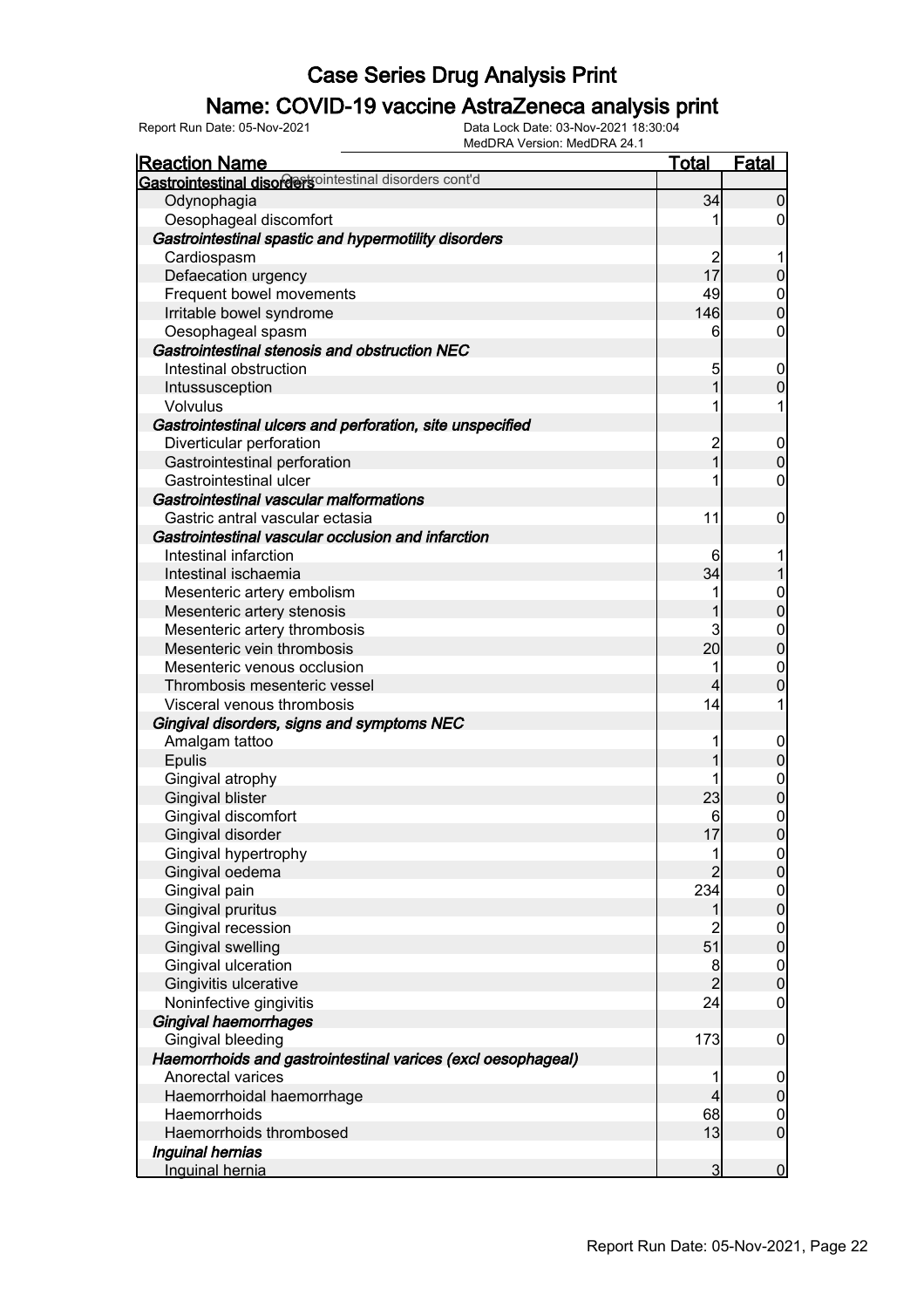# Case Series Drug Analysis Print

## Name: COVID-19 vaccine AstraZeneca analysis print

Report Run Date: 05-Nov-2021    Data Lock Date: 03-Nov-2021 18:30:04
MedDRA Version: MedDRA 24.1

| Reaction Name | Total | Fatal |
|---|---|---|
| **Gastrointestinal disorders** Gastrointestinal disorders cont'd | | |
| Odynophagia | 34 | 0 |
| Oesophageal discomfort | 1 | 0 |
| ***Gastrointestinal spastic and hypermotility disorders*** | | |
| Cardiospasm | 2 | 1 |
| Defaecation urgency | 17 | 0 |
| Frequent bowel movements | 49 | 0 |
| Irritable bowel syndrome | 146 | 0 |
| Oesophageal spasm | 6 | 0 |
| ***Gastrointestinal stenosis and obstruction NEC*** | | |
| Intestinal obstruction | 5 | 0 |
| Intussusception | 1 | 0 |
| Volvulus | 1 | 1 |
| ***Gastrointestinal ulcers and perforation, site unspecified*** | | |
| Diverticular perforation | 2 | 0 |
| Gastrointestinal perforation | 1 | 0 |
| Gastrointestinal ulcer | 1 | 0 |
| ***Gastrointestinal vascular malformations*** | | |
| Gastric antral vascular ectasia | 11 | 0 |
| ***Gastrointestinal vascular occlusion and infarction*** | | |
| Intestinal infarction | 6 | 1 |
| Intestinal ischaemia | 34 | 1 |
| Mesenteric artery embolism | 1 | 0 |
| Mesenteric artery stenosis | 1 | 0 |
| Mesenteric artery thrombosis | 3 | 0 |
| Mesenteric vein thrombosis | 20 | 0 |
| Mesenteric venous occlusion | 1 | 0 |
| Thrombosis mesenteric vessel | 4 | 0 |
| Visceral venous thrombosis | 14 | 1 |
| ***Gingival disorders, signs and symptoms NEC*** | | |
| Amalgam tattoo | 1 | 0 |
| Epulis | 1 | 0 |
| Gingival atrophy | 1 | 0 |
| Gingival blister | 23 | 0 |
| Gingival discomfort | 6 | 0 |
| Gingival disorder | 17 | 0 |
| Gingival hypertrophy | 1 | 0 |
| Gingival oedema | 2 | 0 |
| Gingival pain | 234 | 0 |
| Gingival pruritus | 1 | 0 |
| Gingival recession | 2 | 0 |
| Gingival swelling | 51 | 0 |
| Gingival ulceration | 8 | 0 |
| Gingivitis ulcerative | 2 | 0 |
| Noninfective gingivitis | 24 | 0 |
| ***Gingival haemorrhages*** | | |
| Gingival bleeding | 173 | 0 |
| ***Haemorrhoids and gastrointestinal varices (excl oesophageal)*** | | |
| Anorectal varices | 1 | 0 |
| Haemorrhoidal haemorrhage | 4 | 0 |
| Haemorrhoids | 68 | 0 |
| Haemorrhoids thrombosed | 13 | 0 |
| ***Inguinal hernias*** | | |
| Inguinal hernia | 3 | 0 |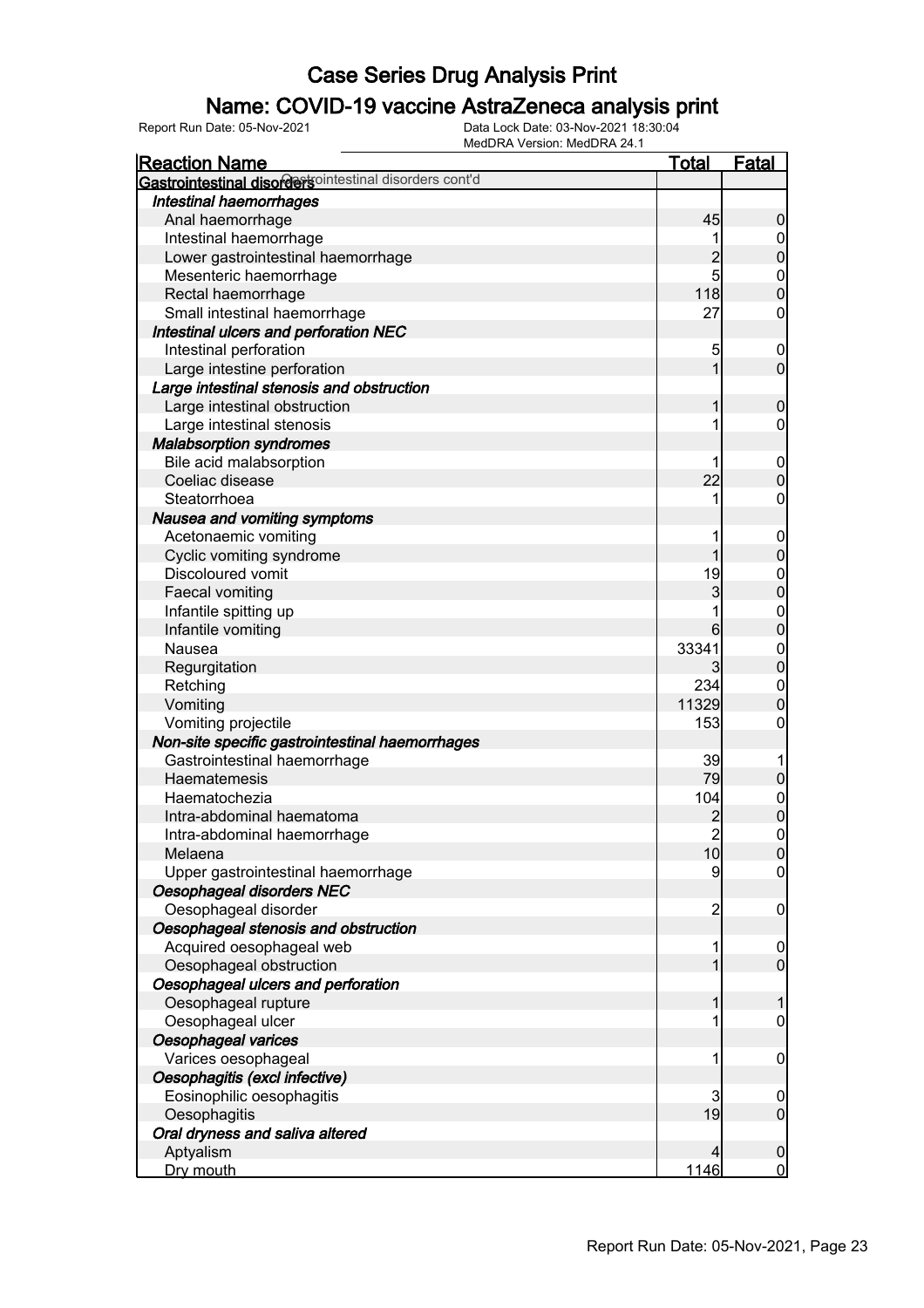# Case Series Drug Analysis Print

## Name: COVID-19 vaccine AstraZeneca analysis print

Report Run Date: 05-Nov-2021

Data Lock Date: 03-Nov-2021 18:30:04

MedDRA Version: MedDRA 24.1

| Reaction Name | Total | Fatal |
|---|---|---|
| **Gastrointestinal disorders** Gastrointestinal disorders cont'd | | |
| ***Intestinal haemorrhages*** | | |
| Anal haemorrhage | 45 | 0 |
| Intestinal haemorrhage | 1 | 0 |
| Lower gastrointestinal haemorrhage | 2 | 0 |
| Mesenteric haemorrhage | 5 | 0 |
| Rectal haemorrhage | 118 | 0 |
| Small intestinal haemorrhage | 27 | 0 |
| ***Intestinal ulcers and perforation NEC*** | | |
| Intestinal perforation | 5 | 0 |
| Large intestine perforation | 1 | 0 |
| ***Large intestinal stenosis and obstruction*** | | |
| Large intestinal obstruction | 1 | 0 |
| Large intestinal stenosis | 1 | 0 |
| ***Malabsorption syndromes*** | | |
| Bile acid malabsorption | 1 | 0 |
| Coeliac disease | 22 | 0 |
| Steatorrhoea | 1 | 0 |
| ***Nausea and vomiting symptoms*** | | |
| Acetonaemic vomiting | 1 | 0 |
| Cyclic vomiting syndrome | 1 | 0 |
| Discoloured vomit | 19 | 0 |
| Faecal vomiting | 3 | 0 |
| Infantile spitting up | 1 | 0 |
| Infantile vomiting | 6 | 0 |
| Nausea | 33341 | 0 |
| Regurgitation | 3 | 0 |
| Retching | 234 | 0 |
| Vomiting | 11329 | 0 |
| Vomiting projectile | 153 | 0 |
| ***Non-site specific gastrointestinal haemorrhages*** | | |
| Gastrointestinal haemorrhage | 39 | 1 |
| Haematemesis | 79 | 0 |
| Haematochezia | 104 | 0 |
| Intra-abdominal haematoma | 2 | 0 |
| Intra-abdominal haemorrhage | 2 | 0 |
| Melaena | 10 | 0 |
| Upper gastrointestinal haemorrhage | 9 | 0 |
| ***Oesophageal disorders NEC*** | | |
| Oesophageal disorder | 2 | 0 |
| ***Oesophageal stenosis and obstruction*** | | |
| Acquired oesophageal web | 1 | 0 |
| Oesophageal obstruction | 1 | 0 |
| ***Oesophageal ulcers and perforation*** | | |
| Oesophageal rupture | 1 | 1 |
| Oesophageal ulcer | 1 | 0 |
| ***Oesophageal varices*** | | |
| Varices oesophageal | 1 | 0 |
| ***Oesophagitis (excl infective)*** | | |
| Eosinophilic oesophagitis | 3 | 0 |
| Oesophagitis | 19 | 0 |
| ***Oral dryness and saliva altered*** | | |
| Aptyalism | 4 | 0 |
| Dry mouth | 1146 | 0 |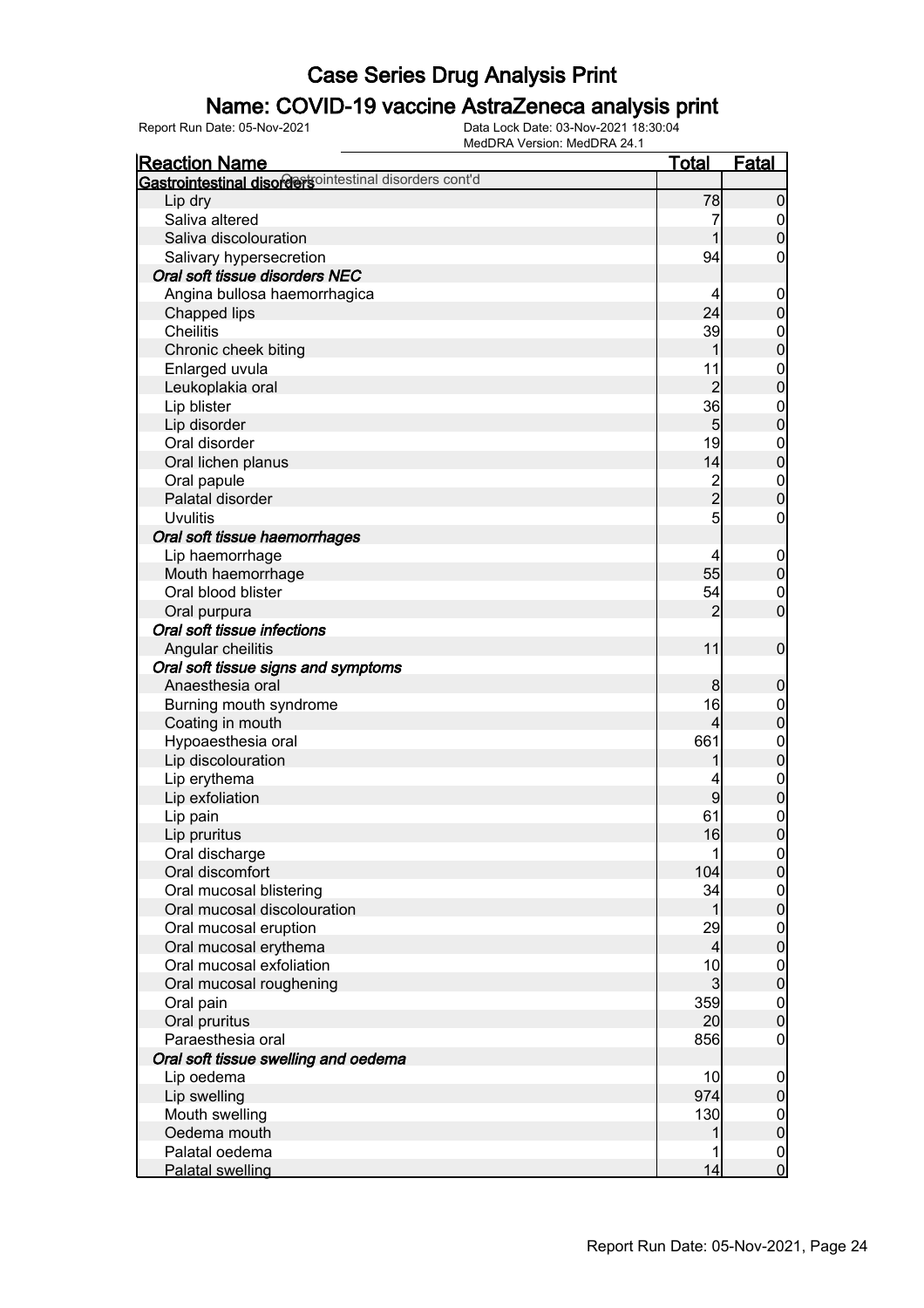# Case Series Drug Analysis Print

## Name: COVID-19 vaccine AstraZeneca analysis print

Report Run Date: 05-Nov-2021    Data Lock Date: 03-Nov-2021 18:30:04
MedDRA Version: MedDRA 24.1

| Reaction Name | Total | Fatal |
|---|---|---|
| **Gastrointestinal disorders** Gastrointestinal disorders cont'd | | |
| Lip dry | 78 | 0 |
| Saliva altered | 7 | 0 |
| Saliva discolouration | 1 | 0 |
| Salivary hypersecretion | 94 | 0 |
| ***Oral soft tissue disorders NEC*** | | |
| Angina bullosa haemorrhagica | 4 | 0 |
| Chapped lips | 24 | 0 |
| Cheilitis | 39 | 0 |
| Chronic cheek biting | 1 | 0 |
| Enlarged uvula | 11 | 0 |
| Leukoplakia oral | 2 | 0 |
| Lip blister | 36 | 0 |
| Lip disorder | 5 | 0 |
| Oral disorder | 19 | 0 |
| Oral lichen planus | 14 | 0 |
| Oral papule | 2 | 0 |
| Palatal disorder | 2 | 0 |
| Uvulitis | 5 | 0 |
| ***Oral soft tissue haemorrhages*** | | |
| Lip haemorrhage | 4 | 0 |
| Mouth haemorrhage | 55 | 0 |
| Oral blood blister | 54 | 0 |
| Oral purpura | 2 | 0 |
| ***Oral soft tissue infections*** | | |
| Angular cheilitis | 11 | 0 |
| ***Oral soft tissue signs and symptoms*** | | |
| Anaesthesia oral | 8 | 0 |
| Burning mouth syndrome | 16 | 0 |
| Coating in mouth | 4 | 0 |
| Hypoaesthesia oral | 661 | 0 |
| Lip discolouration | 1 | 0 |
| Lip erythema | 4 | 0 |
| Lip exfoliation | 9 | 0 |
| Lip pain | 61 | 0 |
| Lip pruritus | 16 | 0 |
| Oral discharge | 1 | 0 |
| Oral discomfort | 104 | 0 |
| Oral mucosal blistering | 34 | 0 |
| Oral mucosal discolouration | 1 | 0 |
| Oral mucosal eruption | 29 | 0 |
| Oral mucosal erythema | 4 | 0 |
| Oral mucosal exfoliation | 10 | 0 |
| Oral mucosal roughening | 3 | 0 |
| Oral pain | 359 | 0 |
| Oral pruritus | 20 | 0 |
| Paraesthesia oral | 856 | 0 |
| ***Oral soft tissue swelling and oedema*** | | |
| Lip oedema | 10 | 0 |
| Lip swelling | 974 | 0 |
| Mouth swelling | 130 | 0 |
| Oedema mouth | 1 | 0 |
| Palatal oedema | 1 | 0 |
| Palatal swelling | 14 | 0 |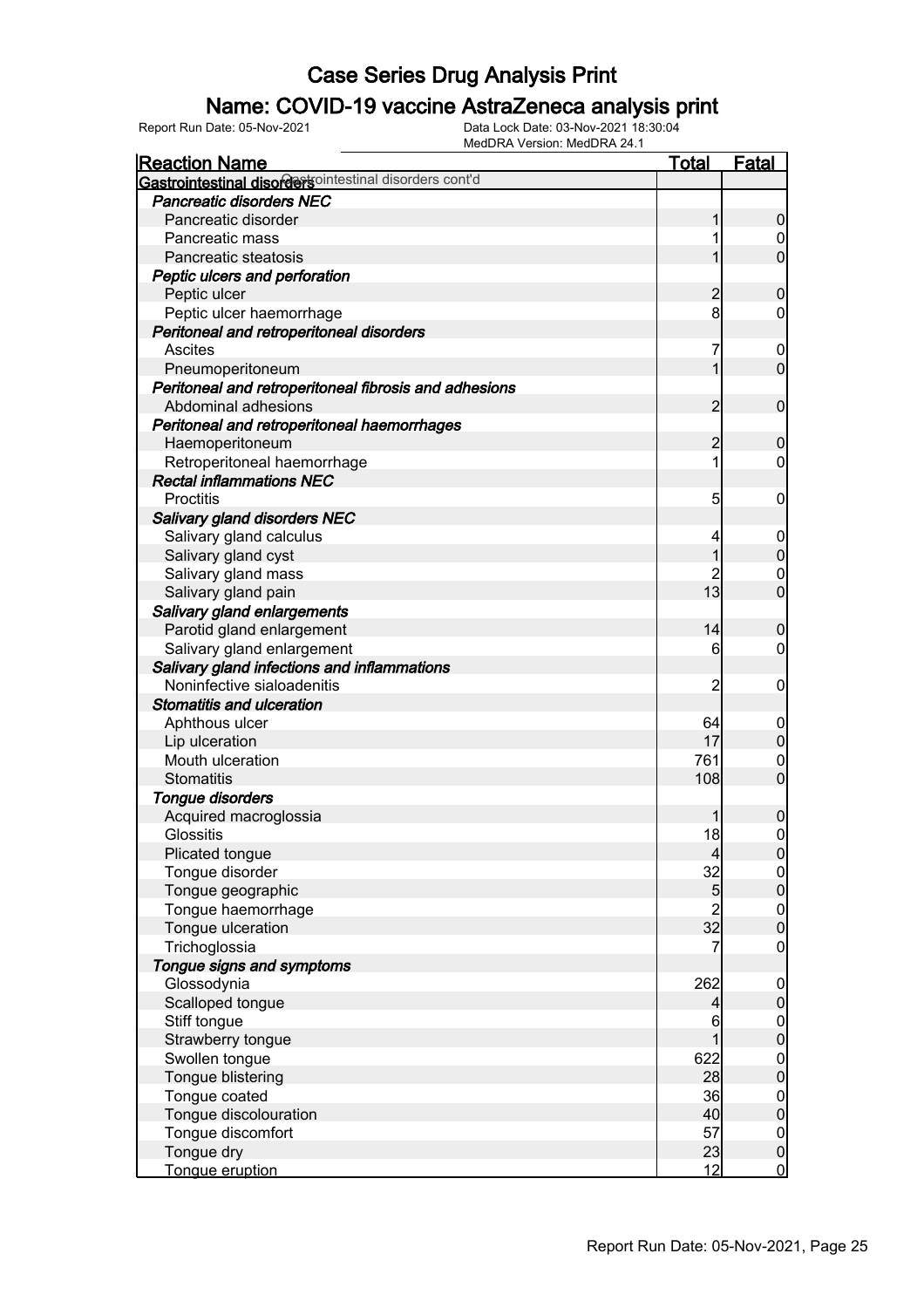# Case Series Drug Analysis Print

## Name: COVID-19 vaccine AstraZeneca analysis print

Report Run Date: 05-Nov-2021

Data Lock Date: 03-Nov-2021 18:30:04

MedDRA Version: MedDRA 24.1

| Reaction Name | Total | Fatal |
|---|---|---|
| **Gastrointestinal disorders** Gastrointestinal disorders cont'd | | |
| ***Pancreatic disorders NEC*** | | |
| Pancreatic disorder | 1 | 0 |
| Pancreatic mass | 1 | 0 |
| Pancreatic steatosis | 1 | 0 |
| ***Peptic ulcers and perforation*** | | |
| Peptic ulcer | 2 | 0 |
| Peptic ulcer haemorrhage | 8 | 0 |
| ***Peritoneal and retroperitoneal disorders*** | | |
| Ascites | 7 | 0 |
| Pneumoperitoneum | 1 | 0 |
| ***Peritoneal and retroperitoneal fibrosis and adhesions*** | | |
| Abdominal adhesions | 2 | 0 |
| ***Peritoneal and retroperitoneal haemorrhages*** | | |
| Haemoperitoneum | 2 | 0 |
| Retroperitoneal haemorrhage | 1 | 0 |
| ***Rectal inflammations NEC*** | | |
| Proctitis | 5 | 0 |
| ***Salivary gland disorders NEC*** | | |
| Salivary gland calculus | 4 | 0 |
| Salivary gland cyst | 1 | 0 |
| Salivary gland mass | 2 | 0 |
| Salivary gland pain | 13 | 0 |
| ***Salivary gland enlargements*** | | |
| Parotid gland enlargement | 14 | 0 |
| Salivary gland enlargement | 6 | 0 |
| ***Salivary gland infections and inflammations*** | | |
| Noninfective sialoadenitis | 2 | 0 |
| ***Stomatitis and ulceration*** | | |
| Aphthous ulcer | 64 | 0 |
| Lip ulceration | 17 | 0 |
| Mouth ulceration | 761 | 0 |
| Stomatitis | 108 | 0 |
| ***Tongue disorders*** | | |
| Acquired macroglossia | 1 | 0 |
| Glossitis | 18 | 0 |
| Plicated tongue | 4 | 0 |
| Tongue disorder | 32 | 0 |
| Tongue geographic | 5 | 0 |
| Tongue haemorrhage | 2 | 0 |
| Tongue ulceration | 32 | 0 |
| Trichoglossia | 7 | 0 |
| ***Tongue signs and symptoms*** | | |
| Glossodynia | 262 | 0 |
| Scalloped tongue | 4 | 0 |
| Stiff tongue | 6 | 0 |
| Strawberry tongue | 1 | 0 |
| Swollen tongue | 622 | 0 |
| Tongue blistering | 28 | 0 |
| Tongue coated | 36 | 0 |
| Tongue discolouration | 40 | 0 |
| Tongue discomfort | 57 | 0 |
| Tongue dry | 23 | 0 |
| Tongue eruption | 12 | 0 |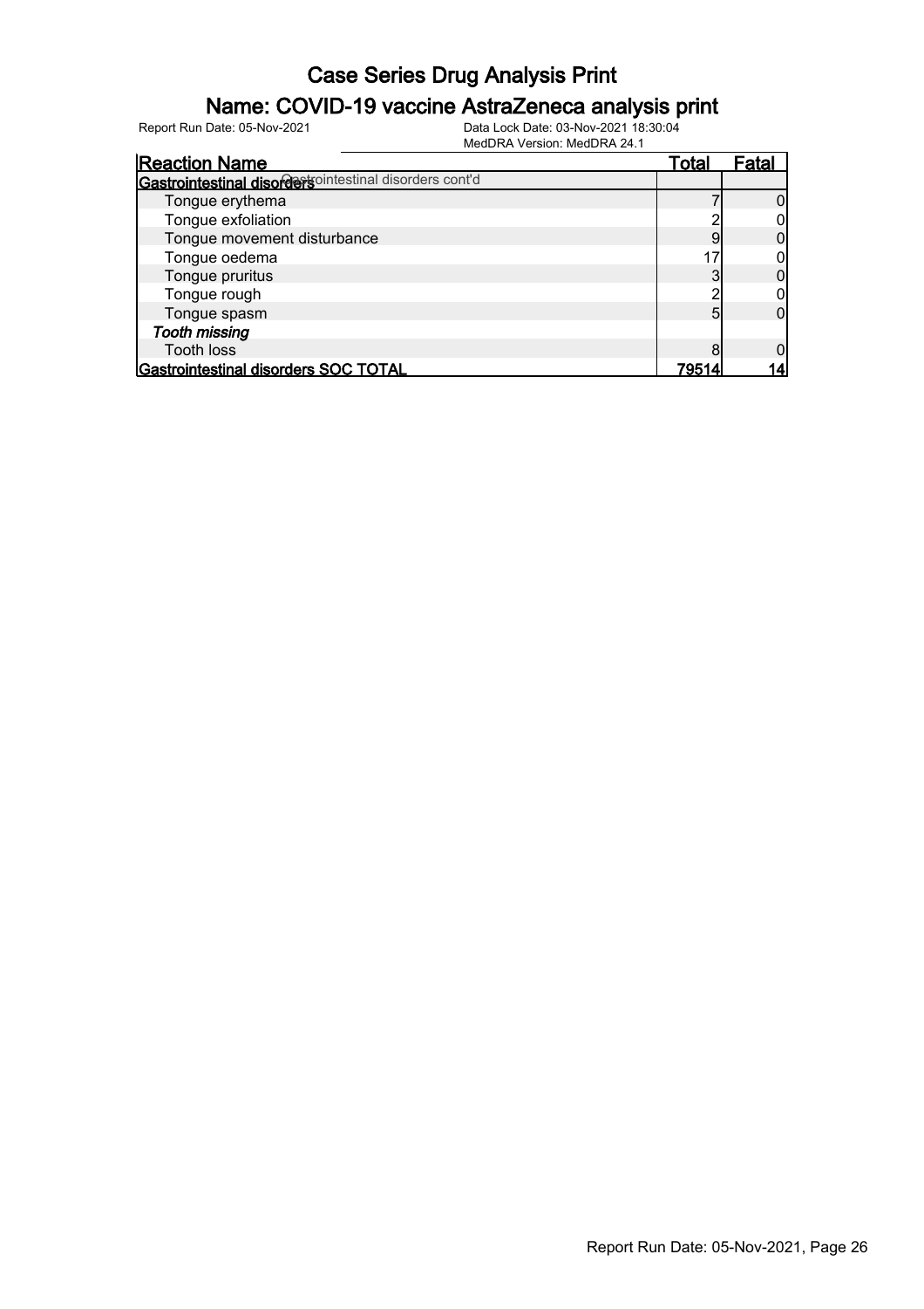# Case Series Drug Analysis Print

## Name: COVID-19 vaccine AstraZeneca analysis print

Report Run Date: 05-Nov-2021

Data Lock Date: 03-Nov-2021 18:30:04
MedDRA Version: MedDRA 24.1

| Reaction Name | Total | Fatal |
|---|---|---|
| **Gastrointestinal disorders** Gastrointestinal disorders cont'd | | |
| Tongue erythema | 7 | 0 |
| Tongue exfoliation | 2 | 0 |
| Tongue movement disturbance | 9 | 0 |
| Tongue oedema | 17 | 0 |
| Tongue pruritus | 3 | 0 |
| Tongue rough | 2 | 0 |
| Tongue spasm | 5 | 0 |
| *Tooth missing* | | |
| Tooth loss | 8 | 0 |
| **Gastrointestinal disorders SOC TOTAL** | **79514** | **14** |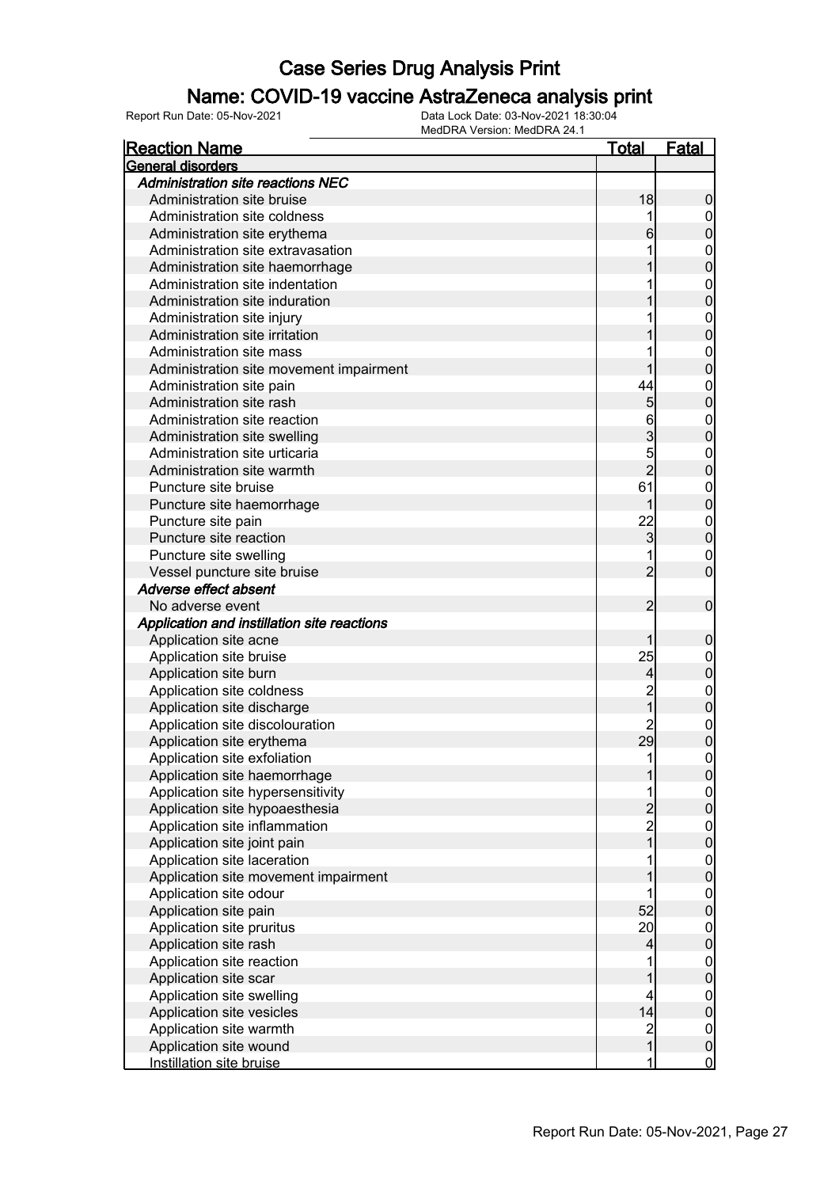# Case Series Drug Analysis Print

## Name: COVID-19 vaccine AstraZeneca analysis print

Report Run Date: 05-Nov-2021

Data Lock Date: 03-Nov-2021 18:30:04

MedDRA Version: MedDRA 24.1

| Reaction Name | Total | Fatal |
|---|---|---|
| **General disorders** | | |
| ***Administration site reactions NEC*** | | |
| Administration site bruise | 18 | 0 |
| Administration site coldness | 1 | 0 |
| Administration site erythema | 6 | 0 |
| Administration site extravasation | 1 | 0 |
| Administration site haemorrhage | 1 | 0 |
| Administration site indentation | 1 | 0 |
| Administration site induration | 1 | 0 |
| Administration site injury | 1 | 0 |
| Administration site irritation | 1 | 0 |
| Administration site mass | 1 | 0 |
| Administration site movement impairment | 1 | 0 |
| Administration site pain | 44 | 0 |
| Administration site rash | 5 | 0 |
| Administration site reaction | 6 | 0 |
| Administration site swelling | 3 | 0 |
| Administration site urticaria | 5 | 0 |
| Administration site warmth | 2 | 0 |
| Puncture site bruise | 61 | 0 |
| Puncture site haemorrhage | 1 | 0 |
| Puncture site pain | 22 | 0 |
| Puncture site reaction | 3 | 0 |
| Puncture site swelling | 1 | 0 |
| Vessel puncture site bruise | 2 | 0 |
| ***Adverse effect absent*** | | |
| No adverse event | 2 | 0 |
| ***Application and instillation site reactions*** | | |
| Application site acne | 1 | 0 |
| Application site bruise | 25 | 0 |
| Application site burn | 4 | 0 |
| Application site coldness | 2 | 0 |
| Application site discharge | 1 | 0 |
| Application site discolouration | 2 | 0 |
| Application site erythema | 29 | 0 |
| Application site exfoliation | 1 | 0 |
| Application site haemorrhage | 1 | 0 |
| Application site hypersensitivity | 1 | 0 |
| Application site hypoaesthesia | 2 | 0 |
| Application site inflammation | 2 | 0 |
| Application site joint pain | 1 | 0 |
| Application site laceration | 1 | 0 |
| Application site movement impairment | 1 | 0 |
| Application site odour | 1 | 0 |
| Application site pain | 52 | 0 |
| Application site pruritus | 20 | 0 |
| Application site rash | 4 | 0 |
| Application site reaction | 1 | 0 |
| Application site scar | 1 | 0 |
| Application site swelling | 4 | 0 |
| Application site vesicles | 14 | 0 |
| Application site warmth | 2 | 0 |
| Application site wound | 1 | 0 |
| Instillation site bruise | 1 | 0 |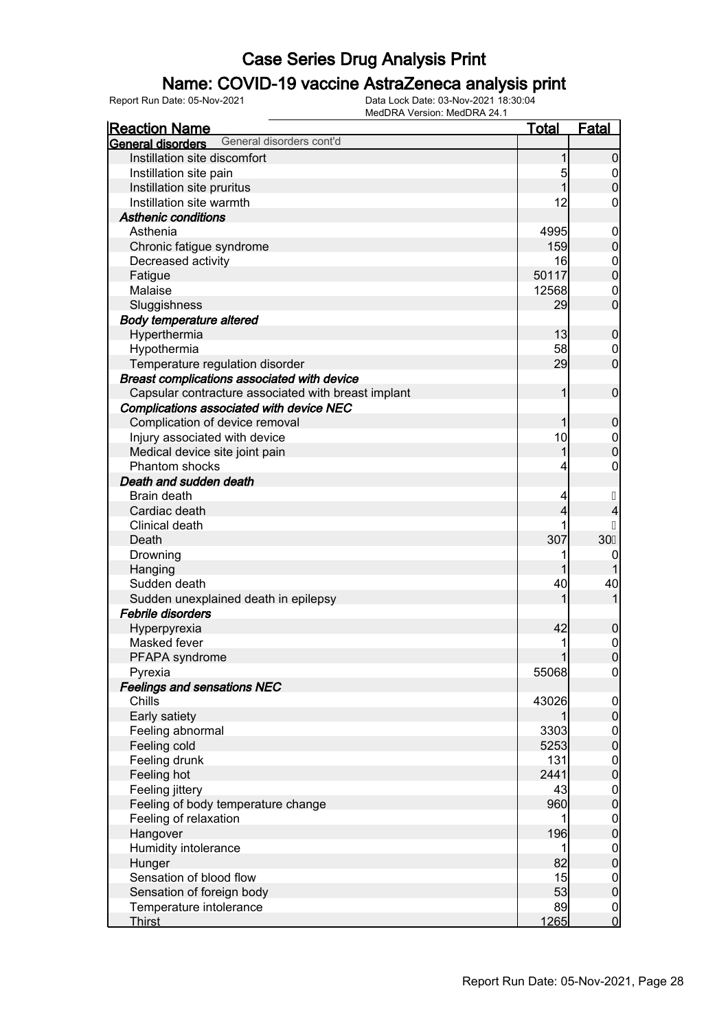# Case Series Drug Analysis Print

## Name: COVID-19 vaccine AstraZeneca analysis print

Report Run Date: 05-Nov-2021 | Data Lock Date: 03-Nov-2021 18:30:04 | MedDRA Version: MedDRA 24.1

| Reaction Name | Total | Fatal |
|---|---|---|
| **General disorders** General disorders cont'd | | |
| Instillation site discomfort | 1 | 0 |
| Instillation site pain | 5 | 0 |
| Instillation site pruritus | 1 | 0 |
| Instillation site warmth | 12 | 0 |
| ***Asthenic conditions*** | | |
| Asthenia | 4995 | 0 |
| Chronic fatigue syndrome | 159 | 0 |
| Decreased activity | 16 | 0 |
| Fatigue | 50117 | 0 |
| Malaise | 12568 | 0 |
| Sluggishness | 29 | 0 |
| ***Body temperature altered*** | | |
| Hyperthermia | 13 | 0 |
| Hypothermia | 58 | 0 |
| Temperature regulation disorder | 29 | 0 |
| ***Breast complications associated with device*** | | |
| Capsular contracture associated with breast implant | 1 | 0 |
| ***Complications associated with device NEC*** | | |
| Complication of device removal | 1 | 0 |
| Injury associated with device | 10 | 0 |
| Medical device site joint pain | 1 | 0 |
| Phantom shocks | 4 | 0 |
| ***Death and sudden death*** | | |
| Brain death | 4 | |
| Cardiac death | 4 | 4 |
| Clinical death | 1 | |
| Death | 307 | 30 |
| Drowning | 1 | 0 |
| Hanging | 1 | 1 |
| Sudden death | 40 | 40 |
| Sudden unexplained death in epilepsy | 1 | 1 |
| ***Febrile disorders*** | | |
| Hyperpyrexia | 42 | 0 |
| Masked fever | 1 | 0 |
| PFAPA syndrome | 1 | 0 |
| Pyrexia | 55068 | 0 |
| ***Feelings and sensations NEC*** | | |
| Chills | 43026 | 0 |
| Early satiety | 1 | 0 |
| Feeling abnormal | 3303 | 0 |
| Feeling cold | 5253 | 0 |
| Feeling drunk | 131 | 0 |
| Feeling hot | 2441 | 0 |
| Feeling jittery | 43 | 0 |
| Feeling of body temperature change | 960 | 0 |
| Feeling of relaxation | 1 | 0 |
| Hangover | 196 | 0 |
| Humidity intolerance | 1 | 0 |
| Hunger | 82 | 0 |
| Sensation of blood flow | 15 | 0 |
| Sensation of foreign body | 53 | 0 |
| Temperature intolerance | 89 | 0 |
| Thirst | 1265 | 0 |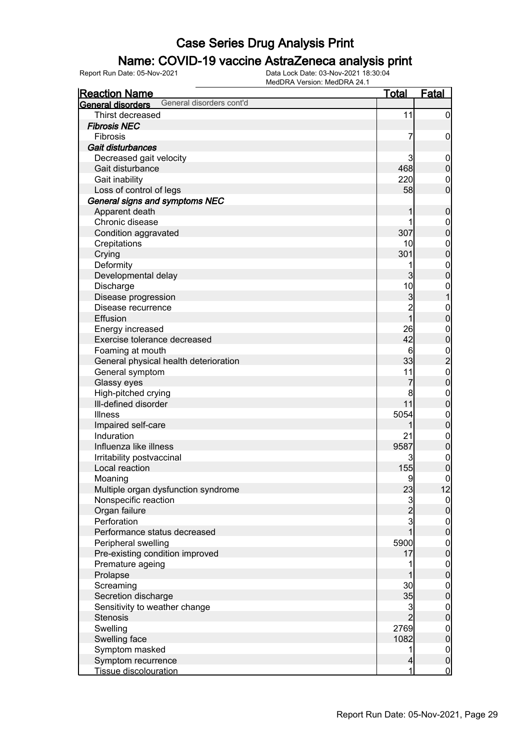# Case Series Drug Analysis Print

## Name: COVID-19 vaccine AstraZeneca analysis print

Report Run Date: 05-Nov-2021

Data Lock Date: 03-Nov-2021 18:30:04

MedDRA Version: MedDRA 24.1

| Reaction Name | Total | Fatal |
|---|---|---|
| **General disorders** General disorders cont'd | | |
| Thirst decreased | 11 | 0 |
| ***Fibrosis NEC*** | | |
| Fibrosis | 7 | 0 |
| ***Gait disturbances*** | | |
| Decreased gait velocity | 3 | 0 |
| Gait disturbance | 468 | 0 |
| Gait inability | 220 | 0 |
| Loss of control of legs | 58 | 0 |
| ***General signs and symptoms NEC*** | | |
| Apparent death | 1 | 0 |
| Chronic disease | 1 | 0 |
| Condition aggravated | 307 | 0 |
| Crepitations | 10 | 0 |
| Crying | 301 | 0 |
| Deformity | 1 | 0 |
| Developmental delay | 3 | 0 |
| Discharge | 10 | 0 |
| Disease progression | 3 | 1 |
| Disease recurrence | 2 | 0 |
| Effusion | 1 | 0 |
| Energy increased | 26 | 0 |
| Exercise tolerance decreased | 42 | 0 |
| Foaming at mouth | 6 | 0 |
| General physical health deterioration | 33 | 2 |
| General symptom | 11 | 0 |
| Glassy eyes | 7 | 0 |
| High-pitched crying | 8 | 0 |
| Ill-defined disorder | 11 | 0 |
| Illness | 5054 | 0 |
| Impaired self-care | 1 | 0 |
| Induration | 21 | 0 |
| Influenza like illness | 9587 | 0 |
| Irritability postvaccinal | 3 | 0 |
| Local reaction | 155 | 0 |
| Moaning | 9 | 0 |
| Multiple organ dysfunction syndrome | 23 | 12 |
| Nonspecific reaction | 3 | 0 |
| Organ failure | 2 | 0 |
| Perforation | 3 | 0 |
| Performance status decreased | 1 | 0 |
| Peripheral swelling | 5900 | 0 |
| Pre-existing condition improved | 17 | 0 |
| Premature ageing | 1 | 0 |
| Prolapse | 1 | 0 |
| Screaming | 30 | 0 |
| Secretion discharge | 35 | 0 |
| Sensitivity to weather change | 3 | 0 |
| Stenosis | 2 | 0 |
| Swelling | 2769 | 0 |
| Swelling face | 1082 | 0 |
| Symptom masked | 1 | 0 |
| Symptom recurrence | 4 | 0 |
| Tissue discolouration | 1 | 0 |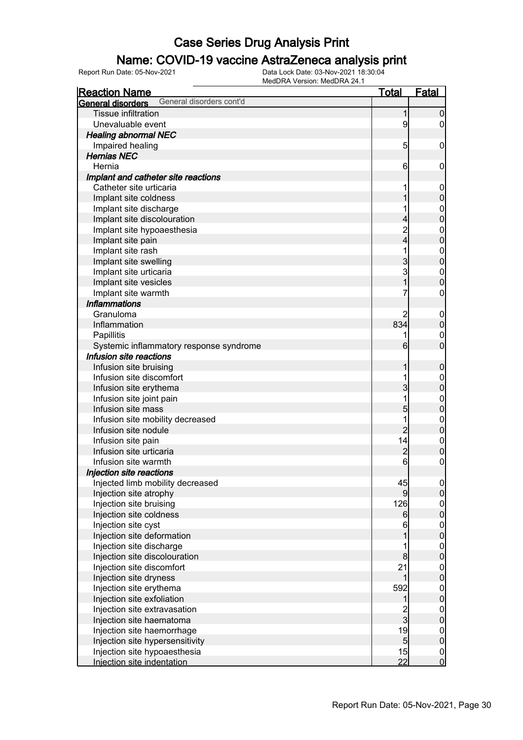# Case Series Drug Analysis Print

## Name: COVID-19 vaccine AstraZeneca analysis print

Report Run Date: 05-Nov-2021 | Data Lock Date: 03-Nov-2021 18:30:04 | MedDRA Version: MedDRA 24.1

| Reaction Name | Total | Fatal |
|---|---|---|
| **General disorders** General disorders cont'd | | |
| Tissue infiltration | 1 | 0 |
| Unevaluable event | 9 | 0 |
| ***Healing abnormal NEC*** | | |
| Impaired healing | 5 | 0 |
| ***Hernias NEC*** | | |
| Hernia | 6 | 0 |
| ***Implant and catheter site reactions*** | | |
| Catheter site urticaria | 1 | 0 |
| Implant site coldness | 1 | 0 |
| Implant site discharge | 1 | 0 |
| Implant site discolouration | 4 | 0 |
| Implant site hypoaesthesia | 2 | 0 |
| Implant site pain | 4 | 0 |
| Implant site rash | 1 | 0 |
| Implant site swelling | 3 | 0 |
| Implant site urticaria | 3 | 0 |
| Implant site vesicles | 1 | 0 |
| Implant site warmth | 7 | 0 |
| ***Inflammations*** | | |
| Granuloma | 2 | 0 |
| Inflammation | 834 | 0 |
| Papillitis | 1 | 0 |
| Systemic inflammatory response syndrome | 6 | 0 |
| ***Infusion site reactions*** | | |
| Infusion site bruising | 1 | 0 |
| Infusion site discomfort | 1 | 0 |
| Infusion site erythema | 3 | 0 |
| Infusion site joint pain | 1 | 0 |
| Infusion site mass | 5 | 0 |
| Infusion site mobility decreased | 1 | 0 |
| Infusion site nodule | 2 | 0 |
| Infusion site pain | 14 | 0 |
| Infusion site urticaria | 2 | 0 |
| Infusion site warmth | 6 | 0 |
| ***Injection site reactions*** | | |
| Injected limb mobility decreased | 45 | 0 |
| Injection site atrophy | 9 | 0 |
| Injection site bruising | 126 | 0 |
| Injection site coldness | 6 | 0 |
| Injection site cyst | 6 | 0 |
| Injection site deformation | 1 | 0 |
| Injection site discharge | 1 | 0 |
| Injection site discolouration | 8 | 0 |
| Injection site discomfort | 21 | 0 |
| Injection site dryness | 1 | 0 |
| Injection site erythema | 592 | 0 |
| Injection site exfoliation | 1 | 0 |
| Injection site extravasation | 2 | 0 |
| Injection site haematoma | 3 | 0 |
| Injection site haemorrhage | 19 | 0 |
| Injection site hypersensitivity | 5 | 0 |
| Injection site hypoaesthesia | 15 | 0 |
| Injection site indentation | 22 | 0 |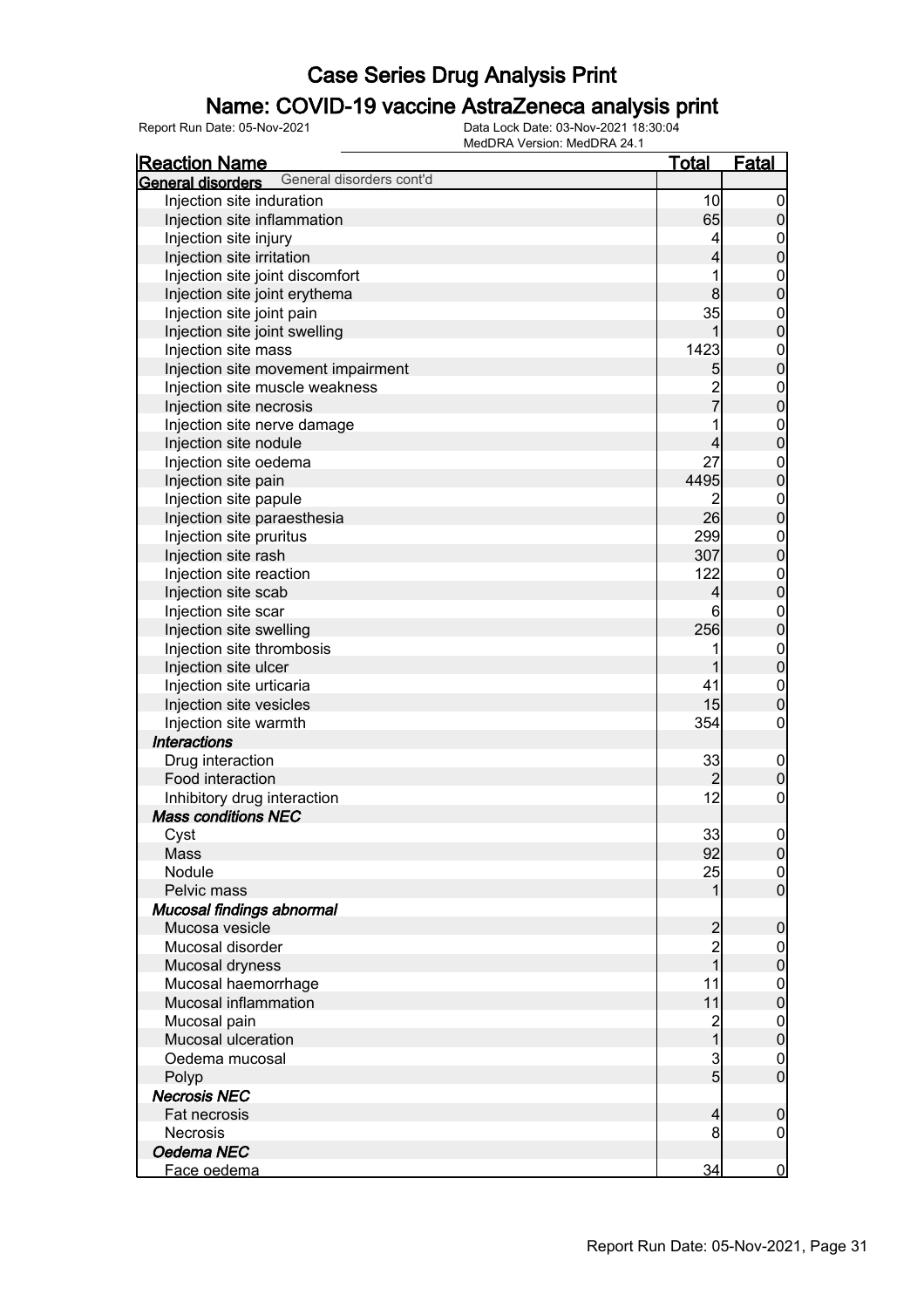# Case Series Drug Analysis Print

## Name: COVID-19 vaccine AstraZeneca analysis print

Report Run Date: 05-Nov-2021

Data Lock Date: 03-Nov-2021 18:30:04

MedDRA Version: MedDRA 24.1

| Reaction Name | Total | Fatal |
|---|---|---|
| **General disorders** General disorders cont'd | | |
| Injection site induration | 10 | 0 |
| Injection site inflammation | 65 | 0 |
| Injection site injury | 4 | 0 |
| Injection site irritation | 4 | 0 |
| Injection site joint discomfort | 1 | 0 |
| Injection site joint erythema | 8 | 0 |
| Injection site joint pain | 35 | 0 |
| Injection site joint swelling | 1 | 0 |
| Injection site mass | 1423 | 0 |
| Injection site movement impairment | 5 | 0 |
| Injection site muscle weakness | 2 | 0 |
| Injection site necrosis | 7 | 0 |
| Injection site nerve damage | 1 | 0 |
| Injection site nodule | 4 | 0 |
| Injection site oedema | 27 | 0 |
| Injection site pain | 4495 | 0 |
| Injection site papule | 2 | 0 |
| Injection site paraesthesia | 26 | 0 |
| Injection site pruritus | 299 | 0 |
| Injection site rash | 307 | 0 |
| Injection site reaction | 122 | 0 |
| Injection site scab | 4 | 0 |
| Injection site scar | 6 | 0 |
| Injection site swelling | 256 | 0 |
| Injection site thrombosis | 1 | 0 |
| Injection site ulcer | 1 | 0 |
| Injection site urticaria | 41 | 0 |
| Injection site vesicles | 15 | 0 |
| Injection site warmth | 354 | 0 |
| ***Interactions*** | | |
| Drug interaction | 33 | 0 |
| Food interaction | 2 | 0 |
| Inhibitory drug interaction | 12 | 0 |
| ***Mass conditions NEC*** | | |
| Cyst | 33 | 0 |
| Mass | 92 | 0 |
| Nodule | 25 | 0 |
| Pelvic mass | 1 | 0 |
| ***Mucosal findings abnormal*** | | |
| Mucosa vesicle | 2 | 0 |
| Mucosal disorder | 2 | 0 |
| Mucosal dryness | 1 | 0 |
| Mucosal haemorrhage | 11 | 0 |
| Mucosal inflammation | 11 | 0 |
| Mucosal pain | 2 | 0 |
| Mucosal ulceration | 1 | 0 |
| Oedema mucosal | 3 | 0 |
| Polyp | 5 | 0 |
| ***Necrosis NEC*** | | |
| Fat necrosis | 4 | 0 |
| Necrosis | 8 | 0 |
| ***Oedema NEC*** | | |
| Face oedema | 34 | 0 |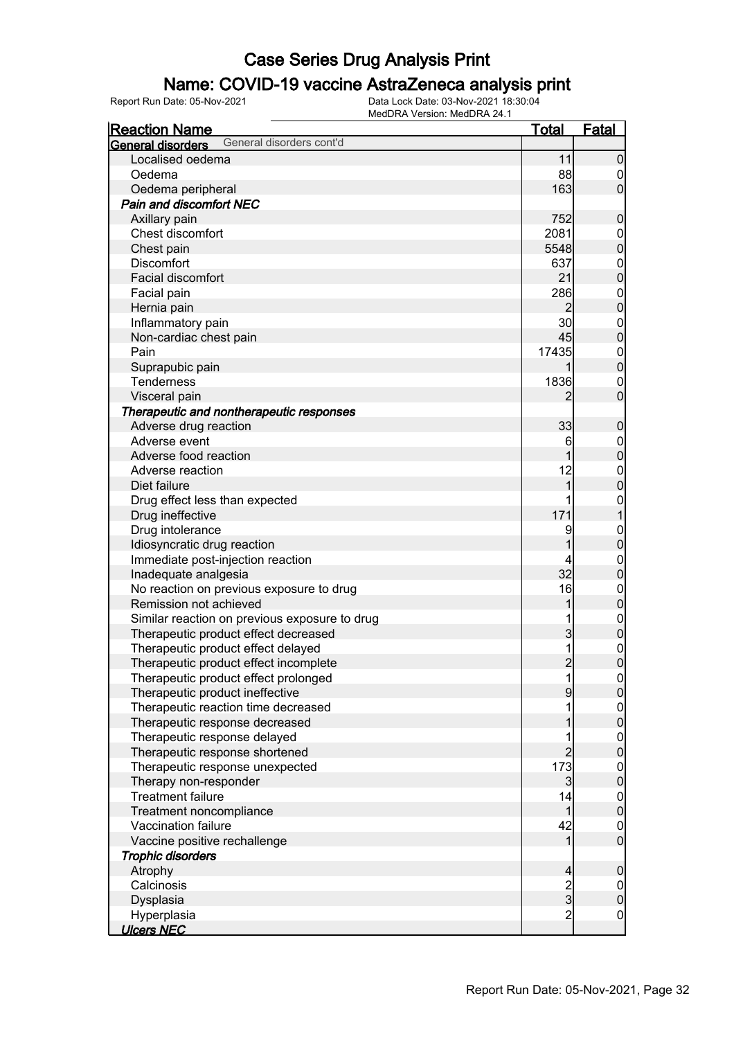# Case Series Drug Analysis Print

## Name: COVID-19 vaccine AstraZeneca analysis print

Report Run Date: 05-Nov-2021

Data Lock Date: 03-Nov-2021 18:30:04

MedDRA Version: MedDRA 24.1

| Reaction Name | Total | Fatal |
|---|---|---|
| **General disorders** General disorders cont'd | | |
| Localised oedema | 11 | 0 |
| Oedema | 88 | 0 |
| Oedema peripheral | 163 | 0 |
| ***Pain and discomfort NEC*** | | |
| Axillary pain | 752 | 0 |
| Chest discomfort | 2081 | 0 |
| Chest pain | 5548 | 0 |
| Discomfort | 637 | 0 |
| Facial discomfort | 21 | 0 |
| Facial pain | 286 | 0 |
| Hernia pain | 2 | 0 |
| Inflammatory pain | 30 | 0 |
| Non-cardiac chest pain | 45 | 0 |
| Pain | 17435 | 0 |
| Suprapubic pain | 1 | 0 |
| Tenderness | 1836 | 0 |
| Visceral pain | 2 | 0 |
| ***Therapeutic and nontherapeutic responses*** | | |
| Adverse drug reaction | 33 | 0 |
| Adverse event | 6 | 0 |
| Adverse food reaction | 1 | 0 |
| Adverse reaction | 12 | 0 |
| Diet failure | 1 | 0 |
| Drug effect less than expected | 1 | 0 |
| Drug ineffective | 171 | 1 |
| Drug intolerance | 9 | 0 |
| Idiosyncratic drug reaction | 1 | 0 |
| Immediate post-injection reaction | 4 | 0 |
| Inadequate analgesia | 32 | 0 |
| No reaction on previous exposure to drug | 16 | 0 |
| Remission not achieved | 1 | 0 |
| Similar reaction on previous exposure to drug | 1 | 0 |
| Therapeutic product effect decreased | 3 | 0 |
| Therapeutic product effect delayed | 1 | 0 |
| Therapeutic product effect incomplete | 2 | 0 |
| Therapeutic product effect prolonged | 1 | 0 |
| Therapeutic product ineffective | 9 | 0 |
| Therapeutic reaction time decreased | 1 | 0 |
| Therapeutic response decreased | 1 | 0 |
| Therapeutic response delayed | 1 | 0 |
| Therapeutic response shortened | 2 | 0 |
| Therapeutic response unexpected | 173 | 0 |
| Therapy non-responder | 3 | 0 |
| Treatment failure | 14 | 0 |
| Treatment noncompliance | 1 | 0 |
| Vaccination failure | 42 | 0 |
| Vaccine positive rechallenge | 1 | 0 |
| ***Trophic disorders*** | | |
| Atrophy | 4 | 0 |
| Calcinosis | 2 | 0 |
| Dysplasia | 3 | 0 |
| Hyperplasia | 2 | 0 |
| ***Ulcers NEC*** | | |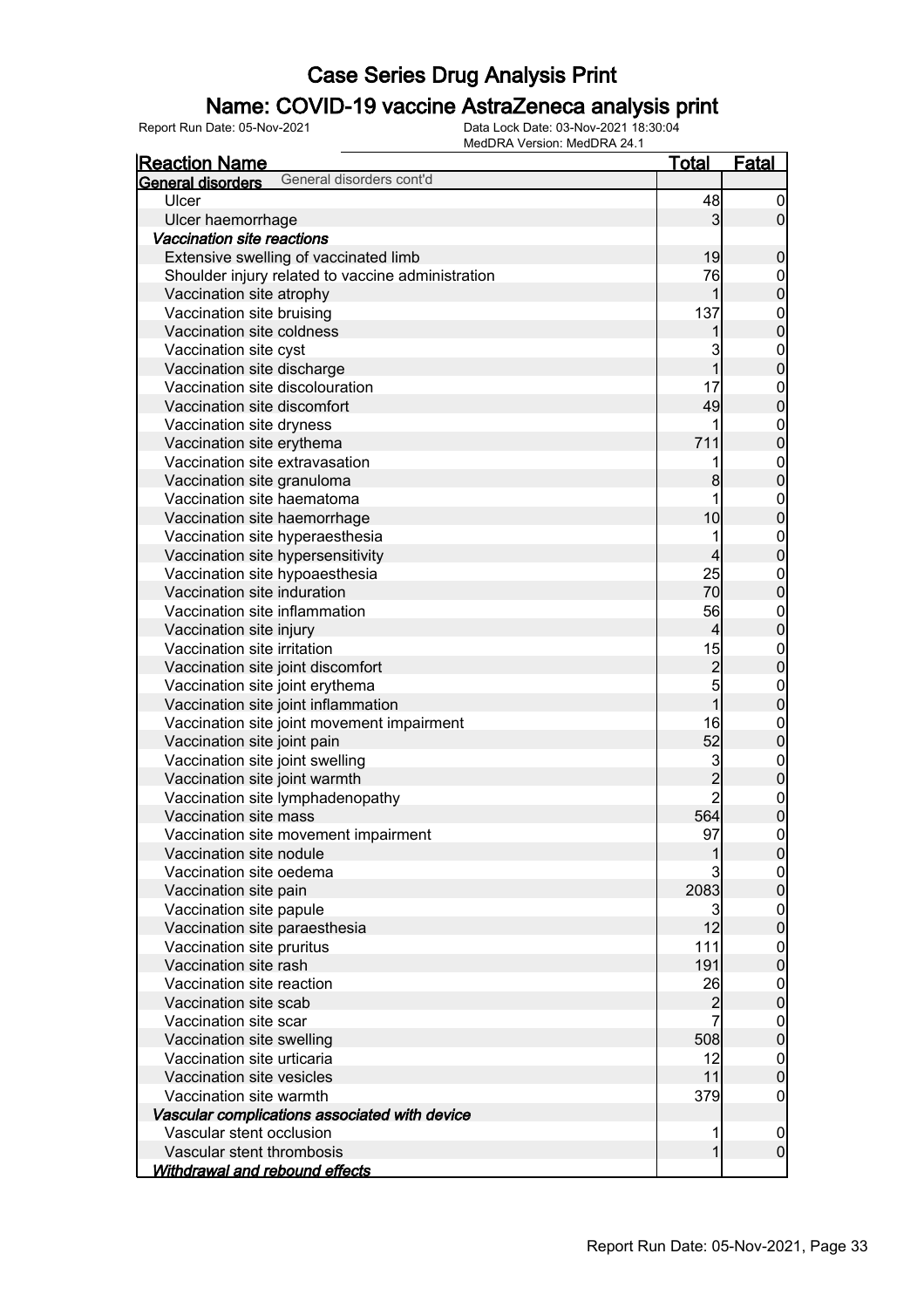# Case Series Drug Analysis Print

## Name: COVID-19 vaccine AstraZeneca analysis print

Report Run Date: 05-Nov-2021

Data Lock Date: 03-Nov-2021 18:30:04

MedDRA Version: MedDRA 24.1

| Reaction Name | Total | Fatal |
|---|---|---|
| **General disorders** General disorders cont'd | | |
| Ulcer | 48 | 0 |
| Ulcer haemorrhage | 3 | 0 |
| ***Vaccination site reactions*** | | |
| Extensive swelling of vaccinated limb | 19 | 0 |
| Shoulder injury related to vaccine administration | 76 | 0 |
| Vaccination site atrophy | 1 | 0 |
| Vaccination site bruising | 137 | 0 |
| Vaccination site coldness | 1 | 0 |
| Vaccination site cyst | 3 | 0 |
| Vaccination site discharge | 1 | 0 |
| Vaccination site discolouration | 17 | 0 |
| Vaccination site discomfort | 49 | 0 |
| Vaccination site dryness | 1 | 0 |
| Vaccination site erythema | 711 | 0 |
| Vaccination site extravasation | 1 | 0 |
| Vaccination site granuloma | 8 | 0 |
| Vaccination site haematoma | 1 | 0 |
| Vaccination site haemorrhage | 10 | 0 |
| Vaccination site hyperaesthesia | 1 | 0 |
| Vaccination site hypersensitivity | 4 | 0 |
| Vaccination site hypoaesthesia | 25 | 0 |
| Vaccination site induration | 70 | 0 |
| Vaccination site inflammation | 56 | 0 |
| Vaccination site injury | 4 | 0 |
| Vaccination site irritation | 15 | 0 |
| Vaccination site joint discomfort | 2 | 0 |
| Vaccination site joint erythema | 5 | 0 |
| Vaccination site joint inflammation | 1 | 0 |
| Vaccination site joint movement impairment | 16 | 0 |
| Vaccination site joint pain | 52 | 0 |
| Vaccination site joint swelling | 3 | 0 |
| Vaccination site joint warmth | 2 | 0 |
| Vaccination site lymphadenopathy | 2 | 0 |
| Vaccination site mass | 564 | 0 |
| Vaccination site movement impairment | 97 | 0 |
| Vaccination site nodule | 1 | 0 |
| Vaccination site oedema | 3 | 0 |
| Vaccination site pain | 2083 | 0 |
| Vaccination site papule | 3 | 0 |
| Vaccination site paraesthesia | 12 | 0 |
| Vaccination site pruritus | 111 | 0 |
| Vaccination site rash | 191 | 0 |
| Vaccination site reaction | 26 | 0 |
| Vaccination site scab | 2 | 0 |
| Vaccination site scar | 7 | 0 |
| Vaccination site swelling | 508 | 0 |
| Vaccination site urticaria | 12 | 0 |
| Vaccination site vesicles | 11 | 0 |
| Vaccination site warmth | 379 | 0 |
| ***Vascular complications associated with device*** | | |
| Vascular stent occlusion | 1 | 0 |
| Vascular stent thrombosis | 1 | 0 |
| ***Withdrawal and rebound effects*** | | |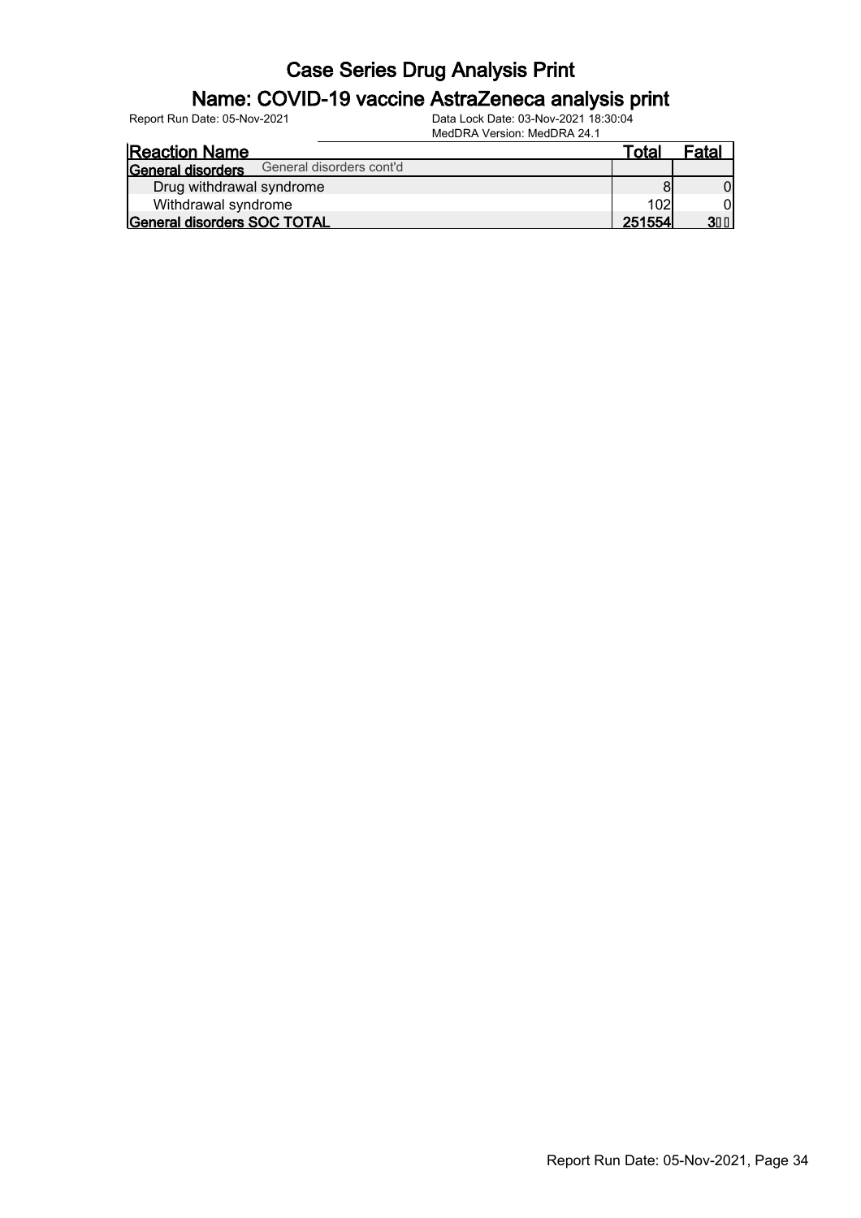# Case Series Drug Analysis Print

## Name: COVID-19 vaccine AstraZeneca analysis print

Report Run Date: 05-Nov-2021

Data Lock Date: 03-Nov-2021 18:30:04

MedDRA Version: MedDRA 24.1

| Reaction Name | Total | Fatal |
|---|---|---|
| **General disorders** General disorders cont'd | | |
| Drug withdrawal syndrome | 8 | 0 |
| Withdrawal syndrome | 102 | 0 |
| **General disorders SOC TOTAL** | **251554** | **3** |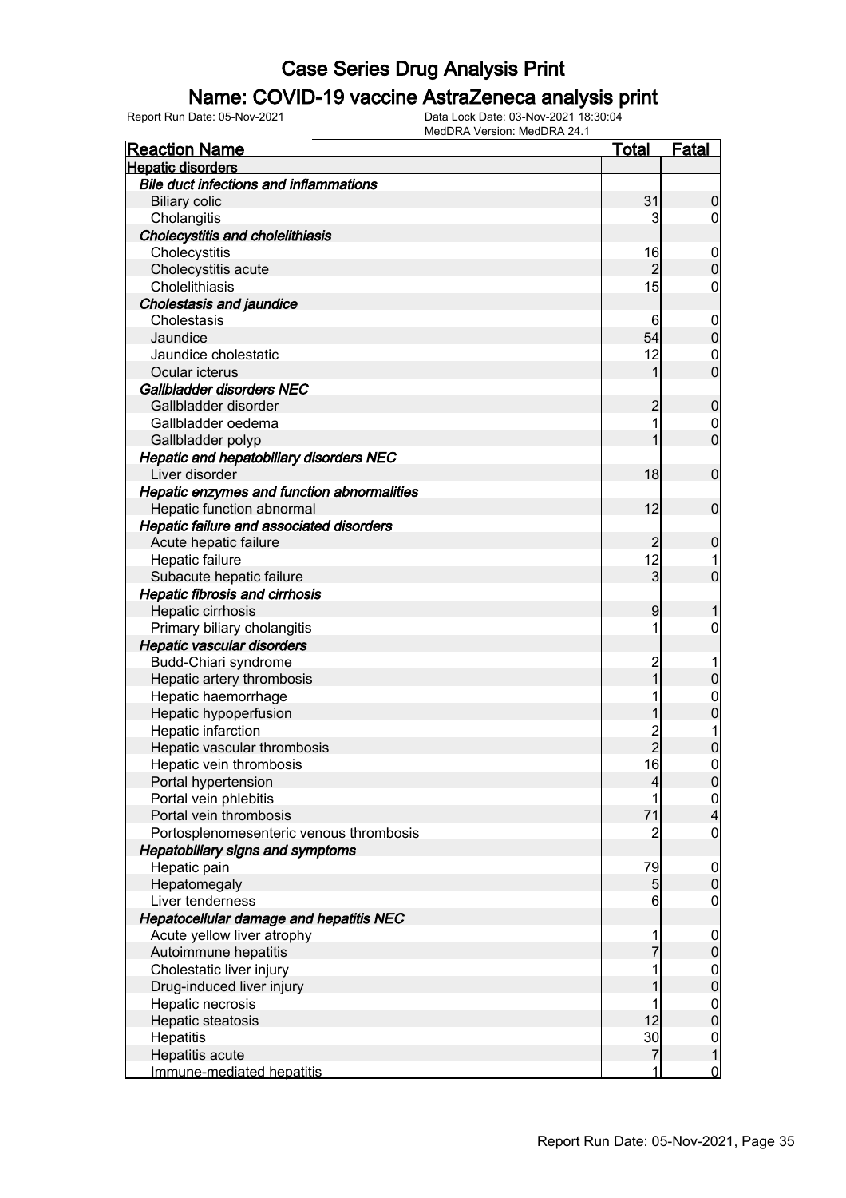# Case Series Drug Analysis Print

## Name: COVID-19 vaccine AstraZeneca analysis print

Report Run Date: 05-Nov-2021

Data Lock Date: 03-Nov-2021 18:30:04

MedDRA Version: MedDRA 24.1

| Reaction Name | Total | Fatal |
|---|---|---|
| **Hepatic disorders** | | |
| ***Bile duct infections and inflammations*** | | |
| Biliary colic | 31 | 0 |
| Cholangitis | 3 | 0 |
| ***Cholecystitis and cholelithiasis*** | | |
| Cholecystitis | 16 | 0 |
| Cholecystitis acute | 2 | 0 |
| Cholelithiasis | 15 | 0 |
| ***Cholestasis and jaundice*** | | |
| Cholestasis | 6 | 0 |
| Jaundice | 54 | 0 |
| Jaundice cholestatic | 12 | 0 |
| Ocular icterus | 1 | 0 |
| ***Gallbladder disorders NEC*** | | |
| Gallbladder disorder | 2 | 0 |
| Gallbladder oedema | 1 | 0 |
| Gallbladder polyp | 1 | 0 |
| ***Hepatic and hepatobiliary disorders NEC*** | | |
| Liver disorder | 18 | 0 |
| ***Hepatic enzymes and function abnormalities*** | | |
| Hepatic function abnormal | 12 | 0 |
| ***Hepatic failure and associated disorders*** | | |
| Acute hepatic failure | 2 | 0 |
| Hepatic failure | 12 | 1 |
| Subacute hepatic failure | 3 | 0 |
| ***Hepatic fibrosis and cirrhosis*** | | |
| Hepatic cirrhosis | 9 | 1 |
| Primary biliary cholangitis | 1 | 0 |
| ***Hepatic vascular disorders*** | | |
| Budd-Chiari syndrome | 2 | 1 |
| Hepatic artery thrombosis | 1 | 0 |
| Hepatic haemorrhage | 1 | 0 |
| Hepatic hypoperfusion | 1 | 0 |
| Hepatic infarction | 2 | 1 |
| Hepatic vascular thrombosis | 2 | 0 |
| Hepatic vein thrombosis | 16 | 0 |
| Portal hypertension | 4 | 0 |
| Portal vein phlebitis | 1 | 0 |
| Portal vein thrombosis | 71 | 4 |
| Portosplenomesenteric venous thrombosis | 2 | 0 |
| ***Hepatobiliary signs and symptoms*** | | |
| Hepatic pain | 79 | 0 |
| Hepatomegaly | 5 | 0 |
| Liver tenderness | 6 | 0 |
| ***Hepatocellular damage and hepatitis NEC*** | | |
| Acute yellow liver atrophy | 1 | 0 |
| Autoimmune hepatitis | 7 | 0 |
| Cholestatic liver injury | 1 | 0 |
| Drug-induced liver injury | 1 | 0 |
| Hepatic necrosis | 1 | 0 |
| Hepatic steatosis | 12 | 0 |
| Hepatitis | 30 | 0 |
| Hepatitis acute | 7 | 1 |
| Immune-mediated hepatitis | 1 | 0 |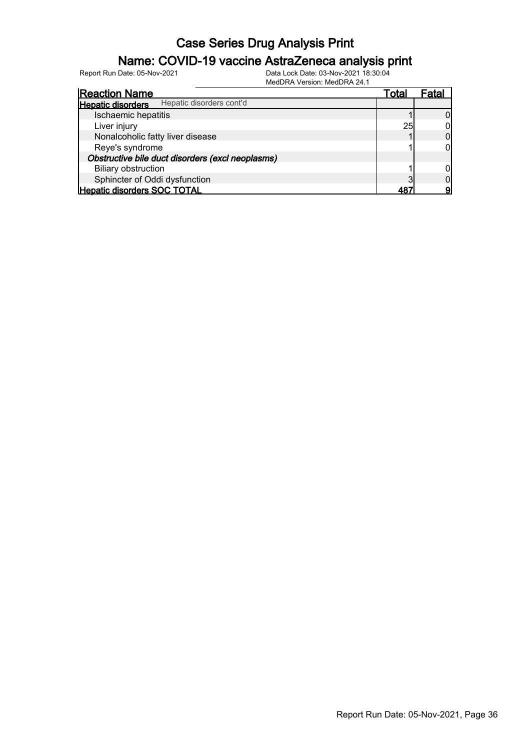# Case Series Drug Analysis Print

## Name: COVID-19 vaccine AstraZeneca analysis print

Report Run Date: 05-Nov-2021

Data Lock Date: 03-Nov-2021 18:30:04

MedDRA Version: MedDRA 24.1

| Reaction Name | Total | Fatal |
|---|---|---|
| **Hepatic disorders** Hepatic disorders cont'd | | |
| Ischaemic hepatitis | 1 | 0 |
| Liver injury | 25 | 0 |
| Nonalcoholic fatty liver disease | 1 | 0 |
| Reye's syndrome | 1 | 0 |
| *Obstructive bile duct disorders (excl neoplasms)* | | |
| Biliary obstruction | 1 | 0 |
| Sphincter of Oddi dysfunction | 3 | 0 |
| **Hepatic disorders SOC TOTAL** | **487** | **9** |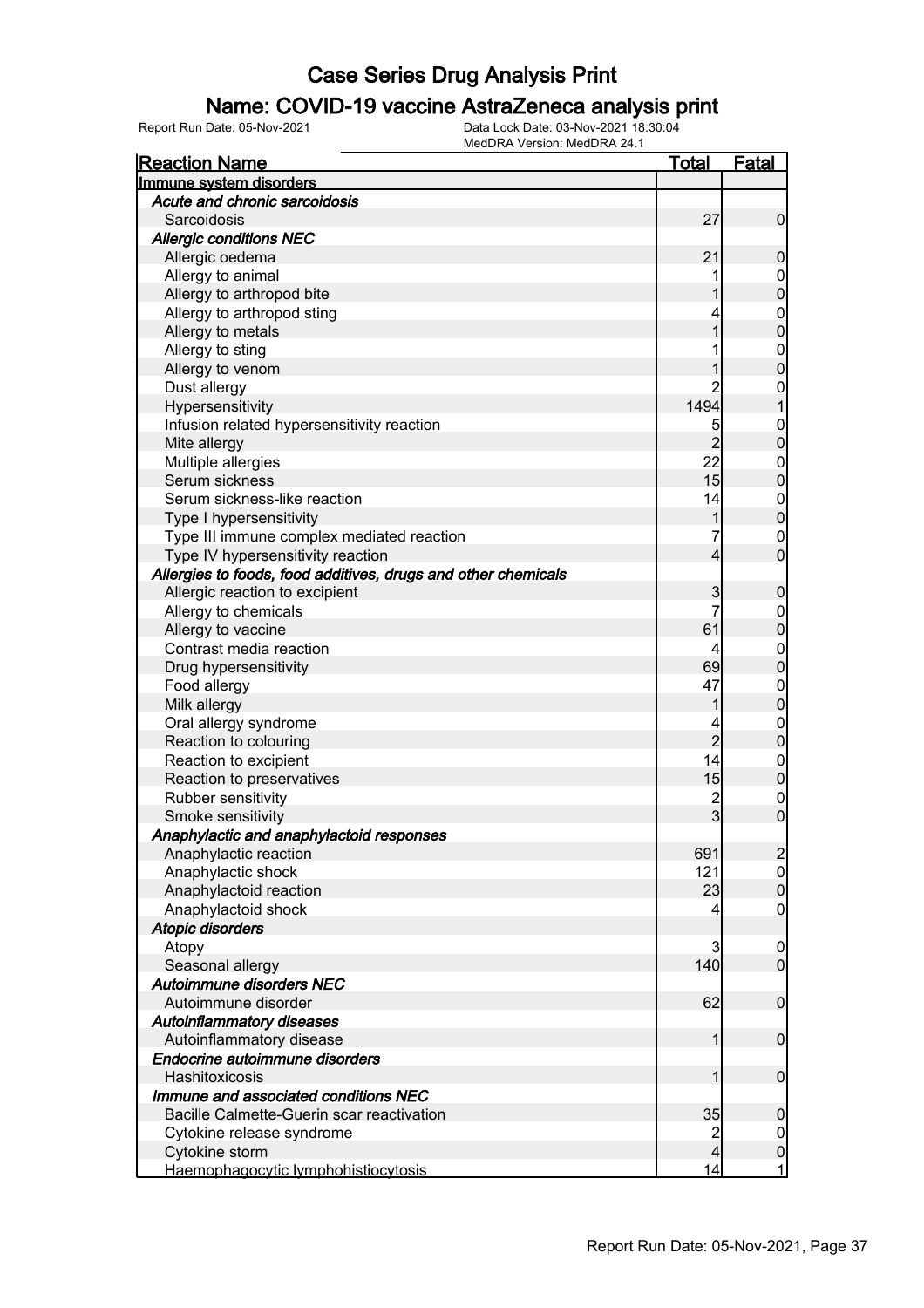# Case Series Drug Analysis Print

## Name: COVID-19 vaccine AstraZeneca analysis print

Report Run Date: 05-Nov-2021 Data Lock Date: 03-Nov-2021 18:30:04
MedDRA Version: MedDRA 24.1

| Reaction Name | Total | Fatal |
|---|---|---|
| **Immune system disorders** | | |
| *Acute and chronic sarcoidosis* | | |
| Sarcoidosis | 27 | 0 |
| *Allergic conditions NEC* | | |
| Allergic oedema | 21 | 0 |
| Allergy to animal | 1 | 0 |
| Allergy to arthropod bite | 1 | 0 |
| Allergy to arthropod sting | 4 | 0 |
| Allergy to metals | 1 | 0 |
| Allergy to sting | 1 | 0 |
| Allergy to venom | 1 | 0 |
| Dust allergy | 2 | 0 |
| Hypersensitivity | 1494 | 1 |
| Infusion related hypersensitivity reaction | 5 | 0 |
| Mite allergy | 2 | 0 |
| Multiple allergies | 22 | 0 |
| Serum sickness | 15 | 0 |
| Serum sickness-like reaction | 14 | 0 |
| Type I hypersensitivity | 1 | 0 |
| Type III immune complex mediated reaction | 7 | 0 |
| Type IV hypersensitivity reaction | 4 | 0 |
| *Allergies to foods, food additives, drugs and other chemicals* | | |
| Allergic reaction to excipient | 3 | 0 |
| Allergy to chemicals | 7 | 0 |
| Allergy to vaccine | 61 | 0 |
| Contrast media reaction | 4 | 0 |
| Drug hypersensitivity | 69 | 0 |
| Food allergy | 47 | 0 |
| Milk allergy | 1 | 0 |
| Oral allergy syndrome | 4 | 0 |
| Reaction to colouring | 2 | 0 |
| Reaction to excipient | 14 | 0 |
| Reaction to preservatives | 15 | 0 |
| Rubber sensitivity | 2 | 0 |
| Smoke sensitivity | 3 | 0 |
| *Anaphylactic and anaphylactoid responses* | | |
| Anaphylactic reaction | 691 | 2 |
| Anaphylactic shock | 121 | 0 |
| Anaphylactoid reaction | 23 | 0 |
| Anaphylactoid shock | 4 | 0 |
| *Atopic disorders* | | |
| Atopy | 3 | 0 |
| Seasonal allergy | 140 | 0 |
| *Autoimmune disorders NEC* | | |
| Autoimmune disorder | 62 | 0 |
| *Autoinflammatory diseases* | | |
| Autoinflammatory disease | 1 | 0 |
| *Endocrine autoimmune disorders* | | |
| Hashitoxicosis | 1 | 0 |
| *Immune and associated conditions NEC* | | |
| Bacille Calmette-Guerin scar reactivation | 35 | 0 |
| Cytokine release syndrome | 2 | 0 |
| Cytokine storm | 4 | 0 |
| Haemophagocytic lymphohistiocytosis | 14 | 1 |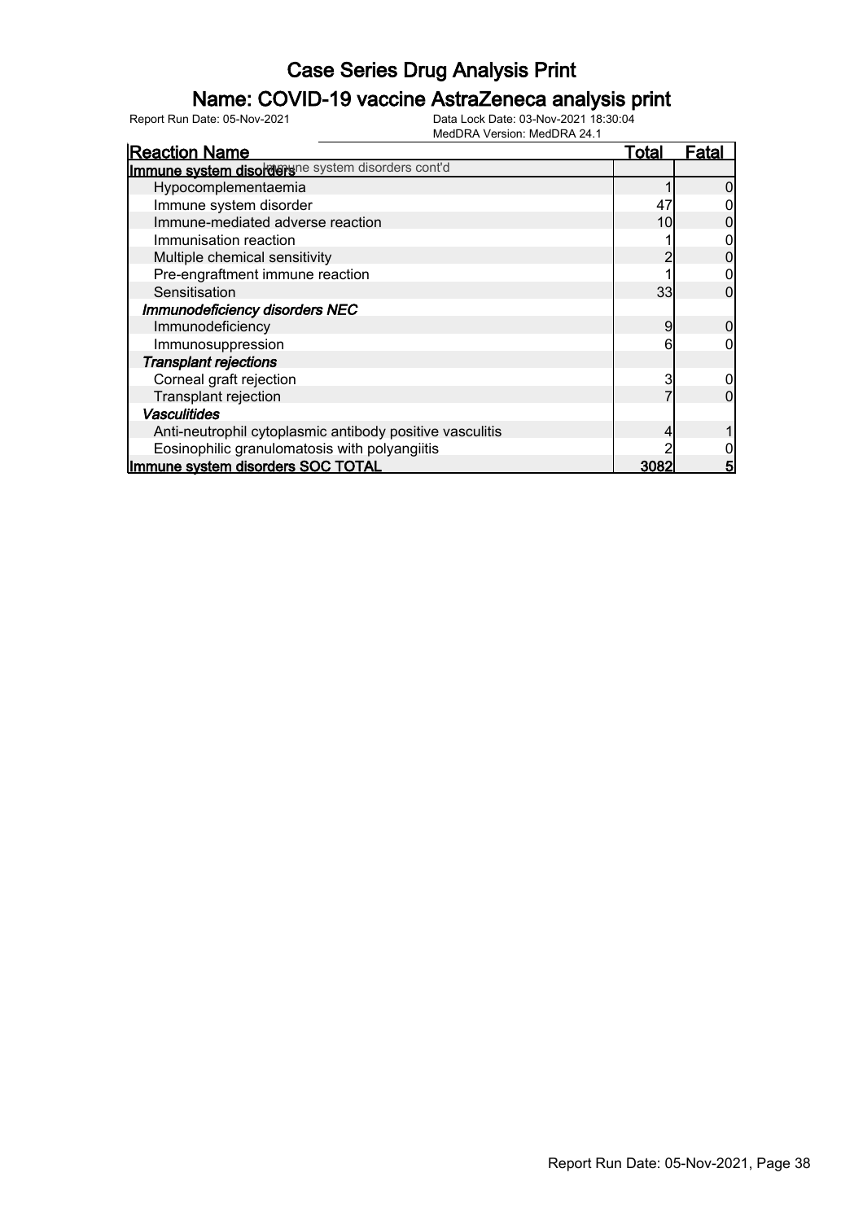# Case Series Drug Analysis Print

## Name: COVID-19 vaccine AstraZeneca analysis print

Report Run Date: 05-Nov-2021

Data Lock Date: 03-Nov-2021 18:30:04
MedDRA Version: MedDRA 24.1

| Reaction Name | Total | Fatal |
|---|---|---|
| **Immune system disorders** Immune system disorders cont'd | | |
| Hypocomplementaemia | 1 | 0 |
| Immune system disorder | 47 | 0 |
| Immune-mediated adverse reaction | 10 | 0 |
| Immunisation reaction | 1 | 0 |
| Multiple chemical sensitivity | 2 | 0 |
| Pre-engraftment immune reaction | 1 | 0 |
| Sensitisation | 33 | 0 |
| ***Immunodeficiency disorders NEC*** | | |
| Immunodeficiency | 9 | 0 |
| Immunosuppression | 6 | 0 |
| ***Transplant rejections*** | | |
| Corneal graft rejection | 3 | 0 |
| Transplant rejection | 7 | 0 |
| ***Vasculitides*** | | |
| Anti-neutrophil cytoplasmic antibody positive vasculitis | 4 | 1 |
| Eosinophilic granulomatosis with polyangiitis | 2 | 0 |
| **Immune system disorders SOC TOTAL** | **3082** | **5** |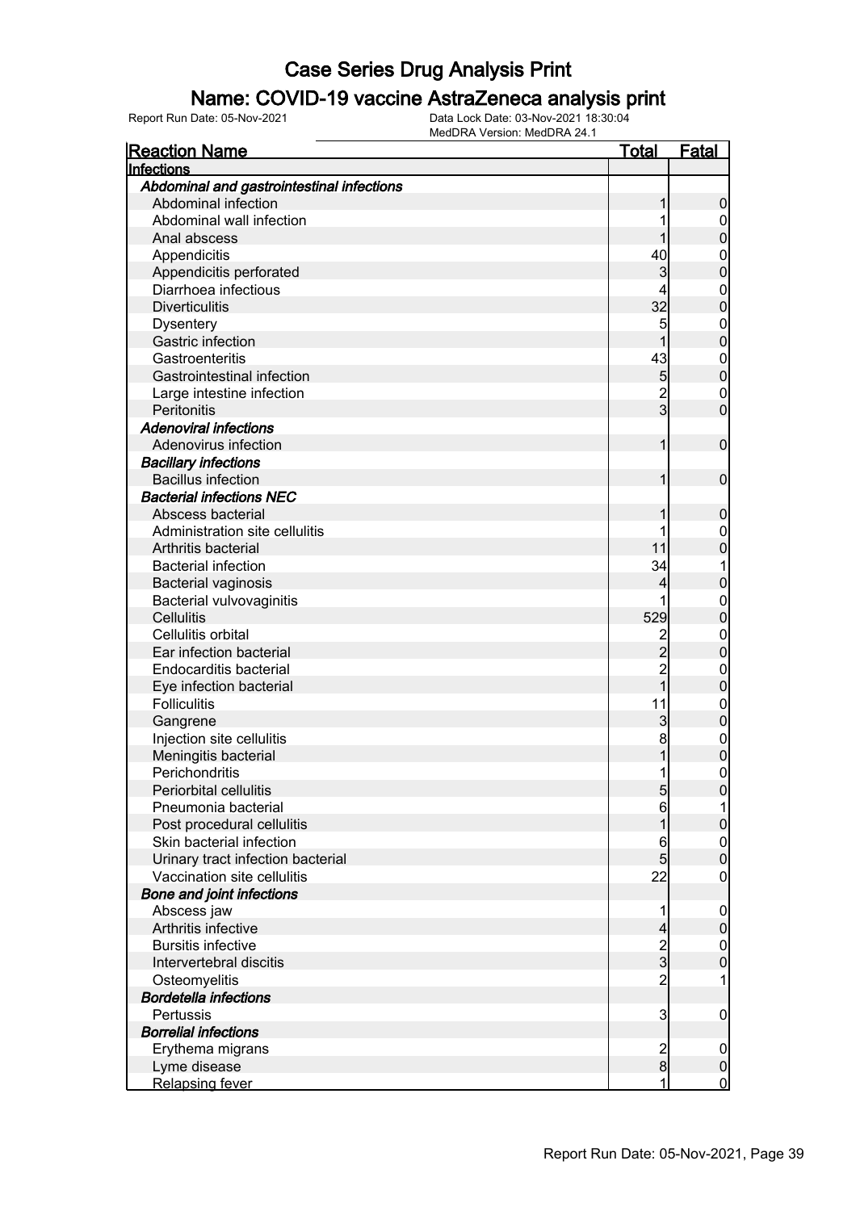# Case Series Drug Analysis Print

## Name: COVID-19 vaccine AstraZeneca analysis print

Report Run Date: 05-Nov-2021  Data Lock Date: 03-Nov-2021 18:30:04  MedDRA Version: MedDRA 24.1

| Reaction Name | Total | Fatal |
|---|---|---|
| **Infections** | | |
| ***Abdominal and gastrointestinal infections*** | | |
| Abdominal infection | 1 | 0 |
| Abdominal wall infection | 1 | 0 |
| Anal abscess | 1 | 0 |
| Appendicitis | 40 | 0 |
| Appendicitis perforated | 3 | 0 |
| Diarrhoea infectious | 4 | 0 |
| Diverticulitis | 32 | 0 |
| Dysentery | 5 | 0 |
| Gastric infection | 1 | 0 |
| Gastroenteritis | 43 | 0 |
| Gastrointestinal infection | 5 | 0 |
| Large intestine infection | 2 | 0 |
| Peritonitis | 3 | 0 |
| ***Adenoviral infections*** | | |
| Adenovirus infection | 1 | 0 |
| ***Bacillary infections*** | | |
| Bacillus infection | 1 | 0 |
| ***Bacterial infections NEC*** | | |
| Abscess bacterial | 1 | 0 |
| Administration site cellulitis | 1 | 0 |
| Arthritis bacterial | 11 | 0 |
| Bacterial infection | 34 | 1 |
| Bacterial vaginosis | 4 | 0 |
| Bacterial vulvovaginitis | 1 | 0 |
| Cellulitis | 529 | 0 |
| Cellulitis orbital | 2 | 0 |
| Ear infection bacterial | 2 | 0 |
| Endocarditis bacterial | 2 | 0 |
| Eye infection bacterial | 1 | 0 |
| Folliculitis | 11 | 0 |
| Gangrene | 3 | 0 |
| Injection site cellulitis | 8 | 0 |
| Meningitis bacterial | 1 | 0 |
| Perichondritis | 1 | 0 |
| Periorbital cellulitis | 5 | 0 |
| Pneumonia bacterial | 6 | 1 |
| Post procedural cellulitis | 1 | 0 |
| Skin bacterial infection | 6 | 0 |
| Urinary tract infection bacterial | 5 | 0 |
| Vaccination site cellulitis | 22 | 0 |
| ***Bone and joint infections*** | | |
| Abscess jaw | 1 | 0 |
| Arthritis infective | 4 | 0 |
| Bursitis infective | 2 | 0 |
| Intervertebral discitis | 3 | 0 |
| Osteomyelitis | 2 | 1 |
| ***Bordetella infections*** | | |
| Pertussis | 3 | 0 |
| ***Borrelial infections*** | | |
| Erythema migrans | 2 | 0 |
| Lyme disease | 8 | 0 |
| Relapsing fever | 1 | 0 |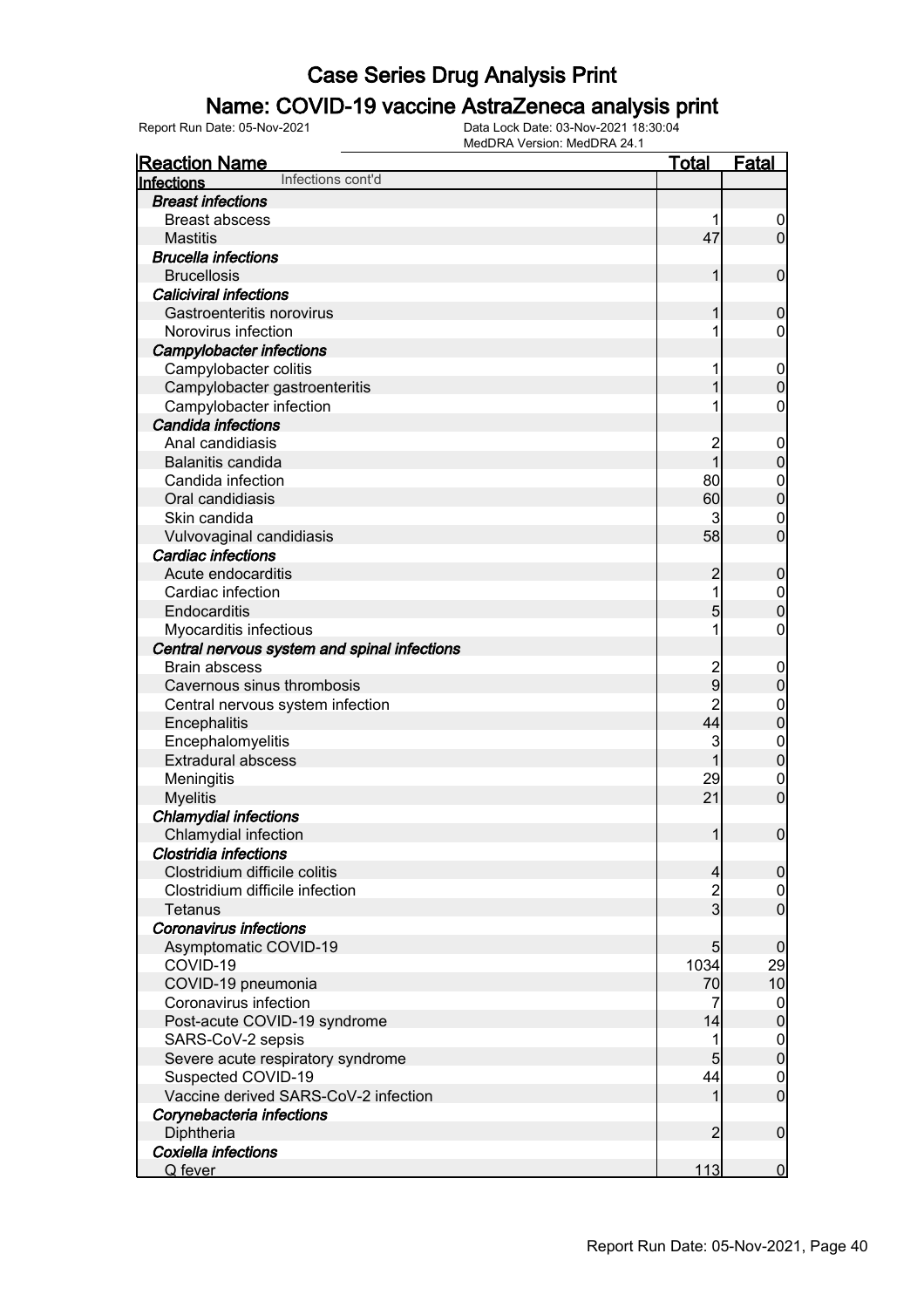# Case Series Drug Analysis Print

## Name: COVID-19 vaccine AstraZeneca analysis print

Report Run Date: 05-Nov-2021    Data Lock Date: 03-Nov-2021 18:30:04
MedDRA Version: MedDRA 24.1

| Reaction Name | Total | Fatal |
|---|---|---|
| **Infections** Infections cont'd | | |
| ***Breast infections*** | | |
| Breast abscess | 1 | 0 |
| Mastitis | 47 | 0 |
| ***Brucella infections*** | | |
| Brucellosis | 1 | 0 |
| ***Caliciviral infections*** | | |
| Gastroenteritis norovirus | 1 | 0 |
| Norovirus infection | 1 | 0 |
| ***Campylobacter infections*** | | |
| Campylobacter colitis | 1 | 0 |
| Campylobacter gastroenteritis | 1 | 0 |
| Campylobacter infection | 1 | 0 |
| ***Candida infections*** | | |
| Anal candidiasis | 2 | 0 |
| Balanitis candida | 1 | 0 |
| Candida infection | 80 | 0 |
| Oral candidiasis | 60 | 0 |
| Skin candida | 3 | 0 |
| Vulvovaginal candidiasis | 58 | 0 |
| ***Cardiac infections*** | | |
| Acute endocarditis | 2 | 0 |
| Cardiac infection | 1 | 0 |
| Endocarditis | 5 | 0 |
| Myocarditis infectious | 1 | 0 |
| ***Central nervous system and spinal infections*** | | |
| Brain abscess | 2 | 0 |
| Cavernous sinus thrombosis | 9 | 0 |
| Central nervous system infection | 2 | 0 |
| Encephalitis | 44 | 0 |
| Encephalomyelitis | 3 | 0 |
| Extradural abscess | 1 | 0 |
| Meningitis | 29 | 0 |
| Myelitis | 21 | 0 |
| ***Chlamydial infections*** | | |
| Chlamydial infection | 1 | 0 |
| ***Clostridia infections*** | | |
| Clostridium difficile colitis | 4 | 0 |
| Clostridium difficile infection | 2 | 0 |
| Tetanus | 3 | 0 |
| ***Coronavirus infections*** | | |
| Asymptomatic COVID-19 | 5 | 0 |
| COVID-19 | 1034 | 29 |
| COVID-19 pneumonia | 70 | 10 |
| Coronavirus infection | 7 | 0 |
| Post-acute COVID-19 syndrome | 14 | 0 |
| SARS-CoV-2 sepsis | 1 | 0 |
| Severe acute respiratory syndrome | 5 | 0 |
| Suspected COVID-19 | 44 | 0 |
| Vaccine derived SARS-CoV-2 infection | 1 | 0 |
| ***Corynebacteria infections*** | | |
| Diphtheria | 2 | 0 |
| ***Coxiella infections*** | | |
| Q fever | 113 | 0 |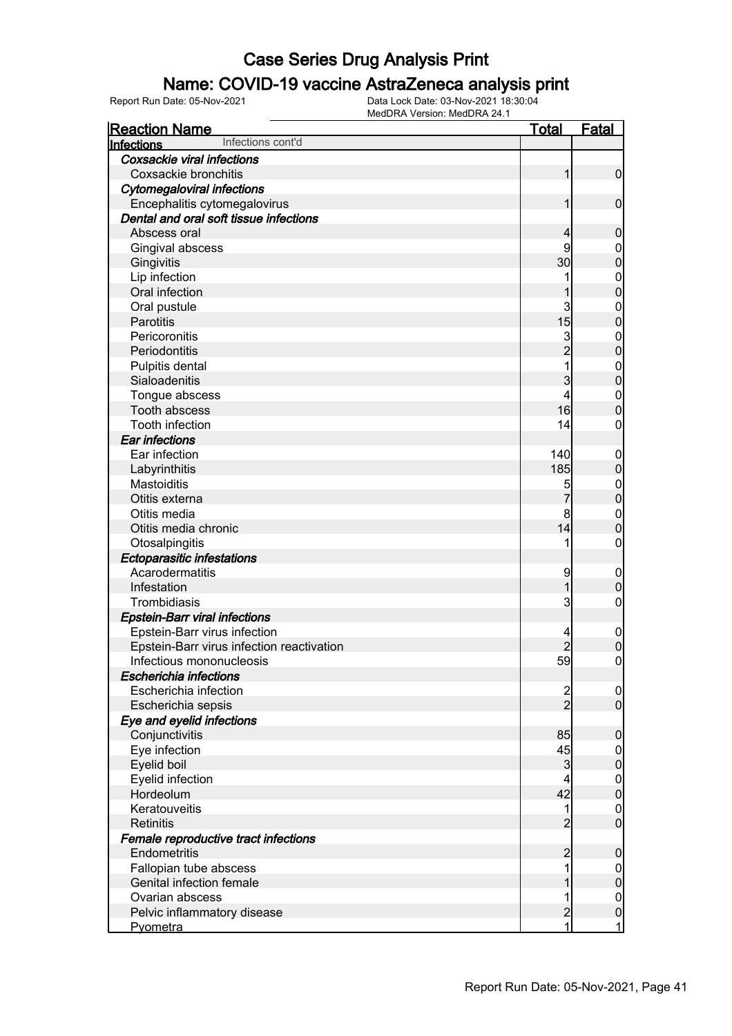# Case Series Drug Analysis Print

## Name: COVID-19 vaccine AstraZeneca analysis print

Report Run Date: 05-Nov-2021 | Data Lock Date: 03-Nov-2021 18:30:04 | MedDRA Version: MedDRA 24.1

| Reaction Name | Total | Fatal |
|---|---|---|
| **Infections** Infections cont'd | | |
| ***Coxsackie viral infections*** | | |
| Coxsackie bronchitis | 1 | 0 |
| ***Cytomegaloviral infections*** | | |
| Encephalitis cytomegalovirus | 1 | 0 |
| ***Dental and oral soft tissue infections*** | | |
| Abscess oral | 4 | 0 |
| Gingival abscess | 9 | 0 |
| Gingivitis | 30 | 0 |
| Lip infection | 1 | 0 |
| Oral infection | 1 | 0 |
| Oral pustule | 3 | 0 |
| Parotitis | 15 | 0 |
| Pericoronitis | 3 | 0 |
| Periodontitis | 2 | 0 |
| Pulpitis dental | 1 | 0 |
| Sialoadenitis | 3 | 0 |
| Tongue abscess | 4 | 0 |
| Tooth abscess | 16 | 0 |
| Tooth infection | 14 | 0 |
| ***Ear infections*** | | |
| Ear infection | 140 | 0 |
| Labyrinthitis | 185 | 0 |
| Mastoiditis | 5 | 0 |
| Otitis externa | 7 | 0 |
| Otitis media | 8 | 0 |
| Otitis media chronic | 14 | 0 |
| Otosalpingitis | 1 | 0 |
| ***Ectoparasitic infestations*** | | |
| Acarodermatitis | 9 | 0 |
| Infestation | 1 | 0 |
| Trombidiasis | 3 | 0 |
| ***Epstein-Barr viral infections*** | | |
| Epstein-Barr virus infection | 4 | 0 |
| Epstein-Barr virus infection reactivation | 2 | 0 |
| Infectious mononucleosis | 59 | 0 |
| ***Escherichia infections*** | | |
| Escherichia infection | 2 | 0 |
| Escherichia sepsis | 2 | 0 |
| ***Eye and eyelid infections*** | | |
| Conjunctivitis | 85 | 0 |
| Eye infection | 45 | 0 |
| Eyelid boil | 3 | 0 |
| Eyelid infection | 4 | 0 |
| Hordeolum | 42 | 0 |
| Keratouveitis | 1 | 0 |
| Retinitis | 2 | 0 |
| ***Female reproductive tract infections*** | | |
| Endometritis | 2 | 0 |
| Fallopian tube abscess | 1 | 0 |
| Genital infection female | 1 | 0 |
| Ovarian abscess | 1 | 0 |
| Pelvic inflammatory disease | 2 | 0 |
| Pyometra | 1 | 1 |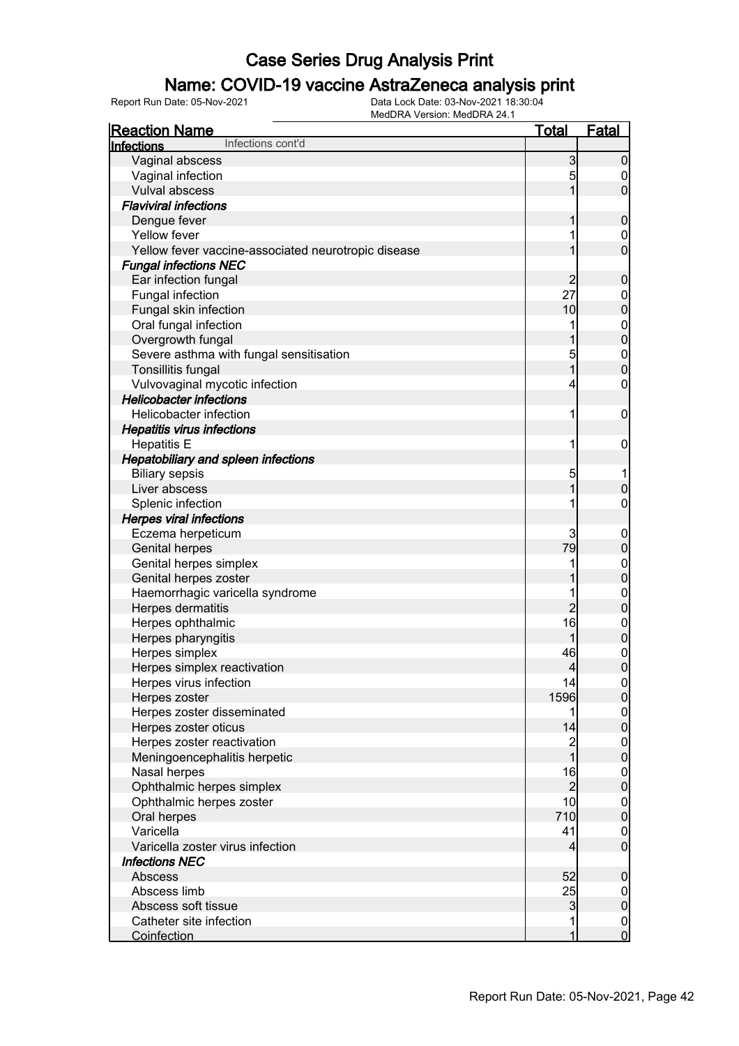# Case Series Drug Analysis Print

## Name: COVID-19 vaccine AstraZeneca analysis print

Report Run Date: 05-Nov-2021    Data Lock Date: 03-Nov-2021 18:30:04
MedDRA Version: MedDRA 24.1

| Reaction Name | Total | Fatal |
|---|---|---|
| **Infections** Infections cont'd | | |
| Vaginal abscess | 3 | 0 |
| Vaginal infection | 5 | 0 |
| Vulval abscess | 1 | 0 |
| ***Flaviviral infections*** | | |
| Dengue fever | 1 | 0 |
| Yellow fever | 1 | 0 |
| Yellow fever vaccine-associated neurotropic disease | 1 | 0 |
| ***Fungal infections NEC*** | | |
| Ear infection fungal | 2 | 0 |
| Fungal infection | 27 | 0 |
| Fungal skin infection | 10 | 0 |
| Oral fungal infection | 1 | 0 |
| Overgrowth fungal | 1 | 0 |
| Severe asthma with fungal sensitisation | 5 | 0 |
| Tonsillitis fungal | 1 | 0 |
| Vulvovaginal mycotic infection | 4 | 0 |
| ***Helicobacter infections*** | | |
| Helicobacter infection | 1 | 0 |
| ***Hepatitis virus infections*** | | |
| Hepatitis E | 1 | 0 |
| ***Hepatobiliary and spleen infections*** | | |
| Biliary sepsis | 5 | 1 |
| Liver abscess | 1 | 0 |
| Splenic infection | 1 | 0 |
| ***Herpes viral infections*** | | |
| Eczema herpeticum | 3 | 0 |
| Genital herpes | 79 | 0 |
| Genital herpes simplex | 1 | 0 |
| Genital herpes zoster | 1 | 0 |
| Haemorrhagic varicella syndrome | 1 | 0 |
| Herpes dermatitis | 2 | 0 |
| Herpes ophthalmic | 16 | 0 |
| Herpes pharyngitis | 1 | 0 |
| Herpes simplex | 46 | 0 |
| Herpes simplex reactivation | 4 | 0 |
| Herpes virus infection | 14 | 0 |
| Herpes zoster | 1596 | 0 |
| Herpes zoster disseminated | 1 | 0 |
| Herpes zoster oticus | 14 | 0 |
| Herpes zoster reactivation | 2 | 0 |
| Meningoencephalitis herpetic | 1 | 0 |
| Nasal herpes | 16 | 0 |
| Ophthalmic herpes simplex | 2 | 0 |
| Ophthalmic herpes zoster | 10 | 0 |
| Oral herpes | 710 | 0 |
| Varicella | 41 | 0 |
| Varicella zoster virus infection | 4 | 0 |
| ***Infections NEC*** | | |
| Abscess | 52 | 0 |
| Abscess limb | 25 | 0 |
| Abscess soft tissue | 3 | 0 |
| Catheter site infection | 1 | 0 |
| Coinfection | 1 | 0 |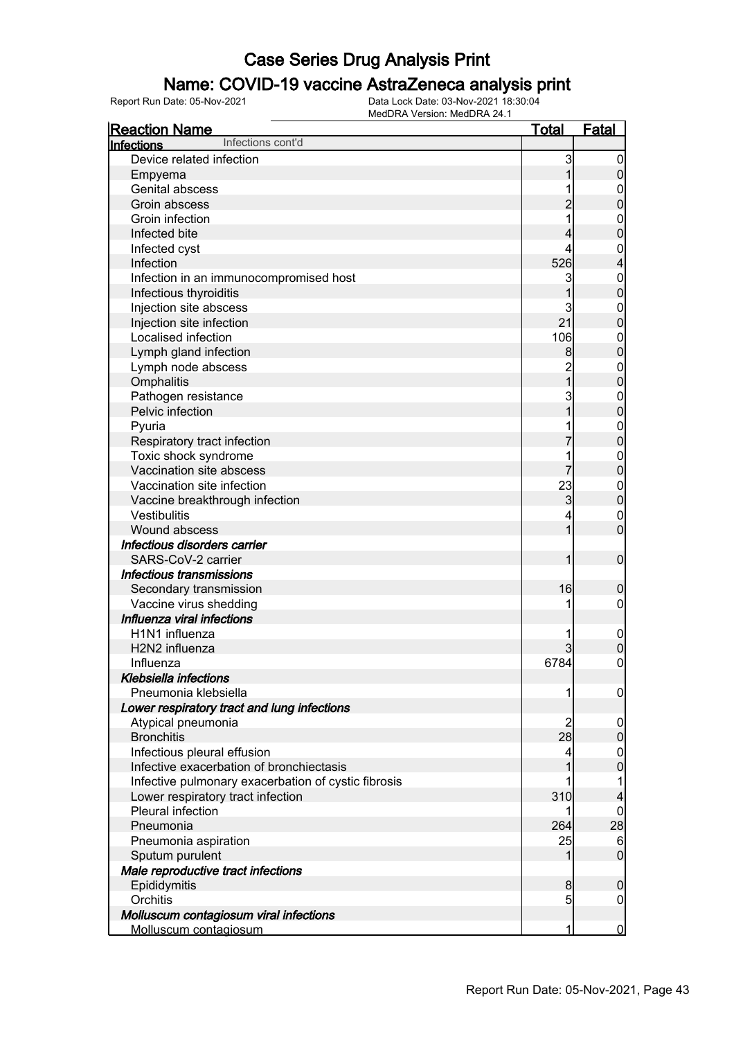# Case Series Drug Analysis Print

## Name: COVID-19 vaccine AstraZeneca analysis print

Report Run Date: 05-Nov-2021    Data Lock Date: 03-Nov-2021 18:30:04
MedDRA Version: MedDRA 24.1

| Reaction Name | Total | Fatal |
|---|---|---|
| **Infections** Infections cont'd | | |
| Device related infection | 3 | 0 |
| Empyema | 1 | 0 |
| Genital abscess | 1 | 0 |
| Groin abscess | 2 | 0 |
| Groin infection | 1 | 0 |
| Infected bite | 4 | 0 |
| Infected cyst | 4 | 0 |
| Infection | 526 | 4 |
| Infection in an immunocompromised host | 3 | 0 |
| Infectious thyroiditis | 1 | 0 |
| Injection site abscess | 3 | 0 |
| Injection site infection | 21 | 0 |
| Localised infection | 106 | 0 |
| Lymph gland infection | 8 | 0 |
| Lymph node abscess | 2 | 0 |
| Omphalitis | 1 | 0 |
| Pathogen resistance | 3 | 0 |
| Pelvic infection | 1 | 0 |
| Pyuria | 1 | 0 |
| Respiratory tract infection | 7 | 0 |
| Toxic shock syndrome | 1 | 0 |
| Vaccination site abscess | 7 | 0 |
| Vaccination site infection | 23 | 0 |
| Vaccine breakthrough infection | 3 | 0 |
| Vestibulitis | 4 | 0 |
| Wound abscess | 1 | 0 |
| ***Infectious disorders carrier*** | | |
| SARS-CoV-2 carrier | 1 | 0 |
| ***Infectious transmissions*** | | |
| Secondary transmission | 16 | 0 |
| Vaccine virus shedding | 1 | 0 |
| ***Influenza viral infections*** | | |
| H1N1 influenza | 1 | 0 |
| H2N2 influenza | 3 | 0 |
| Influenza | 6784 | 0 |
| ***Klebsiella infections*** | | |
| Pneumonia klebsiella | 1 | 0 |
| ***Lower respiratory tract and lung infections*** | | |
| Atypical pneumonia | 2 | 0 |
| Bronchitis | 28 | 0 |
| Infectious pleural effusion | 4 | 0 |
| Infective exacerbation of bronchiectasis | 1 | 0 |
| Infective pulmonary exacerbation of cystic fibrosis | 1 | 1 |
| Lower respiratory tract infection | 310 | 4 |
| Pleural infection | 1 | 0 |
| Pneumonia | 264 | 28 |
| Pneumonia aspiration | 25 | 6 |
| Sputum purulent | 1 | 0 |
| ***Male reproductive tract infections*** | | |
| Epididymitis | 8 | 0 |
| Orchitis | 5 | 0 |
| ***Molluscum contagiosum viral infections*** | | |
| Molluscum contagiosum | 1 | 0 |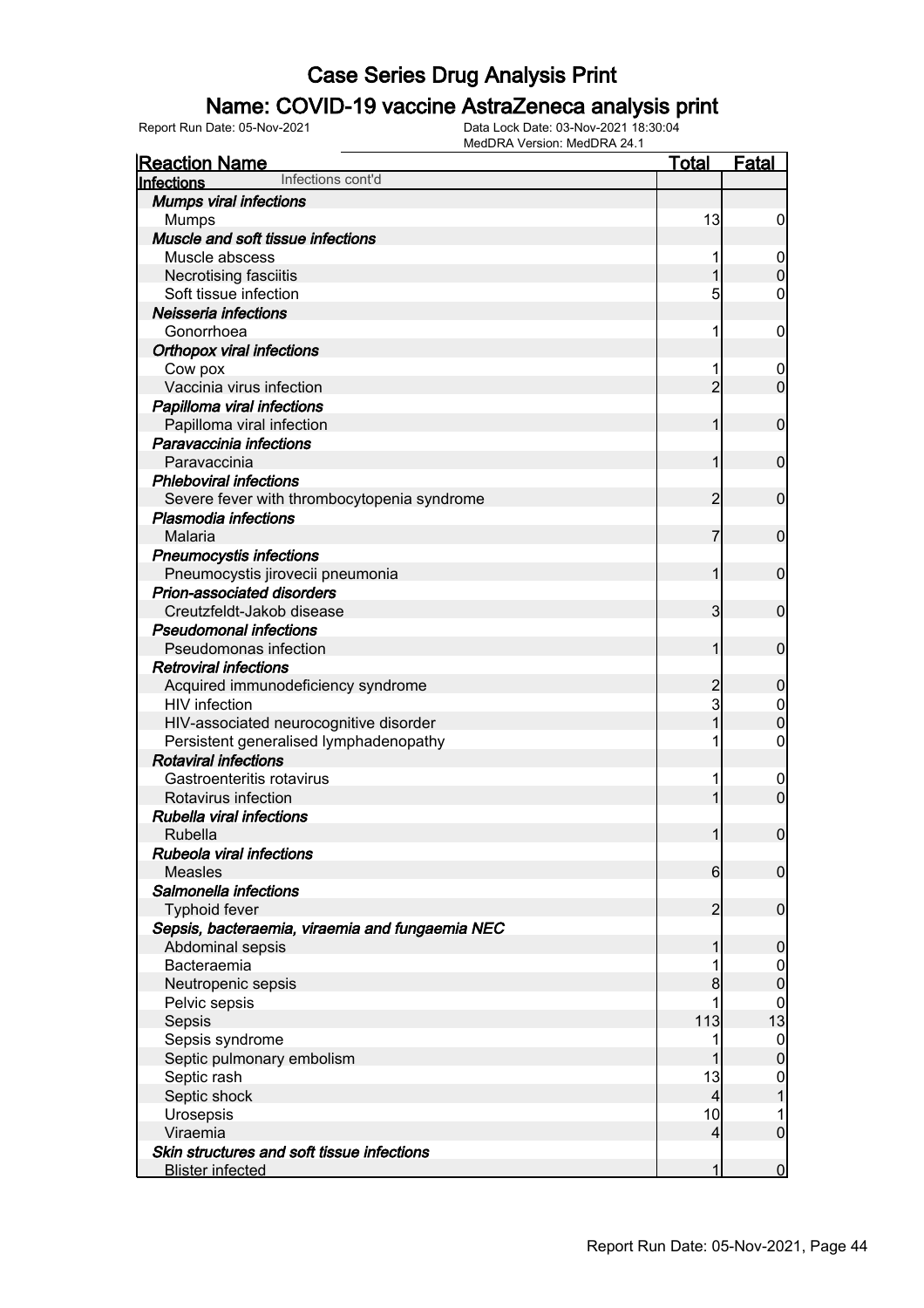# Case Series Drug Analysis Print

## Name: COVID-19 vaccine AstraZeneca analysis print

Report Run Date: 05-Nov-2021

Data Lock Date: 03-Nov-2021 18:30:04

MedDRA Version: MedDRA 24.1

| Reaction Name | Total | Fatal |
|---|---|---|
| **Infections** Infections cont'd | | |
| ***Mumps viral infections*** | | |
| Mumps | 13 | 0 |
| ***Muscle and soft tissue infections*** | | |
| Muscle abscess | 1 | 0 |
| Necrotising fasciitis | 1 | 0 |
| Soft tissue infection | 5 | 0 |
| ***Neisseria infections*** | | |
| Gonorrhoea | 1 | 0 |
| ***Orthopox viral infections*** | | |
| Cow pox | 1 | 0 |
| Vaccinia virus infection | 2 | 0 |
| ***Papilloma viral infections*** | | |
| Papilloma viral infection | 1 | 0 |
| ***Paravaccinia infections*** | | |
| Paravaccinia | 1 | 0 |
| ***Phleboviral infections*** | | |
| Severe fever with thrombocytopenia syndrome | 2 | 0 |
| ***Plasmodia infections*** | | |
| Malaria | 7 | 0 |
| ***Pneumocystis infections*** | | |
| Pneumocystis jirovecii pneumonia | 1 | 0 |
| ***Prion-associated disorders*** | | |
| Creutzfeldt-Jakob disease | 3 | 0 |
| ***Pseudomonal infections*** | | |
| Pseudomonas infection | 1 | 0 |
| ***Retroviral infections*** | | |
| Acquired immunodeficiency syndrome | 2 | 0 |
| HIV infection | 3 | 0 |
| HIV-associated neurocognitive disorder | 1 | 0 |
| Persistent generalised lymphadenopathy | 1 | 0 |
| ***Rotaviral infections*** | | |
| Gastroenteritis rotavirus | 1 | 0 |
| Rotavirus infection | 1 | 0 |
| ***Rubella viral infections*** | | |
| Rubella | 1 | 0 |
| ***Rubeola viral infections*** | | |
| Measles | 6 | 0 |
| ***Salmonella infections*** | | |
| Typhoid fever | 2 | 0 |
| ***Sepsis, bacteraemia, viraemia and fungaemia NEC*** | | |
| Abdominal sepsis | 1 | 0 |
| Bacteraemia | 1 | 0 |
| Neutropenic sepsis | 8 | 0 |
| Pelvic sepsis | 1 | 0 |
| Sepsis | 113 | 13 |
| Sepsis syndrome | 1 | 0 |
| Septic pulmonary embolism | 1 | 0 |
| Septic rash | 13 | 0 |
| Septic shock | 4 | 1 |
| Urosepsis | 10 | 1 |
| Viraemia | 4 | 0 |
| ***Skin structures and soft tissue infections*** | | |
| Blister infected | 1 | 0 |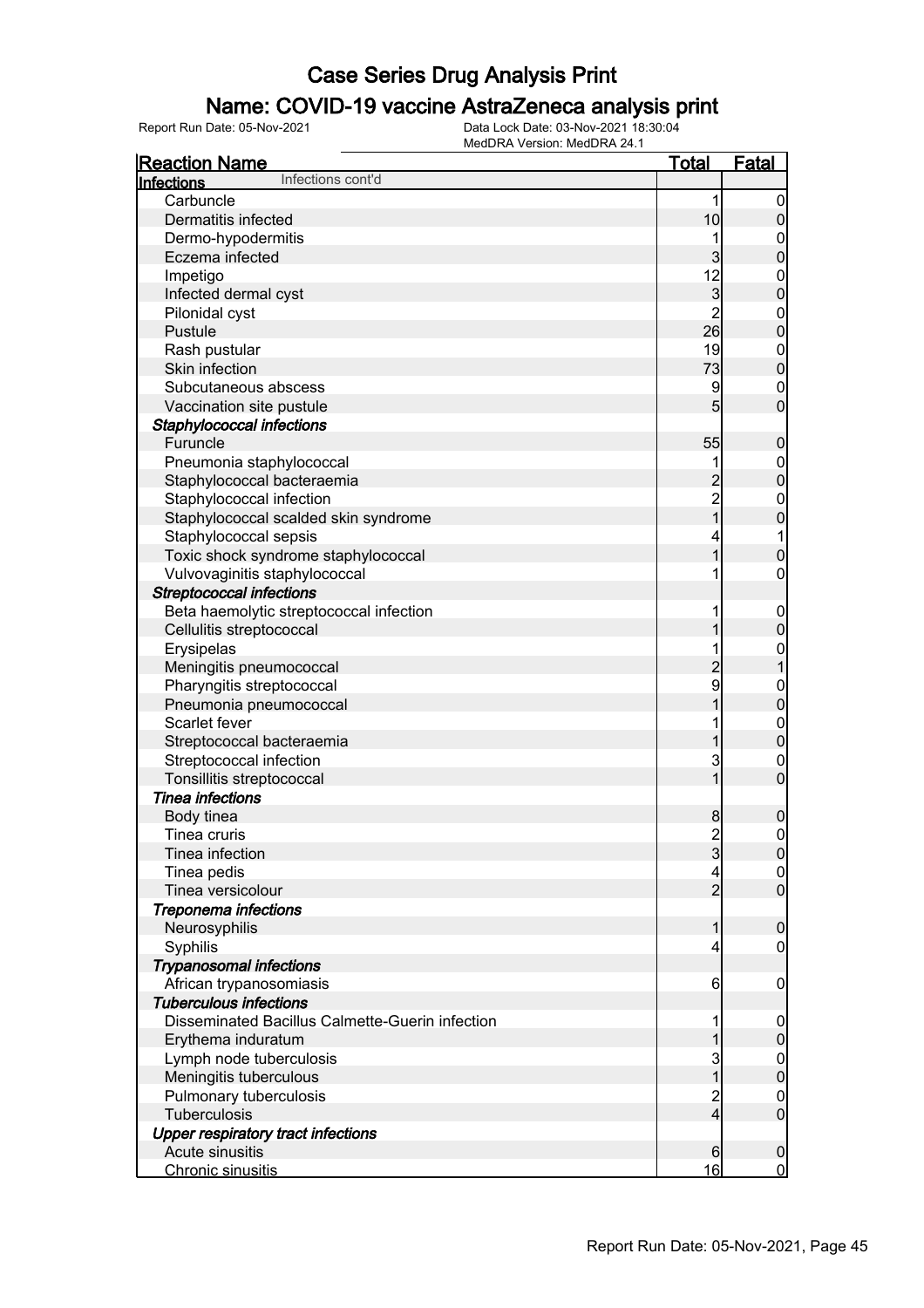# Case Series Drug Analysis Print

## Name: COVID-19 vaccine AstraZeneca analysis print

Report Run Date: 05-Nov-2021

Data Lock Date: 03-Nov-2021 18:30:04

MedDRA Version: MedDRA 24.1

| Reaction Name | Total | Fatal |
|---|---|---|
| **Infections** Infections cont'd | | |
| Carbuncle | 1 | 0 |
| Dermatitis infected | 10 | 0 |
| Dermo-hypodermitis | 1 | 0 |
| Eczema infected | 3 | 0 |
| Impetigo | 12 | 0 |
| Infected dermal cyst | 3 | 0 |
| Pilonidal cyst | 2 | 0 |
| Pustule | 26 | 0 |
| Rash pustular | 19 | 0 |
| Skin infection | 73 | 0 |
| Subcutaneous abscess | 9 | 0 |
| Vaccination site pustule | 5 | 0 |
| ***Staphylococcal infections*** | | |
| Furuncle | 55 | 0 |
| Pneumonia staphylococcal | 1 | 0 |
| Staphylococcal bacteraemia | 2 | 0 |
| Staphylococcal infection | 2 | 0 |
| Staphylococcal scalded skin syndrome | 1 | 0 |
| Staphylococcal sepsis | 4 | 1 |
| Toxic shock syndrome staphylococcal | 1 | 0 |
| Vulvovaginitis staphylococcal | 1 | 0 |
| ***Streptococcal infections*** | | |
| Beta haemolytic streptococcal infection | 1 | 0 |
| Cellulitis streptococcal | 1 | 0 |
| Erysipelas | 1 | 0 |
| Meningitis pneumococcal | 2 | 1 |
| Pharyngitis streptococcal | 9 | 0 |
| Pneumonia pneumococcal | 1 | 0 |
| Scarlet fever | 1 | 0 |
| Streptococcal bacteraemia | 1 | 0 |
| Streptococcal infection | 3 | 0 |
| Tonsillitis streptococcal | 1 | 0 |
| ***Tinea infections*** | | |
| Body tinea | 8 | 0 |
| Tinea cruris | 2 | 0 |
| Tinea infection | 3 | 0 |
| Tinea pedis | 4 | 0 |
| Tinea versicolour | 2 | 0 |
| ***Treponema infections*** | | |
| Neurosyphilis | 1 | 0 |
| Syphilis | 4 | 0 |
| ***Trypanosomal infections*** | | |
| African trypanosomiasis | 6 | 0 |
| ***Tuberculous infections*** | | |
| Disseminated Bacillus Calmette-Guerin infection | 1 | 0 |
| Erythema induratum | 1 | 0 |
| Lymph node tuberculosis | 3 | 0 |
| Meningitis tuberculous | 1 | 0 |
| Pulmonary tuberculosis | 2 | 0 |
| Tuberculosis | 4 | 0 |
| ***Upper respiratory tract infections*** | | |
| Acute sinusitis | 6 | 0 |
| Chronic sinusitis | 16 | 0 |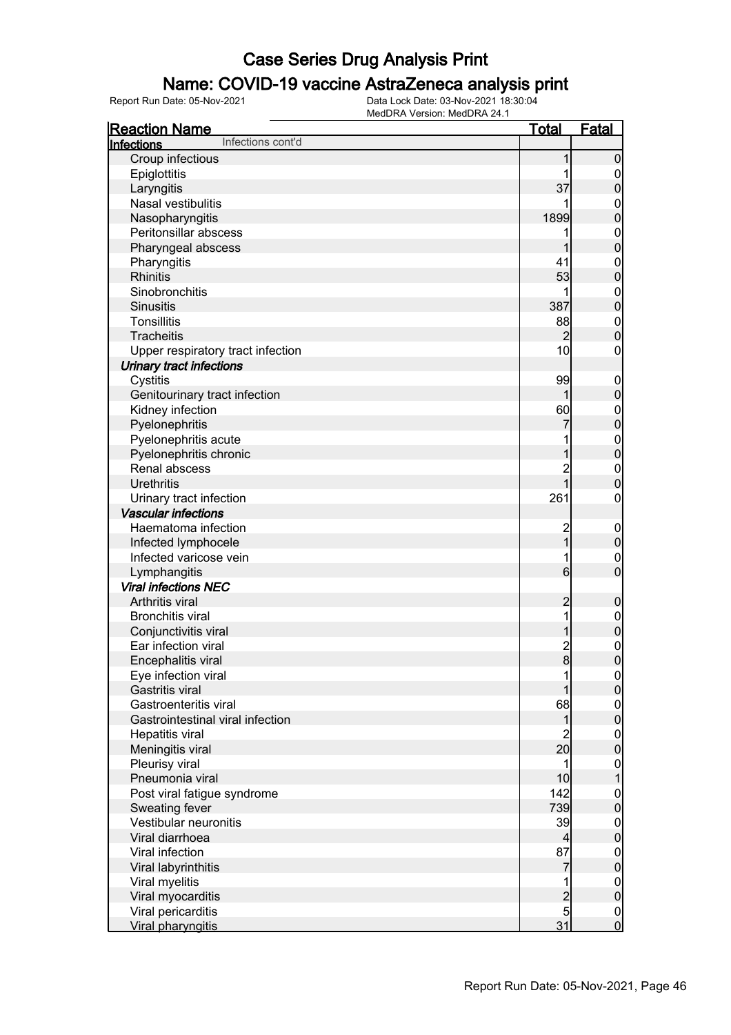# Case Series Drug Analysis Print

## Name: COVID-19 vaccine AstraZeneca analysis print

Report Run Date: 05-Nov-2021    Data Lock Date: 03-Nov-2021 18:30:04
MedDRA Version: MedDRA 24.1

| Reaction Name | Total | Fatal |
|---|---|---|
| **Infections** Infections cont'd | | |
| Croup infectious | 1 | 0 |
| Epiglottitis | 1 | 0 |
| Laryngitis | 37 | 0 |
| Nasal vestibulitis | 1 | 0 |
| Nasopharyngitis | 1899 | 0 |
| Peritonsillar abscess | 1 | 0 |
| Pharyngeal abscess | 1 | 0 |
| Pharyngitis | 41 | 0 |
| Rhinitis | 53 | 0 |
| Sinobronchitis | 1 | 0 |
| Sinusitis | 387 | 0 |
| Tonsillitis | 88 | 0 |
| Tracheitis | 2 | 0 |
| Upper respiratory tract infection | 10 | 0 |
| ***Urinary tract infections*** | | |
| Cystitis | 99 | 0 |
| Genitourinary tract infection | 1 | 0 |
| Kidney infection | 60 | 0 |
| Pyelonephritis | 7 | 0 |
| Pyelonephritis acute | 1 | 0 |
| Pyelonephritis chronic | 1 | 0 |
| Renal abscess | 2 | 0 |
| Urethritis | 1 | 0 |
| Urinary tract infection | 261 | 0 |
| ***Vascular infections*** | | |
| Haematoma infection | 2 | 0 |
| Infected lymphocele | 1 | 0 |
| Infected varicose vein | 1 | 0 |
| Lymphangitis | 6 | 0 |
| ***Viral infections NEC*** | | |
| Arthritis viral | 2 | 0 |
| Bronchitis viral | 1 | 0 |
| Conjunctivitis viral | 1 | 0 |
| Ear infection viral | 2 | 0 |
| Encephalitis viral | 8 | 0 |
| Eye infection viral | 1 | 0 |
| Gastritis viral | 1 | 0 |
| Gastroenteritis viral | 68 | 0 |
| Gastrointestinal viral infection | 1 | 0 |
| Hepatitis viral | 2 | 0 |
| Meningitis viral | 20 | 0 |
| Pleurisy viral | 1 | 0 |
| Pneumonia viral | 10 | 1 |
| Post viral fatigue syndrome | 142 | 0 |
| Sweating fever | 739 | 0 |
| Vestibular neuronitis | 39 | 0 |
| Viral diarrhoea | 4 | 0 |
| Viral infection | 87 | 0 |
| Viral labyrinthitis | 7 | 0 |
| Viral myelitis | 1 | 0 |
| Viral myocarditis | 2 | 0 |
| Viral pericarditis | 5 | 0 |
| Viral pharyngitis | 31 | 0 |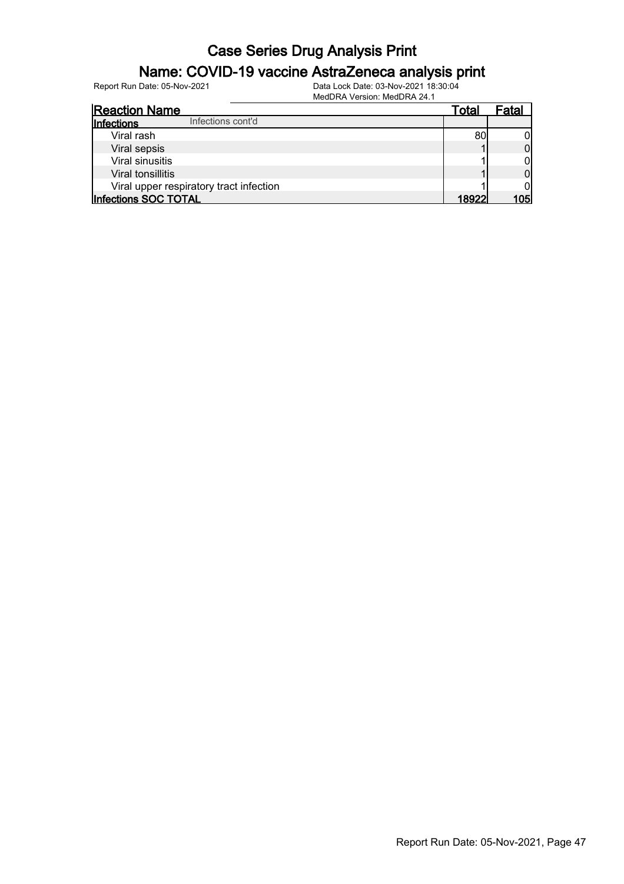# Case Series Drug Analysis Print

## Name: COVID-19 vaccine AstraZeneca analysis print

Report Run Date: 05-Nov-2021

Data Lock Date: 03-Nov-2021 18:30:04
MedDRA Version: MedDRA 24.1

| Reaction Name | Total | Fatal |
|---|---|---|
| **Infections** Infections cont'd | | |
| Viral rash | 80 | 0 |
| Viral sepsis | 1 | 0 |
| Viral sinusitis | 1 | 0 |
| Viral tonsillitis | 1 | 0 |
| Viral upper respiratory tract infection | 1 | 0 |
| **Infections SOC TOTAL** | **18922** | **105** |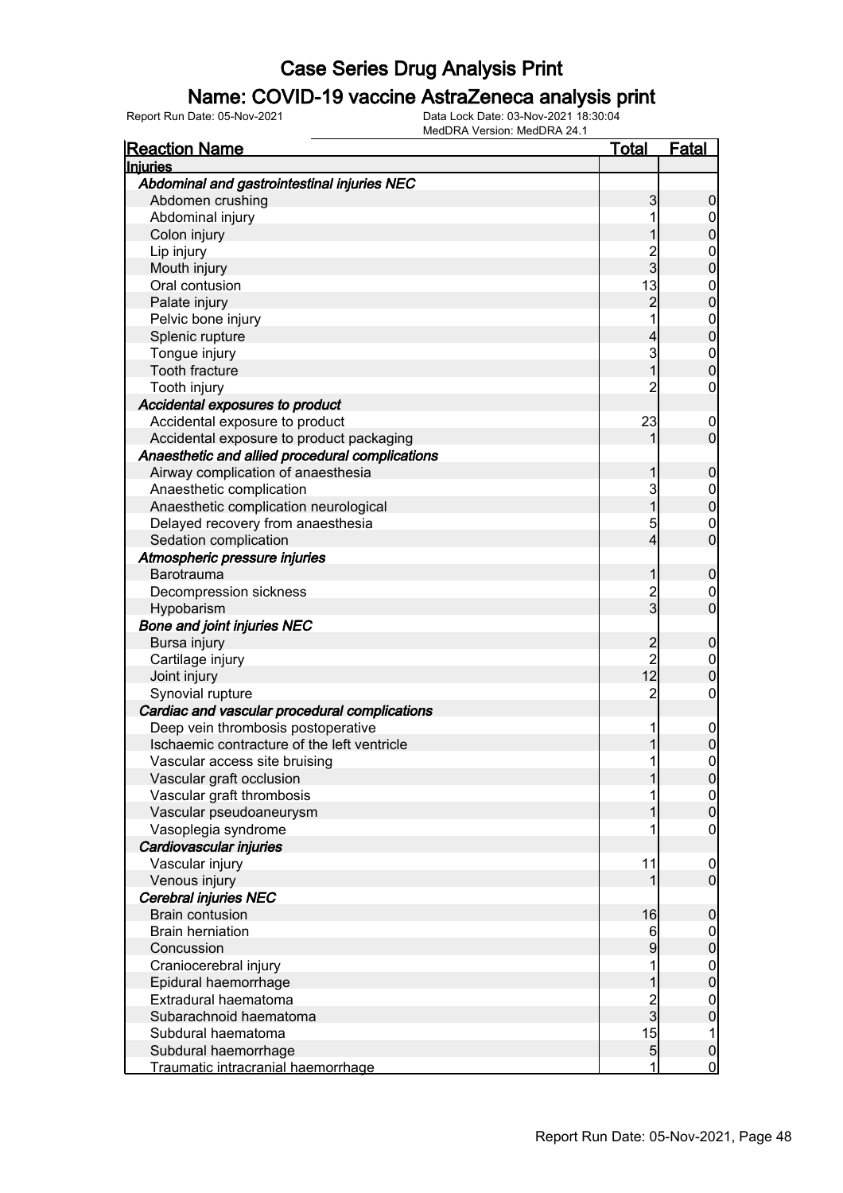# Case Series Drug Analysis Print

## Name: COVID-19 vaccine AstraZeneca analysis print

Report Run Date: 05-Nov-2021    Data Lock Date: 03-Nov-2021 18:30:04
MedDRA Version: MedDRA 24.1

| Reaction Name | Total | Fatal |
|---|---|---|
| **Injuries** | | |
| ***Abdominal and gastrointestinal injuries NEC*** | | |
| Abdomen crushing | 3 | 0 |
| Abdominal injury | 1 | 0 |
| Colon injury | 1 | 0 |
| Lip injury | 2 | 0 |
| Mouth injury | 3 | 0 |
| Oral contusion | 13 | 0 |
| Palate injury | 2 | 0 |
| Pelvic bone injury | 1 | 0 |
| Splenic rupture | 4 | 0 |
| Tongue injury | 3 | 0 |
| Tooth fracture | 1 | 0 |
| Tooth injury | 2 | 0 |
| ***Accidental exposures to product*** | | |
| Accidental exposure to product | 23 | 0 |
| Accidental exposure to product packaging | 1 | 0 |
| ***Anaesthetic and allied procedural complications*** | | |
| Airway complication of anaesthesia | 1 | 0 |
| Anaesthetic complication | 3 | 0 |
| Anaesthetic complication neurological | 1 | 0 |
| Delayed recovery from anaesthesia | 5 | 0 |
| Sedation complication | 4 | 0 |
| ***Atmospheric pressure injuries*** | | |
| Barotrauma | 1 | 0 |
| Decompression sickness | 2 | 0 |
| Hypobarism | 3 | 0 |
| ***Bone and joint injuries NEC*** | | |
| Bursa injury | 2 | 0 |
| Cartilage injury | 2 | 0 |
| Joint injury | 12 | 0 |
| Synovial rupture | 2 | 0 |
| ***Cardiac and vascular procedural complications*** | | |
| Deep vein thrombosis postoperative | 1 | 0 |
| Ischaemic contracture of the left ventricle | 1 | 0 |
| Vascular access site bruising | 1 | 0 |
| Vascular graft occlusion | 1 | 0 |
| Vascular graft thrombosis | 1 | 0 |
| Vascular pseudoaneurysm | 1 | 0 |
| Vasoplegia syndrome | 1 | 0 |
| ***Cardiovascular injuries*** | | |
| Vascular injury | 11 | 0 |
| Venous injury | 1 | 0 |
| ***Cerebral injuries NEC*** | | |
| Brain contusion | 16 | 0 |
| Brain herniation | 6 | 0 |
| Concussion | 9 | 0 |
| Craniocerebral injury | 1 | 0 |
| Epidural haemorrhage | 1 | 0 |
| Extradural haematoma | 2 | 0 |
| Subarachnoid haematoma | 3 | 0 |
| Subdural haematoma | 15 | 1 |
| Subdural haemorrhage | 5 | 0 |
| Traumatic intracranial haemorrhage | 1 | 0 |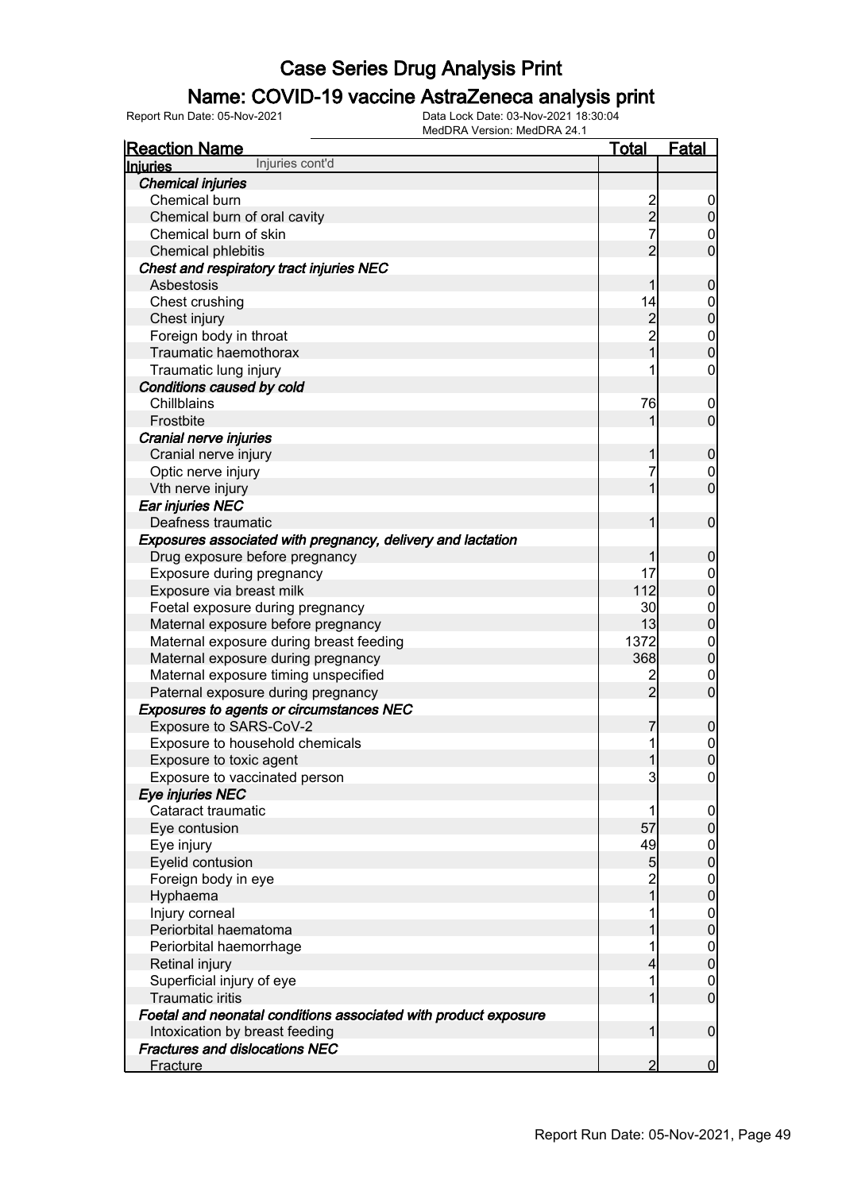# Case Series Drug Analysis Print

## Name: COVID-19 vaccine AstraZeneca analysis print

Report Run Date: 05-Nov-2021 Data Lock Date: 03-Nov-2021 18:30:04
MedDRA Version: MedDRA 24.1

| Reaction Name | Total | Fatal |
|---|---|---|
| **Injuries** Injuries cont'd | | |
| ***Chemical injuries*** | | |
| Chemical burn | 2 | 0 |
| Chemical burn of oral cavity | 2 | 0 |
| Chemical burn of skin | 7 | 0 |
| Chemical phlebitis | 2 | 0 |
| ***Chest and respiratory tract injuries NEC*** | | |
| Asbestosis | 1 | 0 |
| Chest crushing | 14 | 0 |
| Chest injury | 2 | 0 |
| Foreign body in throat | 2 | 0 |
| Traumatic haemothorax | 1 | 0 |
| Traumatic lung injury | 1 | 0 |
| ***Conditions caused by cold*** | | |
| Chillblains | 76 | 0 |
| Frostbite | 1 | 0 |
| ***Cranial nerve injuries*** | | |
| Cranial nerve injury | 1 | 0 |
| Optic nerve injury | 7 | 0 |
| Vth nerve injury | 1 | 0 |
| ***Ear injuries NEC*** | | |
| Deafness traumatic | 1 | 0 |
| ***Exposures associated with pregnancy, delivery and lactation*** | | |
| Drug exposure before pregnancy | 1 | 0 |
| Exposure during pregnancy | 17 | 0 |
| Exposure via breast milk | 112 | 0 |
| Foetal exposure during pregnancy | 30 | 0 |
| Maternal exposure before pregnancy | 13 | 0 |
| Maternal exposure during breast feeding | 1372 | 0 |
| Maternal exposure during pregnancy | 368 | 0 |
| Maternal exposure timing unspecified | 2 | 0 |
| Paternal exposure during pregnancy | 2 | 0 |
| ***Exposures to agents or circumstances NEC*** | | |
| Exposure to SARS-CoV-2 | 7 | 0 |
| Exposure to household chemicals | 1 | 0 |
| Exposure to toxic agent | 1 | 0 |
| Exposure to vaccinated person | 3 | 0 |
| ***Eye injuries NEC*** | | |
| Cataract traumatic | 1 | 0 |
| Eye contusion | 57 | 0 |
| Eye injury | 49 | 0 |
| Eyelid contusion | 5 | 0 |
| Foreign body in eye | 2 | 0 |
| Hyphaema | 1 | 0 |
| Injury corneal | 1 | 0 |
| Periorbital haematoma | 1 | 0 |
| Periorbital haemorrhage | 1 | 0 |
| Retinal injury | 4 | 0 |
| Superficial injury of eye | 1 | 0 |
| Traumatic iritis | 1 | 0 |
| ***Foetal and neonatal conditions associated with product exposure*** | | |
| Intoxication by breast feeding | 1 | 0 |
| ***Fractures and dislocations NEC*** | | |
| Fracture | 2 | 0 |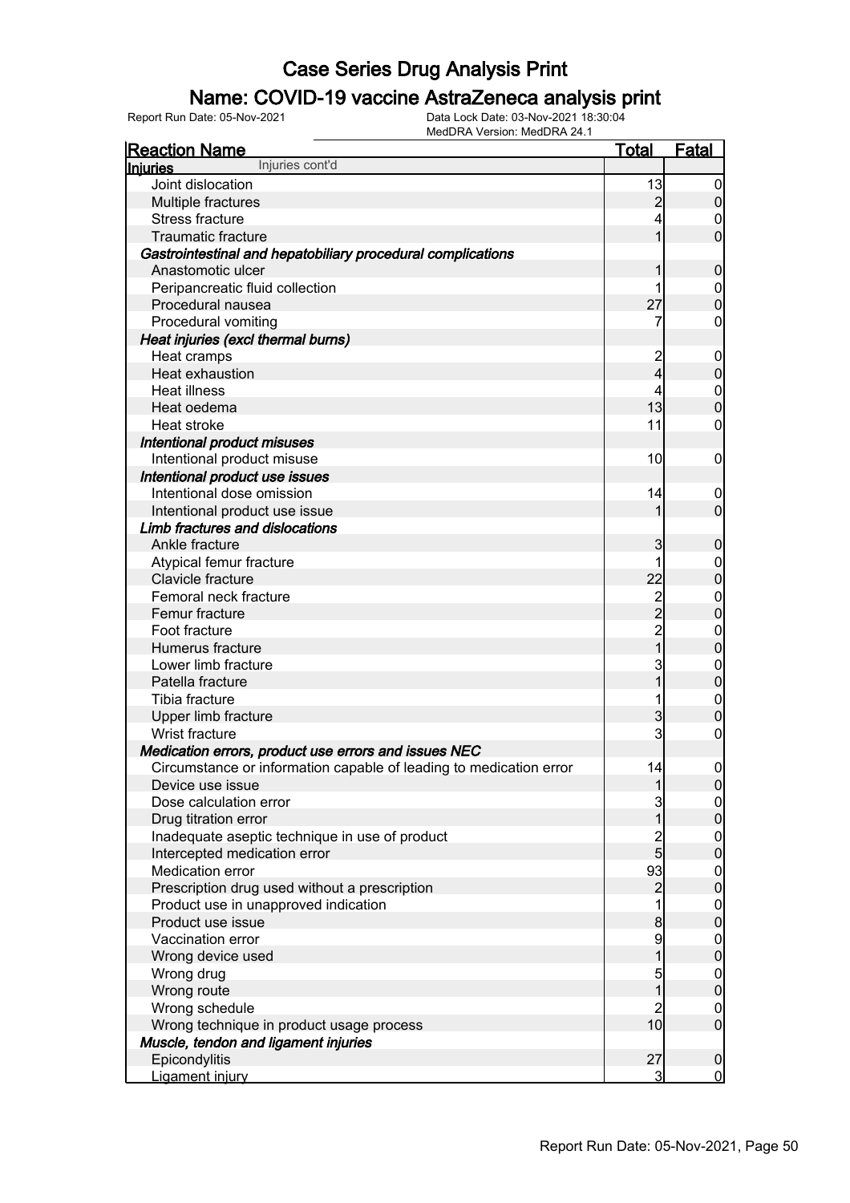# Case Series Drug Analysis Print

## Name: COVID-19 vaccine AstraZeneca analysis print

Report Run Date: 05-Nov-2021    Data Lock Date: 03-Nov-2021 18:30:04
MedDRA Version: MedDRA 24.1

| Reaction Name | Total | Fatal |
|---|---|---|
| **Injuries** Injuries cont'd | | |
| Joint dislocation | 13 | 0 |
| Multiple fractures | 2 | 0 |
| Stress fracture | 4 | 0 |
| Traumatic fracture | 1 | 0 |
| ***Gastrointestinal and hepatobiliary procedural complications*** | | |
| Anastomotic ulcer | 1 | 0 |
| Peripancreatic fluid collection | 1 | 0 |
| Procedural nausea | 27 | 0 |
| Procedural vomiting | 7 | 0 |
| ***Heat injuries (excl thermal burns)*** | | |
| Heat cramps | 2 | 0 |
| Heat exhaustion | 4 | 0 |
| Heat illness | 4 | 0 |
| Heat oedema | 13 | 0 |
| Heat stroke | 11 | 0 |
| ***Intentional product misuses*** | | |
| Intentional product misuse | 10 | 0 |
| ***Intentional product use issues*** | | |
| Intentional dose omission | 14 | 0 |
| Intentional product use issue | 1 | 0 |
| ***Limb fractures and dislocations*** | | |
| Ankle fracture | 3 | 0 |
| Atypical femur fracture | 1 | 0 |
| Clavicle fracture | 22 | 0 |
| Femoral neck fracture | 2 | 0 |
| Femur fracture | 2 | 0 |
| Foot fracture | 2 | 0 |
| Humerus fracture | 1 | 0 |
| Lower limb fracture | 3 | 0 |
| Patella fracture | 1 | 0 |
| Tibia fracture | 1 | 0 |
| Upper limb fracture | 3 | 0 |
| Wrist fracture | 3 | 0 |
| ***Medication errors, product use errors and issues NEC*** | | |
| Circumstance or information capable of leading to medication error | 14 | 0 |
| Device use issue | 1 | 0 |
| Dose calculation error | 3 | 0 |
| Drug titration error | 1 | 0 |
| Inadequate aseptic technique in use of product | 2 | 0 |
| Intercepted medication error | 5 | 0 |
| Medication error | 93 | 0 |
| Prescription drug used without a prescription | 2 | 0 |
| Product use in unapproved indication | 1 | 0 |
| Product use issue | 8 | 0 |
| Vaccination error | 9 | 0 |
| Wrong device used | 1 | 0 |
| Wrong drug | 5 | 0 |
| Wrong route | 1 | 0 |
| Wrong schedule | 2 | 0 |
| Wrong technique in product usage process | 10 | 0 |
| ***Muscle, tendon and ligament injuries*** | | |
| Epicondylitis | 27 | 0 |
| Ligament injury | 3 | 0 |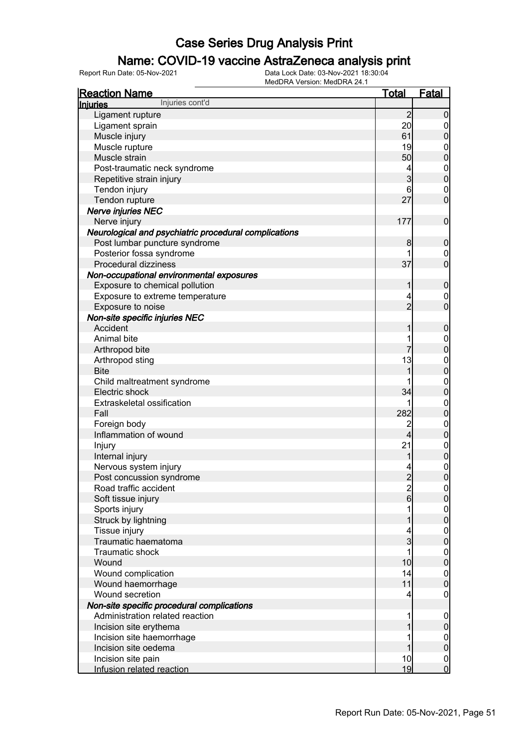# Case Series Drug Analysis Print

## Name: COVID-19 vaccine AstraZeneca analysis print

Report Run Date: 05-Nov-2021 Data Lock Date: 03-Nov-2021 18:30:04
MedDRA Version: MedDRA 24.1

| Reaction Name | Total | Fatal |
|---|---|---|
| **Injuries** Injuries cont'd | | |
| Ligament rupture | 2 | 0 |
| Ligament sprain | 20 | 0 |
| Muscle injury | 61 | 0 |
| Muscle rupture | 19 | 0 |
| Muscle strain | 50 | 0 |
| Post-traumatic neck syndrome | 4 | 0 |
| Repetitive strain injury | 3 | 0 |
| Tendon injury | 6 | 0 |
| Tendon rupture | 27 | 0 |
| ***Nerve injuries NEC*** | | |
| Nerve injury | 177 | 0 |
| ***Neurological and psychiatric procedural complications*** | | |
| Post lumbar puncture syndrome | 8 | 0 |
| Posterior fossa syndrome | 1 | 0 |
| Procedural dizziness | 37 | 0 |
| ***Non-occupational environmental exposures*** | | |
| Exposure to chemical pollution | 1 | 0 |
| Exposure to extreme temperature | 4 | 0 |
| Exposure to noise | 2 | 0 |
| ***Non-site specific injuries NEC*** | | |
| Accident | 1 | 0 |
| Animal bite | 1 | 0 |
| Arthropod bite | 7 | 0 |
| Arthropod sting | 13 | 0 |
| Bite | 1 | 0 |
| Child maltreatment syndrome | 1 | 0 |
| Electric shock | 34 | 0 |
| Extraskeletal ossification | 1 | 0 |
| Fall | 282 | 0 |
| Foreign body | 2 | 0 |
| Inflammation of wound | 4 | 0 |
| Injury | 21 | 0 |
| Internal injury | 1 | 0 |
| Nervous system injury | 4 | 0 |
| Post concussion syndrome | 2 | 0 |
| Road traffic accident | 2 | 0 |
| Soft tissue injury | 6 | 0 |
| Sports injury | 1 | 0 |
| Struck by lightning | 1 | 0 |
| Tissue injury | 4 | 0 |
| Traumatic haematoma | 3 | 0 |
| Traumatic shock | 1 | 0 |
| Wound | 10 | 0 |
| Wound complication | 14 | 0 |
| Wound haemorrhage | 11 | 0 |
| Wound secretion | 4 | 0 |
| ***Non-site specific procedural complications*** | | |
| Administration related reaction | 1 | 0 |
| Incision site erythema | 1 | 0 |
| Incision site haemorrhage | 1 | 0 |
| Incision site oedema | 1 | 0 |
| Incision site pain | 10 | 0 |
| Infusion related reaction | 19 | 0 |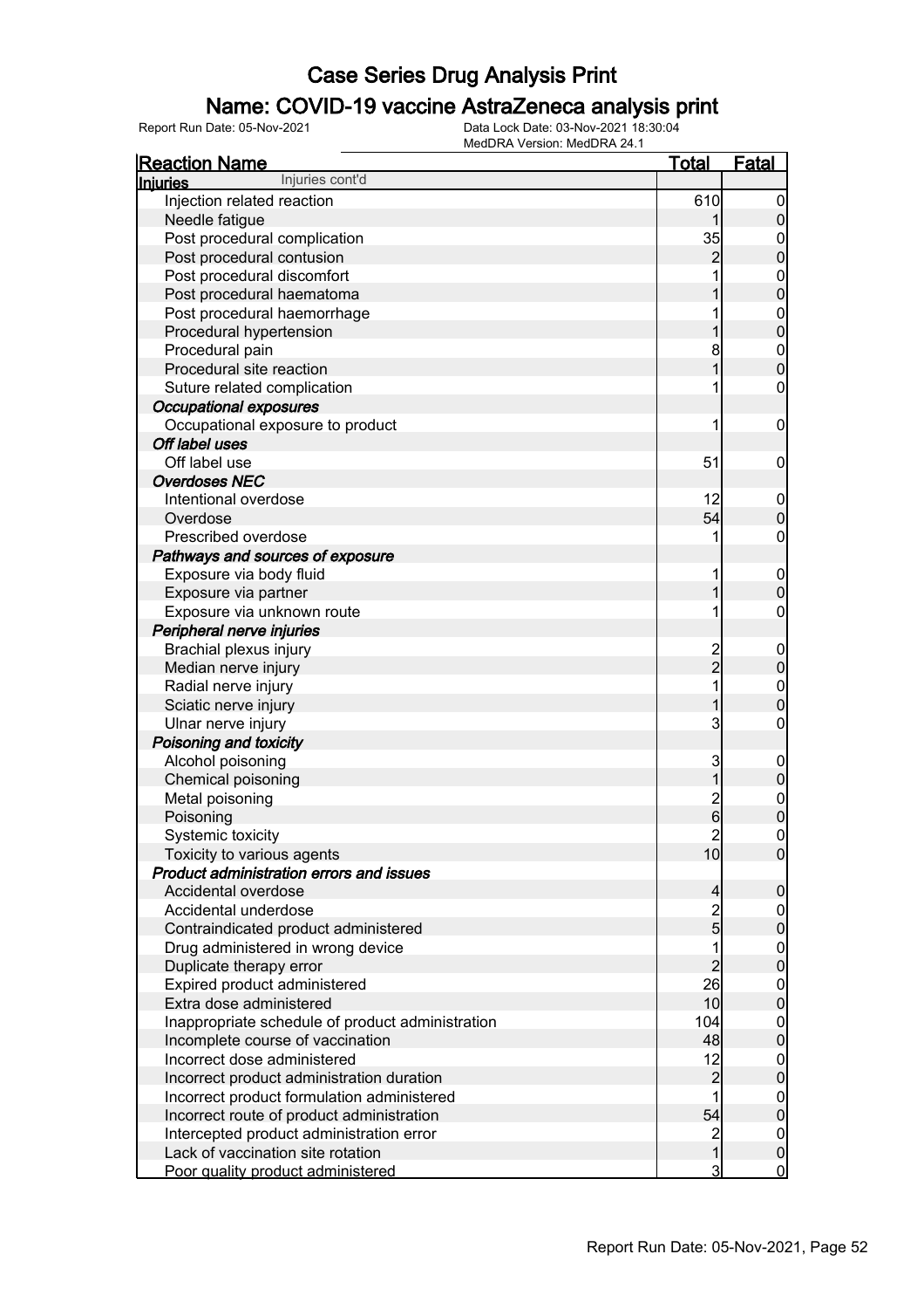# Case Series Drug Analysis Print

## Name: COVID-19 vaccine AstraZeneca analysis print

Report Run Date: 05-Nov-2021

Data Lock Date: 03-Nov-2021 18:30:04
MedDRA Version: MedDRA 24.1

| Reaction Name | Total | Fatal |
|---|---|---|
| **Injuries** Injuries cont'd | | |
| Injection related reaction | 610 | 0 |
| Needle fatigue | 1 | 0 |
| Post procedural complication | 35 | 0 |
| Post procedural contusion | 2 | 0 |
| Post procedural discomfort | 1 | 0 |
| Post procedural haematoma | 1 | 0 |
| Post procedural haemorrhage | 1 | 0 |
| Procedural hypertension | 1 | 0 |
| Procedural pain | 8 | 0 |
| Procedural site reaction | 1 | 0 |
| Suture related complication | 1 | 0 |
| ***Occupational exposures*** | | |
| Occupational exposure to product | 1 | 0 |
| ***Off label uses*** | | |
| Off label use | 51 | 0 |
| ***Overdoses NEC*** | | |
| Intentional overdose | 12 | 0 |
| Overdose | 54 | 0 |
| Prescribed overdose | 1 | 0 |
| ***Pathways and sources of exposure*** | | |
| Exposure via body fluid | 1 | 0 |
| Exposure via partner | 1 | 0 |
| Exposure via unknown route | 1 | 0 |
| ***Peripheral nerve injuries*** | | |
| Brachial plexus injury | 2 | 0 |
| Median nerve injury | 2 | 0 |
| Radial nerve injury | 1 | 0 |
| Sciatic nerve injury | 1 | 0 |
| Ulnar nerve injury | 3 | 0 |
| ***Poisoning and toxicity*** | | |
| Alcohol poisoning | 3 | 0 |
| Chemical poisoning | 1 | 0 |
| Metal poisoning | 2 | 0 |
| Poisoning | 6 | 0 |
| Systemic toxicity | 2 | 0 |
| Toxicity to various agents | 10 | 0 |
| ***Product administration errors and issues*** | | |
| Accidental overdose | 4 | 0 |
| Accidental underdose | 2 | 0 |
| Contraindicated product administered | 5 | 0 |
| Drug administered in wrong device | 1 | 0 |
| Duplicate therapy error | 2 | 0 |
| Expired product administered | 26 | 0 |
| Extra dose administered | 10 | 0 |
| Inappropriate schedule of product administration | 104 | 0 |
| Incomplete course of vaccination | 48 | 0 |
| Incorrect dose administered | 12 | 0 |
| Incorrect product administration duration | 2 | 0 |
| Incorrect product formulation administered | 1 | 0 |
| Incorrect route of product administration | 54 | 0 |
| Intercepted product administration error | 2 | 0 |
| Lack of vaccination site rotation | 1 | 0 |
| Poor quality product administered | 3 | 0 |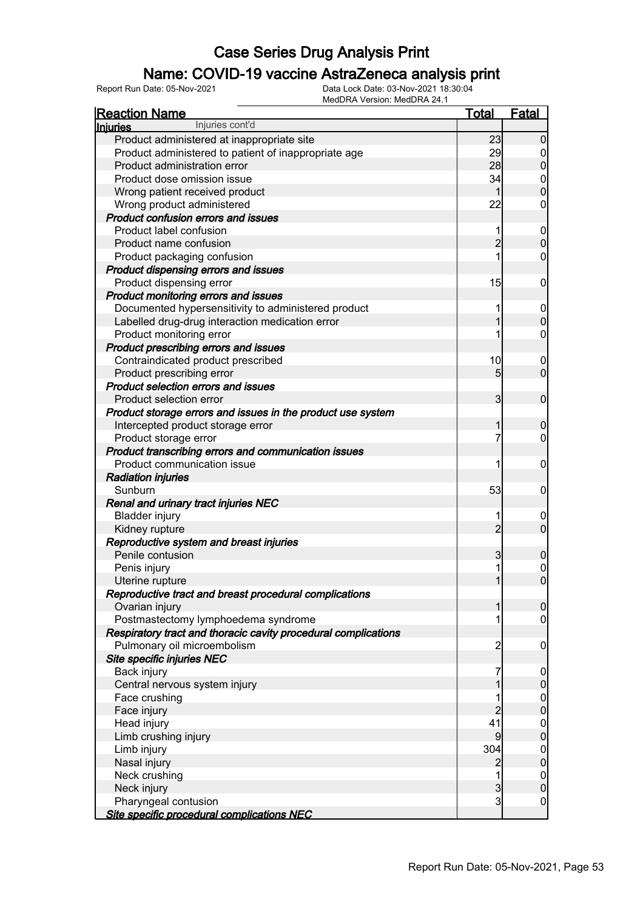# Case Series Drug Analysis Print

## Name: COVID-19 vaccine AstraZeneca analysis print

Report Run Date: 05-Nov-2021 | Data Lock Date: 03-Nov-2021 18:30:04 | MedDRA Version: MedDRA 24.1

| Reaction Name | Total | Fatal |
|---|---|---|
| **Injuries** Injuries cont'd | | |
| Product administered at inappropriate site | 23 | 0 |
| Product administered to patient of inappropriate age | 29 | 0 |
| Product administration error | 28 | 0 |
| Product dose omission issue | 34 | 0 |
| Wrong patient received product | 1 | 0 |
| Wrong product administered | 22 | 0 |
| ***Product confusion errors and issues*** | | |
| Product label confusion | 1 | 0 |
| Product name confusion | 2 | 0 |
| Product packaging confusion | 1 | 0 |
| ***Product dispensing errors and issues*** | | |
| Product dispensing error | 15 | 0 |
| ***Product monitoring errors and issues*** | | |
| Documented hypersensitivity to administered product | 1 | 0 |
| Labelled drug-drug interaction medication error | 1 | 0 |
| Product monitoring error | 1 | 0 |
| ***Product prescribing errors and issues*** | | |
| Contraindicated product prescribed | 10 | 0 |
| Product prescribing error | 5 | 0 |
| ***Product selection errors and issues*** | | |
| Product selection error | 3 | 0 |
| ***Product storage errors and issues in the product use system*** | | |
| Intercepted product storage error | 1 | 0 |
| Product storage error | 7 | 0 |
| ***Product transcribing errors and communication issues*** | | |
| Product communication issue | 1 | 0 |
| ***Radiation injuries*** | | |
| Sunburn | 53 | 0 |
| ***Renal and urinary tract injuries NEC*** | | |
| Bladder injury | 1 | 0 |
| Kidney rupture | 2 | 0 |
| ***Reproductive system and breast injuries*** | | |
| Penile contusion | 3 | 0 |
| Penis injury | 1 | 0 |
| Uterine rupture | 1 | 0 |
| ***Reproductive tract and breast procedural complications*** | | |
| Ovarian injury | 1 | 0 |
| Postmastectomy lymphoedema syndrome | 1 | 0 |
| ***Respiratory tract and thoracic cavity procedural complications*** | | |
| Pulmonary oil microembolism | 2 | 0 |
| ***Site specific injuries NEC*** | | |
| Back injury | 7 | 0 |
| Central nervous system injury | 1 | 0 |
| Face crushing | 1 | 0 |
| Face injury | 2 | 0 |
| Head injury | 41 | 0 |
| Limb crushing injury | 9 | 0 |
| Limb injury | 304 | 0 |
| Nasal injury | 2 | 0 |
| Neck crushing | 1 | 0 |
| Neck injury | 3 | 0 |
| Pharyngeal contusion | 3 | 0 |
| ***Site specific procedural complications NEC*** | | |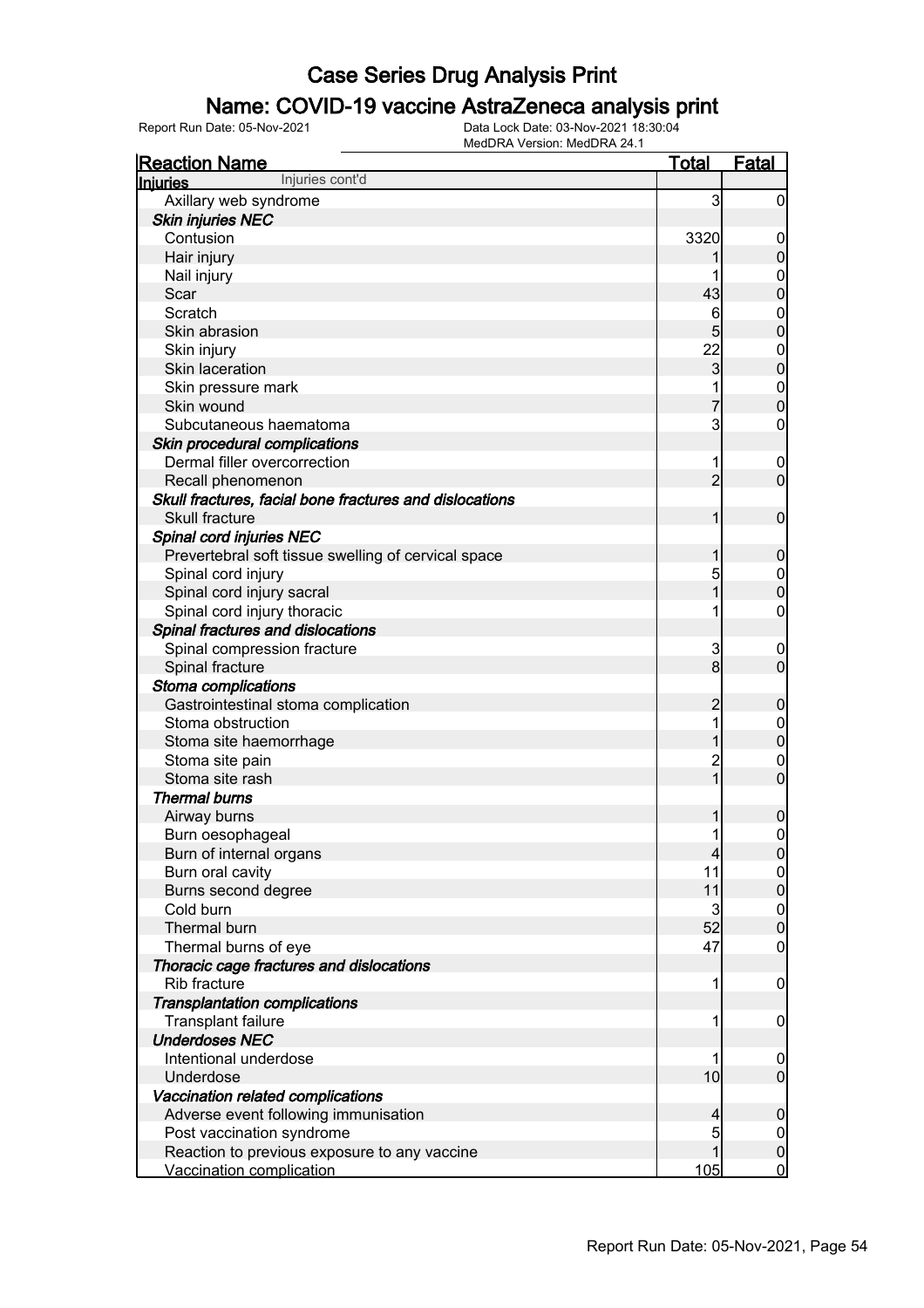# Case Series Drug Analysis Print

## Name: COVID-19 vaccine AstraZeneca analysis print

Report Run Date: 05-Nov-2021    Data Lock Date: 03-Nov-2021 18:30:04
MedDRA Version: MedDRA 24.1

| Reaction Name | Total | Fatal |
|---|---|---|
| **Injuries** Injuries cont'd | | |
| Axillary web syndrome | 3 | 0 |
| ***Skin injuries NEC*** | | |
| Contusion | 3320 | 0 |
| Hair injury | 1 | 0 |
| Nail injury | 1 | 0 |
| Scar | 43 | 0 |
| Scratch | 6 | 0 |
| Skin abrasion | 5 | 0 |
| Skin injury | 22 | 0 |
| Skin laceration | 3 | 0 |
| Skin pressure mark | 1 | 0 |
| Skin wound | 7 | 0 |
| Subcutaneous haematoma | 3 | 0 |
| ***Skin procedural complications*** | | |
| Dermal filler overcorrection | 1 | 0 |
| Recall phenomenon | 2 | 0 |
| ***Skull fractures, facial bone fractures and dislocations*** | | |
| Skull fracture | 1 | 0 |
| ***Spinal cord injuries NEC*** | | |
| Prevertebral soft tissue swelling of cervical space | 1 | 0 |
| Spinal cord injury | 5 | 0 |
| Spinal cord injury sacral | 1 | 0 |
| Spinal cord injury thoracic | 1 | 0 |
| ***Spinal fractures and dislocations*** | | |
| Spinal compression fracture | 3 | 0 |
| Spinal fracture | 8 | 0 |
| ***Stoma complications*** | | |
| Gastrointestinal stoma complication | 2 | 0 |
| Stoma obstruction | 1 | 0 |
| Stoma site haemorrhage | 1 | 0 |
| Stoma site pain | 2 | 0 |
| Stoma site rash | 1 | 0 |
| ***Thermal burns*** | | |
| Airway burns | 1 | 0 |
| Burn oesophageal | 1 | 0 |
| Burn of internal organs | 4 | 0 |
| Burn oral cavity | 11 | 0 |
| Burns second degree | 11 | 0 |
| Cold burn | 3 | 0 |
| Thermal burn | 52 | 0 |
| Thermal burns of eye | 47 | 0 |
| ***Thoracic cage fractures and dislocations*** | | |
| Rib fracture | 1 | 0 |
| ***Transplantation complications*** | | |
| Transplant failure | 1 | 0 |
| ***Underdoses NEC*** | | |
| Intentional underdose | 1 | 0 |
| Underdose | 10 | 0 |
| ***Vaccination related complications*** | | |
| Adverse event following immunisation | 4 | 0 |
| Post vaccination syndrome | 5 | 0 |
| Reaction to previous exposure to any vaccine | 1 | 0 |
| Vaccination complication | 105 | 0 |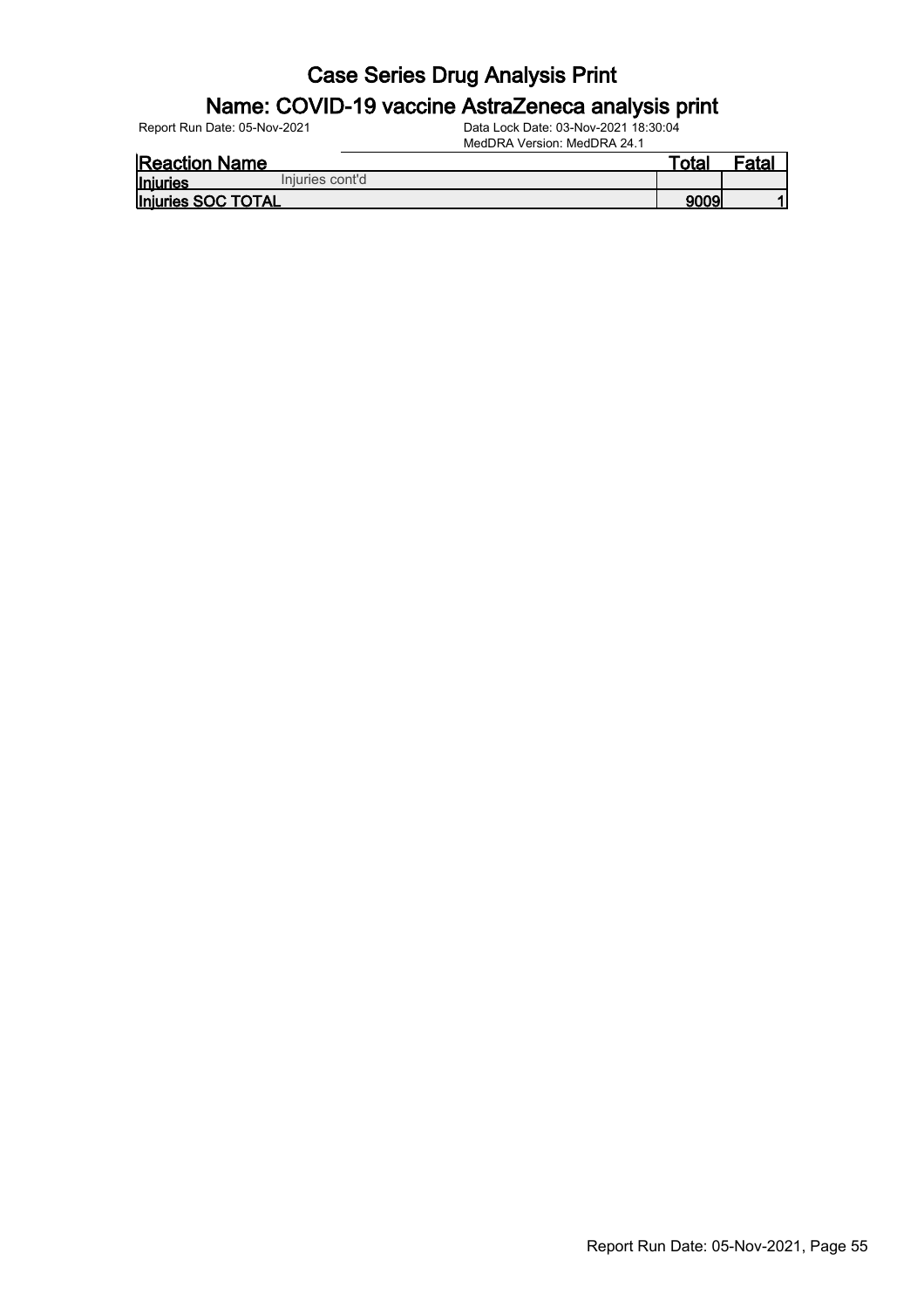# Case Series Drug Analysis Print

## Name: COVID-19 vaccine AstraZeneca analysis print

Report Run Date: 05-Nov-2021 | Data Lock Date: 03-Nov-2021 18:30:04 | MedDRA Version: MedDRA 24.1

| Reaction Name | | Total | Fatal |
|---|---|---|---|
| **Injuries** | Injuries cont'd | | |
| **Injuries SOC TOTAL** | | **9009** | **1** |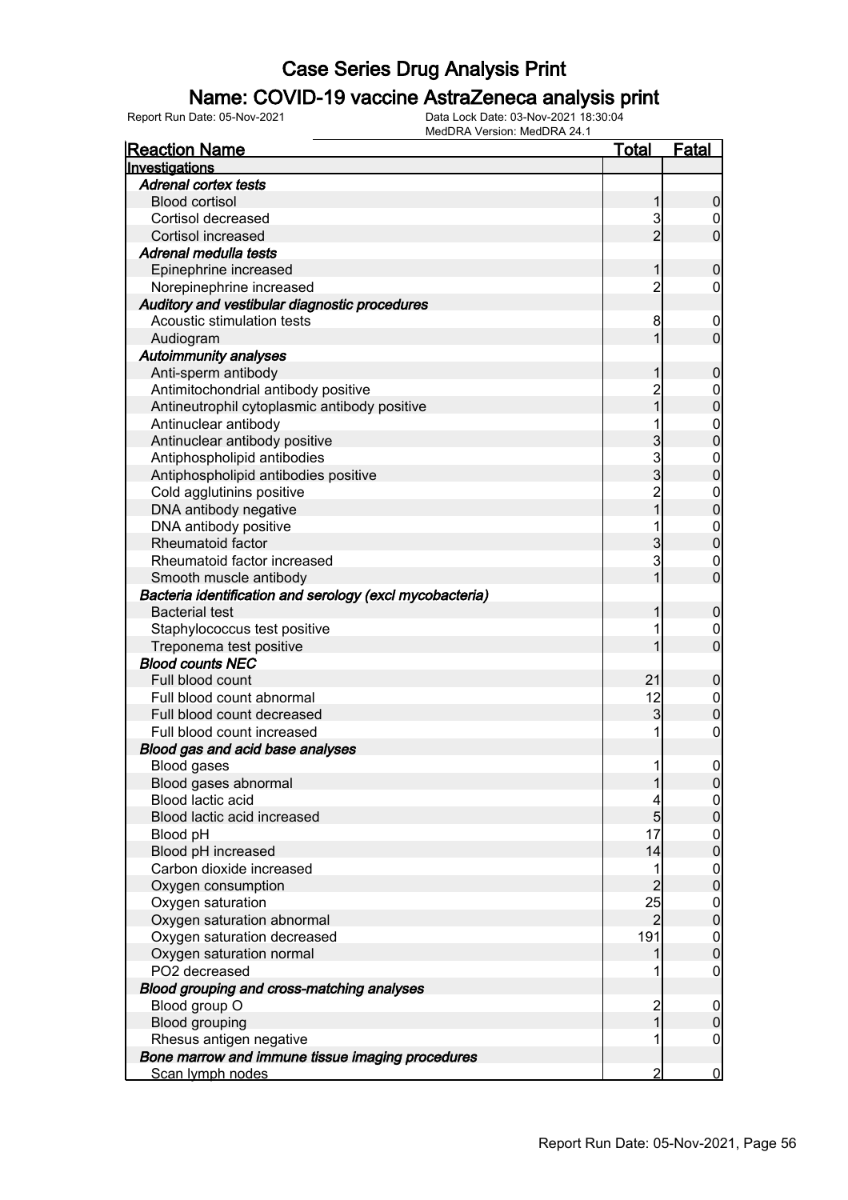# Case Series Drug Analysis Print

## Name: COVID-19 vaccine AstraZeneca analysis print

Report Run Date: 05-Nov-2021

Data Lock Date: 03-Nov-2021 18:30:04

MedDRA Version: MedDRA 24.1

| Reaction Name | Total | Fatal |
|---|---|---|
| **Investigations** | | |
| ***Adrenal cortex tests*** | | |
| Blood cortisol | 1 | 0 |
| Cortisol decreased | 3 | 0 |
| Cortisol increased | 2 | 0 |
| ***Adrenal medulla tests*** | | |
| Epinephrine increased | 1 | 0 |
| Norepinephrine increased | 2 | 0 |
| ***Auditory and vestibular diagnostic procedures*** | | |
| Acoustic stimulation tests | 8 | 0 |
| Audiogram | 1 | 0 |
| ***Autoimmunity analyses*** | | |
| Anti-sperm antibody | 1 | 0 |
| Antimitochondrial antibody positive | 2 | 0 |
| Antineutrophil cytoplasmic antibody positive | 1 | 0 |
| Antinuclear antibody | 1 | 0 |
| Antinuclear antibody positive | 3 | 0 |
| Antiphospholipid antibodies | 3 | 0 |
| Antiphospholipid antibodies positive | 3 | 0 |
| Cold agglutinins positive | 2 | 0 |
| DNA antibody negative | 1 | 0 |
| DNA antibody positive | 1 | 0 |
| Rheumatoid factor | 3 | 0 |
| Rheumatoid factor increased | 3 | 0 |
| Smooth muscle antibody | 1 | 0 |
| ***Bacteria identification and serology (excl mycobacteria)*** | | |
| Bacterial test | 1 | 0 |
| Staphylococcus test positive | 1 | 0 |
| Treponema test positive | 1 | 0 |
| ***Blood counts NEC*** | | |
| Full blood count | 21 | 0 |
| Full blood count abnormal | 12 | 0 |
| Full blood count decreased | 3 | 0 |
| Full blood count increased | 1 | 0 |
| ***Blood gas and acid base analyses*** | | |
| Blood gases | 1 | 0 |
| Blood gases abnormal | 1 | 0 |
| Blood lactic acid | 4 | 0 |
| Blood lactic acid increased | 5 | 0 |
| Blood pH | 17 | 0 |
| Blood pH increased | 14 | 0 |
| Carbon dioxide increased | 1 | 0 |
| Oxygen consumption | 2 | 0 |
| Oxygen saturation | 25 | 0 |
| Oxygen saturation abnormal | 2 | 0 |
| Oxygen saturation decreased | 191 | 0 |
| Oxygen saturation normal | 1 | 0 |
| PO2 decreased | 1 | 0 |
| ***Blood grouping and cross-matching analyses*** | | |
| Blood group O | 2 | 0 |
| Blood grouping | 1 | 0 |
| Rhesus antigen negative | 1 | 0 |
| ***Bone marrow and immune tissue imaging procedures*** | | |
| Scan lymph nodes | 2 | 0 |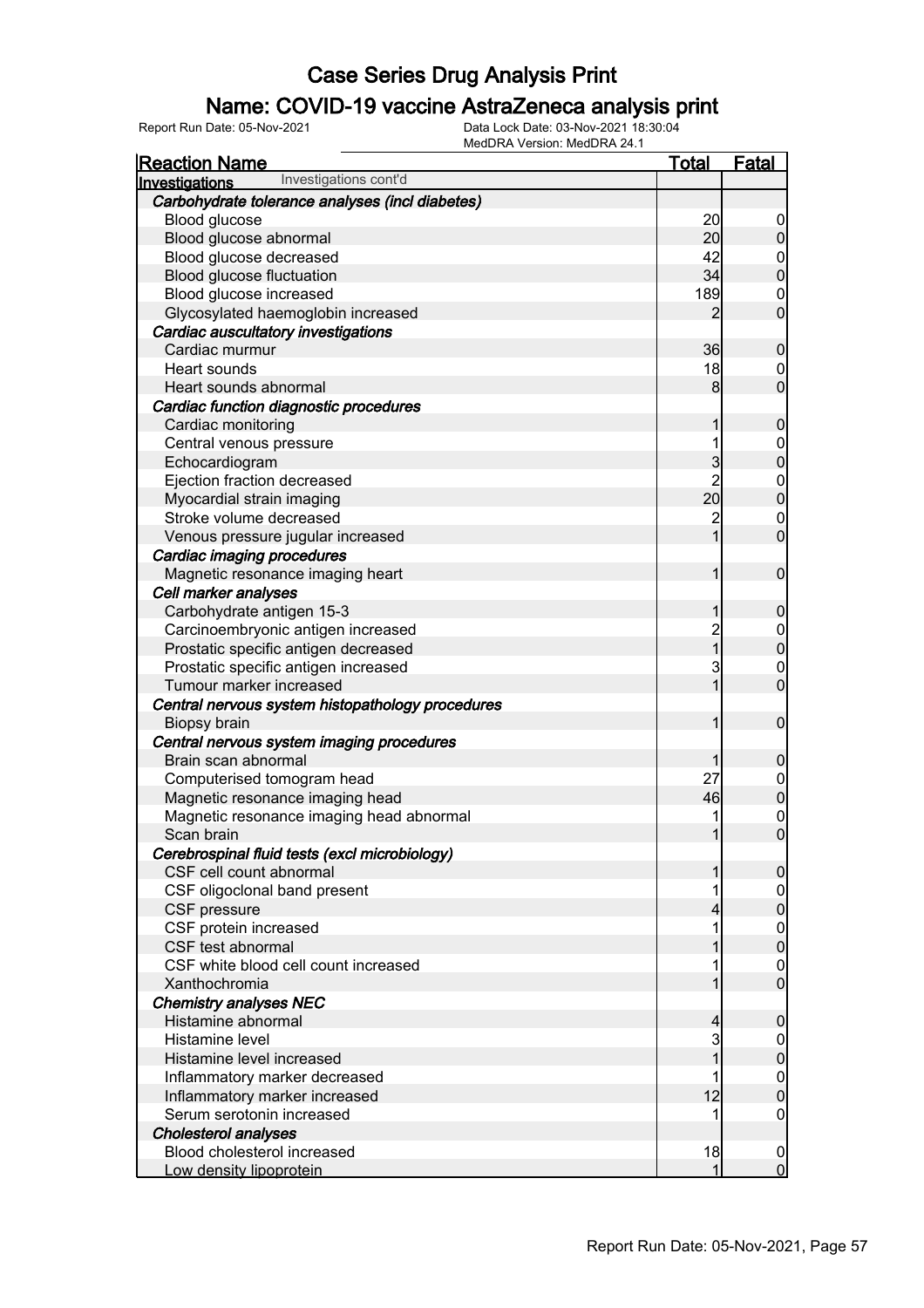# Case Series Drug Analysis Print

## Name: COVID-19 vaccine AstraZeneca analysis print

Report Run Date: 05-Nov-2021

Data Lock Date: 03-Nov-2021 18:30:04

MedDRA Version: MedDRA 24.1

| Reaction Name | Total | Fatal |
|---|---|---|
| **Investigations** Investigations cont'd | | |
| ***Carbohydrate tolerance analyses (incl diabetes)*** | | |
| Blood glucose | 20 | 0 |
| Blood glucose abnormal | 20 | 0 |
| Blood glucose decreased | 42 | 0 |
| Blood glucose fluctuation | 34 | 0 |
| Blood glucose increased | 189 | 0 |
| Glycosylated haemoglobin increased | 2 | 0 |
| ***Cardiac auscultatory investigations*** | | |
| Cardiac murmur | 36 | 0 |
| Heart sounds | 18 | 0 |
| Heart sounds abnormal | 8 | 0 |
| ***Cardiac function diagnostic procedures*** | | |
| Cardiac monitoring | 1 | 0 |
| Central venous pressure | 1 | 0 |
| Echocardiogram | 3 | 0 |
| Ejection fraction decreased | 2 | 0 |
| Myocardial strain imaging | 20 | 0 |
| Stroke volume decreased | 2 | 0 |
| Venous pressure jugular increased | 1 | 0 |
| ***Cardiac imaging procedures*** | | |
| Magnetic resonance imaging heart | 1 | 0 |
| ***Cell marker analyses*** | | |
| Carbohydrate antigen 15-3 | 1 | 0 |
| Carcinoembryonic antigen increased | 2 | 0 |
| Prostatic specific antigen decreased | 1 | 0 |
| Prostatic specific antigen increased | 3 | 0 |
| Tumour marker increased | 1 | 0 |
| ***Central nervous system histopathology procedures*** | | |
| Biopsy brain | 1 | 0 |
| ***Central nervous system imaging procedures*** | | |
| Brain scan abnormal | 1 | 0 |
| Computerised tomogram head | 27 | 0 |
| Magnetic resonance imaging head | 46 | 0 |
| Magnetic resonance imaging head abnormal | 1 | 0 |
| Scan brain | 1 | 0 |
| ***Cerebrospinal fluid tests (excl microbiology)*** | | |
| CSF cell count abnormal | 1 | 0 |
| CSF oligoclonal band present | 1 | 0 |
| CSF pressure | 4 | 0 |
| CSF protein increased | 1 | 0 |
| CSF test abnormal | 1 | 0 |
| CSF white blood cell count increased | 1 | 0 |
| Xanthochromia | 1 | 0 |
| ***Chemistry analyses NEC*** | | |
| Histamine abnormal | 4 | 0 |
| Histamine level | 3 | 0 |
| Histamine level increased | 1 | 0 |
| Inflammatory marker decreased | 1 | 0 |
| Inflammatory marker increased | 12 | 0 |
| Serum serotonin increased | 1 | 0 |
| ***Cholesterol analyses*** | | |
| Blood cholesterol increased | 18 | 0 |
| Low density lipoprotein | 1 | 0 |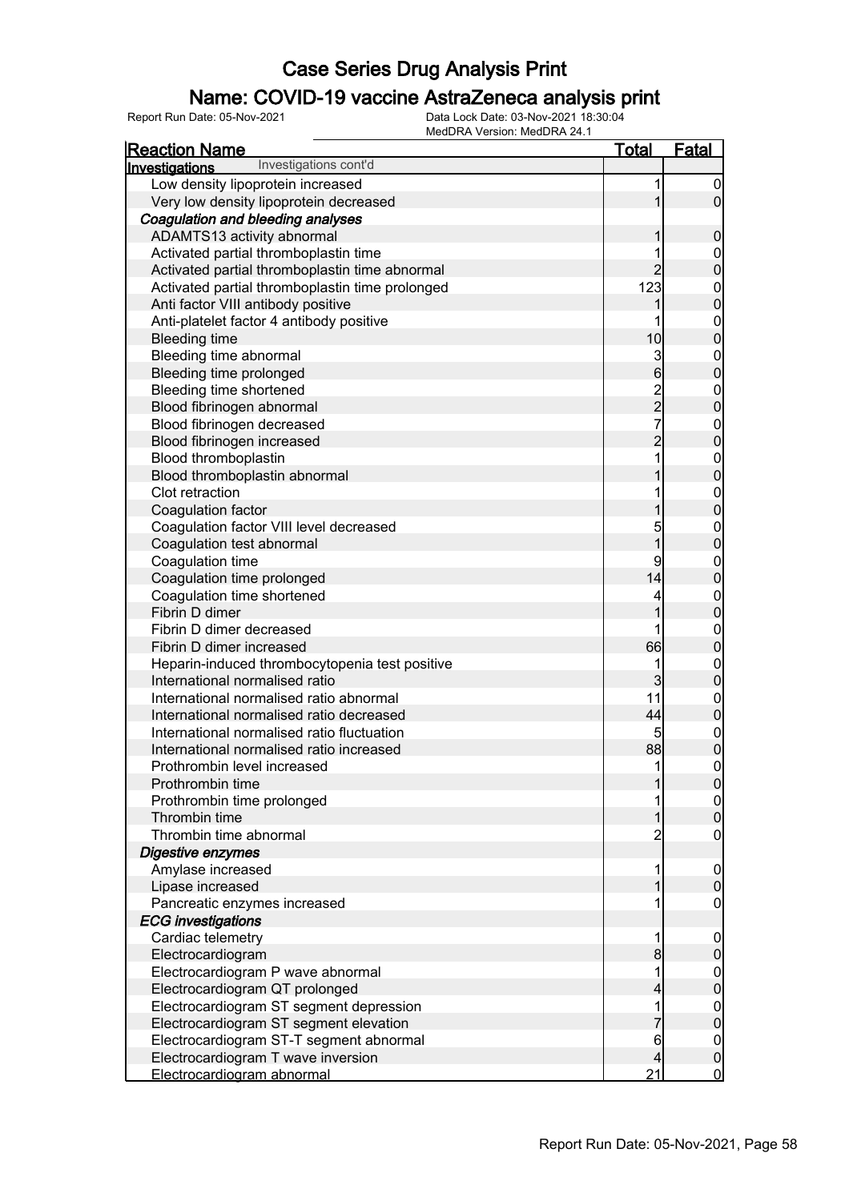# Case Series Drug Analysis Print

## Name: COVID-19 vaccine AstraZeneca analysis print

Report Run Date: 05-Nov-2021 | Data Lock Date: 03-Nov-2021 18:30:04 | MedDRA Version: MedDRA 24.1

| Reaction Name | Total | Fatal |
|---|---|---|
| **Investigations** Investigations cont'd | | |
| Low density lipoprotein increased | 1 | 0 |
| Very low density lipoprotein decreased | 1 | 0 |
| ***Coagulation and bleeding analyses*** | | |
| ADAMTS13 activity abnormal | 1 | 0 |
| Activated partial thromboplastin time | 1 | 0 |
| Activated partial thromboplastin time abnormal | 2 | 0 |
| Activated partial thromboplastin time prolonged | 123 | 0 |
| Anti factor VIII antibody positive | 1 | 0 |
| Anti-platelet factor 4 antibody positive | 1 | 0 |
| Bleeding time | 10 | 0 |
| Bleeding time abnormal | 3 | 0 |
| Bleeding time prolonged | 6 | 0 |
| Bleeding time shortened | 2 | 0 |
| Blood fibrinogen abnormal | 2 | 0 |
| Blood fibrinogen decreased | 7 | 0 |
| Blood fibrinogen increased | 2 | 0 |
| Blood thromboplastin | 1 | 0 |
| Blood thromboplastin abnormal | 1 | 0 |
| Clot retraction | 1 | 0 |
| Coagulation factor | 1 | 0 |
| Coagulation factor VIII level decreased | 5 | 0 |
| Coagulation test abnormal | 1 | 0 |
| Coagulation time | 9 | 0 |
| Coagulation time prolonged | 14 | 0 |
| Coagulation time shortened | 4 | 0 |
| Fibrin D dimer | 1 | 0 |
| Fibrin D dimer decreased | 1 | 0 |
| Fibrin D dimer increased | 66 | 0 |
| Heparin-induced thrombocytopenia test positive | 1 | 0 |
| International normalised ratio | 3 | 0 |
| International normalised ratio abnormal | 11 | 0 |
| International normalised ratio decreased | 44 | 0 |
| International normalised ratio fluctuation | 5 | 0 |
| International normalised ratio increased | 88 | 0 |
| Prothrombin level increased | 1 | 0 |
| Prothrombin time | 1 | 0 |
| Prothrombin time prolonged | 1 | 0 |
| Thrombin time | 1 | 0 |
| Thrombin time abnormal | 2 | 0 |
| ***Digestive enzymes*** | | |
| Amylase increased | 1 | 0 |
| Lipase increased | 1 | 0 |
| Pancreatic enzymes increased | 1 | 0 |
| ***ECG investigations*** | | |
| Cardiac telemetry | 1 | 0 |
| Electrocardiogram | 8 | 0 |
| Electrocardiogram P wave abnormal | 1 | 0 |
| Electrocardiogram QT prolonged | 4 | 0 |
| Electrocardiogram ST segment depression | 1 | 0 |
| Electrocardiogram ST segment elevation | 7 | 0 |
| Electrocardiogram ST-T segment abnormal | 6 | 0 |
| Electrocardiogram T wave inversion | 4 | 0 |
| Electrocardiogram abnormal | 21 | 0 |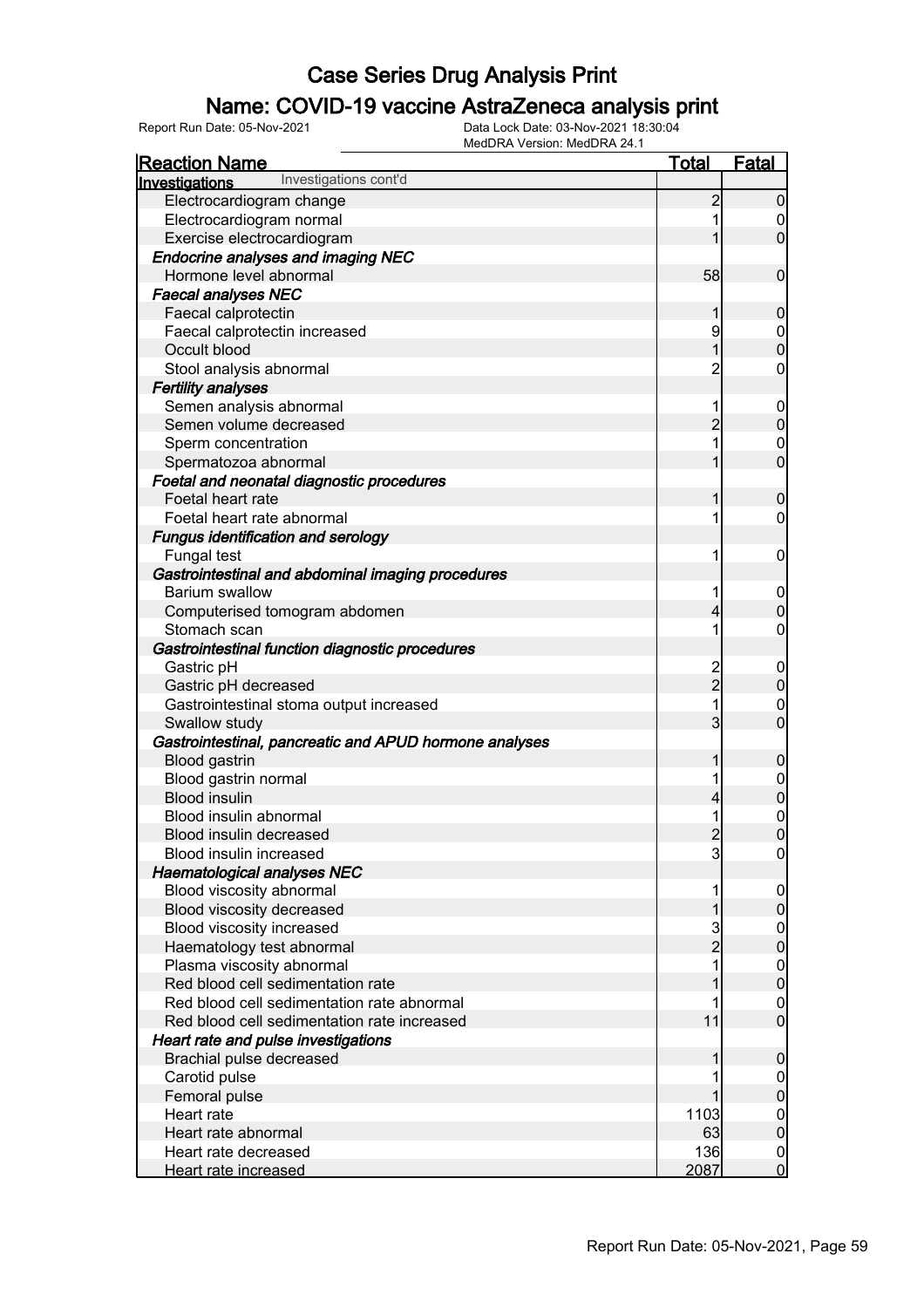# Case Series Drug Analysis Print

## Name: COVID-19 vaccine AstraZeneca analysis print

Report Run Date: 05-Nov-2021 | Data Lock Date: 03-Nov-2021 18:30:04 | MedDRA Version: MedDRA 24.1

| Reaction Name | Total | Fatal |
|---|---|---|
| **Investigations** Investigations cont'd | | |
| Electrocardiogram change | 2 | 0 |
| Electrocardiogram normal | 1 | 0 |
| Exercise electrocardiogram | 1 | 0 |
| ***Endocrine analyses and imaging NEC*** | | |
| Hormone level abnormal | 58 | 0 |
| ***Faecal analyses NEC*** | | |
| Faecal calprotectin | 1 | 0 |
| Faecal calprotectin increased | 9 | 0 |
| Occult blood | 1 | 0 |
| Stool analysis abnormal | 2 | 0 |
| ***Fertility analyses*** | | |
| Semen analysis abnormal | 1 | 0 |
| Semen volume decreased | 2 | 0 |
| Sperm concentration | 1 | 0 |
| Spermatozoa abnormal | 1 | 0 |
| ***Foetal and neonatal diagnostic procedures*** | | |
| Foetal heart rate | 1 | 0 |
| Foetal heart rate abnormal | 1 | 0 |
| ***Fungus identification and serology*** | | |
| Fungal test | 1 | 0 |
| ***Gastrointestinal and abdominal imaging procedures*** | | |
| Barium swallow | 1 | 0 |
| Computerised tomogram abdomen | 4 | 0 |
| Stomach scan | 1 | 0 |
| ***Gastrointestinal function diagnostic procedures*** | | |
| Gastric pH | 2 | 0 |
| Gastric pH decreased | 2 | 0 |
| Gastrointestinal stoma output increased | 1 | 0 |
| Swallow study | 3 | 0 |
| ***Gastrointestinal, pancreatic and APUD hormone analyses*** | | |
| Blood gastrin | 1 | 0 |
| Blood gastrin normal | 1 | 0 |
| Blood insulin | 4 | 0 |
| Blood insulin abnormal | 1 | 0 |
| Blood insulin decreased | 2 | 0 |
| Blood insulin increased | 3 | 0 |
| ***Haematological analyses NEC*** | | |
| Blood viscosity abnormal | 1 | 0 |
| Blood viscosity decreased | 1 | 0 |
| Blood viscosity increased | 3 | 0 |
| Haematology test abnormal | 2 | 0 |
| Plasma viscosity abnormal | 1 | 0 |
| Red blood cell sedimentation rate | 1 | 0 |
| Red blood cell sedimentation rate abnormal | 1 | 0 |
| Red blood cell sedimentation rate increased | 11 | 0 |
| ***Heart rate and pulse investigations*** | | |
| Brachial pulse decreased | 1 | 0 |
| Carotid pulse | 1 | 0 |
| Femoral pulse | 1 | 0 |
| Heart rate | 1103 | 0 |
| Heart rate abnormal | 63 | 0 |
| Heart rate decreased | 136 | 0 |
| Heart rate increased | 2087 | 0 |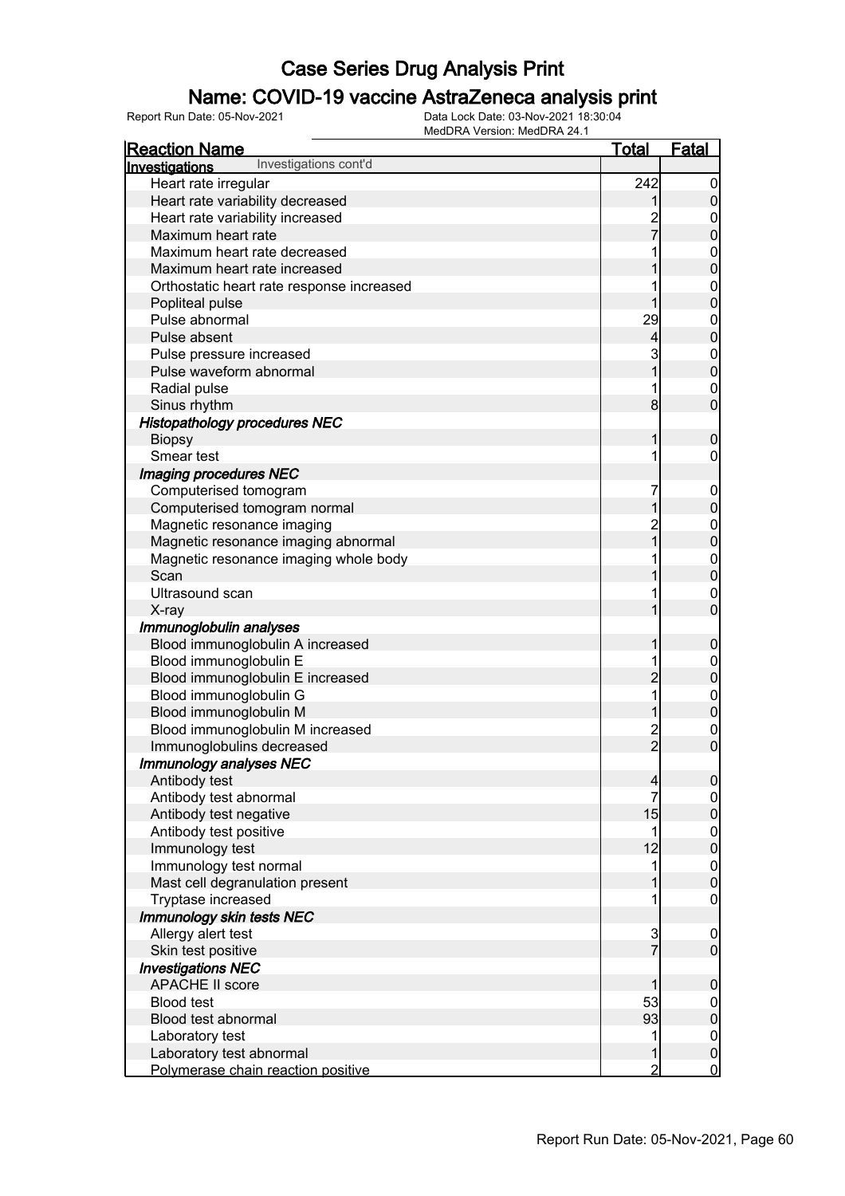# Case Series Drug Analysis Print

## Name: COVID-19 vaccine AstraZeneca analysis print

Report Run Date: 05-Nov-2021    Data Lock Date: 03-Nov-2021 18:30:04
MedDRA Version: MedDRA 24.1

| Reaction Name | Total | Fatal |
|---|---|---|
| **Investigations** Investigations cont'd | | |
| Heart rate irregular | 242 | 0 |
| Heart rate variability decreased | 1 | 0 |
| Heart rate variability increased | 2 | 0 |
| Maximum heart rate | 7 | 0 |
| Maximum heart rate decreased | 1 | 0 |
| Maximum heart rate increased | 1 | 0 |
| Orthostatic heart rate response increased | 1 | 0 |
| Popliteal pulse | 1 | 0 |
| Pulse abnormal | 29 | 0 |
| Pulse absent | 4 | 0 |
| Pulse pressure increased | 3 | 0 |
| Pulse waveform abnormal | 1 | 0 |
| Radial pulse | 1 | 0 |
| Sinus rhythm | 8 | 0 |
| ***Histopathology procedures NEC*** | | |
| Biopsy | 1 | 0 |
| Smear test | 1 | 0 |
| ***Imaging procedures NEC*** | | |
| Computerised tomogram | 7 | 0 |
| Computerised tomogram normal | 1 | 0 |
| Magnetic resonance imaging | 2 | 0 |
| Magnetic resonance imaging abnormal | 1 | 0 |
| Magnetic resonance imaging whole body | 1 | 0 |
| Scan | 1 | 0 |
| Ultrasound scan | 1 | 0 |
| X-ray | 1 | 0 |
| ***Immunoglobulin analyses*** | | |
| Blood immunoglobulin A increased | 1 | 0 |
| Blood immunoglobulin E | 1 | 0 |
| Blood immunoglobulin E increased | 2 | 0 |
| Blood immunoglobulin G | 1 | 0 |
| Blood immunoglobulin M | 1 | 0 |
| Blood immunoglobulin M increased | 2 | 0 |
| Immunoglobulins decreased | 2 | 0 |
| ***Immunology analyses NEC*** | | |
| Antibody test | 4 | 0 |
| Antibody test abnormal | 7 | 0 |
| Antibody test negative | 15 | 0 |
| Antibody test positive | 1 | 0 |
| Immunology test | 12 | 0 |
| Immunology test normal | 1 | 0 |
| Mast cell degranulation present | 1 | 0 |
| Tryptase increased | 1 | 0 |
| ***Immunology skin tests NEC*** | | |
| Allergy alert test | 3 | 0 |
| Skin test positive | 7 | 0 |
| ***Investigations NEC*** | | |
| APACHE II score | 1 | 0 |
| Blood test | 53 | 0 |
| Blood test abnormal | 93 | 0 |
| Laboratory test | 1 | 0 |
| Laboratory test abnormal | 1 | 0 |
| Polymerase chain reaction positive | 2 | 0 |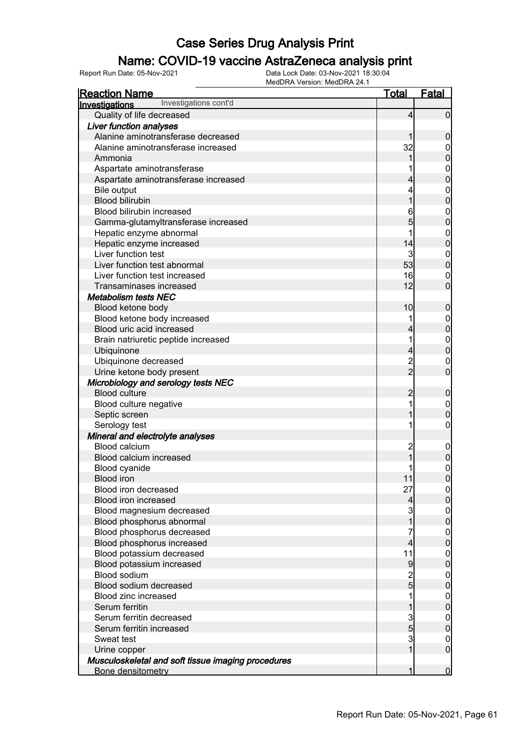# Case Series Drug Analysis Print

## Name: COVID-19 vaccine AstraZeneca analysis print

Report Run Date: 05-Nov-2021

Data Lock Date: 03-Nov-2021 18:30:04
MedDRA Version: MedDRA 24.1

| Reaction Name | Total | Fatal |
|---|---|---|
| **Investigations** Investigations cont'd | | |
| Quality of life decreased | 4 | 0 |
| ***Liver function analyses*** | | |
| Alanine aminotransferase decreased | 1 | 0 |
| Alanine aminotransferase increased | 32 | 0 |
| Ammonia | 1 | 0 |
| Aspartate aminotransferase | 1 | 0 |
| Aspartate aminotransferase increased | 4 | 0 |
| Bile output | 4 | 0 |
| Blood bilirubin | 1 | 0 |
| Blood bilirubin increased | 6 | 0 |
| Gamma-glutamyltransferase increased | 5 | 0 |
| Hepatic enzyme abnormal | 1 | 0 |
| Hepatic enzyme increased | 14 | 0 |
| Liver function test | 3 | 0 |
| Liver function test abnormal | 53 | 0 |
| Liver function test increased | 16 | 0 |
| Transaminases increased | 12 | 0 |
| ***Metabolism tests NEC*** | | |
| Blood ketone body | 10 | 0 |
| Blood ketone body increased | 1 | 0 |
| Blood uric acid increased | 4 | 0 |
| Brain natriuretic peptide increased | 1 | 0 |
| Ubiquinone | 4 | 0 |
| Ubiquinone decreased | 2 | 0 |
| Urine ketone body present | 2 | 0 |
| ***Microbiology and serology tests NEC*** | | |
| Blood culture | 2 | 0 |
| Blood culture negative | 1 | 0 |
| Septic screen | 1 | 0 |
| Serology test | 1 | 0 |
| ***Mineral and electrolyte analyses*** | | |
| Blood calcium | 2 | 0 |
| Blood calcium increased | 1 | 0 |
| Blood cyanide | 1 | 0 |
| Blood iron | 11 | 0 |
| Blood iron decreased | 27 | 0 |
| Blood iron increased | 4 | 0 |
| Blood magnesium decreased | 3 | 0 |
| Blood phosphorus abnormal | 1 | 0 |
| Blood phosphorus decreased | 7 | 0 |
| Blood phosphorus increased | 4 | 0 |
| Blood potassium decreased | 11 | 0 |
| Blood potassium increased | 9 | 0 |
| Blood sodium | 2 | 0 |
| Blood sodium decreased | 5 | 0 |
| Blood zinc increased | 1 | 0 |
| Serum ferritin | 1 | 0 |
| Serum ferritin decreased | 3 | 0 |
| Serum ferritin increased | 5 | 0 |
| Sweat test | 3 | 0 |
| Urine copper | 1 | 0 |
| ***Musculoskeletal and soft tissue imaging procedures*** | | |
| Bone densitometry | 1 | 0 |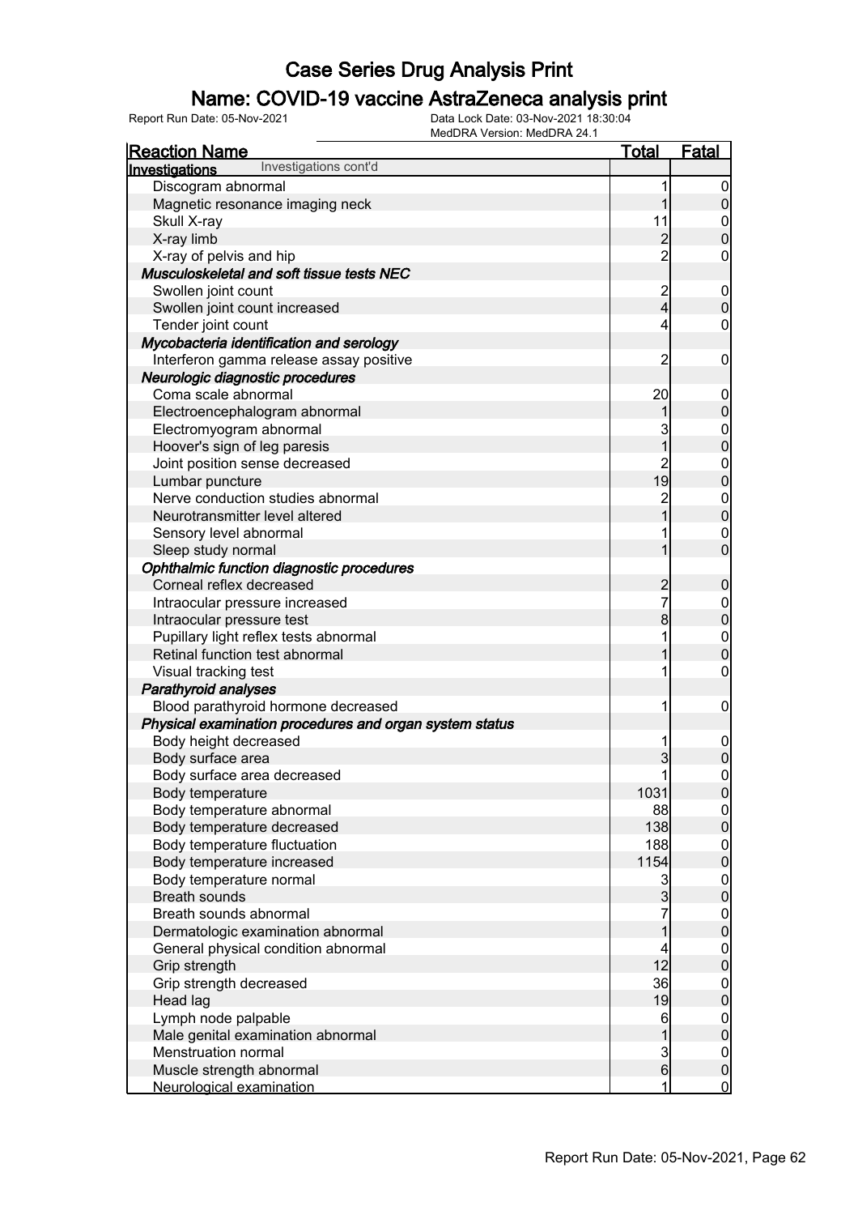# Case Series Drug Analysis Print

## Name: COVID-19 vaccine AstraZeneca analysis print

Report Run Date: 05-Nov-2021

Data Lock Date: 03-Nov-2021 18:30:04
MedDRA Version: MedDRA 24.1

| Reaction Name | Total | Fatal |
|---|---|---|
| **Investigations** Investigations cont'd | | |
| Discogram abnormal | 1 | 0 |
| Magnetic resonance imaging neck | 1 | 0 |
| Skull X-ray | 11 | 0 |
| X-ray limb | 2 | 0 |
| X-ray of pelvis and hip | 2 | 0 |
| ***Musculoskeletal and soft tissue tests NEC*** | | |
| Swollen joint count | 2 | 0 |
| Swollen joint count increased | 4 | 0 |
| Tender joint count | 4 | 0 |
| ***Mycobacteria identification and serology*** | | |
| Interferon gamma release assay positive | 2 | 0 |
| ***Neurologic diagnostic procedures*** | | |
| Coma scale abnormal | 20 | 0 |
| Electroencephalogram abnormal | 1 | 0 |
| Electromyogram abnormal | 3 | 0 |
| Hoover's sign of leg paresis | 1 | 0 |
| Joint position sense decreased | 2 | 0 |
| Lumbar puncture | 19 | 0 |
| Nerve conduction studies abnormal | 2 | 0 |
| Neurotransmitter level altered | 1 | 0 |
| Sensory level abnormal | 1 | 0 |
| Sleep study normal | 1 | 0 |
| ***Ophthalmic function diagnostic procedures*** | | |
| Corneal reflex decreased | 2 | 0 |
| Intraocular pressure increased | 7 | 0 |
| Intraocular pressure test | 8 | 0 |
| Pupillary light reflex tests abnormal | 1 | 0 |
| Retinal function test abnormal | 1 | 0 |
| Visual tracking test | 1 | 0 |
| ***Parathyroid analyses*** | | |
| Blood parathyroid hormone decreased | 1 | 0 |
| ***Physical examination procedures and organ system status*** | | |
| Body height decreased | 1 | 0 |
| Body surface area | 3 | 0 |
| Body surface area decreased | 1 | 0 |
| Body temperature | 1031 | 0 |
| Body temperature abnormal | 88 | 0 |
| Body temperature decreased | 138 | 0 |
| Body temperature fluctuation | 188 | 0 |
| Body temperature increased | 1154 | 0 |
| Body temperature normal | 3 | 0 |
| Breath sounds | 3 | 0 |
| Breath sounds abnormal | 7 | 0 |
| Dermatologic examination abnormal | 1 | 0 |
| General physical condition abnormal | 4 | 0 |
| Grip strength | 12 | 0 |
| Grip strength decreased | 36 | 0 |
| Head lag | 19 | 0 |
| Lymph node palpable | 6 | 0 |
| Male genital examination abnormal | 1 | 0 |
| Menstruation normal | 3 | 0 |
| Muscle strength abnormal | 6 | 0 |
| Neurological examination | 1 | 0 |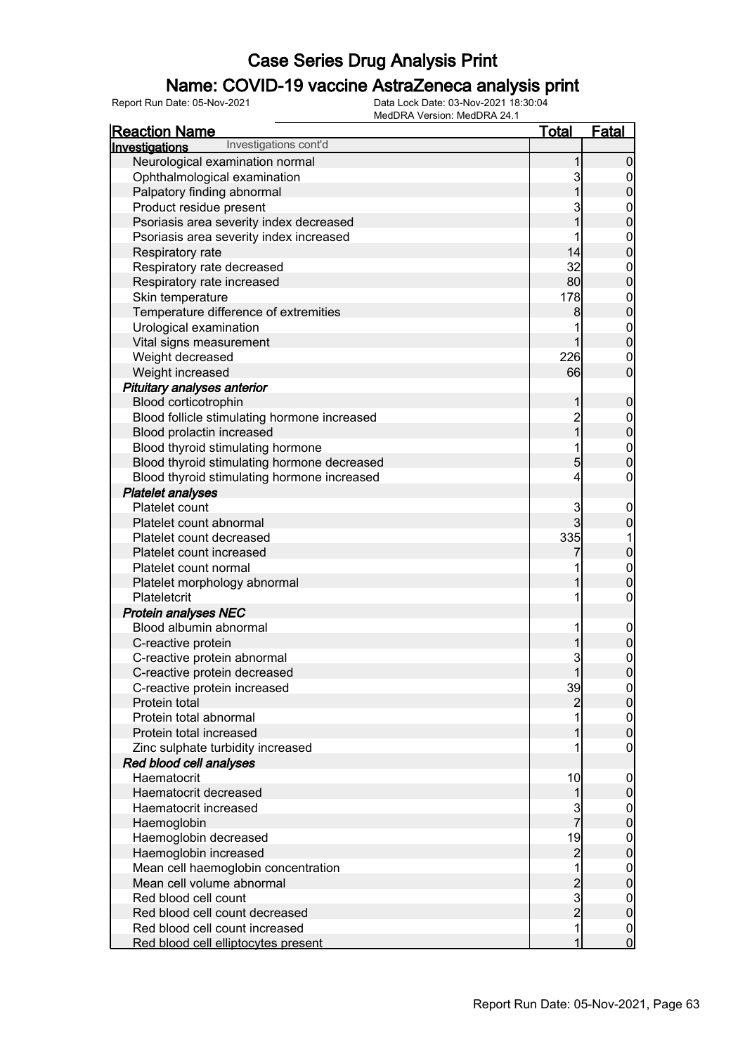# Case Series Drug Analysis Print

## Name: COVID-19 vaccine AstraZeneca analysis print

Report Run Date: 05-Nov-2021 | Data Lock Date: 03-Nov-2021 18:30:04 | MedDRA Version: MedDRA 24.1

| Reaction Name | Total | Fatal |
|---|---|---|
| **Investigations** Investigations cont'd | | |
| Neurological examination normal | 1 | 0 |
| Ophthalmological examination | 3 | 0 |
| Palpatory finding abnormal | 1 | 0 |
| Product residue present | 3 | 0 |
| Psoriasis area severity index decreased | 1 | 0 |
| Psoriasis area severity index increased | 1 | 0 |
| Respiratory rate | 14 | 0 |
| Respiratory rate decreased | 32 | 0 |
| Respiratory rate increased | 80 | 0 |
| Skin temperature | 178 | 0 |
| Temperature difference of extremities | 8 | 0 |
| Urological examination | 1 | 0 |
| Vital signs measurement | 1 | 0 |
| Weight decreased | 226 | 0 |
| Weight increased | 66 | 0 |
| ***Pituitary analyses anterior*** | | |
| Blood corticotrophin | 1 | 0 |
| Blood follicle stimulating hormone increased | 2 | 0 |
| Blood prolactin increased | 1 | 0 |
| Blood thyroid stimulating hormone | 1 | 0 |
| Blood thyroid stimulating hormone decreased | 5 | 0 |
| Blood thyroid stimulating hormone increased | 4 | 0 |
| ***Platelet analyses*** | | |
| Platelet count | 3 | 0 |
| Platelet count abnormal | 3 | 0 |
| Platelet count decreased | 335 | 1 |
| Platelet count increased | 7 | 0 |
| Platelet count normal | 1 | 0 |
| Platelet morphology abnormal | 1 | 0 |
| Plateletcrit | 1 | 0 |
| ***Protein analyses NEC*** | | |
| Blood albumin abnormal | 1 | 0 |
| C-reactive protein | 1 | 0 |
| C-reactive protein abnormal | 3 | 0 |
| C-reactive protein decreased | 1 | 0 |
| C-reactive protein increased | 39 | 0 |
| Protein total | 2 | 0 |
| Protein total abnormal | 1 | 0 |
| Protein total increased | 1 | 0 |
| Zinc sulphate turbidity increased | 1 | 0 |
| ***Red blood cell analyses*** | | |
| Haematocrit | 10 | 0 |
| Haematocrit decreased | 1 | 0 |
| Haematocrit increased | 3 | 0 |
| Haemoglobin | 7 | 0 |
| Haemoglobin decreased | 19 | 0 |
| Haemoglobin increased | 2 | 0 |
| Mean cell haemoglobin concentration | 1 | 0 |
| Mean cell volume abnormal | 2 | 0 |
| Red blood cell count | 3 | 0 |
| Red blood cell count decreased | 2 | 0 |
| Red blood cell count increased | 1 | 0 |
| Red blood cell elliptocytes present | 1 | 0 |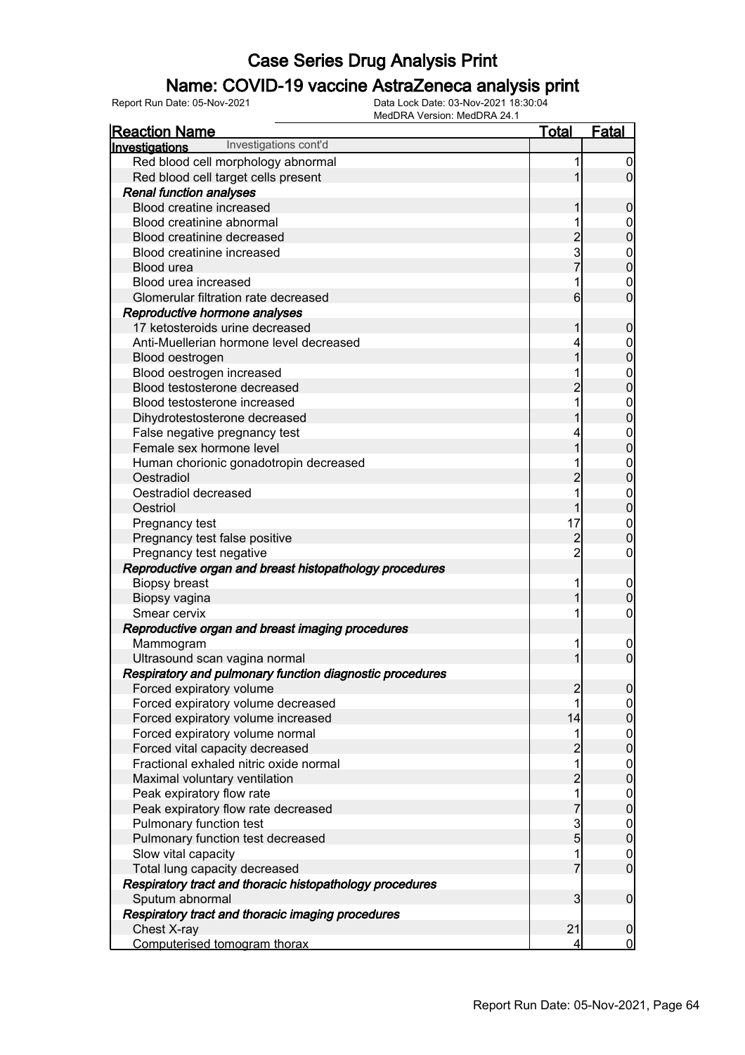# Case Series Drug Analysis Print

## Name: COVID-19 vaccine AstraZeneca analysis print

Report Run Date: 05-Nov-2021    Data Lock Date: 03-Nov-2021 18:30:04
MedDRA Version: MedDRA 24.1

| Reaction Name | Total | Fatal |
|---|---|---|
| **Investigations** Investigations cont'd | | |
| Red blood cell morphology abnormal | 1 | 0 |
| Red blood cell target cells present | 1 | 0 |
| ***Renal function analyses*** | | |
| Blood creatine increased | 1 | 0 |
| Blood creatinine abnormal | 1 | 0 |
| Blood creatinine decreased | 2 | 0 |
| Blood creatinine increased | 3 | 0 |
| Blood urea | 7 | 0 |
| Blood urea increased | 1 | 0 |
| Glomerular filtration rate decreased | 6 | 0 |
| ***Reproductive hormone analyses*** | | |
| 17 ketosteroids urine decreased | 1 | 0 |
| Anti-Muellerian hormone level decreased | 4 | 0 |
| Blood oestrogen | 1 | 0 |
| Blood oestrogen increased | 1 | 0 |
| Blood testosterone decreased | 2 | 0 |
| Blood testosterone increased | 1 | 0 |
| Dihydrotestosterone decreased | 1 | 0 |
| False negative pregnancy test | 4 | 0 |
| Female sex hormone level | 1 | 0 |
| Human chorionic gonadotropin decreased | 1 | 0 |
| Oestradiol | 2 | 0 |
| Oestradiol decreased | 1 | 0 |
| Oestriol | 1 | 0 |
| Pregnancy test | 17 | 0 |
| Pregnancy test false positive | 2 | 0 |
| Pregnancy test negative | 2 | 0 |
| ***Reproductive organ and breast histopathology procedures*** | | |
| Biopsy breast | 1 | 0 |
| Biopsy vagina | 1 | 0 |
| Smear cervix | 1 | 0 |
| ***Reproductive organ and breast imaging procedures*** | | |
| Mammogram | 1 | 0 |
| Ultrasound scan vagina normal | 1 | 0 |
| ***Respiratory and pulmonary function diagnostic procedures*** | | |
| Forced expiratory volume | 2 | 0 |
| Forced expiratory volume decreased | 1 | 0 |
| Forced expiratory volume increased | 14 | 0 |
| Forced expiratory volume normal | 1 | 0 |
| Forced vital capacity decreased | 2 | 0 |
| Fractional exhaled nitric oxide normal | 1 | 0 |
| Maximal voluntary ventilation | 2 | 0 |
| Peak expiratory flow rate | 1 | 0 |
| Peak expiratory flow rate decreased | 7 | 0 |
| Pulmonary function test | 3 | 0 |
| Pulmonary function test decreased | 5 | 0 |
| Slow vital capacity | 1 | 0 |
| Total lung capacity decreased | 7 | 0 |
| ***Respiratory tract and thoracic histopathology procedures*** | | |
| Sputum abnormal | 3 | 0 |
| ***Respiratory tract and thoracic imaging procedures*** | | |
| Chest X-ray | 21 | 0 |
| Computerised tomogram thorax | 4 | 0 |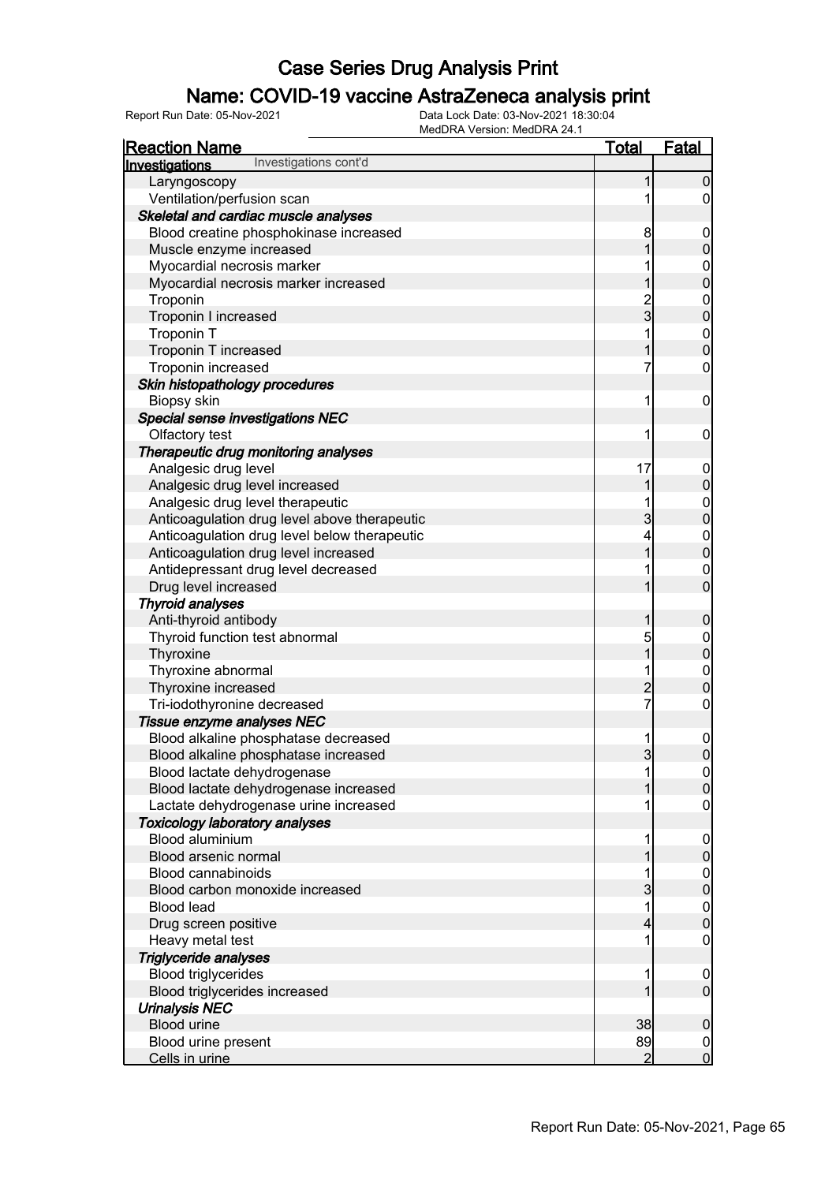# Case Series Drug Analysis Print

## Name: COVID-19 vaccine AstraZeneca analysis print

Report Run Date: 05-Nov-2021

Data Lock Date: 03-Nov-2021 18:30:04

MedDRA Version: MedDRA 24.1

| Reaction Name | Total | Fatal |
|---|---|---|
| **Investigations** Investigations cont'd | | |
| Laryngoscopy | 1 | 0 |
| Ventilation/perfusion scan | 1 | 0 |
| ***Skeletal and cardiac muscle analyses*** | | |
| Blood creatine phosphokinase increased | 8 | 0 |
| Muscle enzyme increased | 1 | 0 |
| Myocardial necrosis marker | 1 | 0 |
| Myocardial necrosis marker increased | 1 | 0 |
| Troponin | 2 | 0 |
| Troponin I increased | 3 | 0 |
| Troponin T | 1 | 0 |
| Troponin T increased | 1 | 0 |
| Troponin increased | 7 | 0 |
| ***Skin histopathology procedures*** | | |
| Biopsy skin | 1 | 0 |
| ***Special sense investigations NEC*** | | |
| Olfactory test | 1 | 0 |
| ***Therapeutic drug monitoring analyses*** | | |
| Analgesic drug level | 17 | 0 |
| Analgesic drug level increased | 1 | 0 |
| Analgesic drug level therapeutic | 1 | 0 |
| Anticoagulation drug level above therapeutic | 3 | 0 |
| Anticoagulation drug level below therapeutic | 4 | 0 |
| Anticoagulation drug level increased | 1 | 0 |
| Antidepressant drug level decreased | 1 | 0 |
| Drug level increased | 1 | 0 |
| ***Thyroid analyses*** | | |
| Anti-thyroid antibody | 1 | 0 |
| Thyroid function test abnormal | 5 | 0 |
| Thyroxine | 1 | 0 |
| Thyroxine abnormal | 1 | 0 |
| Thyroxine increased | 2 | 0 |
| Tri-iodothyronine decreased | 7 | 0 |
| ***Tissue enzyme analyses NEC*** | | |
| Blood alkaline phosphatase decreased | 1 | 0 |
| Blood alkaline phosphatase increased | 3 | 0 |
| Blood lactate dehydrogenase | 1 | 0 |
| Blood lactate dehydrogenase increased | 1 | 0 |
| Lactate dehydrogenase urine increased | 1 | 0 |
| ***Toxicology laboratory analyses*** | | |
| Blood aluminium | 1 | 0 |
| Blood arsenic normal | 1 | 0 |
| Blood cannabinoids | 1 | 0 |
| Blood carbon monoxide increased | 3 | 0 |
| Blood lead | 1 | 0 |
| Drug screen positive | 4 | 0 |
| Heavy metal test | 1 | 0 |
| ***Triglyceride analyses*** | | |
| Blood triglycerides | 1 | 0 |
| Blood triglycerides increased | 1 | 0 |
| ***Urinalysis NEC*** | | |
| Blood urine | 38 | 0 |
| Blood urine present | 89 | 0 |
| Cells in urine | 2 | 0 |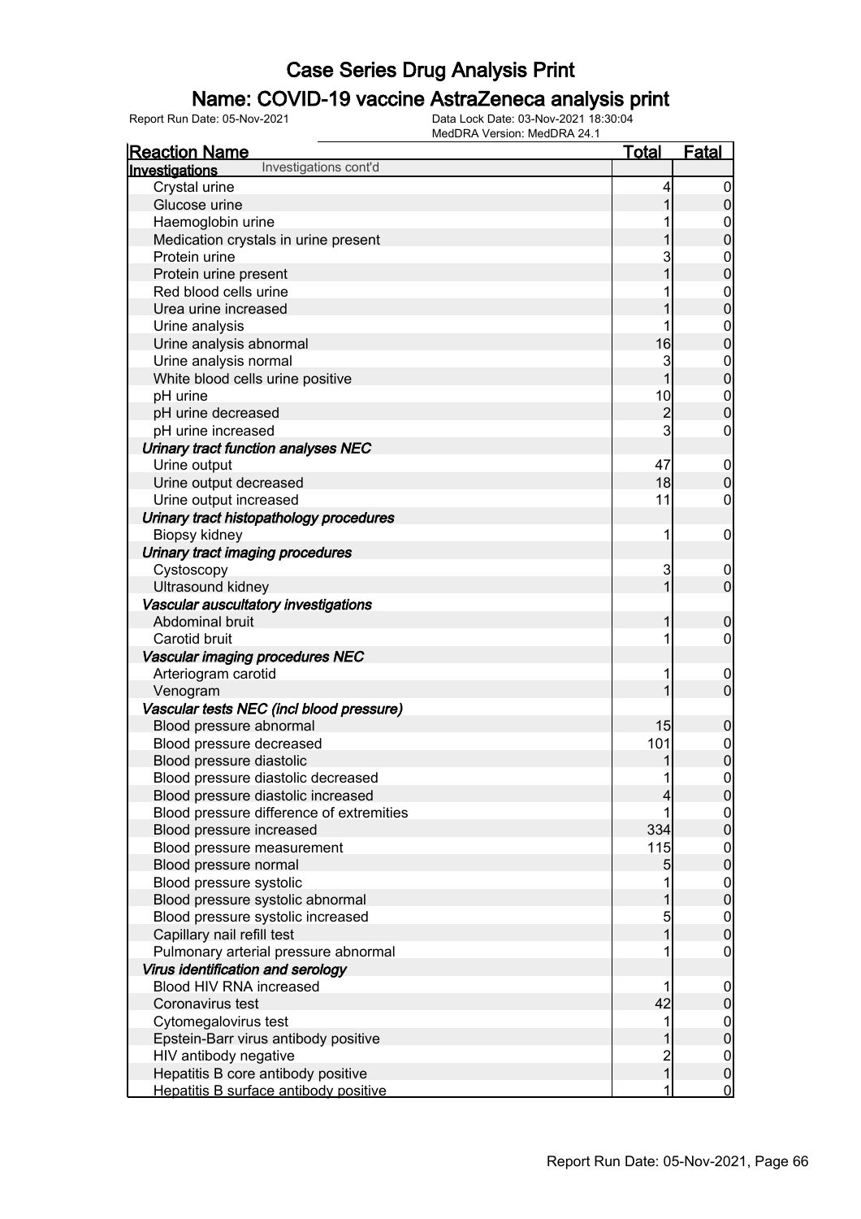# Case Series Drug Analysis Print

## Name: COVID-19 vaccine AstraZeneca analysis print

Report Run Date: 05-Nov-2021   Data Lock Date: 03-Nov-2021 18:30:04
MedDRA Version: MedDRA 24.1

| Reaction Name | Total | Fatal |
|---|---|---|
| **Investigations** Investigations cont'd | | |
| Crystal urine | 4 | 0 |
| Glucose urine | 1 | 0 |
| Haemoglobin urine | 1 | 0 |
| Medication crystals in urine present | 1 | 0 |
| Protein urine | 3 | 0 |
| Protein urine present | 1 | 0 |
| Red blood cells urine | 1 | 0 |
| Urea urine increased | 1 | 0 |
| Urine analysis | 1 | 0 |
| Urine analysis abnormal | 16 | 0 |
| Urine analysis normal | 3 | 0 |
| White blood cells urine positive | 1 | 0 |
| pH urine | 10 | 0 |
| pH urine decreased | 2 | 0 |
| pH urine increased | 3 | 0 |
| ***Urinary tract function analyses NEC*** | | |
| Urine output | 47 | 0 |
| Urine output decreased | 18 | 0 |
| Urine output increased | 11 | 0 |
| ***Urinary tract histopathology procedures*** | | |
| Biopsy kidney | 1 | 0 |
| ***Urinary tract imaging procedures*** | | |
| Cystoscopy | 3 | 0 |
| Ultrasound kidney | 1 | 0 |
| ***Vascular auscultatory investigations*** | | |
| Abdominal bruit | 1 | 0 |
| Carotid bruit | 1 | 0 |
| ***Vascular imaging procedures NEC*** | | |
| Arteriogram carotid | 1 | 0 |
| Venogram | 1 | 0 |
| ***Vascular tests NEC (incl blood pressure)*** | | |
| Blood pressure abnormal | 15 | 0 |
| Blood pressure decreased | 101 | 0 |
| Blood pressure diastolic | 1 | 0 |
| Blood pressure diastolic decreased | 1 | 0 |
| Blood pressure diastolic increased | 4 | 0 |
| Blood pressure difference of extremities | 1 | 0 |
| Blood pressure increased | 334 | 0 |
| Blood pressure measurement | 115 | 0 |
| Blood pressure normal | 5 | 0 |
| Blood pressure systolic | 1 | 0 |
| Blood pressure systolic abnormal | 1 | 0 |
| Blood pressure systolic increased | 5 | 0 |
| Capillary nail refill test | 1 | 0 |
| Pulmonary arterial pressure abnormal | 1 | 0 |
| ***Virus identification and serology*** | | |
| Blood HIV RNA increased | 1 | 0 |
| Coronavirus test | 42 | 0 |
| Cytomegalovirus test | 1 | 0 |
| Epstein-Barr virus antibody positive | 1 | 0 |
| HIV antibody negative | 2 | 0 |
| Hepatitis B core antibody positive | 1 | 0 |
| Hepatitis B surface antibody positive | 1 | 0 |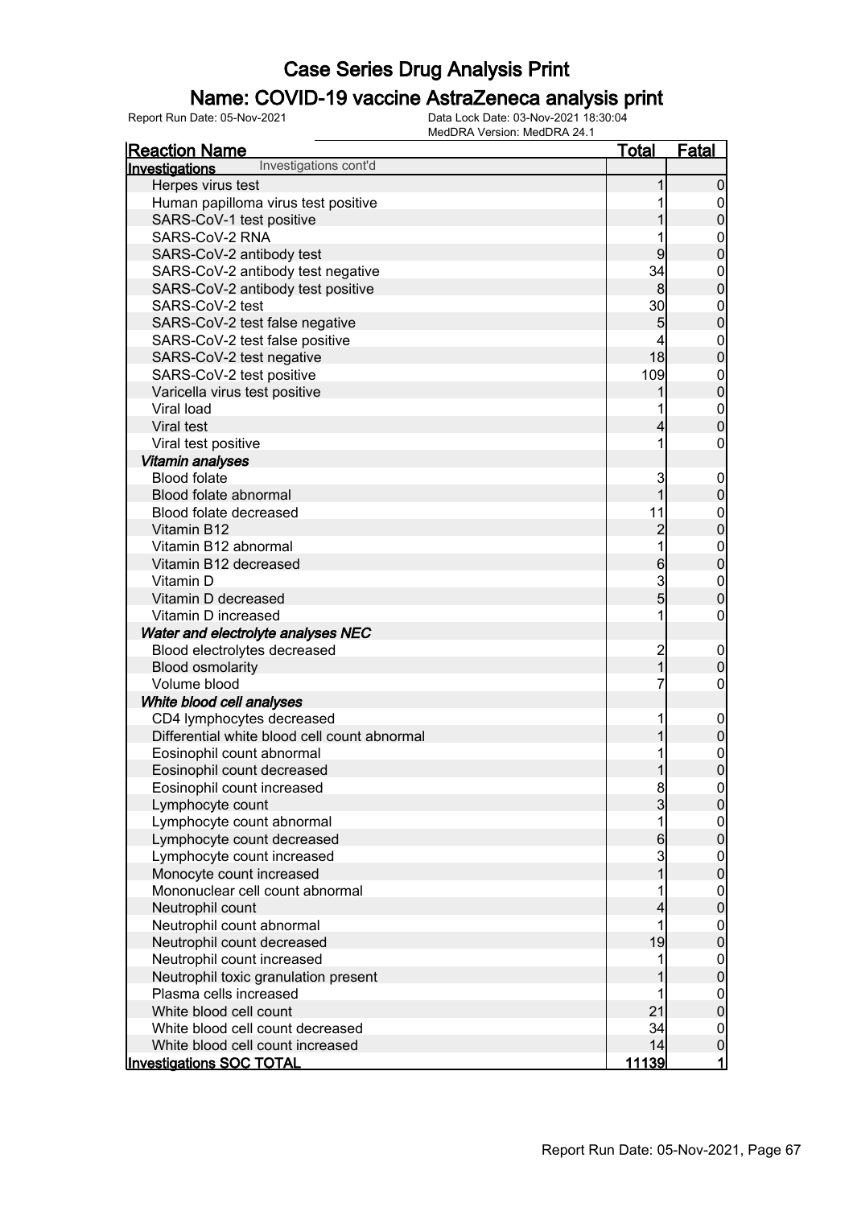# Case Series Drug Analysis Print

## Name: COVID-19 vaccine AstraZeneca analysis print

Report Run Date: 05-Nov-2021    Data Lock Date: 03-Nov-2021 18:30:04
MedDRA Version: MedDRA 24.1

| Reaction Name | Total | Fatal |
|---|---|---|
| **Investigations** Investigations cont'd | | |
| Herpes virus test | 1 | 0 |
| Human papilloma virus test positive | 1 | 0 |
| SARS-CoV-1 test positive | 1 | 0 |
| SARS-CoV-2 RNA | 1 | 0 |
| SARS-CoV-2 antibody test | 9 | 0 |
| SARS-CoV-2 antibody test negative | 34 | 0 |
| SARS-CoV-2 antibody test positive | 8 | 0 |
| SARS-CoV-2 test | 30 | 0 |
| SARS-CoV-2 test false negative | 5 | 0 |
| SARS-CoV-2 test false positive | 4 | 0 |
| SARS-CoV-2 test negative | 18 | 0 |
| SARS-CoV-2 test positive | 109 | 0 |
| Varicella virus test positive | 1 | 0 |
| Viral load | 1 | 0 |
| Viral test | 4 | 0 |
| Viral test positive | 1 | 0 |
| ***Vitamin analyses*** | | |
| Blood folate | 3 | 0 |
| Blood folate abnormal | 1 | 0 |
| Blood folate decreased | 11 | 0 |
| Vitamin B12 | 2 | 0 |
| Vitamin B12 abnormal | 1 | 0 |
| Vitamin B12 decreased | 6 | 0 |
| Vitamin D | 3 | 0 |
| Vitamin D decreased | 5 | 0 |
| Vitamin D increased | 1 | 0 |
| ***Water and electrolyte analyses NEC*** | | |
| Blood electrolytes decreased | 2 | 0 |
| Blood osmolarity | 1 | 0 |
| Volume blood | 7 | 0 |
| ***White blood cell analyses*** | | |
| CD4 lymphocytes decreased | 1 | 0 |
| Differential white blood cell count abnormal | 1 | 0 |
| Eosinophil count abnormal | 1 | 0 |
| Eosinophil count decreased | 1 | 0 |
| Eosinophil count increased | 8 | 0 |
| Lymphocyte count | 3 | 0 |
| Lymphocyte count abnormal | 1 | 0 |
| Lymphocyte count decreased | 6 | 0 |
| Lymphocyte count increased | 3 | 0 |
| Monocyte count increased | 1 | 0 |
| Mononuclear cell count abnormal | 1 | 0 |
| Neutrophil count | 4 | 0 |
| Neutrophil count abnormal | 1 | 0 |
| Neutrophil count decreased | 19 | 0 |
| Neutrophil count increased | 1 | 0 |
| Neutrophil toxic granulation present | 1 | 0 |
| Plasma cells increased | 1 | 0 |
| White blood cell count | 21 | 0 |
| White blood cell count decreased | 34 | 0 |
| White blood cell count increased | 14 | 0 |
| **Investigations SOC TOTAL** | **11139** | **1** |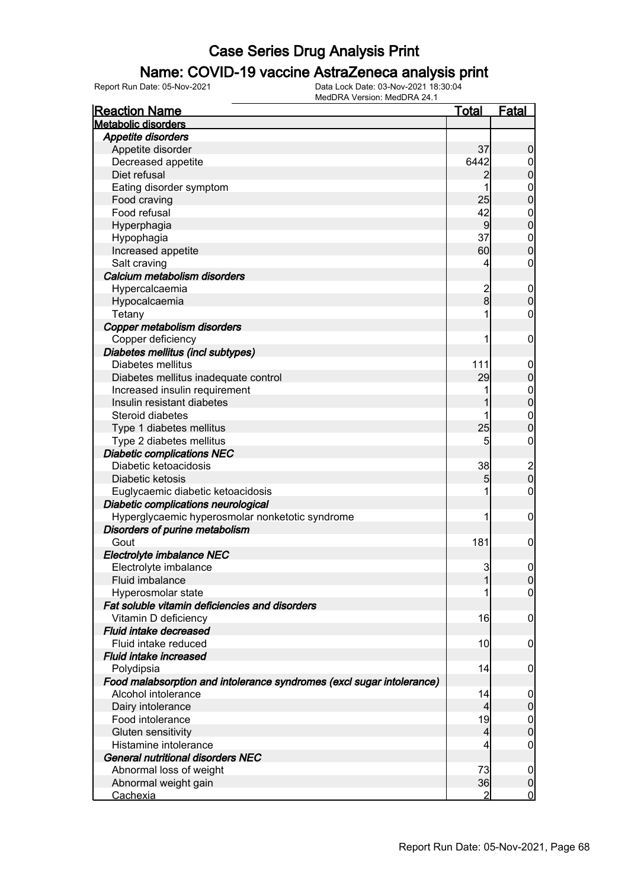# Case Series Drug Analysis Print

## Name: COVID-19 vaccine AstraZeneca analysis print

Report Run Date: 05-Nov-2021    Data Lock Date: 03-Nov-2021 18:30:04
MedDRA Version: MedDRA 24.1

| Reaction Name | Total | Fatal |
|---|---|---|
| **Metabolic disorders** | | |
| ***Appetite disorders*** | | |
| Appetite disorder | 37 | 0 |
| Decreased appetite | 6442 | 0 |
| Diet refusal | 2 | 0 |
| Eating disorder symptom | 1 | 0 |
| Food craving | 25 | 0 |
| Food refusal | 42 | 0 |
| Hyperphagia | 9 | 0 |
| Hypophagia | 37 | 0 |
| Increased appetite | 60 | 0 |
| Salt craving | 4 | 0 |
| ***Calcium metabolism disorders*** | | |
| Hypercalcaemia | 2 | 0 |
| Hypocalcaemia | 8 | 0 |
| Tetany | 1 | 0 |
| ***Copper metabolism disorders*** | | |
| Copper deficiency | 1 | 0 |
| ***Diabetes mellitus (incl subtypes)*** | | |
| Diabetes mellitus | 111 | 0 |
| Diabetes mellitus inadequate control | 29 | 0 |
| Increased insulin requirement | 1 | 0 |
| Insulin resistant diabetes | 1 | 0 |
| Steroid diabetes | 1 | 0 |
| Type 1 diabetes mellitus | 25 | 0 |
| Type 2 diabetes mellitus | 5 | 0 |
| ***Diabetic complications NEC*** | | |
| Diabetic ketoacidosis | 38 | 2 |
| Diabetic ketosis | 5 | 0 |
| Euglycaemic diabetic ketoacidosis | 1 | 0 |
| ***Diabetic complications neurological*** | | |
| Hyperglycaemic hyperosmolar nonketotic syndrome | 1 | 0 |
| ***Disorders of purine metabolism*** | | |
| Gout | 181 | 0 |
| ***Electrolyte imbalance NEC*** | | |
| Electrolyte imbalance | 3 | 0 |
| Fluid imbalance | 1 | 0 |
| Hyperosmolar state | 1 | 0 |
| ***Fat soluble vitamin deficiencies and disorders*** | | |
| Vitamin D deficiency | 16 | 0 |
| ***Fluid intake decreased*** | | |
| Fluid intake reduced | 10 | 0 |
| ***Fluid intake increased*** | | |
| Polydipsia | 14 | 0 |
| ***Food malabsorption and intolerance syndromes (excl sugar intolerance)*** | | |
| Alcohol intolerance | 14 | 0 |
| Dairy intolerance | 4 | 0 |
| Food intolerance | 19 | 0 |
| Gluten sensitivity | 4 | 0 |
| Histamine intolerance | 4 | 0 |
| ***General nutritional disorders NEC*** | | |
| Abnormal loss of weight | 73 | 0 |
| Abnormal weight gain | 36 | 0 |
| Cachexia | 2 | 0 |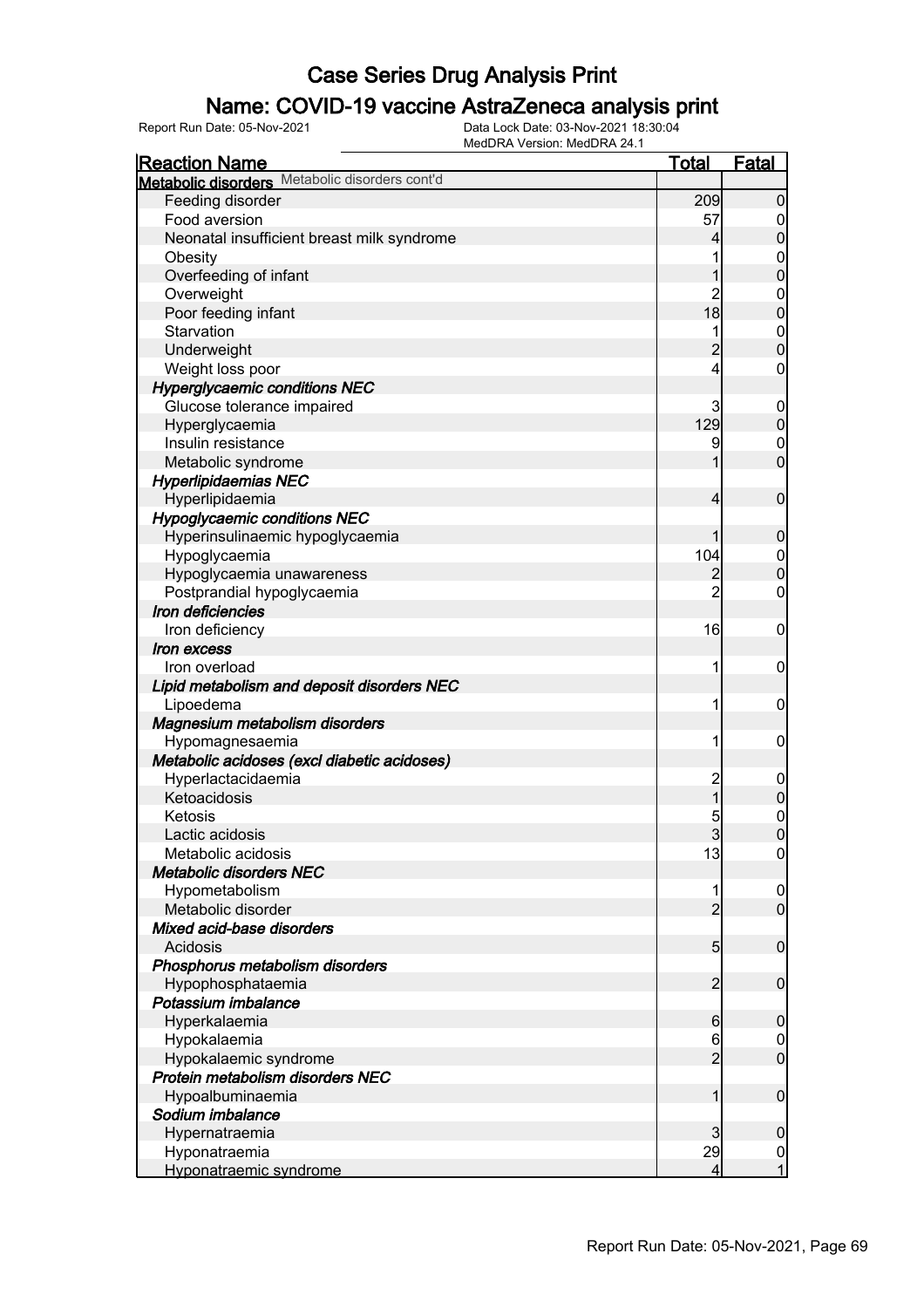# Case Series Drug Analysis Print

## Name: COVID-19 vaccine AstraZeneca analysis print

Report Run Date: 05-Nov-2021

Data Lock Date: 03-Nov-2021 18:30:04

MedDRA Version: MedDRA 24.1

| Reaction Name | Total | Fatal |
|---|---|---|
| **Metabolic disorders** Metabolic disorders cont'd | | |
| Feeding disorder | 209 | 0 |
| Food aversion | 57 | 0 |
| Neonatal insufficient breast milk syndrome | 4 | 0 |
| Obesity | 1 | 0 |
| Overfeeding of infant | 1 | 0 |
| Overweight | 2 | 0 |
| Poor feeding infant | 18 | 0 |
| Starvation | 1 | 0 |
| Underweight | 2 | 0 |
| Weight loss poor | 4 | 0 |
| ***Hyperglycaemic conditions NEC*** | | |
| Glucose tolerance impaired | 3 | 0 |
| Hyperglycaemia | 129 | 0 |
| Insulin resistance | 9 | 0 |
| Metabolic syndrome | 1 | 0 |
| ***Hyperlipidaemias NEC*** | | |
| Hyperlipidaemia | 4 | 0 |
| ***Hypoglycaemic conditions NEC*** | | |
| Hyperinsulinaemic hypoglycaemia | 1 | 0 |
| Hypoglycaemia | 104 | 0 |
| Hypoglycaemia unawareness | 2 | 0 |
| Postprandial hypoglycaemia | 2 | 0 |
| ***Iron deficiencies*** | | |
| Iron deficiency | 16 | 0 |
| ***Iron excess*** | | |
| Iron overload | 1 | 0 |
| ***Lipid metabolism and deposit disorders NEC*** | | |
| Lipoedema | 1 | 0 |
| ***Magnesium metabolism disorders*** | | |
| Hypomagnesaemia | 1 | 0 |
| ***Metabolic acidoses (excl diabetic acidoses)*** | | |
| Hyperlactacidaemia | 2 | 0 |
| Ketoacidosis | 1 | 0 |
| Ketosis | 5 | 0 |
| Lactic acidosis | 3 | 0 |
| Metabolic acidosis | 13 | 0 |
| ***Metabolic disorders NEC*** | | |
| Hypometabolism | 1 | 0 |
| Metabolic disorder | 2 | 0 |
| ***Mixed acid-base disorders*** | | |
| Acidosis | 5 | 0 |
| ***Phosphorus metabolism disorders*** | | |
| Hypophosphataemia | 2 | 0 |
| ***Potassium imbalance*** | | |
| Hyperkalaemia | 6 | 0 |
| Hypokalaemia | 6 | 0 |
| Hypokalaemic syndrome | 2 | 0 |
| ***Protein metabolism disorders NEC*** | | |
| Hypoalbuminaemia | 1 | 0 |
| ***Sodium imbalance*** | | |
| Hypernatraemia | 3 | 0 |
| Hyponatraemia | 29 | 0 |
| Hyponatraemic syndrome | 4 | 1 |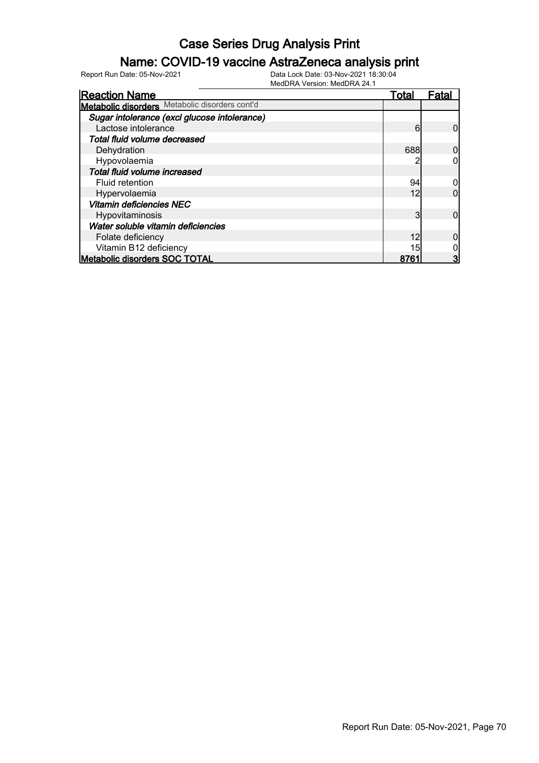# Case Series Drug Analysis Print

## Name: COVID-19 vaccine AstraZeneca analysis print

Report Run Date: 05-Nov-2021

Data Lock Date: 03-Nov-2021 18:30:04
MedDRA Version: MedDRA 24.1

| Reaction Name | Total | Fatal |
|---|---|---|
| **Metabolic disorders** Metabolic disorders cont'd | | |
| ***Sugar intolerance (excl glucose intolerance)*** | | |
| Lactose intolerance | 6 | 0 |
| ***Total fluid volume decreased*** | | |
| Dehydration | 688 | 0 |
| Hypovolaemia | 2 | 0 |
| ***Total fluid volume increased*** | | |
| Fluid retention | 94 | 0 |
| Hypervolaemia | 12 | 0 |
| ***Vitamin deficiencies NEC*** | | |
| Hypovitaminosis | 3 | 0 |
| ***Water soluble vitamin deficiencies*** | | |
| Folate deficiency | 12 | 0 |
| Vitamin B12 deficiency | 15 | 0 |
| **Metabolic disorders SOC TOTAL** | **8761** | **3** |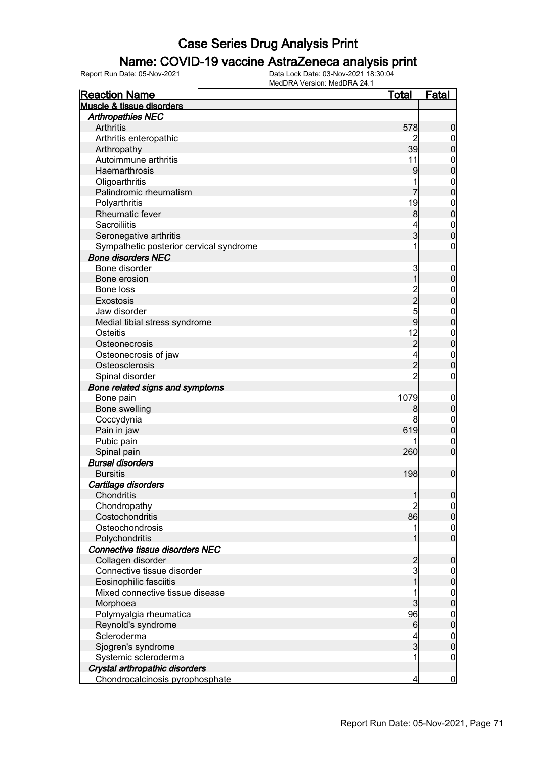# Case Series Drug Analysis Print

## Name: COVID-19 vaccine AstraZeneca analysis print

Report Run Date: 05-Nov-2021

Data Lock Date: 03-Nov-2021 18:30:04
MedDRA Version: MedDRA 24.1

| Reaction Name | Total | Fatal |
|---|---|---|
| **Muscle & tissue disorders** | | |
| ***Arthropathies NEC*** | | |
| Arthritis | 578 | 0 |
| Arthritis enteropathic | 2 | 0 |
| Arthropathy | 39 | 0 |
| Autoimmune arthritis | 11 | 0 |
| Haemarthrosis | 9 | 0 |
| Oligoarthritis | 1 | 0 |
| Palindromic rheumatism | 7 | 0 |
| Polyarthritis | 19 | 0 |
| Rheumatic fever | 8 | 0 |
| Sacroiliitis | 4 | 0 |
| Seronegative arthritis | 3 | 0 |
| Sympathetic posterior cervical syndrome | 1 | 0 |
| ***Bone disorders NEC*** | | |
| Bone disorder | 3 | 0 |
| Bone erosion | 1 | 0 |
| Bone loss | 2 | 0 |
| Exostosis | 2 | 0 |
| Jaw disorder | 5 | 0 |
| Medial tibial stress syndrome | 9 | 0 |
| Osteitis | 12 | 0 |
| Osteonecrosis | 2 | 0 |
| Osteonecrosis of jaw | 4 | 0 |
| Osteosclerosis | 2 | 0 |
| Spinal disorder | 2 | 0 |
| ***Bone related signs and symptoms*** | | |
| Bone pain | 1079 | 0 |
| Bone swelling | 8 | 0 |
| Coccydynia | 8 | 0 |
| Pain in jaw | 619 | 0 |
| Pubic pain | 1 | 0 |
| Spinal pain | 260 | 0 |
| ***Bursal disorders*** | | |
| Bursitis | 198 | 0 |
| ***Cartilage disorders*** | | |
| Chondritis | 1 | 0 |
| Chondropathy | 2 | 0 |
| Costochondritis | 86 | 0 |
| Osteochondrosis | 1 | 0 |
| Polychondritis | 1 | 0 |
| ***Connective tissue disorders NEC*** | | |
| Collagen disorder | 2 | 0 |
| Connective tissue disorder | 3 | 0 |
| Eosinophilic fasciitis | 1 | 0 |
| Mixed connective tissue disease | 1 | 0 |
| Morphoea | 3 | 0 |
| Polymyalgia rheumatica | 96 | 0 |
| Reynold's syndrome | 6 | 0 |
| Scleroderma | 4 | 0 |
| Sjogren's syndrome | 3 | 0 |
| Systemic scleroderma | 1 | 0 |
| ***Crystal arthropathic disorders*** | | |
| Chondrocalcinosis pyrophosphate | 4 | 0 |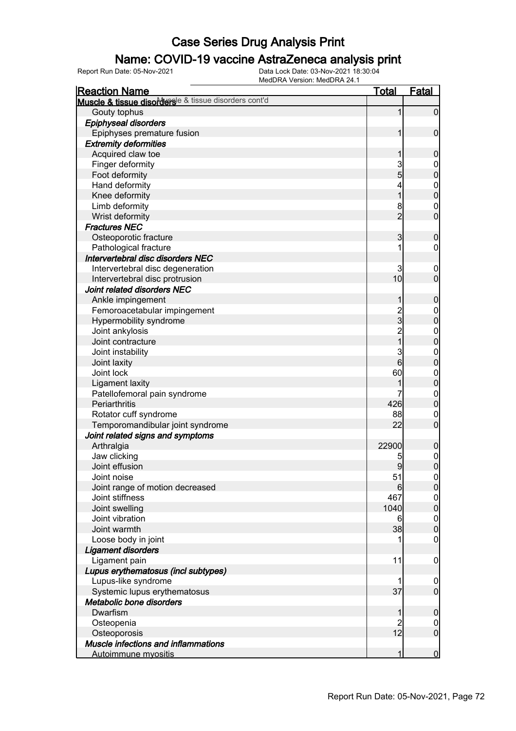# Case Series Drug Analysis Print

## Name: COVID-19 vaccine AstraZeneca analysis print

Report Run Date: 05-Nov-2021    Data Lock Date: 03-Nov-2021 18:30:04
MedDRA Version: MedDRA 24.1

| Reaction Name | Total | Fatal |
|---|---|---|
| **Muscle & tissue disorders** Muscle & tissue disorders cont'd | | |
| Gouty tophus | 1 | 0 |
| ***Epiphyseal disorders*** | | |
| Epiphyses premature fusion | 1 | 0 |
| ***Extremity deformities*** | | |
| Acquired claw toe | 1 | 0 |
| Finger deformity | 3 | 0 |
| Foot deformity | 5 | 0 |
| Hand deformity | 4 | 0 |
| Knee deformity | 1 | 0 |
| Limb deformity | 8 | 0 |
| Wrist deformity | 2 | 0 |
| ***Fractures NEC*** | | |
| Osteoporotic fracture | 3 | 0 |
| Pathological fracture | 1 | 0 |
| ***Intervertebral disc disorders NEC*** | | |
| Intervertebral disc degeneration | 3 | 0 |
| Intervertebral disc protrusion | 10 | 0 |
| ***Joint related disorders NEC*** | | |
| Ankle impingement | 1 | 0 |
| Femoroacetabular impingement | 2 | 0 |
| Hypermobility syndrome | 3 | 0 |
| Joint ankylosis | 2 | 0 |
| Joint contracture | 1 | 0 |
| Joint instability | 3 | 0 |
| Joint laxity | 6 | 0 |
| Joint lock | 60 | 0 |
| Ligament laxity | 1 | 0 |
| Patellofemoral pain syndrome | 7 | 0 |
| Periarthritis | 426 | 0 |
| Rotator cuff syndrome | 88 | 0 |
| Temporomandibular joint syndrome | 22 | 0 |
| ***Joint related signs and symptoms*** | | |
| Arthralgia | 22900 | 0 |
| Jaw clicking | 5 | 0 |
| Joint effusion | 9 | 0 |
| Joint noise | 51 | 0 |
| Joint range of motion decreased | 6 | 0 |
| Joint stiffness | 467 | 0 |
| Joint swelling | 1040 | 0 |
| Joint vibration | 6 | 0 |
| Joint warmth | 38 | 0 |
| Loose body in joint | 1 | 0 |
| ***Ligament disorders*** | | |
| Ligament pain | 11 | 0 |
| ***Lupus erythematosus (incl subtypes)*** | | |
| Lupus-like syndrome | 1 | 0 |
| Systemic lupus erythematosus | 37 | 0 |
| ***Metabolic bone disorders*** | | |
| Dwarfism | 1 | 0 |
| Osteopenia | 2 | 0 |
| Osteoporosis | 12 | 0 |
| ***Muscle infections and inflammations*** | | |
| Autoimmune myositis | 1 | 0 |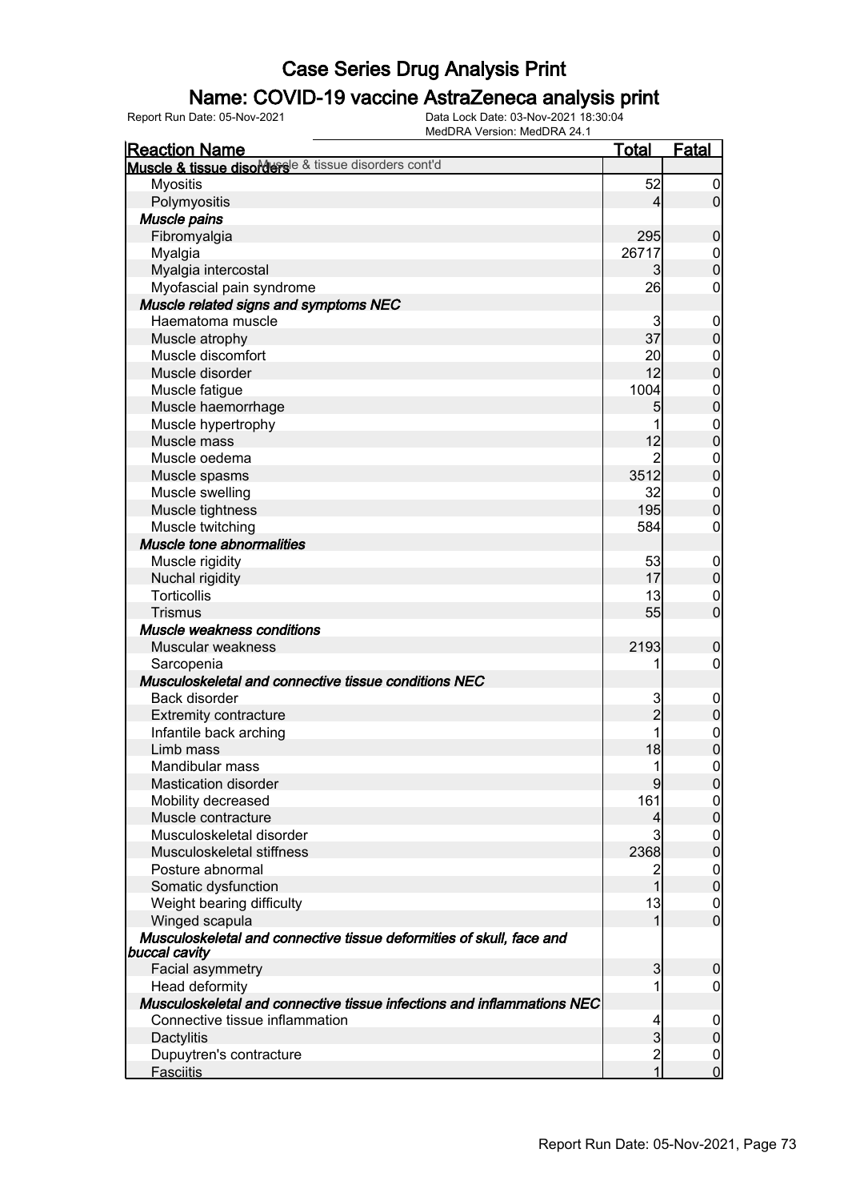# Case Series Drug Analysis Print

## Name: COVID-19 vaccine AstraZeneca analysis print

Report Run Date: 05-Nov-2021  Data Lock Date: 03-Nov-2021 18:30:04
MedDRA Version: MedDRA 24.1

| Reaction Name | Total | Fatal |
|---|---|---|
| **Muscle & tissue disorders** Muscle & tissue disorders cont'd | | |
| Myositis | 52 | 0 |
| Polymyositis | 4 | 0 |
| ***Muscle pains*** | | |
| Fibromyalgia | 295 | 0 |
| Myalgia | 26717 | 0 |
| Myalgia intercostal | 3 | 0 |
| Myofascial pain syndrome | 26 | 0 |
| ***Muscle related signs and symptoms NEC*** | | |
| Haematoma muscle | 3 | 0 |
| Muscle atrophy | 37 | 0 |
| Muscle discomfort | 20 | 0 |
| Muscle disorder | 12 | 0 |
| Muscle fatigue | 1004 | 0 |
| Muscle haemorrhage | 5 | 0 |
| Muscle hypertrophy | 1 | 0 |
| Muscle mass | 12 | 0 |
| Muscle oedema | 2 | 0 |
| Muscle spasms | 3512 | 0 |
| Muscle swelling | 32 | 0 |
| Muscle tightness | 195 | 0 |
| Muscle twitching | 584 | 0 |
| ***Muscle tone abnormalities*** | | |
| Muscle rigidity | 53 | 0 |
| Nuchal rigidity | 17 | 0 |
| Torticollis | 13 | 0 |
| Trismus | 55 | 0 |
| ***Muscle weakness conditions*** | | |
| Muscular weakness | 2193 | 0 |
| Sarcopenia | 1 | 0 |
| ***Musculoskeletal and connective tissue conditions NEC*** | | |
| Back disorder | 3 | 0 |
| Extremity contracture | 2 | 0 |
| Infantile back arching | 1 | 0 |
| Limb mass | 18 | 0 |
| Mandibular mass | 1 | 0 |
| Mastication disorder | 9 | 0 |
| Mobility decreased | 161 | 0 |
| Muscle contracture | 4 | 0 |
| Musculoskeletal disorder | 3 | 0 |
| Musculoskeletal stiffness | 2368 | 0 |
| Posture abnormal | 2 | 0 |
| Somatic dysfunction | 1 | 0 |
| Weight bearing difficulty | 13 | 0 |
| Winged scapula | 1 | 0 |
| ***Musculoskeletal and connective tissue deformities of skull, face and buccal cavity*** | | |
| Facial asymmetry | 3 | 0 |
| Head deformity | 1 | 0 |
| ***Musculoskeletal and connective tissue infections and inflammations NEC*** | | |
| Connective tissue inflammation | 4 | 0 |
| Dactylitis | 3 | 0 |
| Dupuytren's contracture | 2 | 0 |
| Fasciitis | 1 | 0 |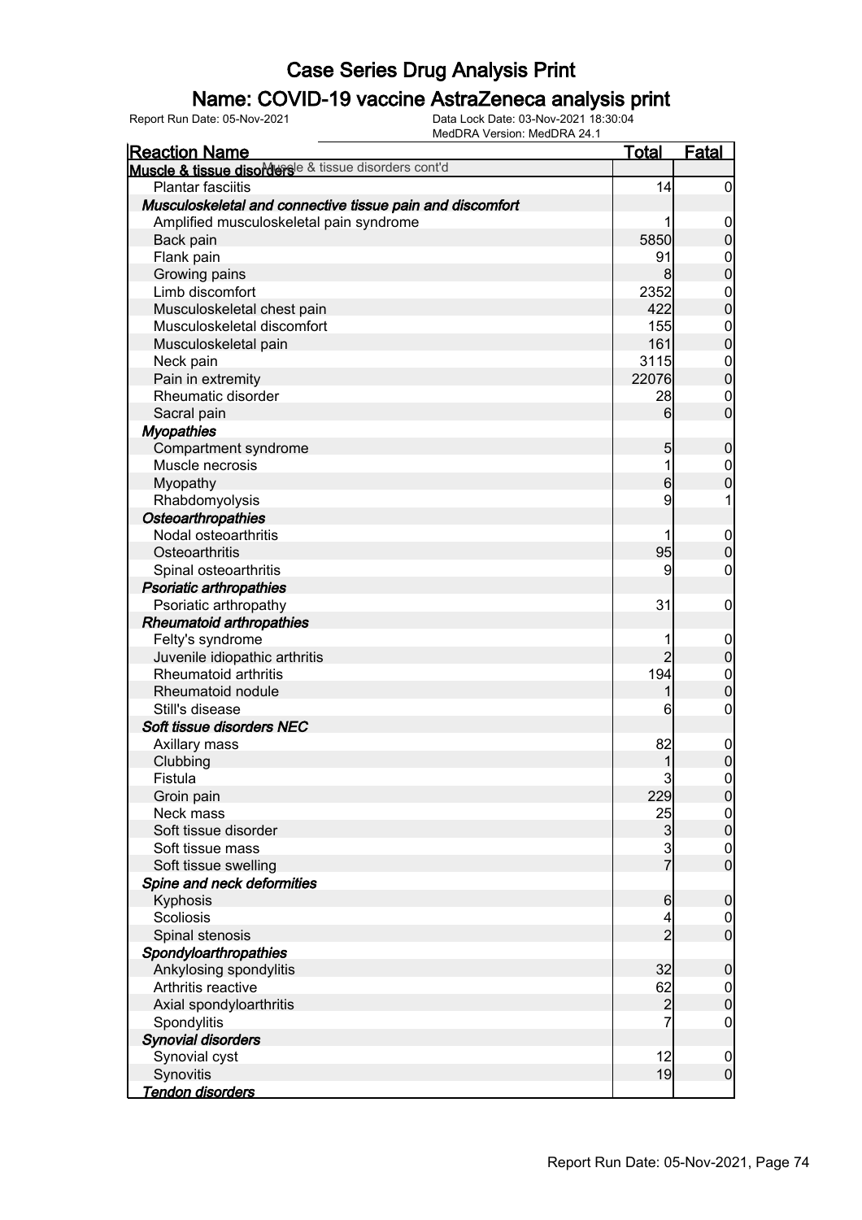# Case Series Drug Analysis Print

## Name: COVID-19 vaccine AstraZeneca analysis print

Report Run Date: 05-Nov-2021

Data Lock Date: 03-Nov-2021 18:30:04

MedDRA Version: MedDRA 24.1

| Reaction Name | Total | Fatal |
|---|---|---|
| **Muscle & tissue disorders** Muscle & tissue disorders cont'd | | |
| Plantar fasciitis | 14 | 0 |
| ***Musculoskeletal and connective tissue pain and discomfort*** | | |
| Amplified musculoskeletal pain syndrome | 1 | 0 |
| Back pain | 5850 | 0 |
| Flank pain | 91 | 0 |
| Growing pains | 8 | 0 |
| Limb discomfort | 2352 | 0 |
| Musculoskeletal chest pain | 422 | 0 |
| Musculoskeletal discomfort | 155 | 0 |
| Musculoskeletal pain | 161 | 0 |
| Neck pain | 3115 | 0 |
| Pain in extremity | 22076 | 0 |
| Rheumatic disorder | 28 | 0 |
| Sacral pain | 6 | 0 |
| ***Myopathies*** | | |
| Compartment syndrome | 5 | 0 |
| Muscle necrosis | 1 | 0 |
| Myopathy | 6 | 0 |
| Rhabdomyolysis | 9 | 1 |
| ***Osteoarthropathies*** | | |
| Nodal osteoarthritis | 1 | 0 |
| Osteoarthritis | 95 | 0 |
| Spinal osteoarthritis | 9 | 0 |
| ***Psoriatic arthropathies*** | | |
| Psoriatic arthropathy | 31 | 0 |
| ***Rheumatoid arthropathies*** | | |
| Felty's syndrome | 1 | 0 |
| Juvenile idiopathic arthritis | 2 | 0 |
| Rheumatoid arthritis | 194 | 0 |
| Rheumatoid nodule | 1 | 0 |
| Still's disease | 6 | 0 |
| ***Soft tissue disorders NEC*** | | |
| Axillary mass | 82 | 0 |
| Clubbing | 1 | 0 |
| Fistula | 3 | 0 |
| Groin pain | 229 | 0 |
| Neck mass | 25 | 0 |
| Soft tissue disorder | 3 | 0 |
| Soft tissue mass | 3 | 0 |
| Soft tissue swelling | 7 | 0 |
| ***Spine and neck deformities*** | | |
| Kyphosis | 6 | 0 |
| Scoliosis | 4 | 0 |
| Spinal stenosis | 2 | 0 |
| ***Spondyloarthropathies*** | | |
| Ankylosing spondylitis | 32 | 0 |
| Arthritis reactive | 62 | 0 |
| Axial spondyloarthritis | 2 | 0 |
| Spondylitis | 7 | 0 |
| ***Synovial disorders*** | | |
| Synovial cyst | 12 | 0 |
| Synovitis | 19 | 0 |
| ***Tendon disorders*** | | |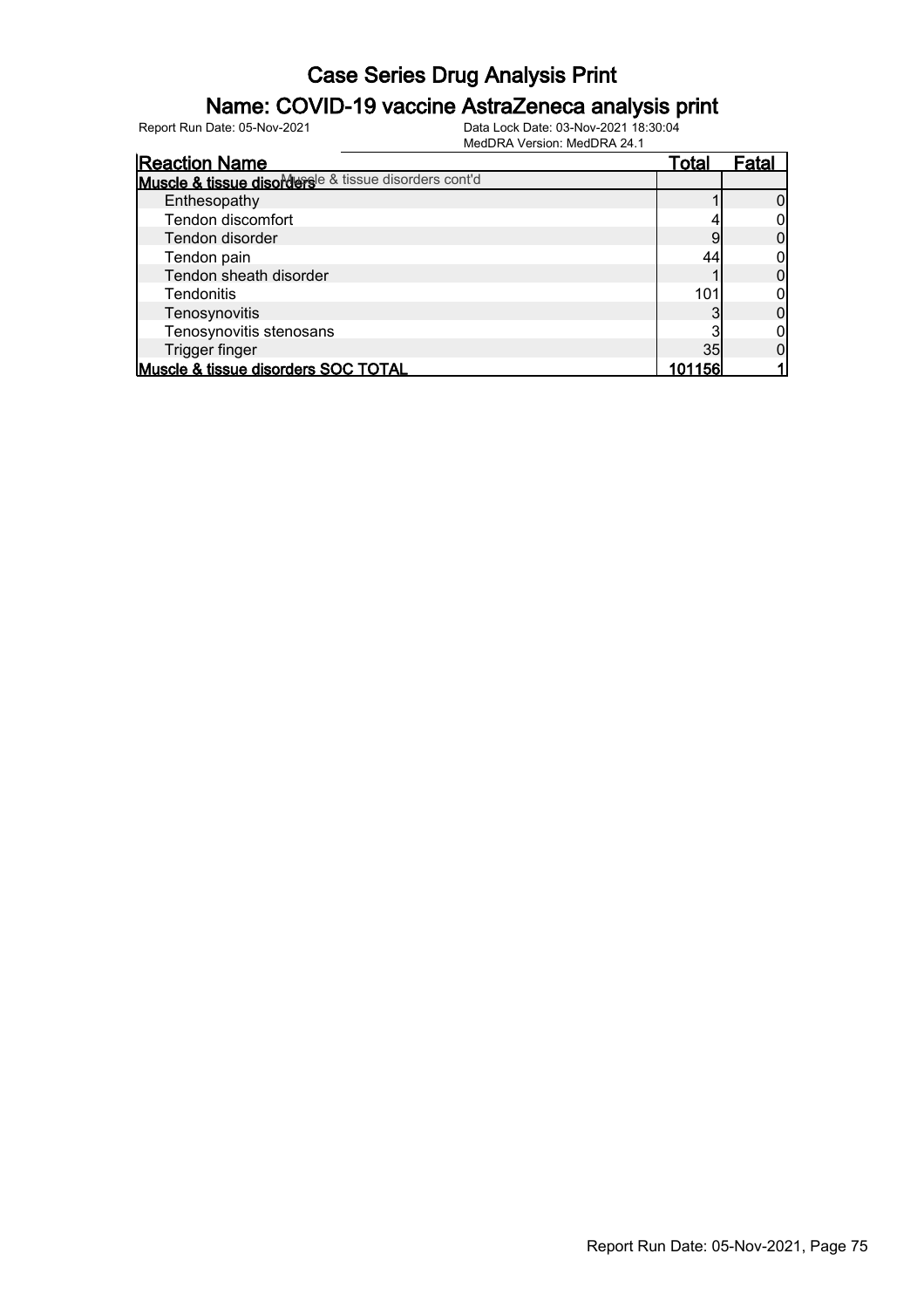# Case Series Drug Analysis Print

## Name: COVID-19 vaccine AstraZeneca analysis print

Report Run Date: 05-Nov-2021
Data Lock Date: 03-Nov-2021 18:30:04
MedDRA Version: MedDRA 24.1

| Reaction Name | Total | Fatal |
|---|---|---|
| **Muscle & tissue disorders** Muscle & tissue disorders cont'd | | |
| Enthesopathy | 1 | 0 |
| Tendon discomfort | 4 | 0 |
| Tendon disorder | 9 | 0 |
| Tendon pain | 44 | 0 |
| Tendon sheath disorder | 1 | 0 |
| Tendonitis | 101 | 0 |
| Tenosynovitis | 3 | 0 |
| Tenosynovitis stenosans | 3 | 0 |
| Trigger finger | 35 | 0 |
| **Muscle & tissue disorders SOC TOTAL** | **101156** | **1** |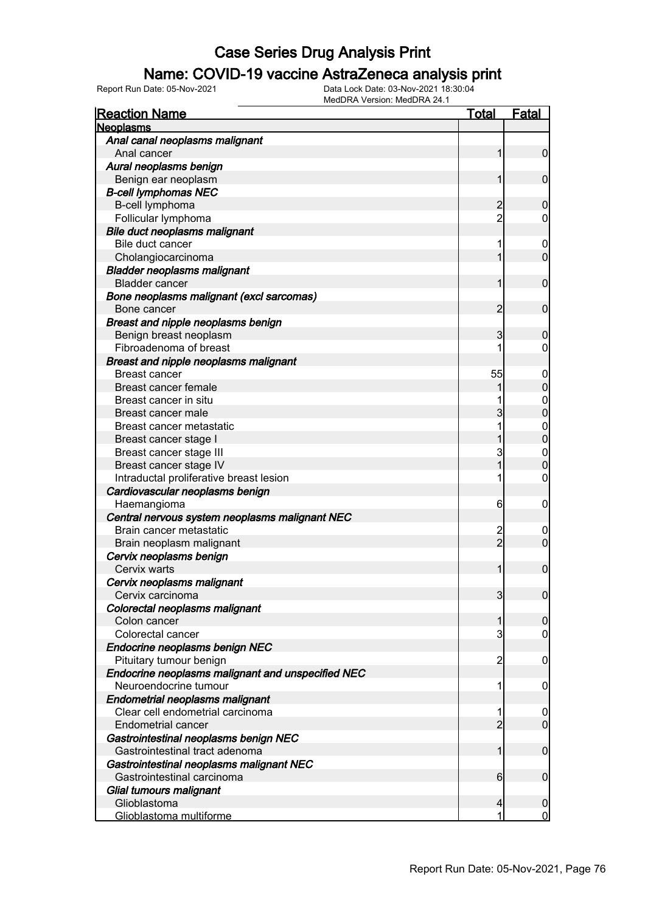# Case Series Drug Analysis Print

## Name: COVID-19 vaccine AstraZeneca analysis print

Report Run Date: 05-Nov-2021 | Data Lock Date: 03-Nov-2021 18:30:04 | MedDRA Version: MedDRA 24.1

| Reaction Name | Total | Fatal |
|---|---|---|
| **Neoplasms** | | |
| *Anal canal neoplasms malignant* | | |
| Anal cancer | 1 | 0 |
| *Aural neoplasms benign* | | |
| Benign ear neoplasm | 1 | 0 |
| *B-cell lymphomas NEC* | | |
| B-cell lymphoma | 2 | 0 |
| Follicular lymphoma | 2 | 0 |
| *Bile duct neoplasms malignant* | | |
| Bile duct cancer | 1 | 0 |
| Cholangiocarcinoma | 1 | 0 |
| *Bladder neoplasms malignant* | | |
| Bladder cancer | 1 | 0 |
| *Bone neoplasms malignant (excl sarcomas)* | | |
| Bone cancer | 2 | 0 |
| *Breast and nipple neoplasms benign* | | |
| Benign breast neoplasm | 3 | 0 |
| Fibroadenoma of breast | 1 | 0 |
| *Breast and nipple neoplasms malignant* | | |
| Breast cancer | 55 | 0 |
| Breast cancer female | 1 | 0 |
| Breast cancer in situ | 1 | 0 |
| Breast cancer male | 3 | 0 |
| Breast cancer metastatic | 1 | 0 |
| Breast cancer stage I | 1 | 0 |
| Breast cancer stage III | 3 | 0 |
| Breast cancer stage IV | 1 | 0 |
| Intraductal proliferative breast lesion | 1 | 0 |
| *Cardiovascular neoplasms benign* | | |
| Haemangioma | 6 | 0 |
| *Central nervous system neoplasms malignant NEC* | | |
| Brain cancer metastatic | 2 | 0 |
| Brain neoplasm malignant | 2 | 0 |
| *Cervix neoplasms benign* | | |
| Cervix warts | 1 | 0 |
| *Cervix neoplasms malignant* | | |
| Cervix carcinoma | 3 | 0 |
| *Colorectal neoplasms malignant* | | |
| Colon cancer | 1 | 0 |
| Colorectal cancer | 3 | 0 |
| *Endocrine neoplasms benign NEC* | | |
| Pituitary tumour benign | 2 | 0 |
| *Endocrine neoplasms malignant and unspecified NEC* | | |
| Neuroendocrine tumour | 1 | 0 |
| *Endometrial neoplasms malignant* | | |
| Clear cell endometrial carcinoma | 1 | 0 |
| Endometrial cancer | 2 | 0 |
| *Gastrointestinal neoplasms benign NEC* | | |
| Gastrointestinal tract adenoma | 1 | 0 |
| *Gastrointestinal neoplasms malignant NEC* | | |
| Gastrointestinal carcinoma | 6 | 0 |
| *Glial tumours malignant* | | |
| Glioblastoma | 4 | 0 |
| Glioblastoma multiforme | 1 | 0 |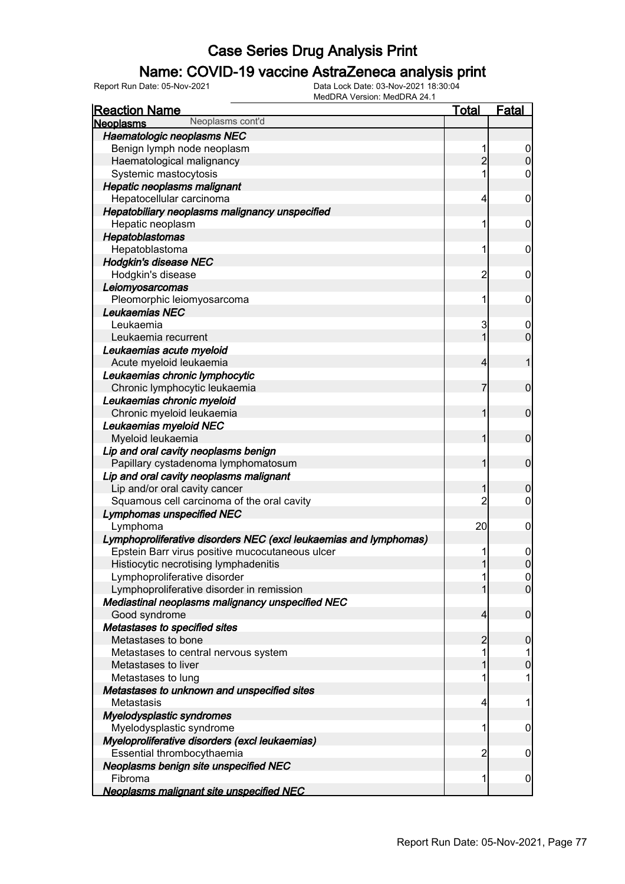# Case Series Drug Analysis Print

## Name: COVID-19 vaccine AstraZeneca analysis print

Report Run Date: 05-Nov-2021 | Data Lock Date: 03-Nov-2021 18:30:04 | MedDRA Version: MedDRA 24.1

| Reaction Name | Total | Fatal |
|---|---|---|
| **Neoplasms** Neoplasms cont'd | | |
| ***Haematologic neoplasms NEC*** | | |
| Benign lymph node neoplasm | 1 | 0 |
| Haematological malignancy | 2 | 0 |
| Systemic mastocytosis | 1 | 0 |
| ***Hepatic neoplasms malignant*** | | |
| Hepatocellular carcinoma | 4 | 0 |
| ***Hepatobiliary neoplasms malignancy unspecified*** | | |
| Hepatic neoplasm | 1 | 0 |
| ***Hepatoblastomas*** | | |
| Hepatoblastoma | 1 | 0 |
| ***Hodgkin's disease NEC*** | | |
| Hodgkin's disease | 2 | 0 |
| ***Leiomyosarcomas*** | | |
| Pleomorphic leiomyosarcoma | 1 | 0 |
| ***Leukaemias NEC*** | | |
| Leukaemia | 3 | 0 |
| Leukaemia recurrent | 1 | 0 |
| ***Leukaemias acute myeloid*** | | |
| Acute myeloid leukaemia | 4 | 1 |
| ***Leukaemias chronic lymphocytic*** | | |
| Chronic lymphocytic leukaemia | 7 | 0 |
| ***Leukaemias chronic myeloid*** | | |
| Chronic myeloid leukaemia | 1 | 0 |
| ***Leukaemias myeloid NEC*** | | |
| Myeloid leukaemia | 1 | 0 |
| ***Lip and oral cavity neoplasms benign*** | | |
| Papillary cystadenoma lymphomatosum | 1 | 0 |
| ***Lip and oral cavity neoplasms malignant*** | | |
| Lip and/or oral cavity cancer | 1 | 0 |
| Squamous cell carcinoma of the oral cavity | 2 | 0 |
| ***Lymphomas unspecified NEC*** | | |
| Lymphoma | 20 | 0 |
| ***Lymphoproliferative disorders NEC (excl leukaemias and lymphomas)*** | | |
| Epstein Barr virus positive mucocutaneous ulcer | 1 | 0 |
| Histiocytic necrotising lymphadenitis | 1 | 0 |
| Lymphoproliferative disorder | 1 | 0 |
| Lymphoproliferative disorder in remission | 1 | 0 |
| ***Mediastinal neoplasms malignancy unspecified NEC*** | | |
| Good syndrome | 4 | 0 |
| ***Metastases to specified sites*** | | |
| Metastases to bone | 2 | 0 |
| Metastases to central nervous system | 1 | 1 |
| Metastases to liver | 1 | 0 |
| Metastases to lung | 1 | 1 |
| ***Metastases to unknown and unspecified sites*** | | |
| Metastasis | 4 | 1 |
| ***Myelodysplastic syndromes*** | | |
| Myelodysplastic syndrome | 1 | 0 |
| ***Myeloproliferative disorders (excl leukaemias)*** | | |
| Essential thrombocythaemia | 2 | 0 |
| ***Neoplasms benign site unspecified NEC*** | | |
| Fibroma | 1 | 0 |
| ***Neoplasms malignant site unspecified NEC*** | | |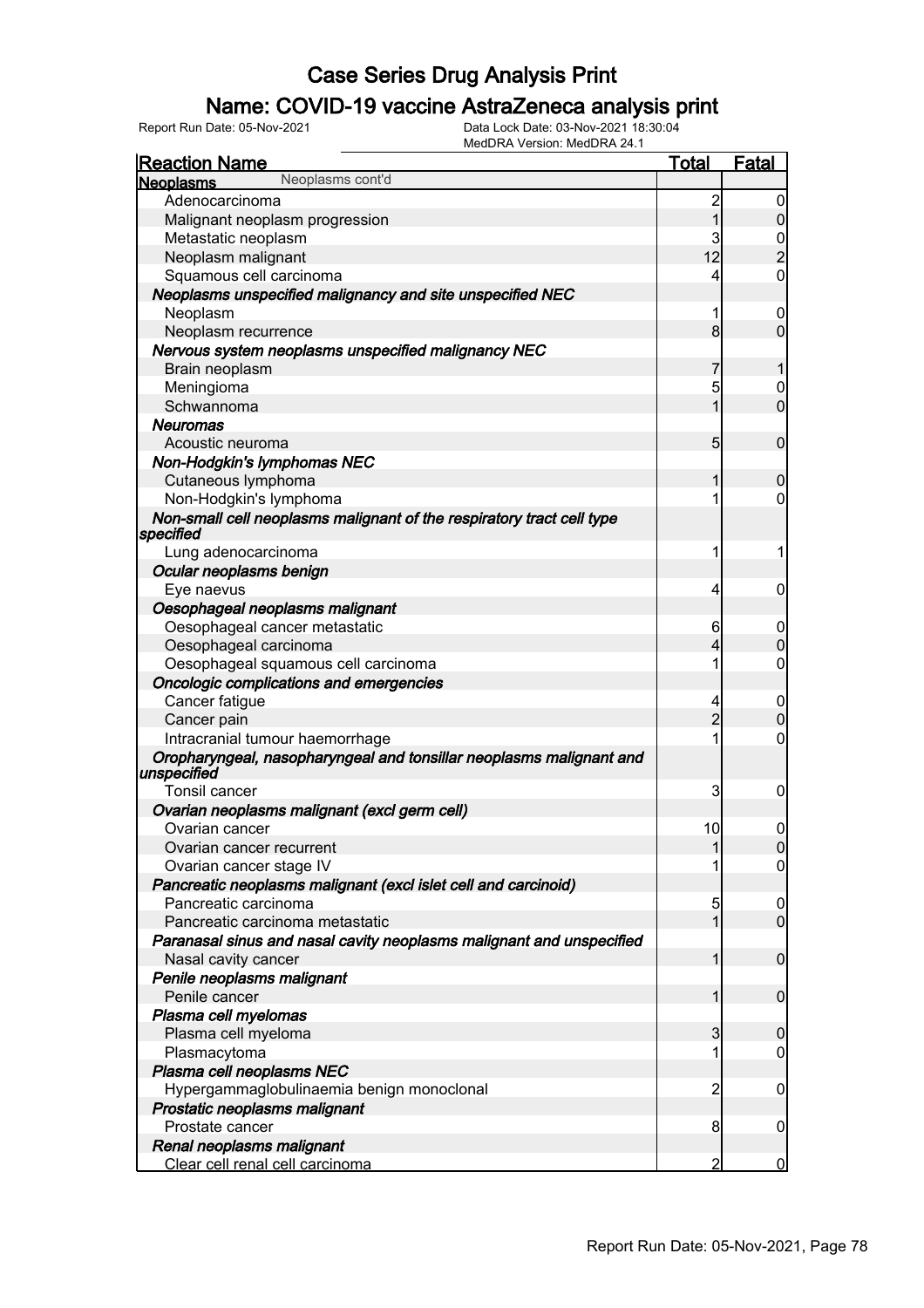# Case Series Drug Analysis Print

## Name: COVID-19 vaccine AstraZeneca analysis print

Report Run Date: 05-Nov-2021    Data Lock Date: 03-Nov-2021 18:30:04
MedDRA Version: MedDRA 24.1

| Reaction Name | Total | Fatal |
|---|---|---|
| **Neoplasms** Neoplasms cont'd | | |
| Adenocarcinoma | 2 | 0 |
| Malignant neoplasm progression | 1 | 0 |
| Metastatic neoplasm | 3 | 0 |
| Neoplasm malignant | 12 | 2 |
| Squamous cell carcinoma | 4 | 0 |
| ***Neoplasms unspecified malignancy and site unspecified NEC*** | | |
| Neoplasm | 1 | 0 |
| Neoplasm recurrence | 8 | 0 |
| ***Nervous system neoplasms unspecified malignancy NEC*** | | |
| Brain neoplasm | 7 | 1 |
| Meningioma | 5 | 0 |
| Schwannoma | 1 | 0 |
| ***Neuromas*** | | |
| Acoustic neuroma | 5 | 0 |
| ***Non-Hodgkin's lymphomas NEC*** | | |
| Cutaneous lymphoma | 1 | 0 |
| Non-Hodgkin's lymphoma | 1 | 0 |
| ***Non-small cell neoplasms malignant of the respiratory tract cell type specified*** | | |
| Lung adenocarcinoma | 1 | 1 |
| ***Ocular neoplasms benign*** | | |
| Eye naevus | 4 | 0 |
| ***Oesophageal neoplasms malignant*** | | |
| Oesophageal cancer metastatic | 6 | 0 |
| Oesophageal carcinoma | 4 | 0 |
| Oesophageal squamous cell carcinoma | 1 | 0 |
| ***Oncologic complications and emergencies*** | | |
| Cancer fatigue | 4 | 0 |
| Cancer pain | 2 | 0 |
| Intracranial tumour haemorrhage | 1 | 0 |
| ***Oropharyngeal, nasopharyngeal and tonsillar neoplasms malignant and unspecified*** | | |
| Tonsil cancer | 3 | 0 |
| ***Ovarian neoplasms malignant (excl germ cell)*** | | |
| Ovarian cancer | 10 | 0 |
| Ovarian cancer recurrent | 1 | 0 |
| Ovarian cancer stage IV | 1 | 0 |
| ***Pancreatic neoplasms malignant (excl islet cell and carcinoid)*** | | |
| Pancreatic carcinoma | 5 | 0 |
| Pancreatic carcinoma metastatic | 1 | 0 |
| ***Paranasal sinus and nasal cavity neoplasms malignant and unspecified*** | | |
| Nasal cavity cancer | 1 | 0 |
| ***Penile neoplasms malignant*** | | |
| Penile cancer | 1 | 0 |
| ***Plasma cell myelomas*** | | |
| Plasma cell myeloma | 3 | 0 |
| Plasmacytoma | 1 | 0 |
| ***Plasma cell neoplasms NEC*** | | |
| Hypergammaglobulinaemia benign monoclonal | 2 | 0 |
| ***Prostatic neoplasms malignant*** | | |
| Prostate cancer | 8 | 0 |
| ***Renal neoplasms malignant*** | | |
| Clear cell renal cell carcinoma | 2 | 0 |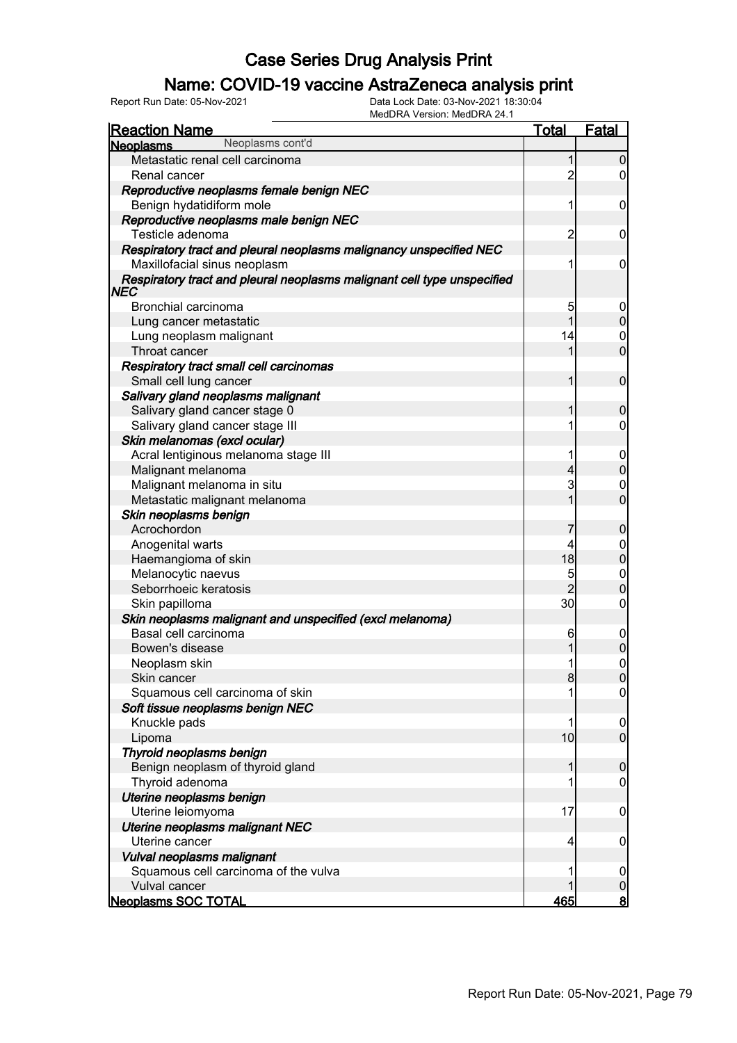# Case Series Drug Analysis Print

## Name: COVID-19 vaccine AstraZeneca analysis print

Report Run Date: 05-Nov-2021    Data Lock Date: 03-Nov-2021 18:30:04
MedDRA Version: MedDRA 24.1

| Reaction Name | Total | Fatal |
|---|---|---|
| **Neoplasms** Neoplasms cont'd | | |
| Metastatic renal cell carcinoma | 1 | 0 |
| Renal cancer | 2 | 0 |
| ***Reproductive neoplasms female benign NEC*** | | |
| Benign hydatidiform mole | 1 | 0 |
| ***Reproductive neoplasms male benign NEC*** | | |
| Testicle adenoma | 2 | 0 |
| ***Respiratory tract and pleural neoplasms malignancy unspecified NEC*** | | |
| Maxillofacial sinus neoplasm | 1 | 0 |
| ***Respiratory tract and pleural neoplasms malignant cell type unspecified NEC*** | | |
| Bronchial carcinoma | 5 | 0 |
| Lung cancer metastatic | 1 | 0 |
| Lung neoplasm malignant | 14 | 0 |
| Throat cancer | 1 | 0 |
| ***Respiratory tract small cell carcinomas*** | | |
| Small cell lung cancer | 1 | 0 |
| ***Salivary gland neoplasms malignant*** | | |
| Salivary gland cancer stage 0 | 1 | 0 |
| Salivary gland cancer stage III | 1 | 0 |
| ***Skin melanomas (excl ocular)*** | | |
| Acral lentiginous melanoma stage III | 1 | 0 |
| Malignant melanoma | 4 | 0 |
| Malignant melanoma in situ | 3 | 0 |
| Metastatic malignant melanoma | 1 | 0 |
| ***Skin neoplasms benign*** | | |
| Acrochordon | 7 | 0 |
| Anogenital warts | 4 | 0 |
| Haemangioma of skin | 18 | 0 |
| Melanocytic naevus | 5 | 0 |
| Seborrhoeic keratosis | 2 | 0 |
| Skin papilloma | 30 | 0 |
| ***Skin neoplasms malignant and unspecified (excl melanoma)*** | | |
| Basal cell carcinoma | 6 | 0 |
| Bowen's disease | 1 | 0 |
| Neoplasm skin | 1 | 0 |
| Skin cancer | 8 | 0 |
| Squamous cell carcinoma of skin | 1 | 0 |
| ***Soft tissue neoplasms benign NEC*** | | |
| Knuckle pads | 1 | 0 |
| Lipoma | 10 | 0 |
| ***Thyroid neoplasms benign*** | | |
| Benign neoplasm of thyroid gland | 1 | 0 |
| Thyroid adenoma | 1 | 0 |
| ***Uterine neoplasms benign*** | | |
| Uterine leiomyoma | 17 | 0 |
| ***Uterine neoplasms malignant NEC*** | | |
| Uterine cancer | 4 | 0 |
| ***Vulval neoplasms malignant*** | | |
| Squamous cell carcinoma of the vulva | 1 | 0 |
| Vulval cancer | 1 | 0 |
| **Neoplasms SOC TOTAL** | **465** | **8** |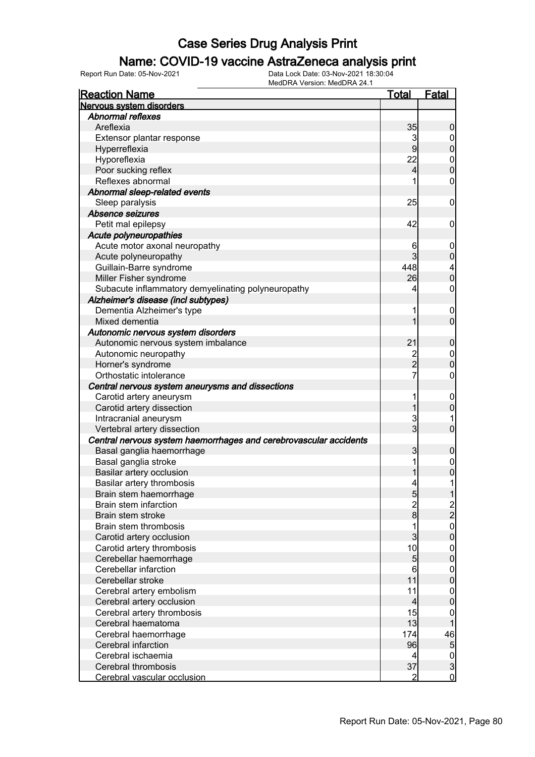# Case Series Drug Analysis Print

## Name: COVID-19 vaccine AstraZeneca analysis print

Report Run Date: 05-Nov-2021    Data Lock Date: 03-Nov-2021 18:30:04
MedDRA Version: MedDRA 24.1

| Reaction Name | Total | Fatal |
|---|---|---|
| **Nervous system disorders** | | |
| ***Abnormal reflexes*** | | |
| Areflexia | 35 | 0 |
| Extensor plantar response | 3 | 0 |
| Hyperreflexia | 9 | 0 |
| Hyporeflexia | 22 | 0 |
| Poor sucking reflex | 4 | 0 |
| Reflexes abnormal | 1 | 0 |
| ***Abnormal sleep-related events*** | | |
| Sleep paralysis | 25 | 0 |
| ***Absence seizures*** | | |
| Petit mal epilepsy | 42 | 0 |
| ***Acute polyneuropathies*** | | |
| Acute motor axonal neuropathy | 6 | 0 |
| Acute polyneuropathy | 3 | 0 |
| Guillain-Barre syndrome | 448 | 4 |
| Miller Fisher syndrome | 26 | 0 |
| Subacute inflammatory demyelinating polyneuropathy | 4 | 0 |
| ***Alzheimer's disease (incl subtypes)*** | | |
| Dementia Alzheimer's type | 1 | 0 |
| Mixed dementia | 1 | 0 |
| ***Autonomic nervous system disorders*** | | |
| Autonomic nervous system imbalance | 21 | 0 |
| Autonomic neuropathy | 2 | 0 |
| Horner's syndrome | 2 | 0 |
| Orthostatic intolerance | 7 | 0 |
| ***Central nervous system aneurysms and dissections*** | | |
| Carotid artery aneurysm | 1 | 0 |
| Carotid artery dissection | 1 | 0 |
| Intracranial aneurysm | 3 | 1 |
| Vertebral artery dissection | 3 | 0 |
| ***Central nervous system haemorrhages and cerebrovascular accidents*** | | |
| Basal ganglia haemorrhage | 3 | 0 |
| Basal ganglia stroke | 1 | 0 |
| Basilar artery occlusion | 1 | 0 |
| Basilar artery thrombosis | 4 | 1 |
| Brain stem haemorrhage | 5 | 1 |
| Brain stem infarction | 2 | 2 |
| Brain stem stroke | 8 | 2 |
| Brain stem thrombosis | 1 | 0 |
| Carotid artery occlusion | 3 | 0 |
| Carotid artery thrombosis | 10 | 0 |
| Cerebellar haemorrhage | 5 | 0 |
| Cerebellar infarction | 6 | 0 |
| Cerebellar stroke | 11 | 0 |
| Cerebral artery embolism | 11 | 0 |
| Cerebral artery occlusion | 4 | 0 |
| Cerebral artery thrombosis | 15 | 0 |
| Cerebral haematoma | 13 | 1 |
| Cerebral haemorrhage | 174 | 46 |
| Cerebral infarction | 96 | 5 |
| Cerebral ischaemia | 4 | 0 |
| Cerebral thrombosis | 37 | 3 |
| Cerebral vascular occlusion | 2 | 0 |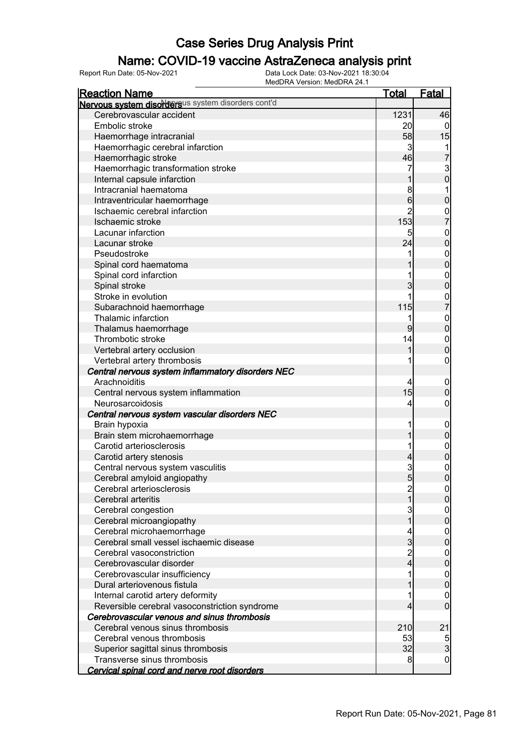# Case Series Drug Analysis Print

## Name: COVID-19 vaccine AstraZeneca analysis print

Report Run Date: 05-Nov-2021 | Data Lock Date: 03-Nov-2021 18:30:04 | MedDRA Version: MedDRA 24.1

| Reaction Name | Total | Fatal |
|---|---|---|
| **Nervous system disorders** cont'd | | |
| Cerebrovascular accident | 1231 | 46 |
| Embolic stroke | 20 | 0 |
| Haemorrhage intracranial | 58 | 15 |
| Haemorrhagic cerebral infarction | 3 | 1 |
| Haemorrhagic stroke | 46 | 7 |
| Haemorrhagic transformation stroke | 7 | 3 |
| Internal capsule infarction | 1 | 0 |
| Intracranial haematoma | 8 | 1 |
| Intraventricular haemorrhage | 6 | 0 |
| Ischaemic cerebral infarction | 2 | 0 |
| Ischaemic stroke | 153 | 7 |
| Lacunar infarction | 5 | 0 |
| Lacunar stroke | 24 | 0 |
| Pseudostroke | 1 | 0 |
| Spinal cord haematoma | 1 | 0 |
| Spinal cord infarction | 1 | 0 |
| Spinal stroke | 3 | 0 |
| Stroke in evolution | 1 | 0 |
| Subarachnoid haemorrhage | 115 | 7 |
| Thalamic infarction | 1 | 0 |
| Thalamus haemorrhage | 9 | 0 |
| Thrombotic stroke | 14 | 0 |
| Vertebral artery occlusion | 1 | 0 |
| Vertebral artery thrombosis | 1 | 0 |
| ***Central nervous system inflammatory disorders NEC*** | | |
| Arachnoiditis | 4 | 0 |
| Central nervous system inflammation | 15 | 0 |
| Neurosarcoidosis | 4 | 0 |
| ***Central nervous system vascular disorders NEC*** | | |
| Brain hypoxia | 1 | 0 |
| Brain stem microhaemorrhage | 1 | 0 |
| Carotid arteriosclerosis | 1 | 0 |
| Carotid artery stenosis | 4 | 0 |
| Central nervous system vasculitis | 3 | 0 |
| Cerebral amyloid angiopathy | 5 | 0 |
| Cerebral arteriosclerosis | 2 | 0 |
| Cerebral arteritis | 1 | 0 |
| Cerebral congestion | 3 | 0 |
| Cerebral microangiopathy | 1 | 0 |
| Cerebral microhaemorrhage | 4 | 0 |
| Cerebral small vessel ischaemic disease | 3 | 0 |
| Cerebral vasoconstriction | 2 | 0 |
| Cerebrovascular disorder | 4 | 0 |
| Cerebrovascular insufficiency | 1 | 0 |
| Dural arteriovenous fistula | 1 | 0 |
| Internal carotid artery deformity | 1 | 0 |
| Reversible cerebral vasoconstriction syndrome | 4 | 0 |
| ***Cerebrovascular venous and sinus thrombosis*** | | |
| Cerebral venous sinus thrombosis | 210 | 21 |
| Cerebral venous thrombosis | 53 | 5 |
| Superior sagittal sinus thrombosis | 32 | 3 |
| Transverse sinus thrombosis | 8 | 0 |
| ***Cervical spinal cord and nerve root disorders*** | | |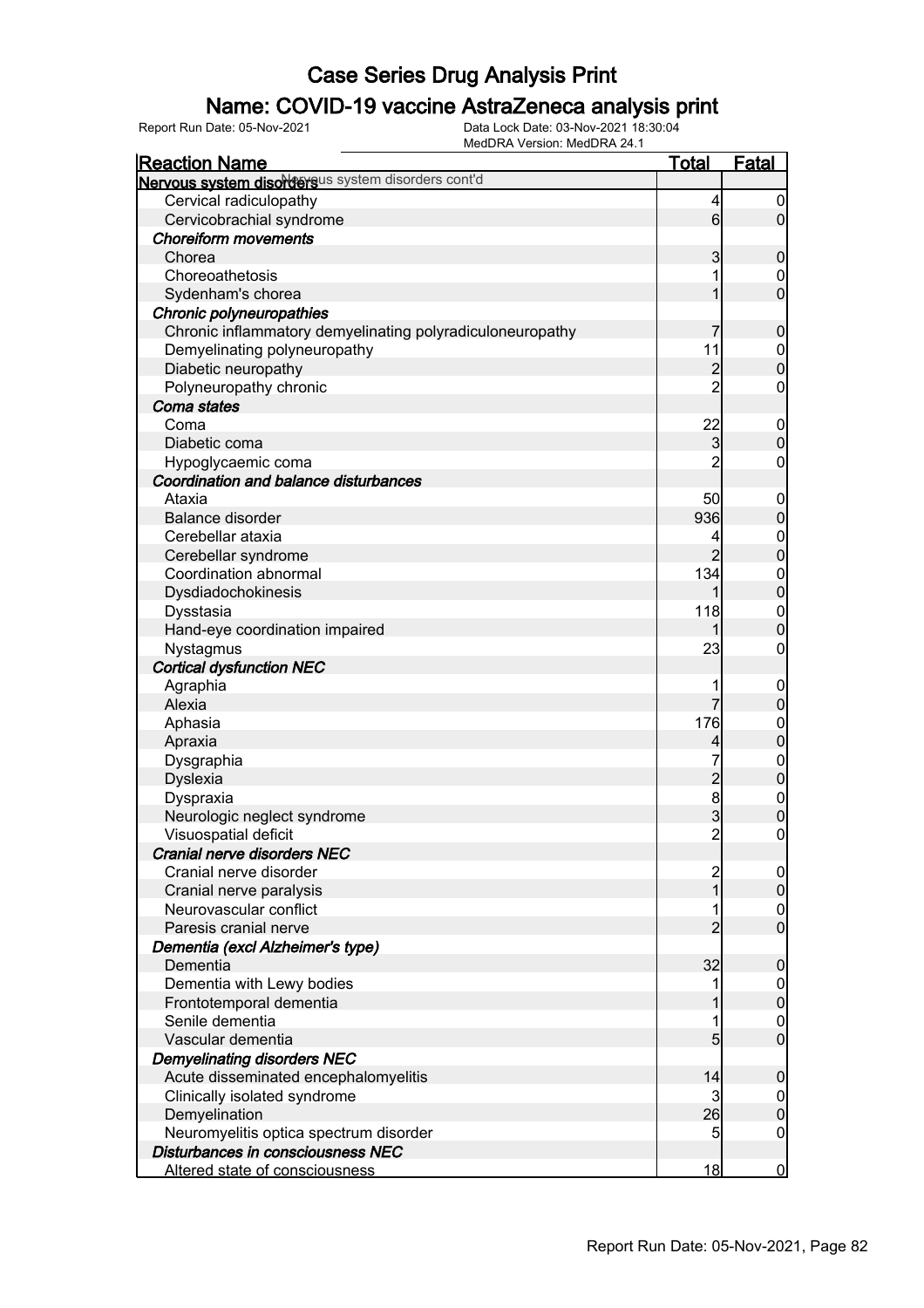# Case Series Drug Analysis Print

## Name: COVID-19 vaccine AstraZeneca analysis print

Report Run Date: 05-Nov-2021 | Data Lock Date: 03-Nov-2021 18:30:04 | MedDRA Version: MedDRA 24.1

| Reaction Name | Total | Fatal |
|---|---|---|
| **Nervous system disorders** cont'd | | |
| Cervical radiculopathy | 4 | 0 |
| Cervicobrachial syndrome | 6 | 0 |
| ***Choreiform movements*** | | |
| Chorea | 3 | 0 |
| Choreoathetosis | 1 | 0 |
| Sydenham's chorea | 1 | 0 |
| ***Chronic polyneuropathies*** | | |
| Chronic inflammatory demyelinating polyradiculoneuropathy | 7 | 0 |
| Demyelinating polyneuropathy | 11 | 0 |
| Diabetic neuropathy | 2 | 0 |
| Polyneuropathy chronic | 2 | 0 |
| ***Coma states*** | | |
| Coma | 22 | 0 |
| Diabetic coma | 3 | 0 |
| Hypoglycaemic coma | 2 | 0 |
| ***Coordination and balance disturbances*** | | |
| Ataxia | 50 | 0 |
| Balance disorder | 936 | 0 |
| Cerebellar ataxia | 4 | 0 |
| Cerebellar syndrome | 2 | 0 |
| Coordination abnormal | 134 | 0 |
| Dysdiadochokinesis | 1 | 0 |
| Dysstasia | 118 | 0 |
| Hand-eye coordination impaired | 1 | 0 |
| Nystagmus | 23 | 0 |
| ***Cortical dysfunction NEC*** | | |
| Agraphia | 1 | 0 |
| Alexia | 7 | 0 |
| Aphasia | 176 | 0 |
| Apraxia | 4 | 0 |
| Dysgraphia | 7 | 0 |
| Dyslexia | 2 | 0 |
| Dyspraxia | 8 | 0 |
| Neurologic neglect syndrome | 3 | 0 |
| Visuospatial deficit | 2 | 0 |
| ***Cranial nerve disorders NEC*** | | |
| Cranial nerve disorder | 2 | 0 |
| Cranial nerve paralysis | 1 | 0 |
| Neurovascular conflict | 1 | 0 |
| Paresis cranial nerve | 2 | 0 |
| ***Dementia (excl Alzheimer's type)*** | | |
| Dementia | 32 | 0 |
| Dementia with Lewy bodies | 1 | 0 |
| Frontotemporal dementia | 1 | 0 |
| Senile dementia | 1 | 0 |
| Vascular dementia | 5 | 0 |
| ***Demyelinating disorders NEC*** | | |
| Acute disseminated encephalomyelitis | 14 | 0 |
| Clinically isolated syndrome | 3 | 0 |
| Demyelination | 26 | 0 |
| Neuromyelitis optica spectrum disorder | 5 | 0 |
| ***Disturbances in consciousness NEC*** | | |
| Altered state of consciousness | 18 | 0 |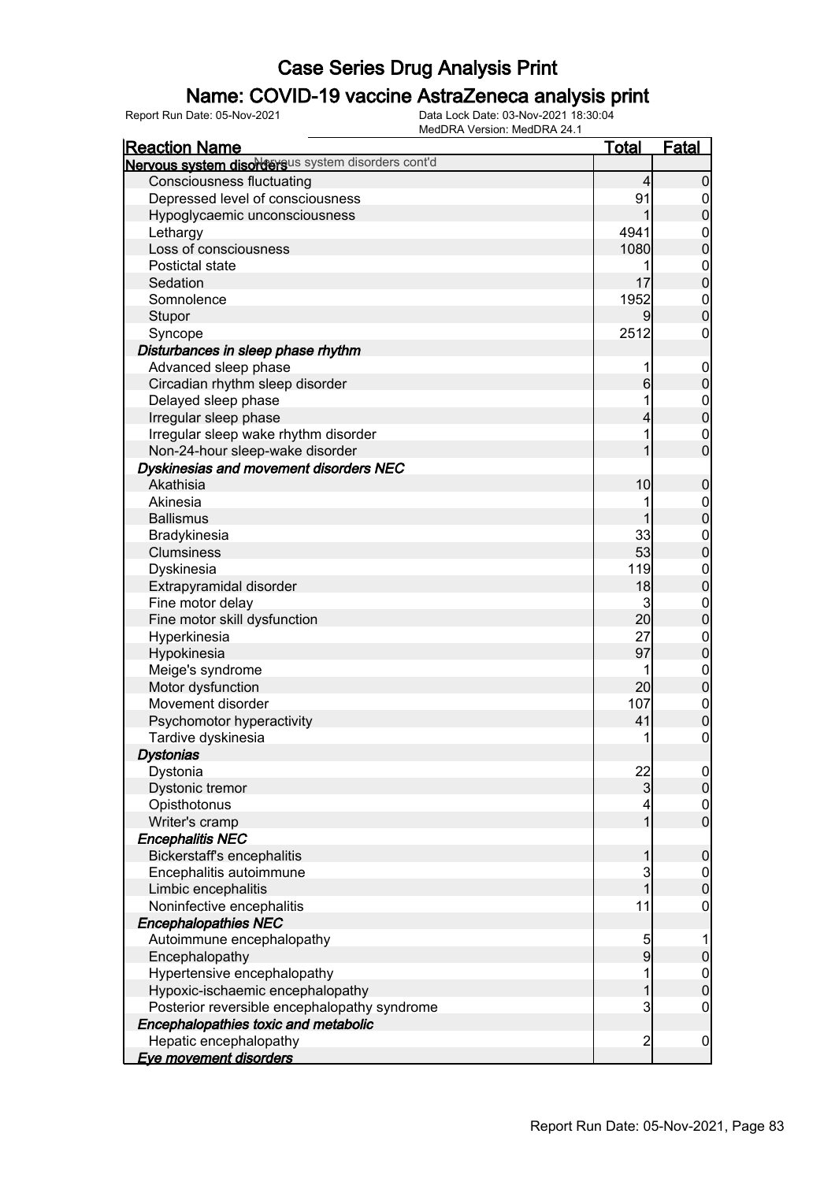# Case Series Drug Analysis Print

## Name: COVID-19 vaccine AstraZeneca analysis print

Report Run Date: 05-Nov-2021    Data Lock Date: 03-Nov-2021 18:30:04
MedDRA Version: MedDRA 24.1

| Reaction Name | Total | Fatal |
| --- | --- | --- |
| **Nervous system disorders** Nervous system disorders cont'd | | |
| Consciousness fluctuating | 4 | 0 |
| Depressed level of consciousness | 91 | 0 |
| Hypoglycaemic unconsciousness | 1 | 0 |
| Lethargy | 4941 | 0 |
| Loss of consciousness | 1080 | 0 |
| Postictal state | 1 | 0 |
| Sedation | 17 | 0 |
| Somnolence | 1952 | 0 |
| Stupor | 9 | 0 |
| Syncope | 2512 | 0 |
| ***Disturbances in sleep phase rhythm*** | | |
| Advanced sleep phase | 1 | 0 |
| Circadian rhythm sleep disorder | 6 | 0 |
| Delayed sleep phase | 1 | 0 |
| Irregular sleep phase | 4 | 0 |
| Irregular sleep wake rhythm disorder | 1 | 0 |
| Non-24-hour sleep-wake disorder | 1 | 0 |
| ***Dyskinesias and movement disorders NEC*** | | |
| Akathisia | 10 | 0 |
| Akinesia | 1 | 0 |
| Ballismus | 1 | 0 |
| Bradykinesia | 33 | 0 |
| Clumsiness | 53 | 0 |
| Dyskinesia | 119 | 0 |
| Extrapyramidal disorder | 18 | 0 |
| Fine motor delay | 3 | 0 |
| Fine motor skill dysfunction | 20 | 0 |
| Hyperkinesia | 27 | 0 |
| Hypokinesia | 97 | 0 |
| Meige's syndrome | 1 | 0 |
| Motor dysfunction | 20 | 0 |
| Movement disorder | 107 | 0 |
| Psychomotor hyperactivity | 41 | 0 |
| Tardive dyskinesia | 1 | 0 |
| ***Dystonias*** | | |
| Dystonia | 22 | 0 |
| Dystonic tremor | 3 | 0 |
| Opisthotonus | 4 | 0 |
| Writer's cramp | 1 | 0 |
| ***Encephalitis NEC*** | | |
| Bickerstaff's encephalitis | 1 | 0 |
| Encephalitis autoimmune | 3 | 0 |
| Limbic encephalitis | 1 | 0 |
| Noninfective encephalitis | 11 | 0 |
| ***Encephalopathies NEC*** | | |
| Autoimmune encephalopathy | 5 | 1 |
| Encephalopathy | 9 | 0 |
| Hypertensive encephalopathy | 1 | 0 |
| Hypoxic-ischaemic encephalopathy | 1 | 0 |
| Posterior reversible encephalopathy syndrome | 3 | 0 |
| ***Encephalopathies toxic and metabolic*** | | |
| Hepatic encephalopathy | 2 | 0 |
| ***Eye movement disorders*** | | |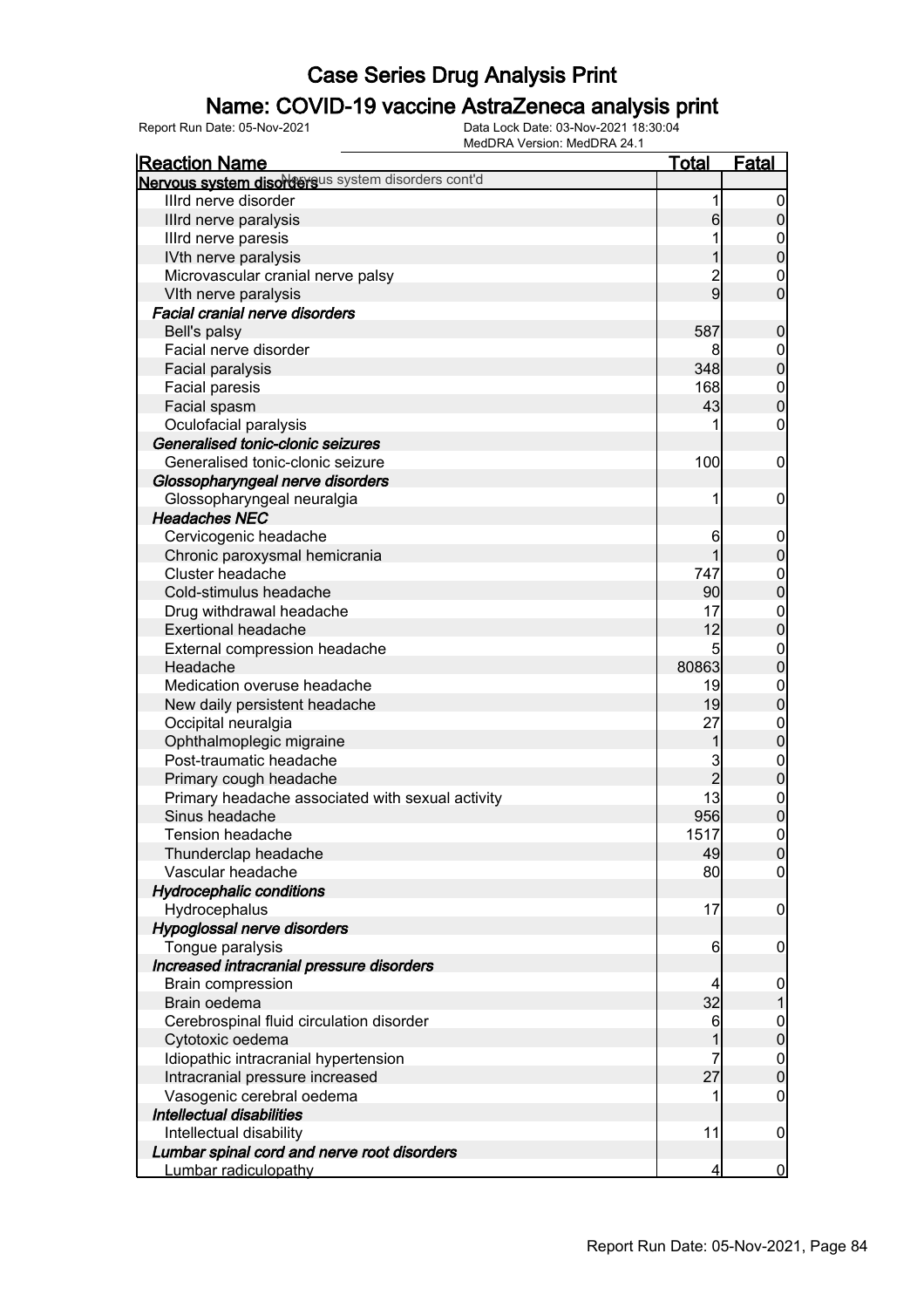# Case Series Drug Analysis Print

## Name: COVID-19 vaccine AstraZeneca analysis print

Report Run Date: 05-Nov-2021 | Data Lock Date: 03-Nov-2021 18:30:04 | MedDRA Version: MedDRA 24.1

| Reaction Name | Total | Fatal |
|---|---|---|
| **Nervous system disorders** Nervous system disorders cont'd | | |
| IIIrd nerve disorder | 1 | 0 |
| IIIrd nerve paralysis | 6 | 0 |
| IIIrd nerve paresis | 1 | 0 |
| IVth nerve paralysis | 1 | 0 |
| Microvascular cranial nerve palsy | 2 | 0 |
| VIth nerve paralysis | 9 | 0 |
| ***Facial cranial nerve disorders*** | | |
| Bell's palsy | 587 | 0 |
| Facial nerve disorder | 8 | 0 |
| Facial paralysis | 348 | 0 |
| Facial paresis | 168 | 0 |
| Facial spasm | 43 | 0 |
| Oculofacial paralysis | 1 | 0 |
| ***Generalised tonic-clonic seizures*** | | |
| Generalised tonic-clonic seizure | 100 | 0 |
| ***Glossopharyngeal nerve disorders*** | | |
| Glossopharyngeal neuralgia | 1 | 0 |
| ***Headaches NEC*** | | |
| Cervicogenic headache | 6 | 0 |
| Chronic paroxysmal hemicrania | 1 | 0 |
| Cluster headache | 747 | 0 |
| Cold-stimulus headache | 90 | 0 |
| Drug withdrawal headache | 17 | 0 |
| Exertional headache | 12 | 0 |
| External compression headache | 5 | 0 |
| Headache | 80863 | 0 |
| Medication overuse headache | 19 | 0 |
| New daily persistent headache | 19 | 0 |
| Occipital neuralgia | 27 | 0 |
| Ophthalmoplegic migraine | 1 | 0 |
| Post-traumatic headache | 3 | 0 |
| Primary cough headache | 2 | 0 |
| Primary headache associated with sexual activity | 13 | 0 |
| Sinus headache | 956 | 0 |
| Tension headache | 1517 | 0 |
| Thunderclap headache | 49 | 0 |
| Vascular headache | 80 | 0 |
| ***Hydrocephalic conditions*** | | |
| Hydrocephalus | 17 | 0 |
| ***Hypoglossal nerve disorders*** | | |
| Tongue paralysis | 6 | 0 |
| ***Increased intracranial pressure disorders*** | | |
| Brain compression | 4 | 0 |
| Brain oedema | 32 | 1 |
| Cerebrospinal fluid circulation disorder | 6 | 0 |
| Cytotoxic oedema | 1 | 0 |
| Idiopathic intracranial hypertension | 7 | 0 |
| Intracranial pressure increased | 27 | 0 |
| Vasogenic cerebral oedema | 1 | 0 |
| ***Intellectual disabilities*** | | |
| Intellectual disability | 11 | 0 |
| ***Lumbar spinal cord and nerve root disorders*** | | |
| Lumbar radiculopathy | 4 | 0 |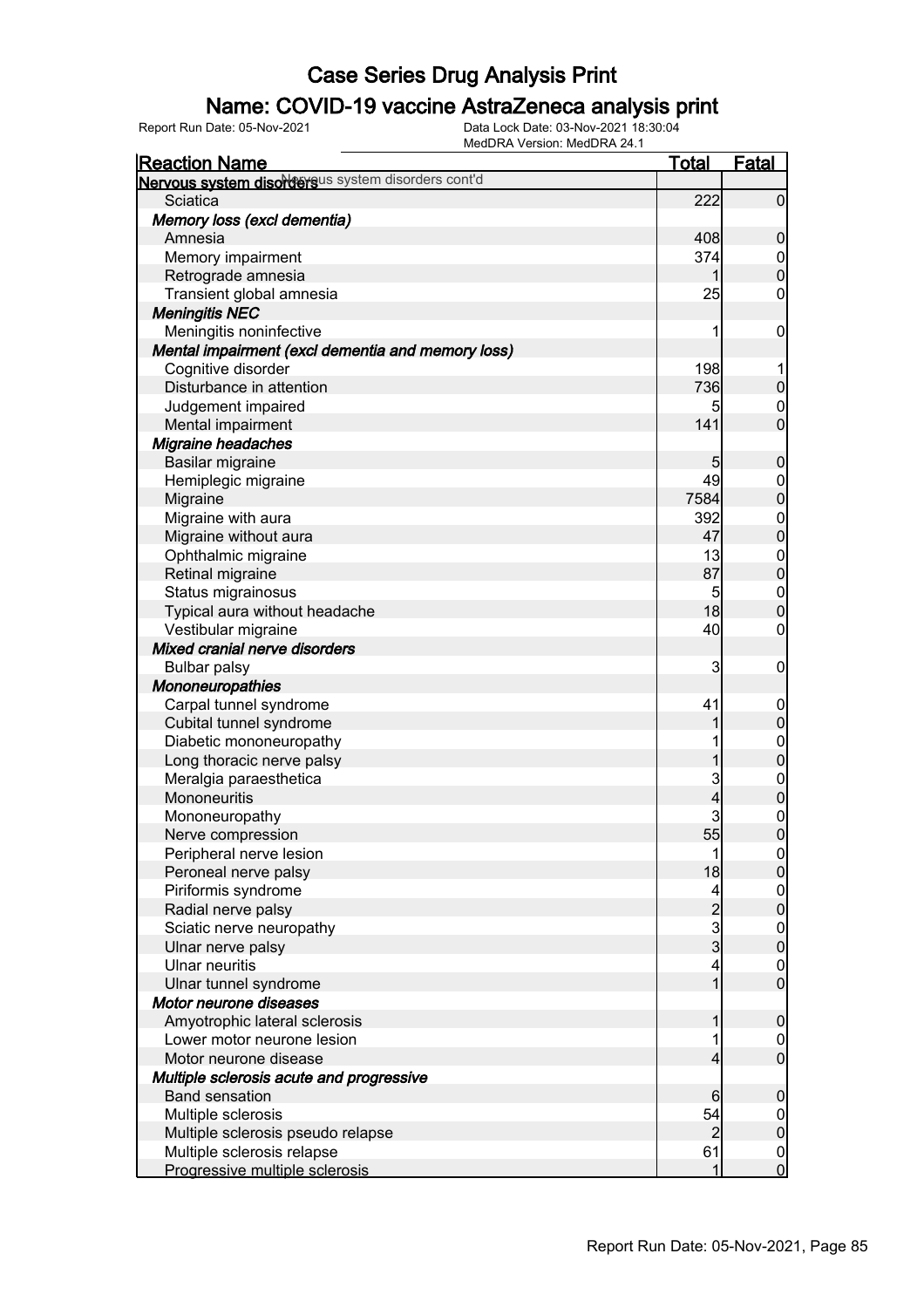# Case Series Drug Analysis Print

## Name: COVID-19 vaccine AstraZeneca analysis print

Report Run Date: 05-Nov-2021 | Data Lock Date: 03-Nov-2021 18:30:04 | MedDRA Version: MedDRA 24.1

| Reaction Name | Total | Fatal |
|---|---|---|
| **Nervous system disorders** Nervous system disorders cont'd | | |
| Sciatica | 222 | 0 |
| ***Memory loss (excl dementia)*** | | |
| Amnesia | 408 | 0 |
| Memory impairment | 374 | 0 |
| Retrograde amnesia | 1 | 0 |
| Transient global amnesia | 25 | 0 |
| ***Meningitis NEC*** | | |
| Meningitis noninfective | 1 | 0 |
| ***Mental impairment (excl dementia and memory loss)*** | | |
| Cognitive disorder | 198 | 1 |
| Disturbance in attention | 736 | 0 |
| Judgement impaired | 5 | 0 |
| Mental impairment | 141 | 0 |
| ***Migraine headaches*** | | |
| Basilar migraine | 5 | 0 |
| Hemiplegic migraine | 49 | 0 |
| Migraine | 7584 | 0 |
| Migraine with aura | 392 | 0 |
| Migraine without aura | 47 | 0 |
| Ophthalmic migraine | 13 | 0 |
| Retinal migraine | 87 | 0 |
| Status migrainosus | 5 | 0 |
| Typical aura without headache | 18 | 0 |
| Vestibular migraine | 40 | 0 |
| ***Mixed cranial nerve disorders*** | | |
| Bulbar palsy | 3 | 0 |
| ***Mononeuropathies*** | | |
| Carpal tunnel syndrome | 41 | 0 |
| Cubital tunnel syndrome | 1 | 0 |
| Diabetic mononeuropathy | 1 | 0 |
| Long thoracic nerve palsy | 1 | 0 |
| Meralgia paraesthetica | 3 | 0 |
| Mononeuritis | 4 | 0 |
| Mononeuropathy | 3 | 0 |
| Nerve compression | 55 | 0 |
| Peripheral nerve lesion | 1 | 0 |
| Peroneal nerve palsy | 18 | 0 |
| Piriformis syndrome | 4 | 0 |
| Radial nerve palsy | 2 | 0 |
| Sciatic nerve neuropathy | 3 | 0 |
| Ulnar nerve palsy | 3 | 0 |
| Ulnar neuritis | 4 | 0 |
| Ulnar tunnel syndrome | 1 | 0 |
| ***Motor neurone diseases*** | | |
| Amyotrophic lateral sclerosis | 1 | 0 |
| Lower motor neurone lesion | 1 | 0 |
| Motor neurone disease | 4 | 0 |
| ***Multiple sclerosis acute and progressive*** | | |
| Band sensation | 6 | 0 |
| Multiple sclerosis | 54 | 0 |
| Multiple sclerosis pseudo relapse | 2 | 0 |
| Multiple sclerosis relapse | 61 | 0 |
| Progressive multiple sclerosis | 1 | 0 |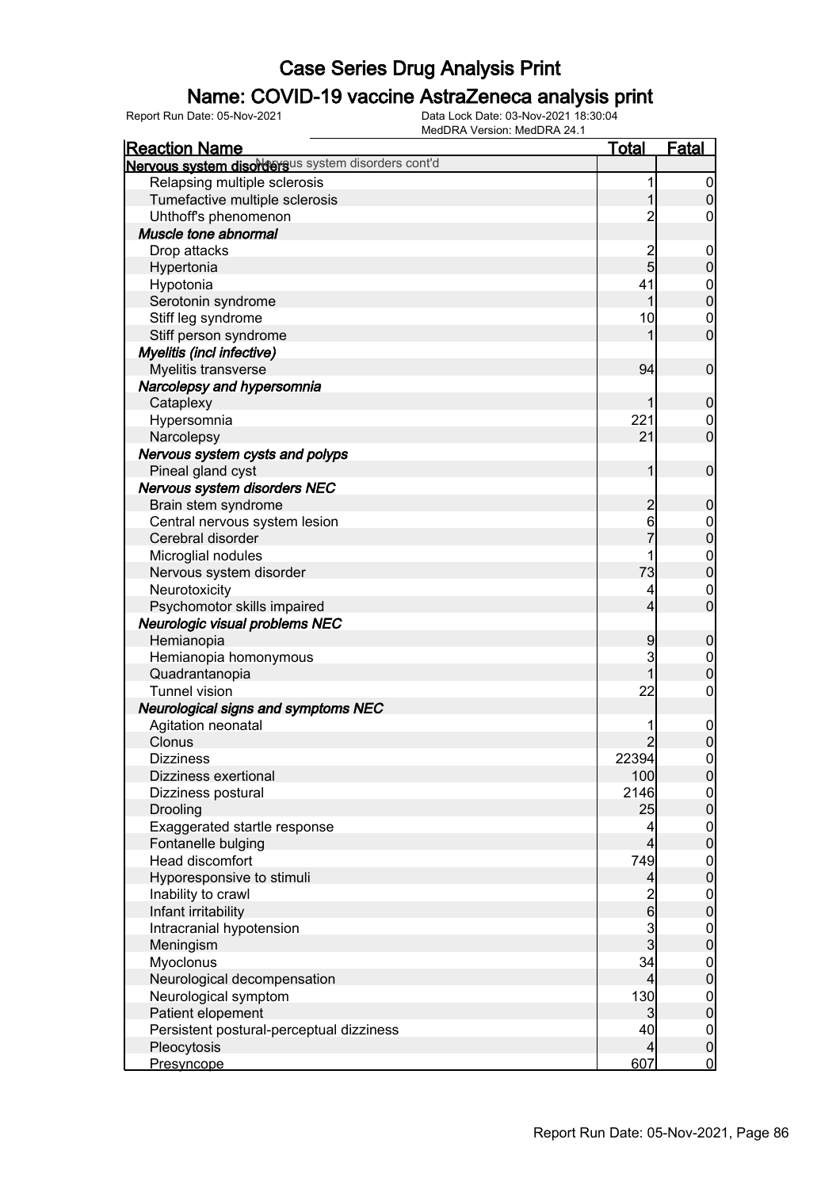# Case Series Drug Analysis Print

## Name: COVID-19 vaccine AstraZeneca analysis print

Report Run Date: 05-Nov-2021    Data Lock Date: 03-Nov-2021 18:30:04
MedDRA Version: MedDRA 24.1

| Reaction Name | Total | Fatal |
|---|---|---|
| **Nervous system disorders** Nervous system disorders cont'd | | |
| Relapsing multiple sclerosis | 1 | 0 |
| Tumefactive multiple sclerosis | 1 | 0 |
| Uhthoff's phenomenon | 2 | 0 |
| ***Muscle tone abnormal*** | | |
| Drop attacks | 2 | 0 |
| Hypertonia | 5 | 0 |
| Hypotonia | 41 | 0 |
| Serotonin syndrome | 1 | 0 |
| Stiff leg syndrome | 10 | 0 |
| Stiff person syndrome | 1 | 0 |
| ***Myelitis (incl infective)*** | | |
| Myelitis transverse | 94 | 0 |
| ***Narcolepsy and hypersomnia*** | | |
| Cataplexy | 1 | 0 |
| Hypersomnia | 221 | 0 |
| Narcolepsy | 21 | 0 |
| ***Nervous system cysts and polyps*** | | |
| Pineal gland cyst | 1 | 0 |
| ***Nervous system disorders NEC*** | | |
| Brain stem syndrome | 2 | 0 |
| Central nervous system lesion | 6 | 0 |
| Cerebral disorder | 7 | 0 |
| Microglial nodules | 1 | 0 |
| Nervous system disorder | 73 | 0 |
| Neurotoxicity | 4 | 0 |
| Psychomotor skills impaired | 4 | 0 |
| ***Neurologic visual problems NEC*** | | |
| Hemianopia | 9 | 0 |
| Hemianopia homonymous | 3 | 0 |
| Quadrantanopia | 1 | 0 |
| Tunnel vision | 22 | 0 |
| ***Neurological signs and symptoms NEC*** | | |
| Agitation neonatal | 1 | 0 |
| Clonus | 2 | 0 |
| Dizziness | 22394 | 0 |
| Dizziness exertional | 100 | 0 |
| Dizziness postural | 2146 | 0 |
| Drooling | 25 | 0 |
| Exaggerated startle response | 4 | 0 |
| Fontanelle bulging | 4 | 0 |
| Head discomfort | 749 | 0 |
| Hyporesponsive to stimuli | 4 | 0 |
| Inability to crawl | 2 | 0 |
| Infant irritability | 6 | 0 |
| Intracranial hypotension | 3 | 0 |
| Meningism | 3 | 0 |
| Myoclonus | 34 | 0 |
| Neurological decompensation | 4 | 0 |
| Neurological symptom | 130 | 0 |
| Patient elopement | 3 | 0 |
| Persistent postural-perceptual dizziness | 40 | 0 |
| Pleocytosis | 4 | 0 |
| Presyncope | 607 | 0 |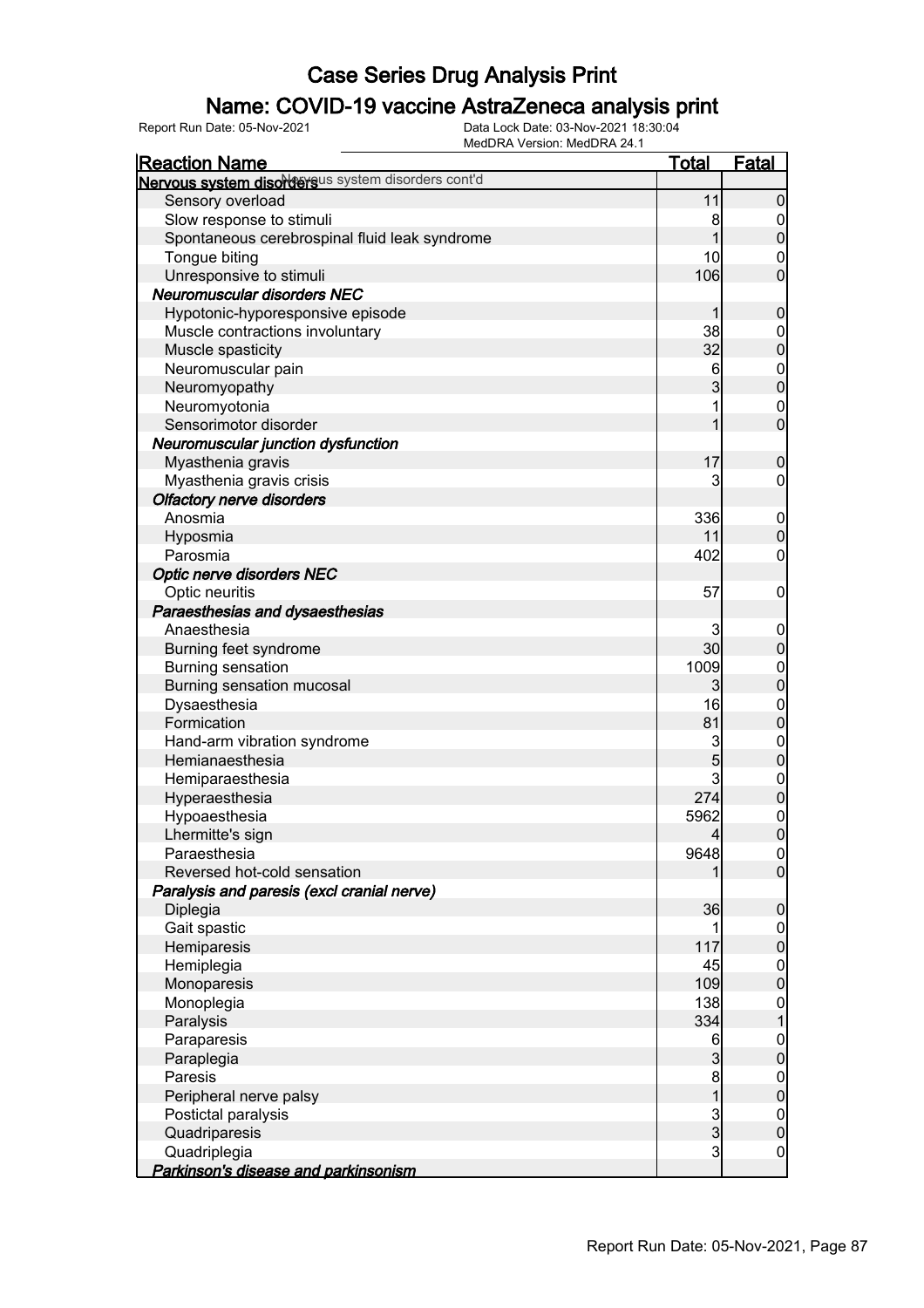# Case Series Drug Analysis Print

## Name: COVID-19 vaccine AstraZeneca analysis print

Report Run Date: 05-Nov-2021 | Data Lock Date: 03-Nov-2021 18:30:04 | MedDRA Version: MedDRA 24.1

| Reaction Name | Total | Fatal |
|---|---|---|
| **Nervous system disorders** cont'd | | |
| Sensory overload | 11 | 0 |
| Slow response to stimuli | 8 | 0 |
| Spontaneous cerebrospinal fluid leak syndrome | 1 | 0 |
| Tongue biting | 10 | 0 |
| Unresponsive to stimuli | 106 | 0 |
| ***Neuromuscular disorders NEC*** | | |
| Hypotonic-hyporesponsive episode | 1 | 0 |
| Muscle contractions involuntary | 38 | 0 |
| Muscle spasticity | 32 | 0 |
| Neuromuscular pain | 6 | 0 |
| Neuromyopathy | 3 | 0 |
| Neuromyotonia | 1 | 0 |
| Sensorimotor disorder | 1 | 0 |
| ***Neuromuscular junction dysfunction*** | | |
| Myasthenia gravis | 17 | 0 |
| Myasthenia gravis crisis | 3 | 0 |
| ***Olfactory nerve disorders*** | | |
| Anosmia | 336 | 0 |
| Hyposmia | 11 | 0 |
| Parosmia | 402 | 0 |
| ***Optic nerve disorders NEC*** | | |
| Optic neuritis | 57 | 0 |
| ***Paraesthesias and dysaesthesias*** | | |
| Anaesthesia | 3 | 0 |
| Burning feet syndrome | 30 | 0 |
| Burning sensation | 1009 | 0 |
| Burning sensation mucosal | 3 | 0 |
| Dysaesthesia | 16 | 0 |
| Formication | 81 | 0 |
| Hand-arm vibration syndrome | 3 | 0 |
| Hemianaesthesia | 5 | 0 |
| Hemiparaesthesia | 3 | 0 |
| Hyperaesthesia | 274 | 0 |
| Hypoaesthesia | 5962 | 0 |
| Lhermitte's sign | 4 | 0 |
| Paraesthesia | 9648 | 0 |
| Reversed hot-cold sensation | 1 | 0 |
| ***Paralysis and paresis (excl cranial nerve)*** | | |
| Diplegia | 36 | 0 |
| Gait spastic | 1 | 0 |
| Hemiparesis | 117 | 0 |
| Hemiplegia | 45 | 0 |
| Monoparesis | 109 | 0 |
| Monoplegia | 138 | 0 |
| Paralysis | 334 | 1 |
| Paraparesis | 6 | 0 |
| Paraplegia | 3 | 0 |
| Paresis | 8 | 0 |
| Peripheral nerve palsy | 1 | 0 |
| Postictal paralysis | 3 | 0 |
| Quadriparesis | 3 | 0 |
| Quadriplegia | 3 | 0 |
| ***Parkinson's disease and parkinsonism*** | | |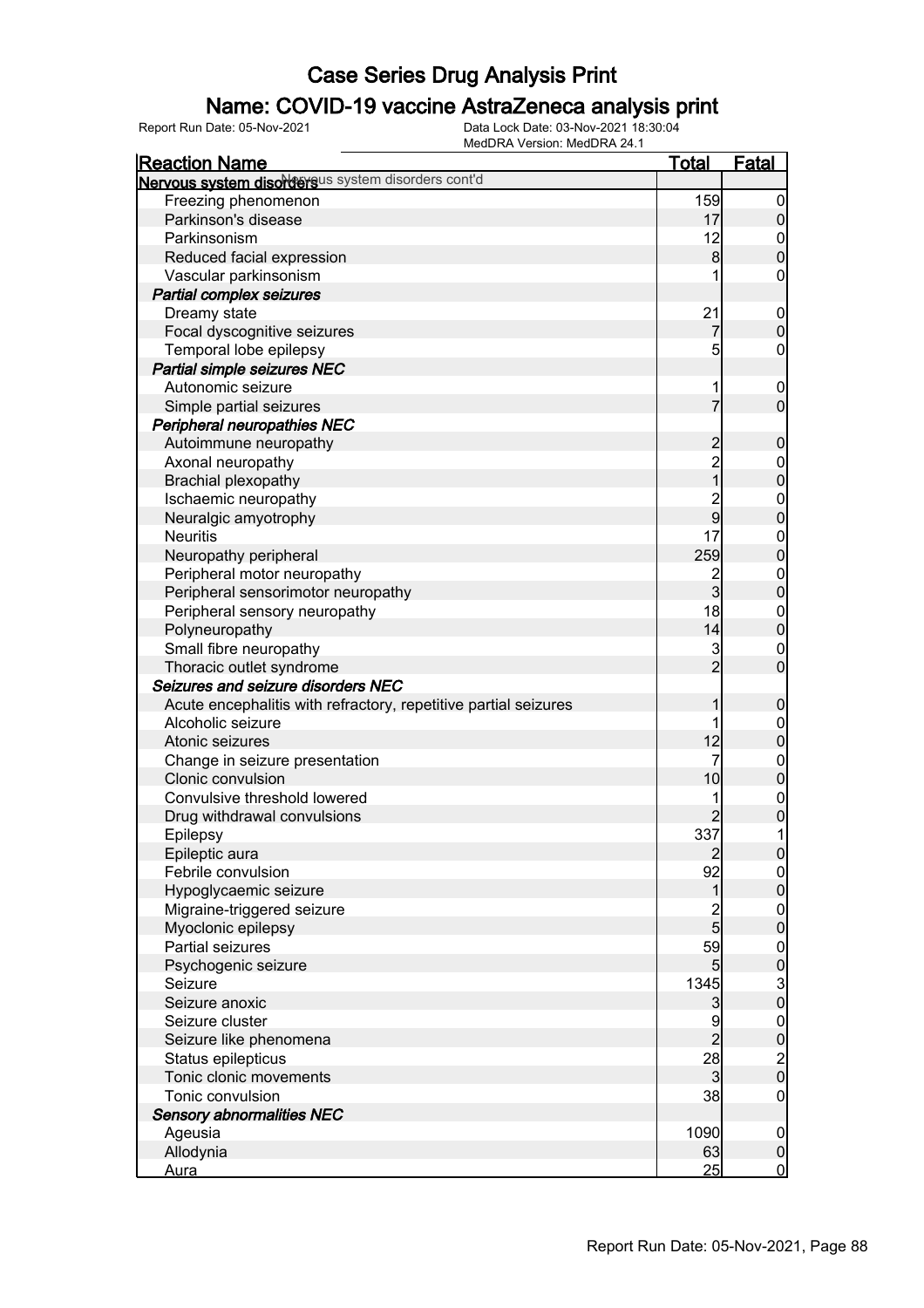# Case Series Drug Analysis Print

## Name: COVID-19 vaccine AstraZeneca analysis print

Report Run Date: 05-Nov-2021

Data Lock Date: 03-Nov-2021 18:30:04
MedDRA Version: MedDRA 24.1

| Reaction Name | Total | Fatal |
|---|---|---|
| **Nervous system disorders** cont'd | | |
| Freezing phenomenon | 159 | 0 |
| Parkinson's disease | 17 | 0 |
| Parkinsonism | 12 | 0 |
| Reduced facial expression | 8 | 0 |
| Vascular parkinsonism | 1 | 0 |
| ***Partial complex seizures*** | | |
| Dreamy state | 21 | 0 |
| Focal dyscognitive seizures | 7 | 0 |
| Temporal lobe epilepsy | 5 | 0 |
| ***Partial simple seizures NEC*** | | |
| Autonomic seizure | 1 | 0 |
| Simple partial seizures | 7 | 0 |
| ***Peripheral neuropathies NEC*** | | |
| Autoimmune neuropathy | 2 | 0 |
| Axonal neuropathy | 2 | 0 |
| Brachial plexopathy | 1 | 0 |
| Ischaemic neuropathy | 2 | 0 |
| Neuralgic amyotrophy | 9 | 0 |
| Neuritis | 17 | 0 |
| Neuropathy peripheral | 259 | 0 |
| Peripheral motor neuropathy | 2 | 0 |
| Peripheral sensorimotor neuropathy | 3 | 0 |
| Peripheral sensory neuropathy | 18 | 0 |
| Polyneuropathy | 14 | 0 |
| Small fibre neuropathy | 3 | 0 |
| Thoracic outlet syndrome | 2 | 0 |
| ***Seizures and seizure disorders NEC*** | | |
| Acute encephalitis with refractory, repetitive partial seizures | 1 | 0 |
| Alcoholic seizure | 1 | 0 |
| Atonic seizures | 12 | 0 |
| Change in seizure presentation | 7 | 0 |
| Clonic convulsion | 10 | 0 |
| Convulsive threshold lowered | 1 | 0 |
| Drug withdrawal convulsions | 2 | 0 |
| Epilepsy | 337 | 1 |
| Epileptic aura | 2 | 0 |
| Febrile convulsion | 92 | 0 |
| Hypoglycaemic seizure | 1 | 0 |
| Migraine-triggered seizure | 2 | 0 |
| Myoclonic epilepsy | 5 | 0 |
| Partial seizures | 59 | 0 |
| Psychogenic seizure | 5 | 0 |
| Seizure | 1345 | 3 |
| Seizure anoxic | 3 | 0 |
| Seizure cluster | 9 | 0 |
| Seizure like phenomena | 2 | 0 |
| Status epilepticus | 28 | 2 |
| Tonic clonic movements | 3 | 0 |
| Tonic convulsion | 38 | 0 |
| ***Sensory abnormalities NEC*** | | |
| Ageusia | 1090 | 0 |
| Allodynia | 63 | 0 |
| Aura | 25 | 0 |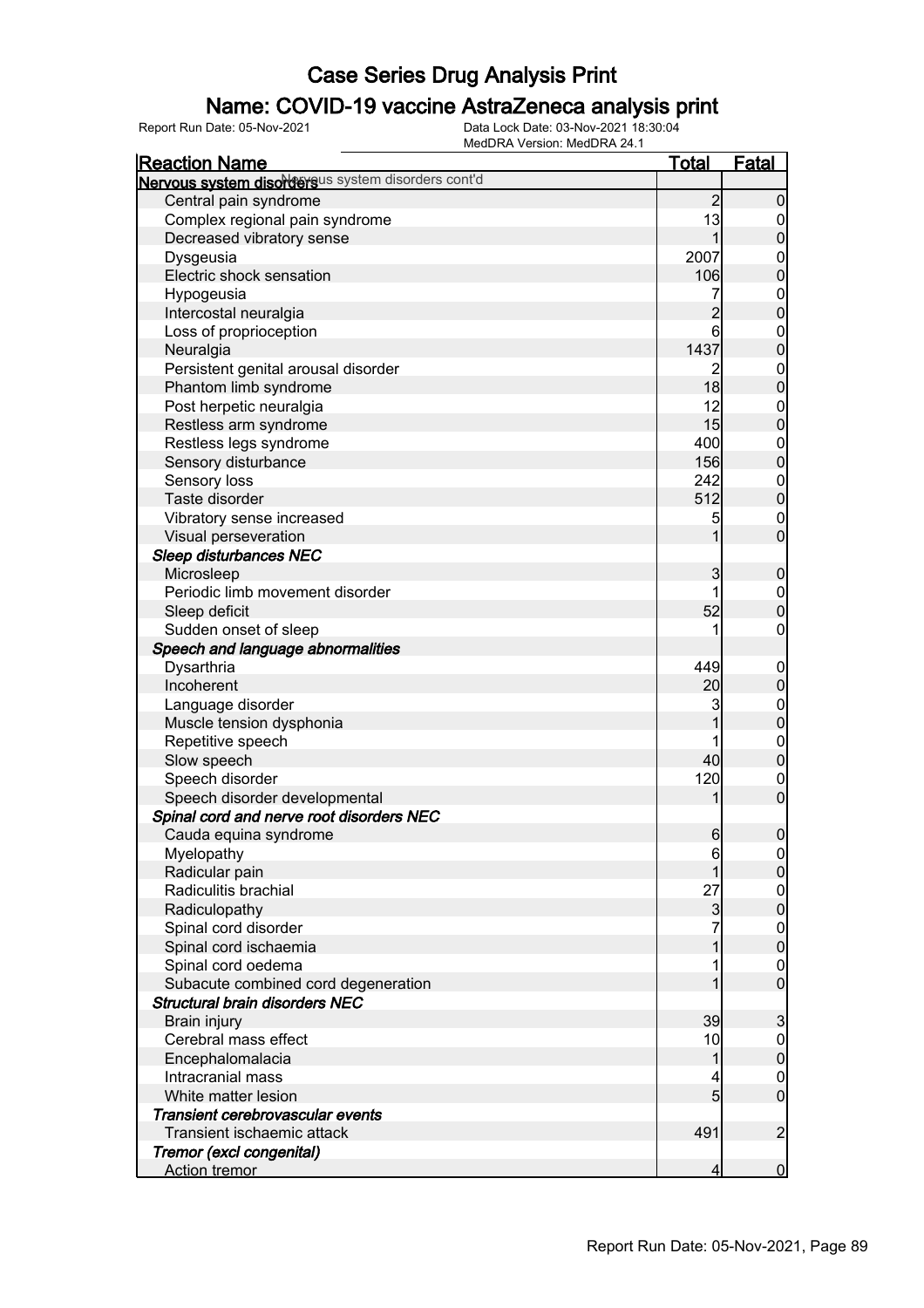# Case Series Drug Analysis Print

## Name: COVID-19 vaccine AstraZeneca analysis print

Report Run Date: 05-Nov-2021

Data Lock Date: 03-Nov-2021 18:30:04

MedDRA Version: MedDRA 24.1

| Reaction Name | Total | Fatal |
|---|---|---|
| **Nervous system disorders** Nervous system disorders cont'd | | |
| Central pain syndrome | 2 | 0 |
| Complex regional pain syndrome | 13 | 0 |
| Decreased vibratory sense | 1 | 0 |
| Dysgeusia | 2007 | 0 |
| Electric shock sensation | 106 | 0 |
| Hypogeusia | 7 | 0 |
| Intercostal neuralgia | 2 | 0 |
| Loss of proprioception | 6 | 0 |
| Neuralgia | 1437 | 0 |
| Persistent genital arousal disorder | 2 | 0 |
| Phantom limb syndrome | 18 | 0 |
| Post herpetic neuralgia | 12 | 0 |
| Restless arm syndrome | 15 | 0 |
| Restless legs syndrome | 400 | 0 |
| Sensory disturbance | 156 | 0 |
| Sensory loss | 242 | 0 |
| Taste disorder | 512 | 0 |
| Vibratory sense increased | 5 | 0 |
| Visual perseveration | 1 | 0 |
| ***Sleep disturbances NEC*** | | |
| Microsleep | 3 | 0 |
| Periodic limb movement disorder | 1 | 0 |
| Sleep deficit | 52 | 0 |
| Sudden onset of sleep | 1 | 0 |
| ***Speech and language abnormalities*** | | |
| Dysarthria | 449 | 0 |
| Incoherent | 20 | 0 |
| Language disorder | 3 | 0 |
| Muscle tension dysphonia | 1 | 0 |
| Repetitive speech | 1 | 0 |
| Slow speech | 40 | 0 |
| Speech disorder | 120 | 0 |
| Speech disorder developmental | 1 | 0 |
| ***Spinal cord and nerve root disorders NEC*** | | |
| Cauda equina syndrome | 6 | 0 |
| Myelopathy | 6 | 0 |
| Radicular pain | 1 | 0 |
| Radiculitis brachial | 27 | 0 |
| Radiculopathy | 3 | 0 |
| Spinal cord disorder | 7 | 0 |
| Spinal cord ischaemia | 1 | 0 |
| Spinal cord oedema | 1 | 0 |
| Subacute combined cord degeneration | 1 | 0 |
| ***Structural brain disorders NEC*** | | |
| Brain injury | 39 | 3 |
| Cerebral mass effect | 10 | 0 |
| Encephalomalacia | 1 | 0 |
| Intracranial mass | 4 | 0 |
| White matter lesion | 5 | 0 |
| ***Transient cerebrovascular events*** | | |
| Transient ischaemic attack | 491 | 2 |
| ***Tremor (excl congenital)*** | | |
| Action tremor | 4 | 0 |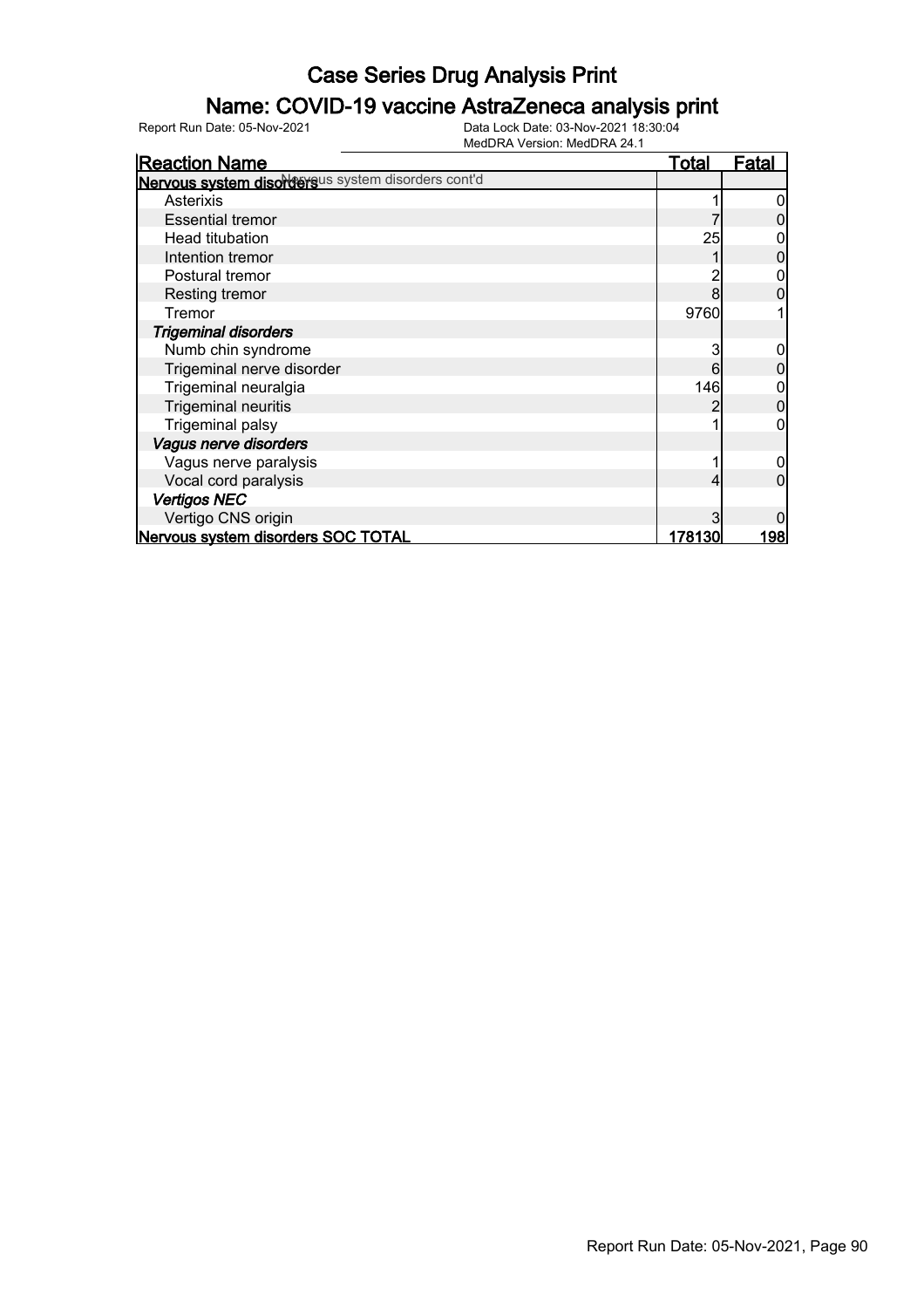# Case Series Drug Analysis Print

## Name: COVID-19 vaccine AstraZeneca analysis print

Report Run Date: 05-Nov-2021 | Data Lock Date: 03-Nov-2021 18:30:04 | MedDRA Version: MedDRA 24.1

| Reaction Name | Total | Fatal |
|---|---|---|
| **Nervous system disorders** Nervous system disorders cont'd | | |
| Asterixis | 1 | 0 |
| Essential tremor | 7 | 0 |
| Head titubation | 25 | 0 |
| Intention tremor | 1 | 0 |
| Postural tremor | 2 | 0 |
| Resting tremor | 8 | 0 |
| Tremor | 9760 | 1 |
| ***Trigeminal disorders*** | | |
| Numb chin syndrome | 3 | 0 |
| Trigeminal nerve disorder | 6 | 0 |
| Trigeminal neuralgia | 146 | 0 |
| Trigeminal neuritis | 2 | 0 |
| Trigeminal palsy | 1 | 0 |
| ***Vagus nerve disorders*** | | |
| Vagus nerve paralysis | 1 | 0 |
| Vocal cord paralysis | 4 | 0 |
| ***Vertigos NEC*** | | |
| Vertigo CNS origin | 3 | 0 |
| **Nervous system disorders SOC TOTAL** | **178130** | **198** |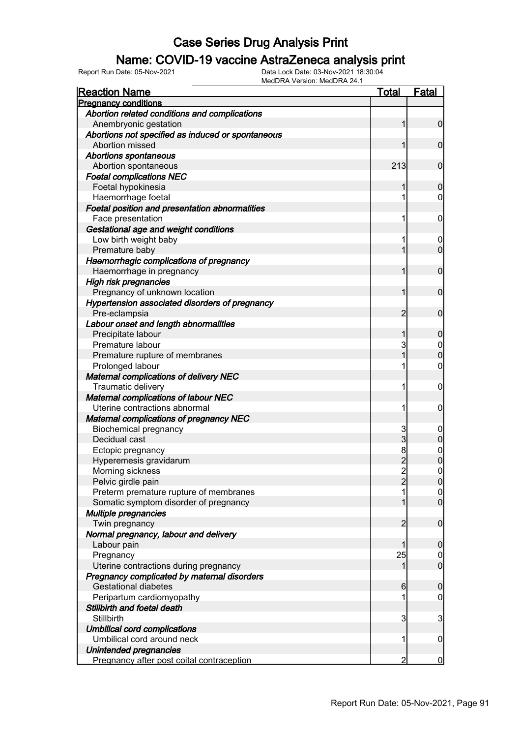# Case Series Drug Analysis Print

## Name: COVID-19 vaccine AstraZeneca analysis print

Report Run Date: 05-Nov-2021    Data Lock Date: 03-Nov-2021 18:30:04
MedDRA Version: MedDRA 24.1

| Reaction Name | Total | Fatal |
|---|---|---|
| **Pregnancy conditions** | | |
| ***Abortion related conditions and complications*** | | |
| Anembryonic gestation | 1 | 0 |
| ***Abortions not specified as induced or spontaneous*** | | |
| Abortion missed | 1 | 0 |
| ***Abortions spontaneous*** | | |
| Abortion spontaneous | 213 | 0 |
| ***Foetal complications NEC*** | | |
| Foetal hypokinesia | 1 | 0 |
| Haemorrhage foetal | 1 | 0 |
| ***Foetal position and presentation abnormalities*** | | |
| Face presentation | 1 | 0 |
| ***Gestational age and weight conditions*** | | |
| Low birth weight baby | 1 | 0 |
| Premature baby | 1 | 0 |
| ***Haemorrhagic complications of pregnancy*** | | |
| Haemorrhage in pregnancy | 1 | 0 |
| ***High risk pregnancies*** | | |
| Pregnancy of unknown location | 1 | 0 |
| ***Hypertension associated disorders of pregnancy*** | | |
| Pre-eclampsia | 2 | 0 |
| ***Labour onset and length abnormalities*** | | |
| Precipitate labour | 1 | 0 |
| Premature labour | 3 | 0 |
| Premature rupture of membranes | 1 | 0 |
| Prolonged labour | 1 | 0 |
| ***Maternal complications of delivery NEC*** | | |
| Traumatic delivery | 1 | 0 |
| ***Maternal complications of labour NEC*** | | |
| Uterine contractions abnormal | 1 | 0 |
| ***Maternal complications of pregnancy NEC*** | | |
| Biochemical pregnancy | 3 | 0 |
| Decidual cast | 3 | 0 |
| Ectopic pregnancy | 8 | 0 |
| Hyperemesis gravidarum | 2 | 0 |
| Morning sickness | 2 | 0 |
| Pelvic girdle pain | 2 | 0 |
| Preterm premature rupture of membranes | 1 | 0 |
| Somatic symptom disorder of pregnancy | 1 | 0 |
| ***Multiple pregnancies*** | | |
| Twin pregnancy | 2 | 0 |
| ***Normal pregnancy, labour and delivery*** | | |
| Labour pain | 1 | 0 |
| Pregnancy | 25 | 0 |
| Uterine contractions during pregnancy | 1 | 0 |
| ***Pregnancy complicated by maternal disorders*** | | |
| Gestational diabetes | 6 | 0 |
| Peripartum cardiomyopathy | 1 | 0 |
| ***Stillbirth and foetal death*** | | |
| Stillbirth | 3 | 3 |
| ***Umbilical cord complications*** | | |
| Umbilical cord around neck | 1 | 0 |
| ***Unintended pregnancies*** | | |
| Pregnancy after post coital contraception | 2 | 0 |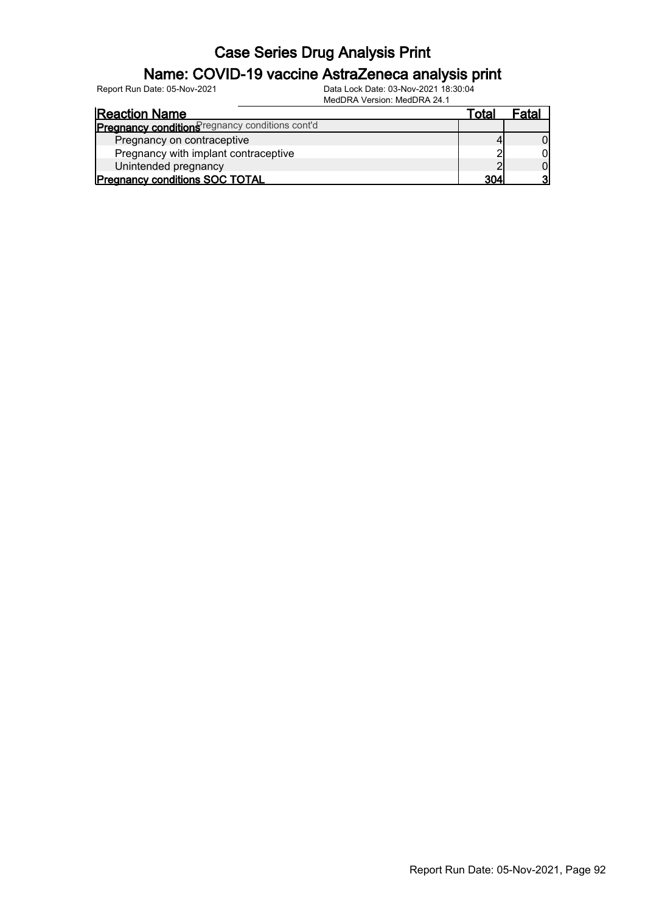# Case Series Drug Analysis Print

## Name: COVID-19 vaccine AstraZeneca analysis print

Report Run Date: 05-Nov-2021

Data Lock Date: 03-Nov-2021 18:30:04

MedDRA Version: MedDRA 24.1

| Reaction Name | Total | Fatal |
|---|---|---|
| **Pregnancy conditions** Pregnancy conditions cont'd | | |
| Pregnancy on contraceptive | 4 | 0 |
| Pregnancy with implant contraceptive | 2 | 0 |
| Unintended pregnancy | 2 | 0 |
| **Pregnancy conditions SOC TOTAL** | **304** | **3** |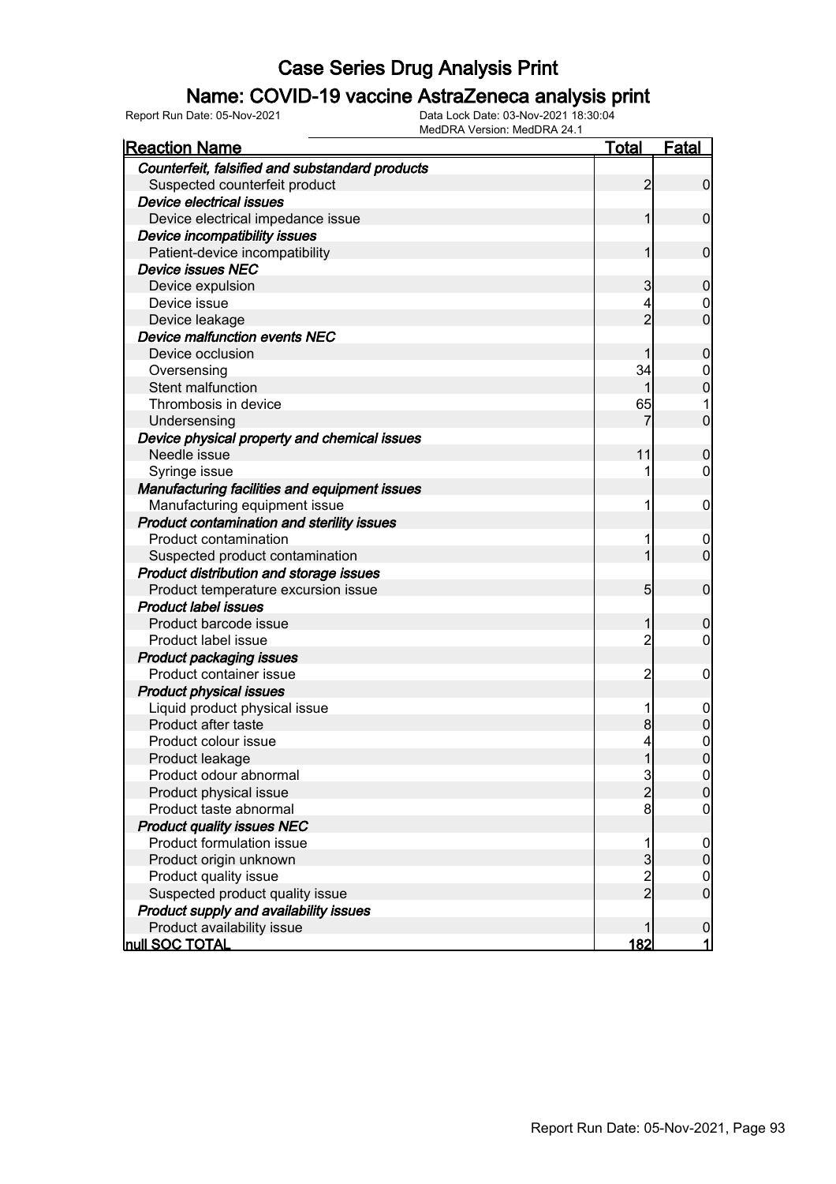# Case Series Drug Analysis Print

## Name: COVID-19 vaccine AstraZeneca analysis print

Report Run Date: 05-Nov-2021

Data Lock Date: 03-Nov-2021 18:30:04
MedDRA Version: MedDRA 24.1

| Reaction Name | Total | Fatal |
|---|---|---|
| ***Counterfeit, falsified and substandard products*** | | |
| Suspected counterfeit product | 2 | 0 |
| ***Device electrical issues*** | | |
| Device electrical impedance issue | 1 | 0 |
| ***Device incompatibility issues*** | | |
| Patient-device incompatibility | 1 | 0 |
| ***Device issues NEC*** | | |
| Device expulsion | 3 | 0 |
| Device issue | 4 | 0 |
| Device leakage | 2 | 0 |
| ***Device malfunction events NEC*** | | |
| Device occlusion | 1 | 0 |
| Oversensing | 34 | 0 |
| Stent malfunction | 1 | 0 |
| Thrombosis in device | 65 | 1 |
| Undersensing | 7 | 0 |
| ***Device physical property and chemical issues*** | | |
| Needle issue | 11 | 0 |
| Syringe issue | 1 | 0 |
| ***Manufacturing facilities and equipment issues*** | | |
| Manufacturing equipment issue | 1 | 0 |
| ***Product contamination and sterility issues*** | | |
| Product contamination | 1 | 0 |
| Suspected product contamination | 1 | 0 |
| ***Product distribution and storage issues*** | | |
| Product temperature excursion issue | 5 | 0 |
| ***Product label issues*** | | |
| Product barcode issue | 1 | 0 |
| Product label issue | 2 | 0 |
| ***Product packaging issues*** | | |
| Product container issue | 2 | 0 |
| ***Product physical issues*** | | |
| Liquid product physical issue | 1 | 0 |
| Product after taste | 8 | 0 |
| Product colour issue | 4 | 0 |
| Product leakage | 1 | 0 |
| Product odour abnormal | 3 | 0 |
| Product physical issue | 2 | 0 |
| Product taste abnormal | 8 | 0 |
| ***Product quality issues NEC*** | | |
| Product formulation issue | 1 | 0 |
| Product origin unknown | 3 | 0 |
| Product quality issue | 2 | 0 |
| Suspected product quality issue | 2 | 0 |
| ***Product supply and availability issues*** | | |
| Product availability issue | 1 | 0 |
| **null SOC TOTAL** | **182** | **1** |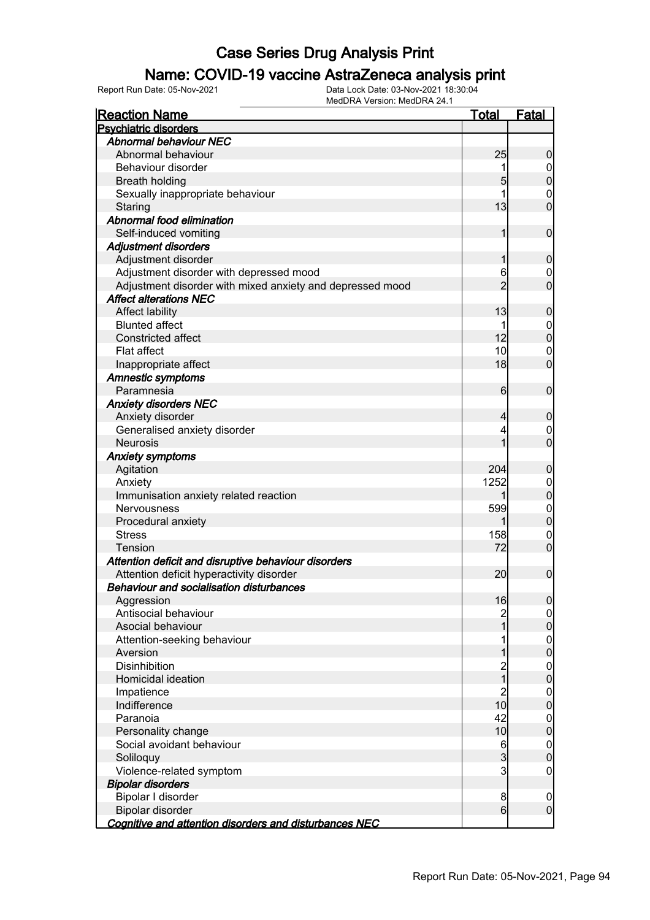# Case Series Drug Analysis Print

## Name: COVID-19 vaccine AstraZeneca analysis print

Report Run Date: 05-Nov-2021 | Data Lock Date: 03-Nov-2021 18:30:04 | MedDRA Version: MedDRA 24.1

| Reaction Name | Total | Fatal |
|---|---|---|
| **Psychiatric disorders** | | |
| ***Abnormal behaviour NEC*** | | |
| Abnormal behaviour | 25 | 0 |
| Behaviour disorder | 1 | 0 |
| Breath holding | 5 | 0 |
| Sexually inappropriate behaviour | 1 | 0 |
| Staring | 13 | 0 |
| ***Abnormal food elimination*** | | |
| Self-induced vomiting | 1 | 0 |
| ***Adjustment disorders*** | | |
| Adjustment disorder | 1 | 0 |
| Adjustment disorder with depressed mood | 6 | 0 |
| Adjustment disorder with mixed anxiety and depressed mood | 2 | 0 |
| ***Affect alterations NEC*** | | |
| Affect lability | 13 | 0 |
| Blunted affect | 1 | 0 |
| Constricted affect | 12 | 0 |
| Flat affect | 10 | 0 |
| Inappropriate affect | 18 | 0 |
| ***Amnestic symptoms*** | | |
| Paramnesia | 6 | 0 |
| ***Anxiety disorders NEC*** | | |
| Anxiety disorder | 4 | 0 |
| Generalised anxiety disorder | 4 | 0 |
| Neurosis | 1 | 0 |
| ***Anxiety symptoms*** | | |
| Agitation | 204 | 0 |
| Anxiety | 1252 | 0 |
| Immunisation anxiety related reaction | 1 | 0 |
| Nervousness | 599 | 0 |
| Procedural anxiety | 1 | 0 |
| Stress | 158 | 0 |
| Tension | 72 | 0 |
| ***Attention deficit and disruptive behaviour disorders*** | | |
| Attention deficit hyperactivity disorder | 20 | 0 |
| ***Behaviour and socialisation disturbances*** | | |
| Aggression | 16 | 0 |
| Antisocial behaviour | 2 | 0 |
| Asocial behaviour | 1 | 0 |
| Attention-seeking behaviour | 1 | 0 |
| Aversion | 1 | 0 |
| Disinhibition | 2 | 0 |
| Homicidal ideation | 1 | 0 |
| Impatience | 2 | 0 |
| Indifference | 10 | 0 |
| Paranoia | 42 | 0 |
| Personality change | 10 | 0 |
| Social avoidant behaviour | 6 | 0 |
| Soliloquy | 3 | 0 |
| Violence-related symptom | 3 | 0 |
| ***Bipolar disorders*** | | |
| Bipolar I disorder | 8 | 0 |
| Bipolar disorder | 6 | 0 |
| ***Cognitive and attention disorders and disturbances NEC*** | | |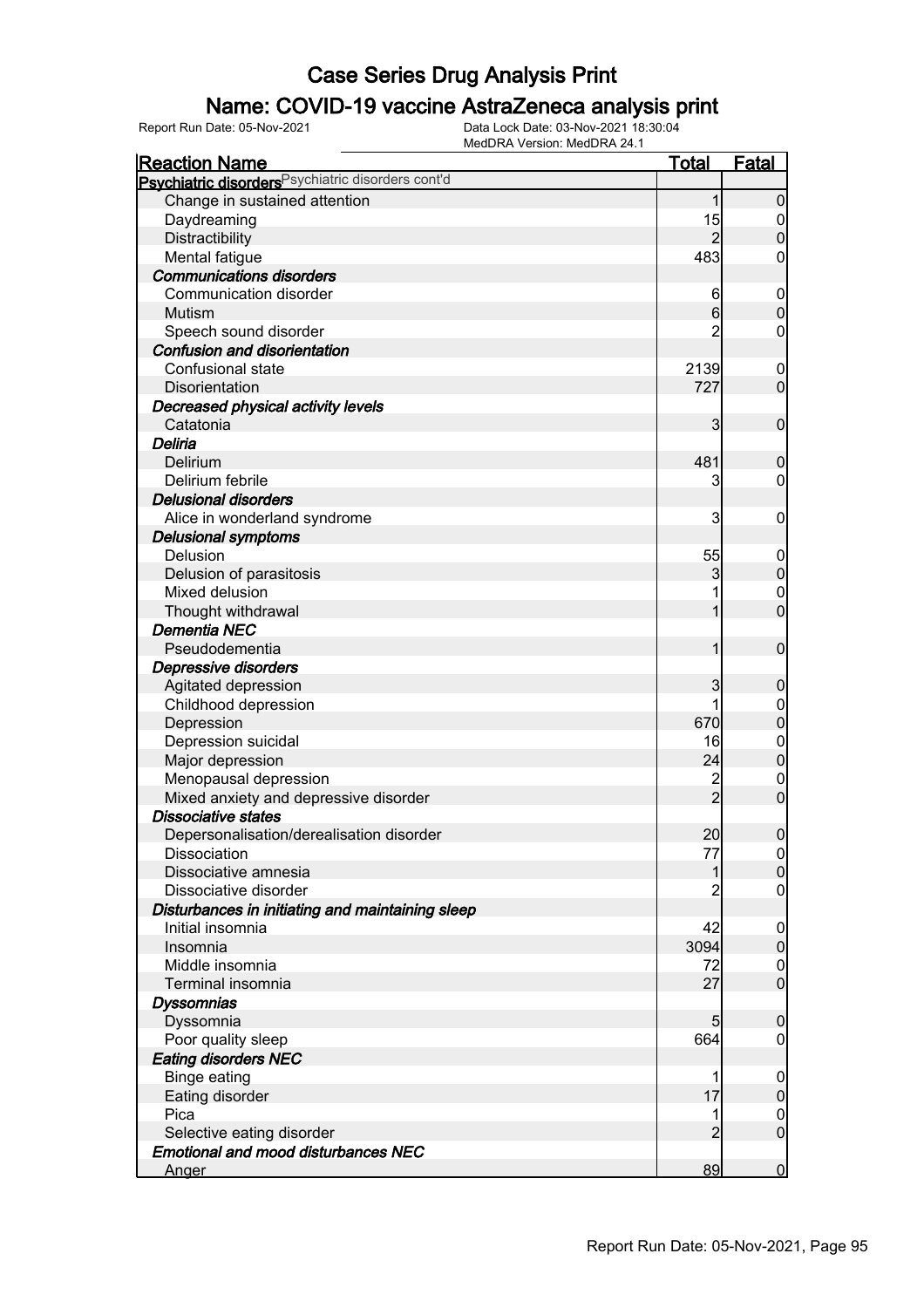# Case Series Drug Analysis Print

## Name: COVID-19 vaccine AstraZeneca analysis print

Report Run Date: 05-Nov-2021
Data Lock Date: 03-Nov-2021 18:30:04
MedDRA Version: MedDRA 24.1

| Reaction Name | Total | Fatal |
|---|---|---|
| **Psychiatric disorders** Psychiatric disorders cont'd | | |
| Change in sustained attention | 1 | 0 |
| Daydreaming | 15 | 0 |
| Distractibility | 2 | 0 |
| Mental fatigue | 483 | 0 |
| ***Communications disorders*** | | |
| Communication disorder | 6 | 0 |
| Mutism | 6 | 0 |
| Speech sound disorder | 2 | 0 |
| ***Confusion and disorientation*** | | |
| Confusional state | 2139 | 0 |
| Disorientation | 727 | 0 |
| ***Decreased physical activity levels*** | | |
| Catatonia | 3 | 0 |
| ***Deliria*** | | |
| Delirium | 481 | 0 |
| Delirium febrile | 3 | 0 |
| ***Delusional disorders*** | | |
| Alice in wonderland syndrome | 3 | 0 |
| ***Delusional symptoms*** | | |
| Delusion | 55 | 0 |
| Delusion of parasitosis | 3 | 0 |
| Mixed delusion | 1 | 0 |
| Thought withdrawal | 1 | 0 |
| ***Dementia NEC*** | | |
| Pseudodementia | 1 | 0 |
| ***Depressive disorders*** | | |
| Agitated depression | 3 | 0 |
| Childhood depression | 1 | 0 |
| Depression | 670 | 0 |
| Depression suicidal | 16 | 0 |
| Major depression | 24 | 0 |
| Menopausal depression | 2 | 0 |
| Mixed anxiety and depressive disorder | 2 | 0 |
| ***Dissociative states*** | | |
| Depersonalisation/derealisation disorder | 20 | 0 |
| Dissociation | 77 | 0 |
| Dissociative amnesia | 1 | 0 |
| Dissociative disorder | 2 | 0 |
| ***Disturbances in initiating and maintaining sleep*** | | |
| Initial insomnia | 42 | 0 |
| Insomnia | 3094 | 0 |
| Middle insomnia | 72 | 0 |
| Terminal insomnia | 27 | 0 |
| ***Dyssomnias*** | | |
| Dyssomnia | 5 | 0 |
| Poor quality sleep | 664 | 0 |
| ***Eating disorders NEC*** | | |
| Binge eating | 1 | 0 |
| Eating disorder | 17 | 0 |
| Pica | 1 | 0 |
| Selective eating disorder | 2 | 0 |
| ***Emotional and mood disturbances NEC*** | | |
| Anger | 89 | 0 |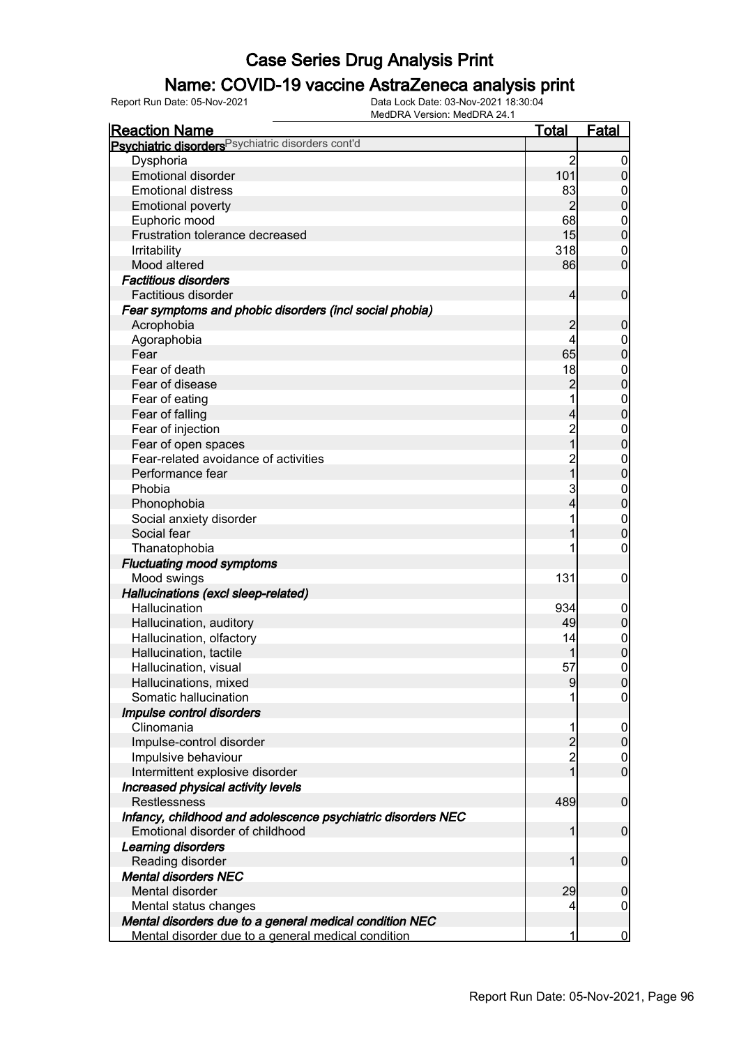# Case Series Drug Analysis Print

## Name: COVID-19 vaccine AstraZeneca analysis print

Report Run Date: 05-Nov-2021 | Data Lock Date: 03-Nov-2021 18:30:04 | MedDRA Version: MedDRA 24.1

| Reaction Name | Total | Fatal |
|---|---|---|
| **Psychiatric disorders** Psychiatric disorders cont'd | | |
| Dysphoria | 2 | 0 |
| Emotional disorder | 101 | 0 |
| Emotional distress | 83 | 0 |
| Emotional poverty | 2 | 0 |
| Euphoric mood | 68 | 0 |
| Frustration tolerance decreased | 15 | 0 |
| Irritability | 318 | 0 |
| Mood altered | 86 | 0 |
| ***Factitious disorders*** | | |
| Factitious disorder | 4 | 0 |
| ***Fear symptoms and phobic disorders (incl social phobia)*** | | |
| Acrophobia | 2 | 0 |
| Agoraphobia | 4 | 0 |
| Fear | 65 | 0 |
| Fear of death | 18 | 0 |
| Fear of disease | 2 | 0 |
| Fear of eating | 1 | 0 |
| Fear of falling | 4 | 0 |
| Fear of injection | 2 | 0 |
| Fear of open spaces | 1 | 0 |
| Fear-related avoidance of activities | 2 | 0 |
| Performance fear | 1 | 0 |
| Phobia | 3 | 0 |
| Phonophobia | 4 | 0 |
| Social anxiety disorder | 1 | 0 |
| Social fear | 1 | 0 |
| Thanatophobia | 1 | 0 |
| ***Fluctuating mood symptoms*** | | |
| Mood swings | 131 | 0 |
| ***Hallucinations (excl sleep-related)*** | | |
| Hallucination | 934 | 0 |
| Hallucination, auditory | 49 | 0 |
| Hallucination, olfactory | 14 | 0 |
| Hallucination, tactile | 1 | 0 |
| Hallucination, visual | 57 | 0 |
| Hallucinations, mixed | 9 | 0 |
| Somatic hallucination | 1 | 0 |
| ***Impulse control disorders*** | | |
| Clinomania | 1 | 0 |
| Impulse-control disorder | 2 | 0 |
| Impulsive behaviour | 2 | 0 |
| Intermittent explosive disorder | 1 | 0 |
| ***Increased physical activity levels*** | | |
| Restlessness | 489 | 0 |
| ***Infancy, childhood and adolescence psychiatric disorders NEC*** | | |
| Emotional disorder of childhood | 1 | 0 |
| ***Learning disorders*** | | |
| Reading disorder | 1 | 0 |
| ***Mental disorders NEC*** | | |
| Mental disorder | 29 | 0 |
| Mental status changes | 4 | 0 |
| ***Mental disorders due to a general medical condition NEC*** | | |
| Mental disorder due to a general medical condition | 1 | 0 |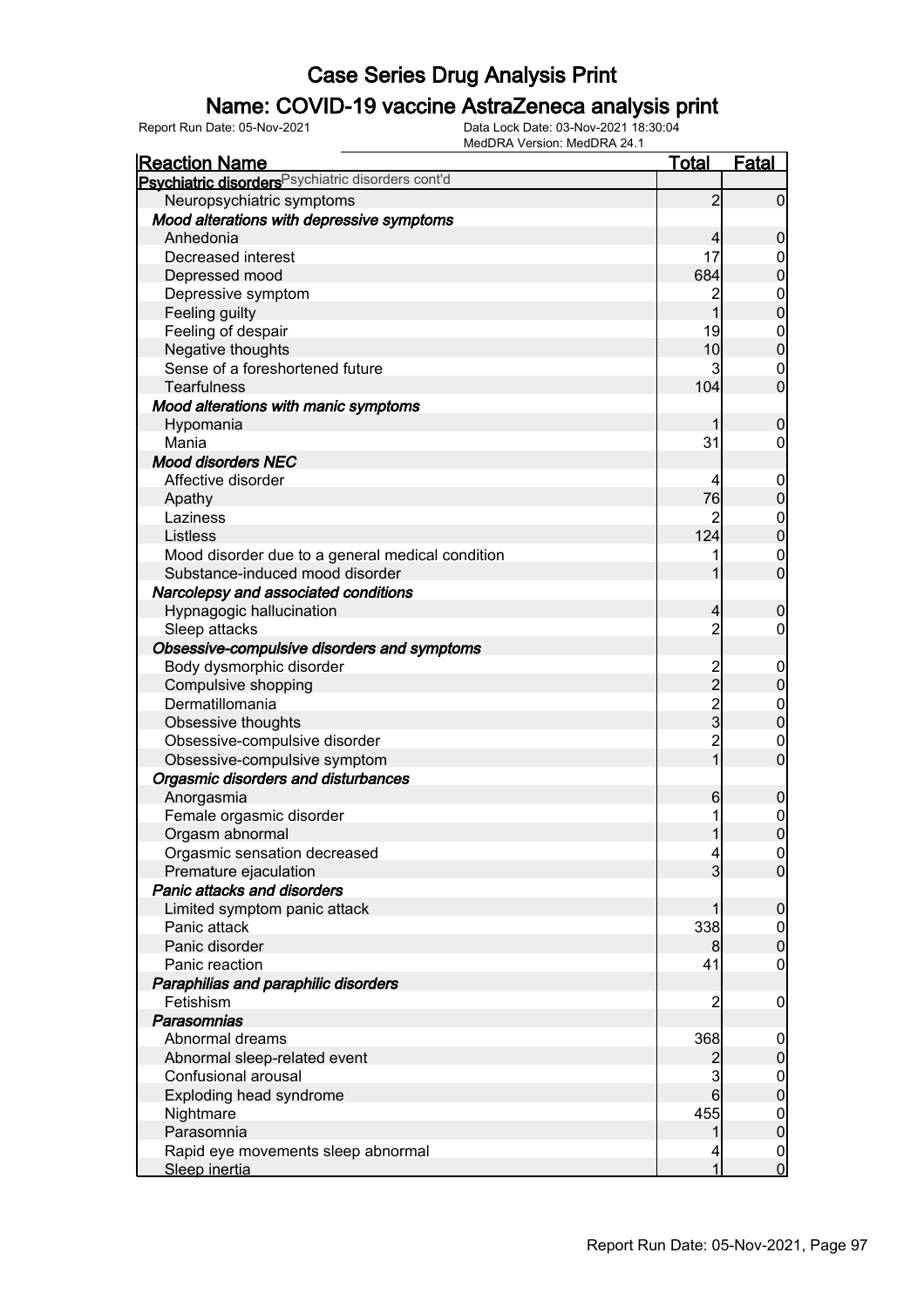# Case Series Drug Analysis Print

## Name: COVID-19 vaccine AstraZeneca analysis print

Report Run Date: 05-Nov-2021 | Data Lock Date: 03-Nov-2021 18:30:04 | MedDRA Version: MedDRA 24.1

| Reaction Name | Total | Fatal |
|---|---|---|
| **Psychiatric disorders** Psychiatric disorders cont'd | | |
| Neuropsychiatric symptoms | 2 | 0 |
| ***Mood alterations with depressive symptoms*** | | |
| Anhedonia | 4 | 0 |
| Decreased interest | 17 | 0 |
| Depressed mood | 684 | 0 |
| Depressive symptom | 2 | 0 |
| Feeling guilty | 1 | 0 |
| Feeling of despair | 19 | 0 |
| Negative thoughts | 10 | 0 |
| Sense of a foreshortened future | 3 | 0 |
| Tearfulness | 104 | 0 |
| ***Mood alterations with manic symptoms*** | | |
| Hypomania | 1 | 0 |
| Mania | 31 | 0 |
| ***Mood disorders NEC*** | | |
| Affective disorder | 4 | 0 |
| Apathy | 76 | 0 |
| Laziness | 2 | 0 |
| Listless | 124 | 0 |
| Mood disorder due to a general medical condition | 1 | 0 |
| Substance-induced mood disorder | 1 | 0 |
| ***Narcolepsy and associated conditions*** | | |
| Hypnagogic hallucination | 4 | 0 |
| Sleep attacks | 2 | 0 |
| ***Obsessive-compulsive disorders and symptoms*** | | |
| Body dysmorphic disorder | 2 | 0 |
| Compulsive shopping | 2 | 0 |
| Dermatillomania | 2 | 0 |
| Obsessive thoughts | 3 | 0 |
| Obsessive-compulsive disorder | 2 | 0 |
| Obsessive-compulsive symptom | 1 | 0 |
| ***Orgasmic disorders and disturbances*** | | |
| Anorgasmia | 6 | 0 |
| Female orgasmic disorder | 1 | 0 |
| Orgasm abnormal | 1 | 0 |
| Orgasmic sensation decreased | 4 | 0 |
| Premature ejaculation | 3 | 0 |
| ***Panic attacks and disorders*** | | |
| Limited symptom panic attack | 1 | 0 |
| Panic attack | 338 | 0 |
| Panic disorder | 8 | 0 |
| Panic reaction | 41 | 0 |
| ***Paraphilias and paraphilic disorders*** | | |
| Fetishism | 2 | 0 |
| ***Parasomnias*** | | |
| Abnormal dreams | 368 | 0 |
| Abnormal sleep-related event | 2 | 0 |
| Confusional arousal | 3 | 0 |
| Exploding head syndrome | 6 | 0 |
| Nightmare | 455 | 0 |
| Parasomnia | 1 | 0 |
| Rapid eye movements sleep abnormal | 4 | 0 |
| Sleep inertia | 1 | 0 |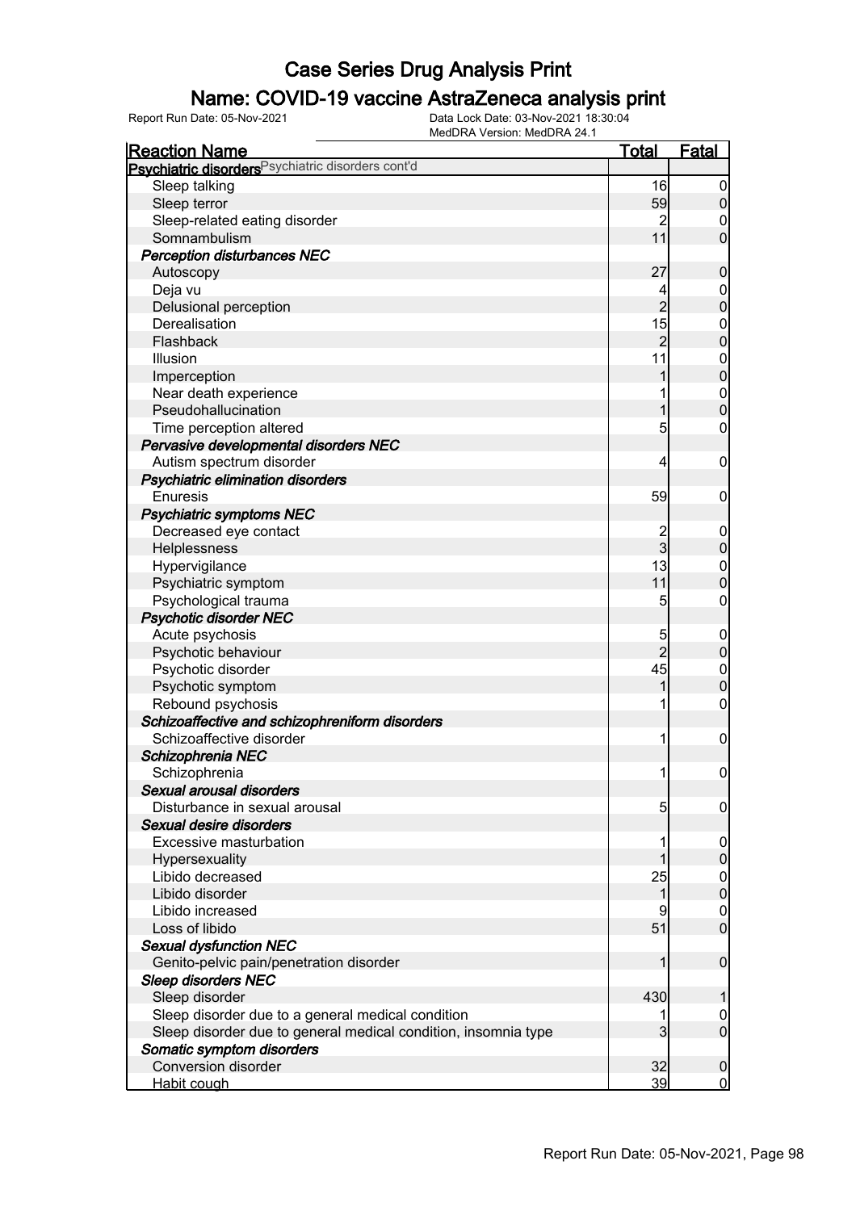# Case Series Drug Analysis Print

## Name: COVID-19 vaccine AstraZeneca analysis print

Report Run Date: 05-Nov-2021 | Data Lock Date: 03-Nov-2021 18:30:04 | MedDRA Version: MedDRA 24.1

| Reaction Name | Total | Fatal |
|---|---|---|
| **Psychiatric disorders** Psychiatric disorders cont'd | | |
| Sleep talking | 16 | 0 |
| Sleep terror | 59 | 0 |
| Sleep-related eating disorder | 2 | 0 |
| Somnambulism | 11 | 0 |
| ***Perception disturbances NEC*** | | |
| Autoscopy | 27 | 0 |
| Deja vu | 4 | 0 |
| Delusional perception | 2 | 0 |
| Derealisation | 15 | 0 |
| Flashback | 2 | 0 |
| Illusion | 11 | 0 |
| Imperception | 1 | 0 |
| Near death experience | 1 | 0 |
| Pseudohallucination | 1 | 0 |
| Time perception altered | 5 | 0 |
| ***Pervasive developmental disorders NEC*** | | |
| Autism spectrum disorder | 4 | 0 |
| ***Psychiatric elimination disorders*** | | |
| Enuresis | 59 | 0 |
| ***Psychiatric symptoms NEC*** | | |
| Decreased eye contact | 2 | 0 |
| Helplessness | 3 | 0 |
| Hypervigilance | 13 | 0 |
| Psychiatric symptom | 11 | 0 |
| Psychological trauma | 5 | 0 |
| ***Psychotic disorder NEC*** | | |
| Acute psychosis | 5 | 0 |
| Psychotic behaviour | 2 | 0 |
| Psychotic disorder | 45 | 0 |
| Psychotic symptom | 1 | 0 |
| Rebound psychosis | 1 | 0 |
| ***Schizoaffective and schizophreniform disorders*** | | |
| Schizoaffective disorder | 1 | 0 |
| ***Schizophrenia NEC*** | | |
| Schizophrenia | 1 | 0 |
| ***Sexual arousal disorders*** | | |
| Disturbance in sexual arousal | 5 | 0 |
| ***Sexual desire disorders*** | | |
| Excessive masturbation | 1 | 0 |
| Hypersexuality | 1 | 0 |
| Libido decreased | 25 | 0 |
| Libido disorder | 1 | 0 |
| Libido increased | 9 | 0 |
| Loss of libido | 51 | 0 |
| ***Sexual dysfunction NEC*** | | |
| Genito-pelvic pain/penetration disorder | 1 | 0 |
| ***Sleep disorders NEC*** | | |
| Sleep disorder | 430 | 1 |
| Sleep disorder due to a general medical condition | 1 | 0 |
| Sleep disorder due to general medical condition, insomnia type | 3 | 0 |
| ***Somatic symptom disorders*** | | |
| Conversion disorder | 32 | 0 |
| Habit cough | 39 | 0 |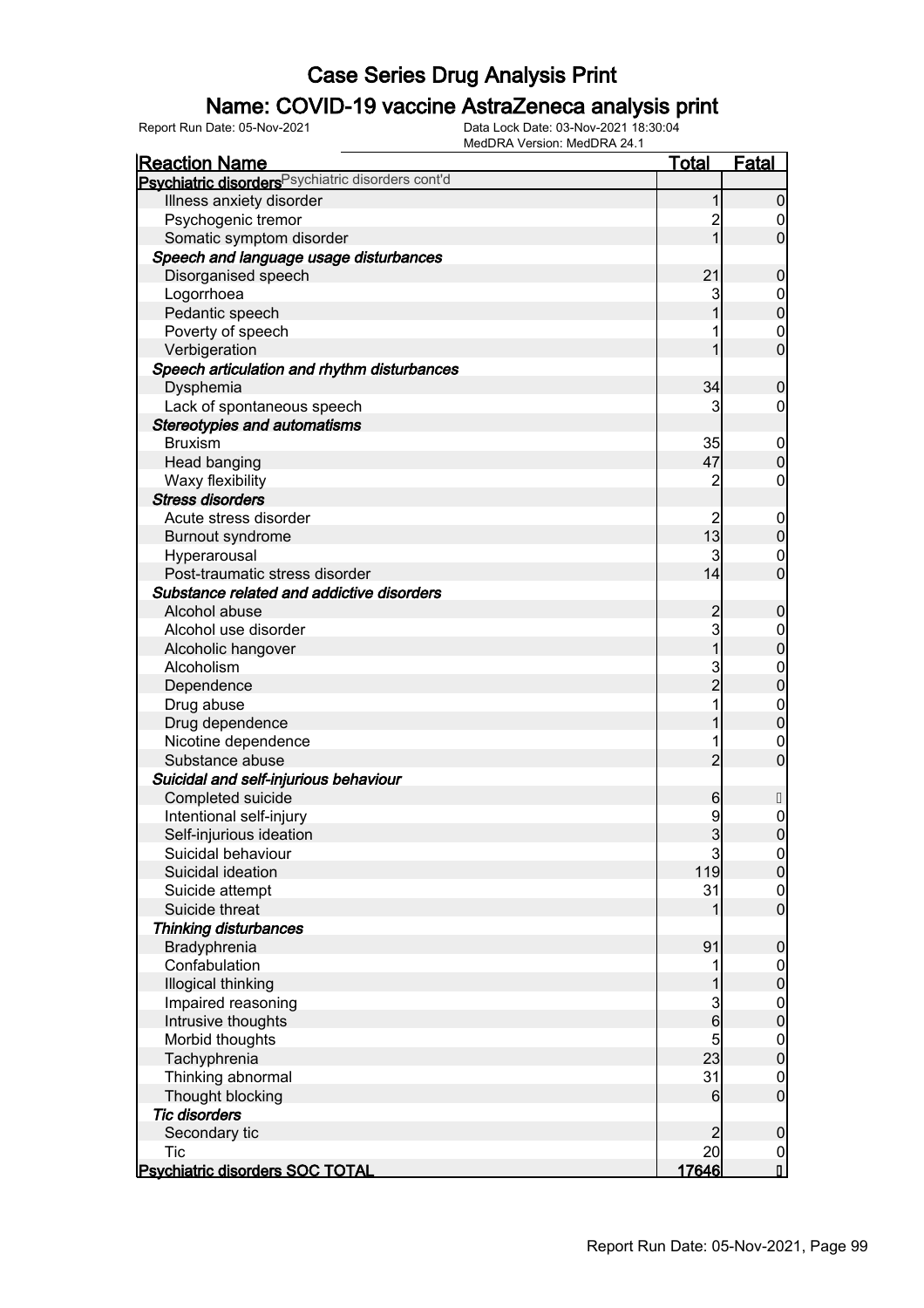# Case Series Drug Analysis Print

## Name: COVID-19 vaccine AstraZeneca analysis print

Report Run Date: 05-Nov-2021    Data Lock Date: 03-Nov-2021 18:30:04
MedDRA Version: MedDRA 24.1

| Reaction Name | Total | Fatal |
|---|---|---|
| **Psychiatric disorders** Psychiatric disorders cont'd | | |
| Illness anxiety disorder | 1 | 0 |
| Psychogenic tremor | 2 | 0 |
| Somatic symptom disorder | 1 | 0 |
| ***Speech and language usage disturbances*** | | |
| Disorganised speech | 21 | 0 |
| Logorrhoea | 3 | 0 |
| Pedantic speech | 1 | 0 |
| Poverty of speech | 1 | 0 |
| Verbigeration | 1 | 0 |
| ***Speech articulation and rhythm disturbances*** | | |
| Dysphemia | 34 | 0 |
| Lack of spontaneous speech | 3 | 0 |
| ***Stereotypies and automatisms*** | | |
| Bruxism | 35 | 0 |
| Head banging | 47 | 0 |
| Waxy flexibility | 2 | 0 |
| ***Stress disorders*** | | |
| Acute stress disorder | 2 | 0 |
| Burnout syndrome | 13 | 0 |
| Hyperarousal | 3 | 0 |
| Post-traumatic stress disorder | 14 | 0 |
| ***Substance related and addictive disorders*** | | |
| Alcohol abuse | 2 | 0 |
| Alcohol use disorder | 3 | 0 |
| Alcoholic hangover | 1 | 0 |
| Alcoholism | 3 | 0 |
| Dependence | 2 | 0 |
| Drug abuse | 1 | 0 |
| Drug dependence | 1 | 0 |
| Nicotine dependence | 1 | 0 |
| Substance abuse | 2 | 0 |
| ***Suicidal and self-injurious behaviour*** | | |
| Completed suicide | 6 | |
| Intentional self-injury | 9 | 0 |
| Self-injurious ideation | 3 | 0 |
| Suicidal behaviour | 3 | 0 |
| Suicidal ideation | 119 | 0 |
| Suicide attempt | 31 | 0 |
| Suicide threat | 1 | 0 |
| ***Thinking disturbances*** | | |
| Bradyphrenia | 91 | 0 |
| Confabulation | 1 | 0 |
| Illogical thinking | 1 | 0 |
| Impaired reasoning | 3 | 0 |
| Intrusive thoughts | 6 | 0 |
| Morbid thoughts | 5 | 0 |
| Tachyphrenia | 23 | 0 |
| Thinking abnormal | 31 | 0 |
| Thought blocking | 6 | 0 |
| ***Tic disorders*** | | |
| Secondary tic | 2 | 0 |
| Tic | 20 | 0 |
| **Psychiatric disorders SOC TOTAL** | **17646** | |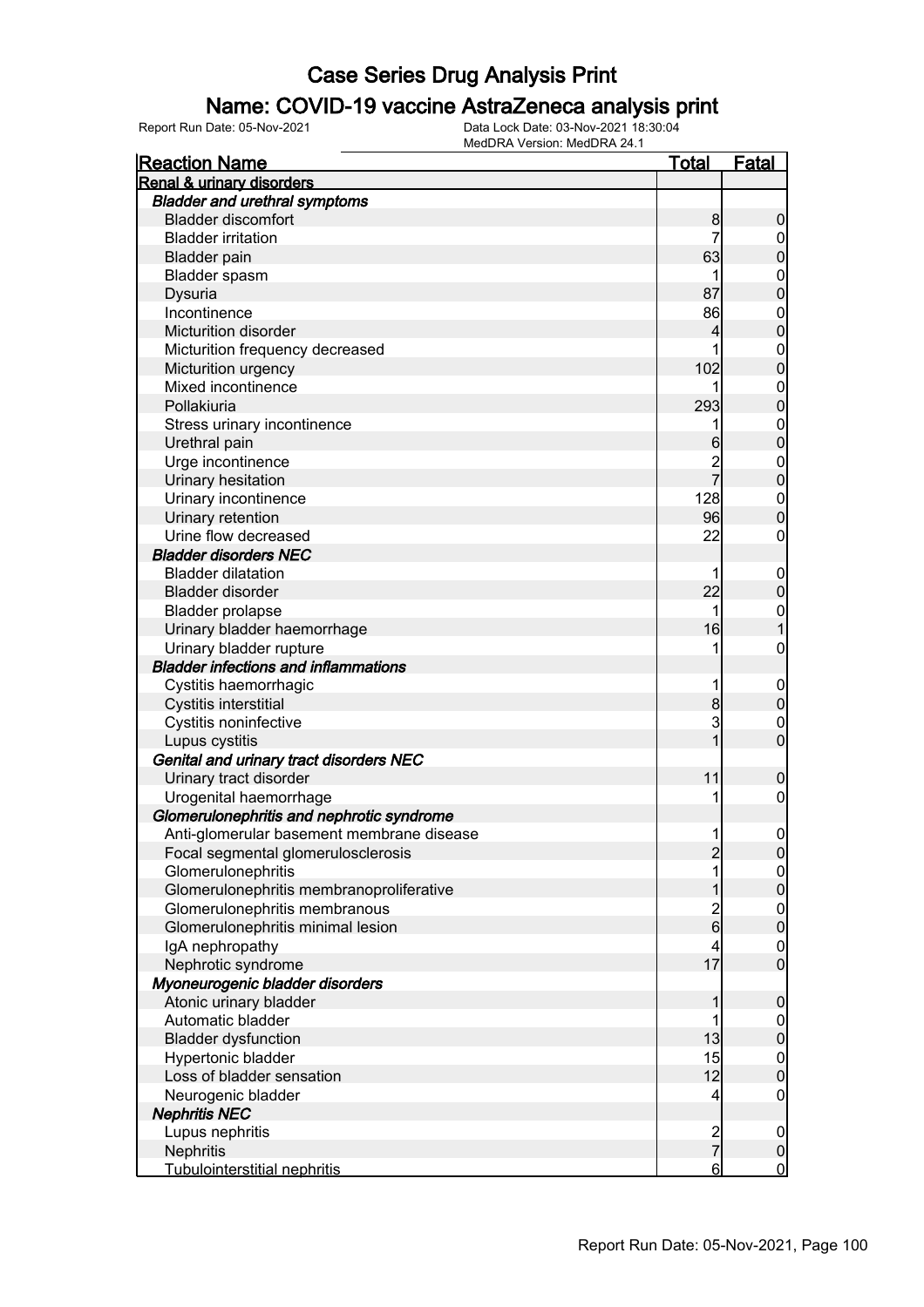# Case Series Drug Analysis Print

## Name: COVID-19 vaccine AstraZeneca analysis print

Report Run Date: 05-Nov-2021    Data Lock Date: 03-Nov-2021 18:30:04
MedDRA Version: MedDRA 24.1

| Reaction Name | Total | Fatal |
|---|---|---|
| **Renal & urinary disorders** | | |
| ***Bladder and urethral symptoms*** | | |
| Bladder discomfort | 8 | 0 |
| Bladder irritation | 7 | 0 |
| Bladder pain | 63 | 0 |
| Bladder spasm | 1 | 0 |
| Dysuria | 87 | 0 |
| Incontinence | 86 | 0 |
| Micturition disorder | 4 | 0 |
| Micturition frequency decreased | 1 | 0 |
| Micturition urgency | 102 | 0 |
| Mixed incontinence | 1 | 0 |
| Pollakiuria | 293 | 0 |
| Stress urinary incontinence | 1 | 0 |
| Urethral pain | 6 | 0 |
| Urge incontinence | 2 | 0 |
| Urinary hesitation | 7 | 0 |
| Urinary incontinence | 128 | 0 |
| Urinary retention | 96 | 0 |
| Urine flow decreased | 22 | 0 |
| ***Bladder disorders NEC*** | | |
| Bladder dilatation | 1 | 0 |
| Bladder disorder | 22 | 0 |
| Bladder prolapse | 1 | 0 |
| Urinary bladder haemorrhage | 16 | 1 |
| Urinary bladder rupture | 1 | 0 |
| ***Bladder infections and inflammations*** | | |
| Cystitis haemorrhagic | 1 | 0 |
| Cystitis interstitial | 8 | 0 |
| Cystitis noninfective | 3 | 0 |
| Lupus cystitis | 1 | 0 |
| ***Genital and urinary tract disorders NEC*** | | |
| Urinary tract disorder | 11 | 0 |
| Urogenital haemorrhage | 1 | 0 |
| ***Glomerulonephritis and nephrotic syndrome*** | | |
| Anti-glomerular basement membrane disease | 1 | 0 |
| Focal segmental glomerulosclerosis | 2 | 0 |
| Glomerulonephritis | 1 | 0 |
| Glomerulonephritis membranoproliferative | 1 | 0 |
| Glomerulonephritis membranous | 2 | 0 |
| Glomerulonephritis minimal lesion | 6 | 0 |
| IgA nephropathy | 4 | 0 |
| Nephrotic syndrome | 17 | 0 |
| ***Myoneurogenic bladder disorders*** | | |
| Atonic urinary bladder | 1 | 0 |
| Automatic bladder | 1 | 0 |
| Bladder dysfunction | 13 | 0 |
| Hypertonic bladder | 15 | 0 |
| Loss of bladder sensation | 12 | 0 |
| Neurogenic bladder | 4 | 0 |
| ***Nephritis NEC*** | | |
| Lupus nephritis | 2 | 0 |
| Nephritis | 7 | 0 |
| Tubulointerstitial nephritis | 6 | 0 |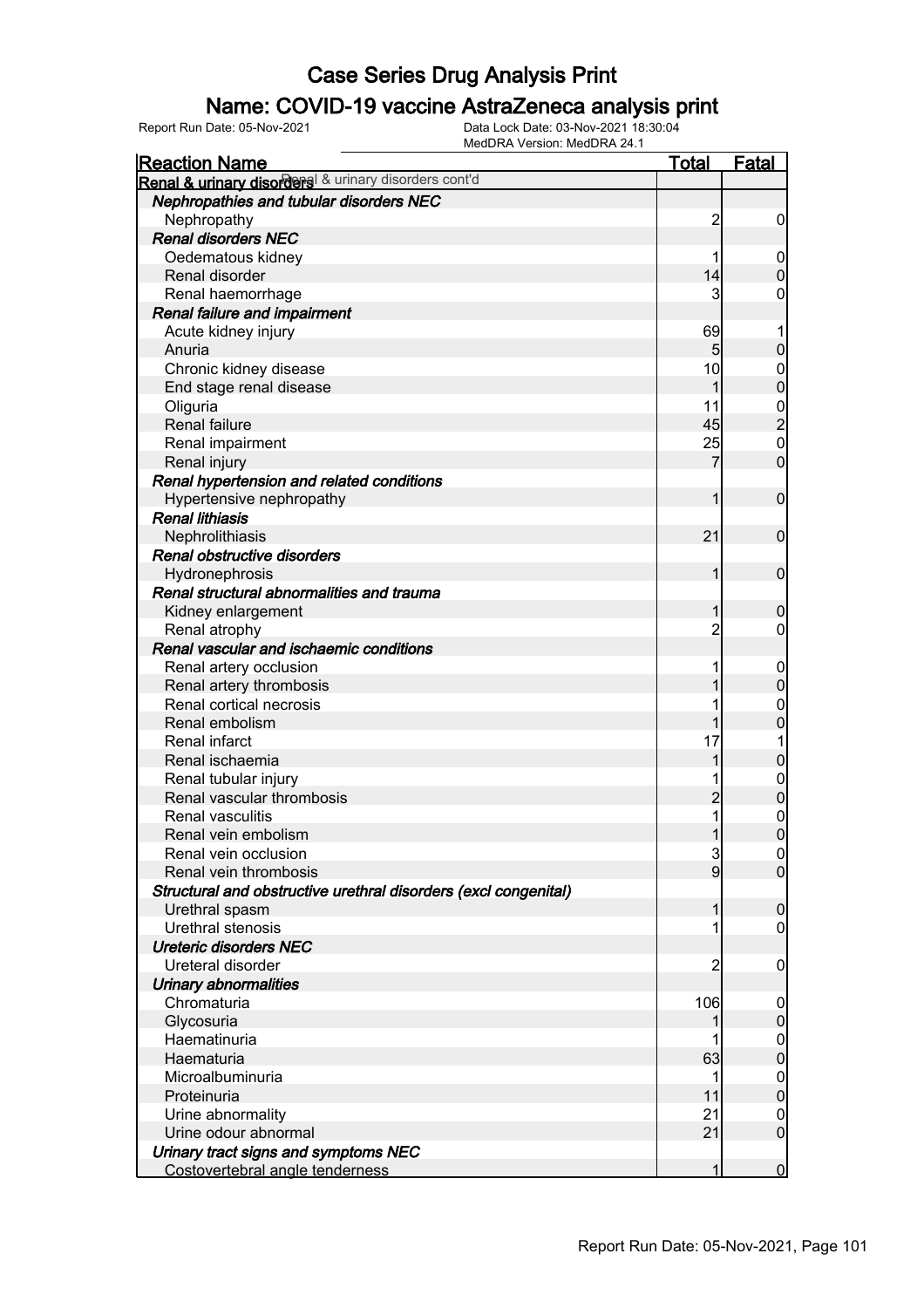# Case Series Drug Analysis Print

## Name: COVID-19 vaccine AstraZeneca analysis print

Report Run Date: 05-Nov-2021 | Data Lock Date: 03-Nov-2021 18:30:04 | MedDRA Version: MedDRA 24.1

| Reaction Name | Total | Fatal |
|---|---|---|
| **Renal & urinary disorders** Renal & urinary disorders cont'd | | |
| ***Nephropathies and tubular disorders NEC*** | | |
| Nephropathy | 2 | 0 |
| ***Renal disorders NEC*** | | |
| Oedematous kidney | 1 | 0 |
| Renal disorder | 14 | 0 |
| Renal haemorrhage | 3 | 0 |
| ***Renal failure and impairment*** | | |
| Acute kidney injury | 69 | 1 |
| Anuria | 5 | 0 |
| Chronic kidney disease | 10 | 0 |
| End stage renal disease | 1 | 0 |
| Oliguria | 11 | 0 |
| Renal failure | 45 | 2 |
| Renal impairment | 25 | 0 |
| Renal injury | 7 | 0 |
| ***Renal hypertension and related conditions*** | | |
| Hypertensive nephropathy | 1 | 0 |
| ***Renal lithiasis*** | | |
| Nephrolithiasis | 21 | 0 |
| ***Renal obstructive disorders*** | | |
| Hydronephrosis | 1 | 0 |
| ***Renal structural abnormalities and trauma*** | | |
| Kidney enlargement | 1 | 0 |
| Renal atrophy | 2 | 0 |
| ***Renal vascular and ischaemic conditions*** | | |
| Renal artery occlusion | 1 | 0 |
| Renal artery thrombosis | 1 | 0 |
| Renal cortical necrosis | 1 | 0 |
| Renal embolism | 1 | 0 |
| Renal infarct | 17 | 1 |
| Renal ischaemia | 1 | 0 |
| Renal tubular injury | 1 | 0 |
| Renal vascular thrombosis | 2 | 0 |
| Renal vasculitis | 1 | 0 |
| Renal vein embolism | 1 | 0 |
| Renal vein occlusion | 3 | 0 |
| Renal vein thrombosis | 9 | 0 |
| ***Structural and obstructive urethral disorders (excl congenital)*** | | |
| Urethral spasm | 1 | 0 |
| Urethral stenosis | 1 | 0 |
| ***Ureteric disorders NEC*** | | |
| Ureteral disorder | 2 | 0 |
| ***Urinary abnormalities*** | | |
| Chromaturia | 106 | 0 |
| Glycosuria | 1 | 0 |
| Haematinuria | 1 | 0 |
| Haematuria | 63 | 0 |
| Microalbuminuria | 1 | 0 |
| Proteinuria | 11 | 0 |
| Urine abnormality | 21 | 0 |
| Urine odour abnormal | 21 | 0 |
| ***Urinary tract signs and symptoms NEC*** | | |
| Costovertebral angle tenderness | 1 | 0 |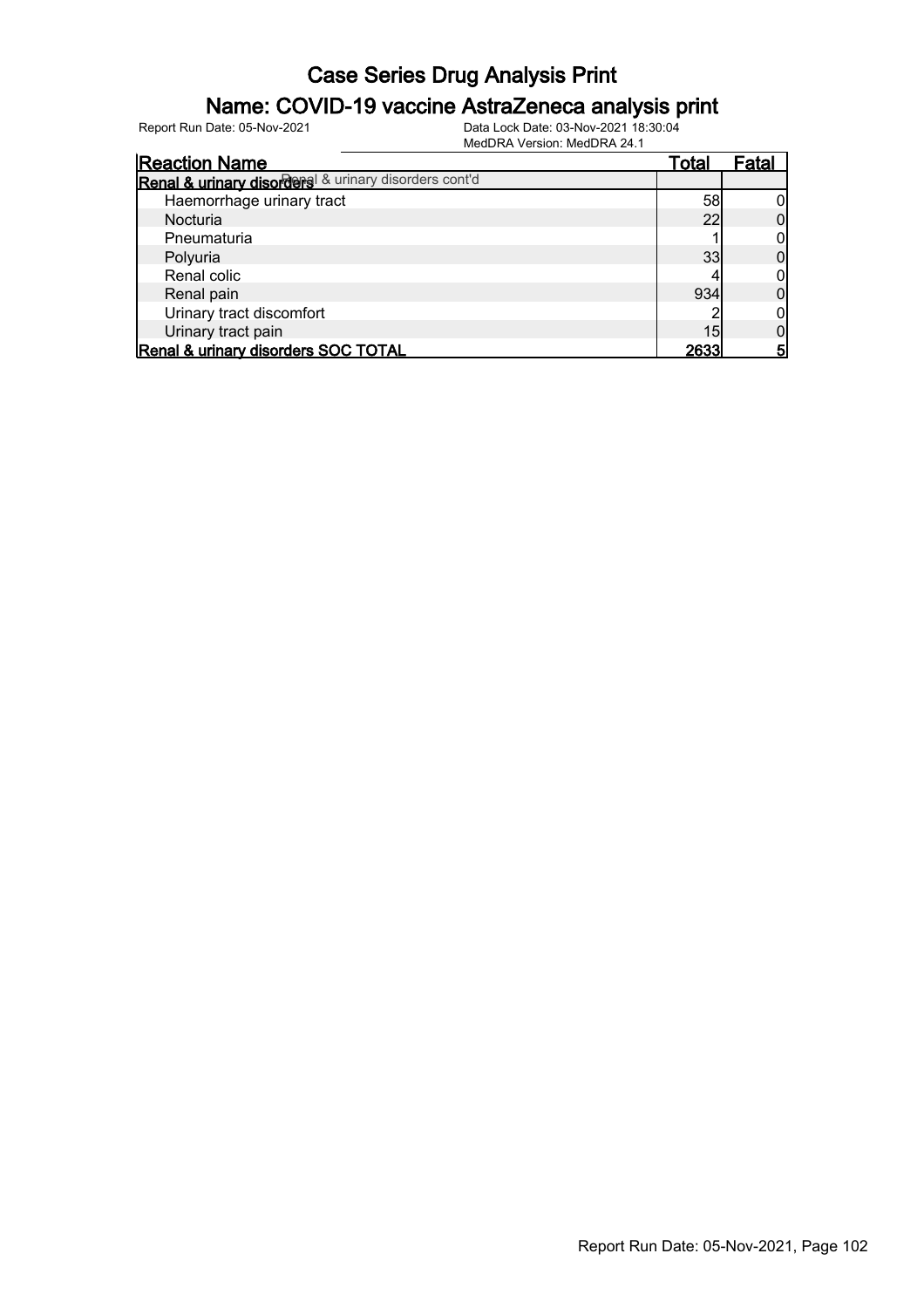# Case Series Drug Analysis Print

## Name: COVID-19 vaccine AstraZeneca analysis print

Report Run Date: 05-Nov-2021    Data Lock Date: 03-Nov-2021 18:30:04
MedDRA Version: MedDRA 24.1

| Reaction Name | Total | Fatal |
|---|---|---|
| **Renal & urinary disorders** Renal & urinary disorders cont'd | | |
| Haemorrhage urinary tract | 58 | 0 |
| Nocturia | 22 | 0 |
| Pneumaturia | 1 | 0 |
| Polyuria | 33 | 0 |
| Renal colic | 4 | 0 |
| Renal pain | 934 | 0 |
| Urinary tract discomfort | 2 | 0 |
| Urinary tract pain | 15 | 0 |
| **Renal & urinary disorders SOC TOTAL** | **2633** | **5** |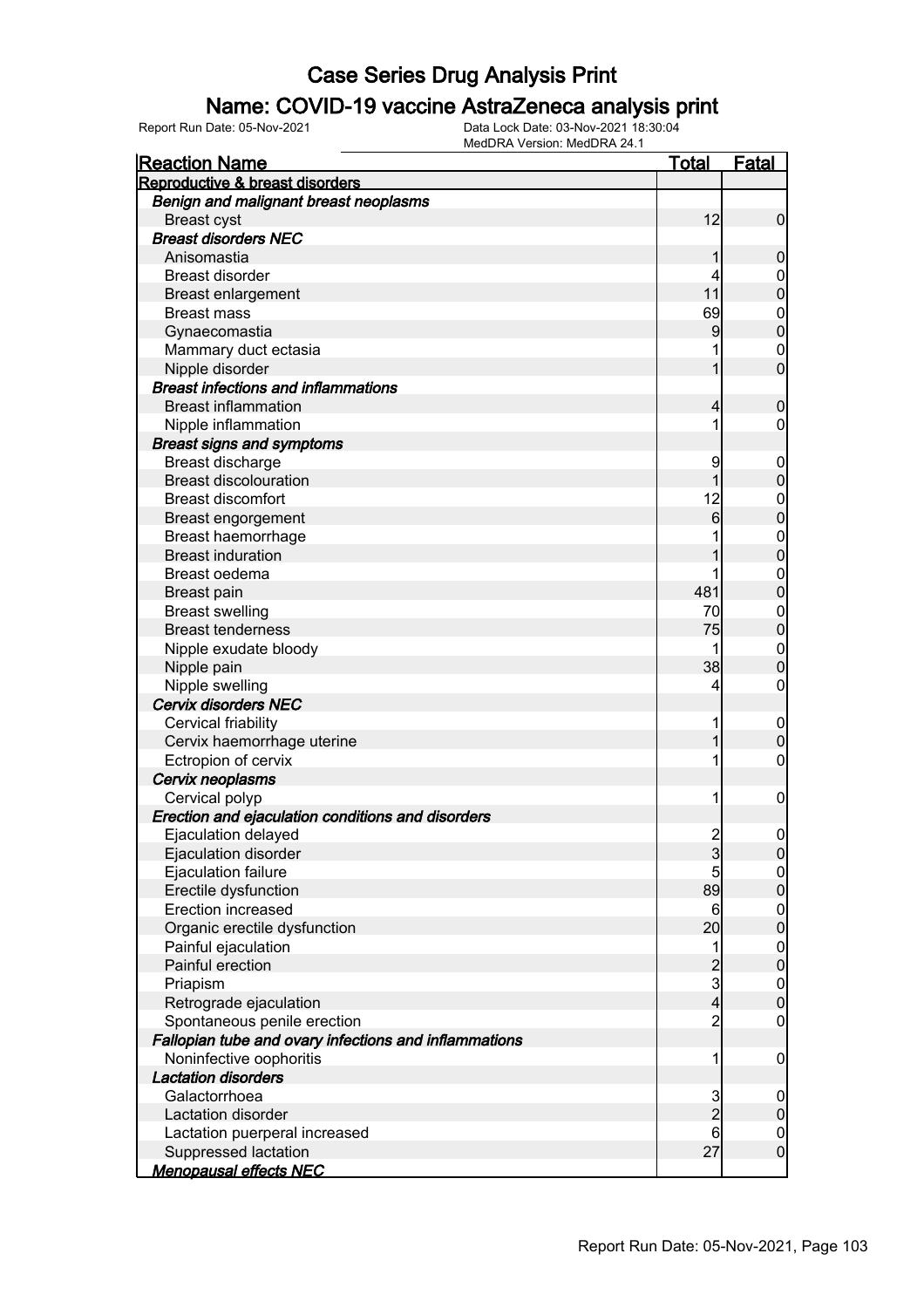# Case Series Drug Analysis Print

## Name: COVID-19 vaccine AstraZeneca analysis print

Report Run Date: 05-Nov-2021 | Data Lock Date: 03-Nov-2021 18:30:04 | MedDRA Version: MedDRA 24.1

| Reaction Name | Total | Fatal |
|---|---|---|
| **Reproductive & breast disorders** | | |
| ***Benign and malignant breast neoplasms*** | | |
| Breast cyst | 12 | 0 |
| ***Breast disorders NEC*** | | |
| Anisomastia | 1 | 0 |
| Breast disorder | 4 | 0 |
| Breast enlargement | 11 | 0 |
| Breast mass | 69 | 0 |
| Gynaecomastia | 9 | 0 |
| Mammary duct ectasia | 1 | 0 |
| Nipple disorder | 1 | 0 |
| ***Breast infections and inflammations*** | | |
| Breast inflammation | 4 | 0 |
| Nipple inflammation | 1 | 0 |
| ***Breast signs and symptoms*** | | |
| Breast discharge | 9 | 0 |
| Breast discolouration | 1 | 0 |
| Breast discomfort | 12 | 0 |
| Breast engorgement | 6 | 0 |
| Breast haemorrhage | 1 | 0 |
| Breast induration | 1 | 0 |
| Breast oedema | 1 | 0 |
| Breast pain | 481 | 0 |
| Breast swelling | 70 | 0 |
| Breast tenderness | 75 | 0 |
| Nipple exudate bloody | 1 | 0 |
| Nipple pain | 38 | 0 |
| Nipple swelling | 4 | 0 |
| ***Cervix disorders NEC*** | | |
| Cervical friability | 1 | 0 |
| Cervix haemorrhage uterine | 1 | 0 |
| Ectropion of cervix | 1 | 0 |
| ***Cervix neoplasms*** | | |
| Cervical polyp | 1 | 0 |
| ***Erection and ejaculation conditions and disorders*** | | |
| Ejaculation delayed | 2 | 0 |
| Ejaculation disorder | 3 | 0 |
| Ejaculation failure | 5 | 0 |
| Erectile dysfunction | 89 | 0 |
| Erection increased | 6 | 0 |
| Organic erectile dysfunction | 20 | 0 |
| Painful ejaculation | 1 | 0 |
| Painful erection | 2 | 0 |
| Priapism | 3 | 0 |
| Retrograde ejaculation | 4 | 0 |
| Spontaneous penile erection | 2 | 0 |
| ***Fallopian tube and ovary infections and inflammations*** | | |
| Noninfective oophoritis | 1 | 0 |
| ***Lactation disorders*** | | |
| Galactorrhoea | 3 | 0 |
| Lactation disorder | 2 | 0 |
| Lactation puerperal increased | 6 | 0 |
| Suppressed lactation | 27 | 0 |
| ***Menopausal effects NEC*** | | |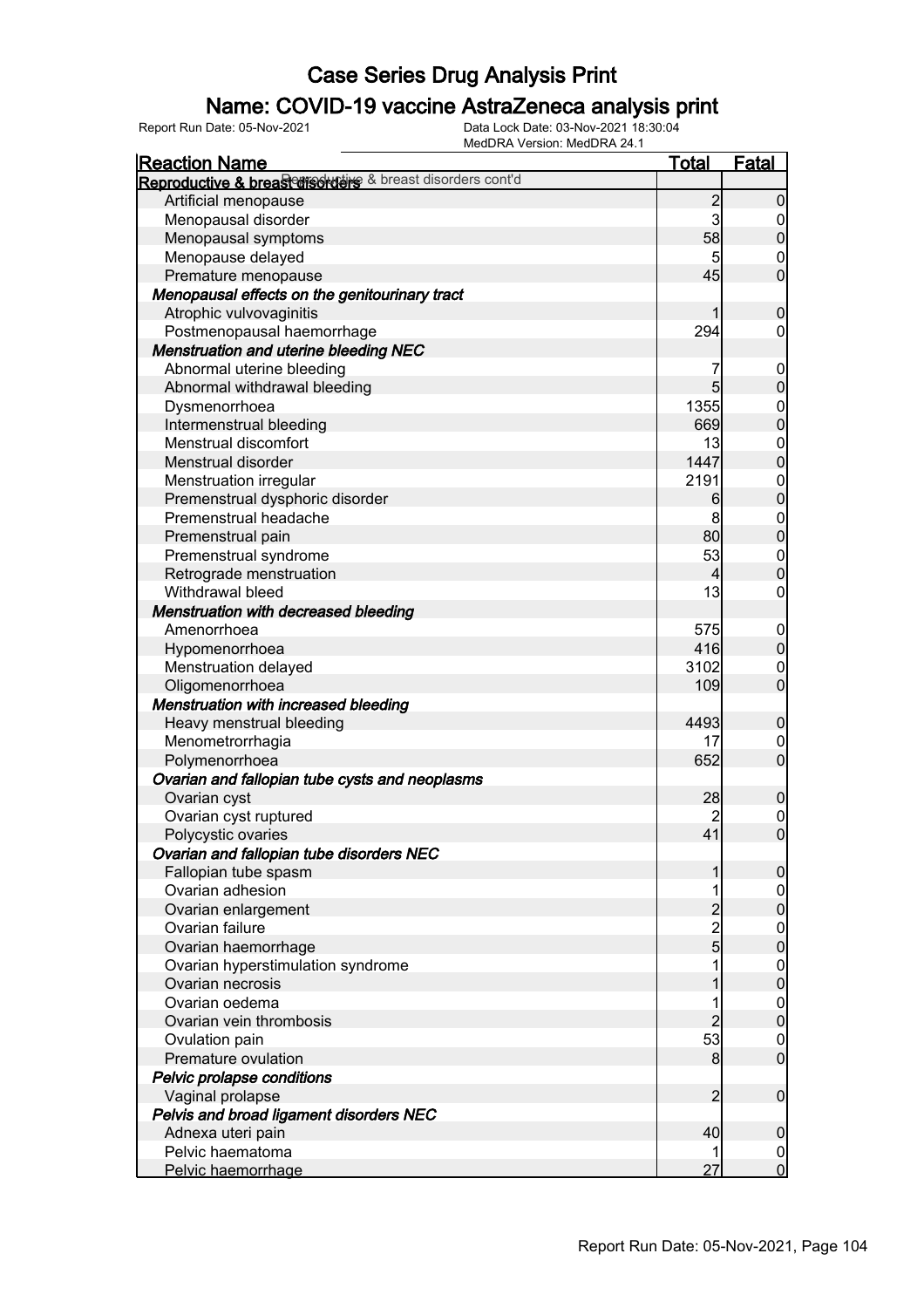# Case Series Drug Analysis Print

## Name: COVID-19 vaccine AstraZeneca analysis print

Report Run Date: 05-Nov-2021

Data Lock Date: 03-Nov-2021 18:30:04
MedDRA Version: MedDRA 24.1

| Reaction Name | Total | Fatal |
|---|---|---|
| **Reproductive & breast disorders** Reproductive & breast disorders cont'd | | |
| Artificial menopause | 2 | 0 |
| Menopausal disorder | 3 | 0 |
| Menopausal symptoms | 58 | 0 |
| Menopause delayed | 5 | 0 |
| Premature menopause | 45 | 0 |
| ***Menopausal effects on the genitourinary tract*** | | |
| Atrophic vulvovaginitis | 1 | 0 |
| Postmenopausal haemorrhage | 294 | 0 |
| ***Menstruation and uterine bleeding NEC*** | | |
| Abnormal uterine bleeding | 7 | 0 |
| Abnormal withdrawal bleeding | 5 | 0 |
| Dysmenorrhoea | 1355 | 0 |
| Intermenstrual bleeding | 669 | 0 |
| Menstrual discomfort | 13 | 0 |
| Menstrual disorder | 1447 | 0 |
| Menstruation irregular | 2191 | 0 |
| Premenstrual dysphoric disorder | 6 | 0 |
| Premenstrual headache | 8 | 0 |
| Premenstrual pain | 80 | 0 |
| Premenstrual syndrome | 53 | 0 |
| Retrograde menstruation | 4 | 0 |
| Withdrawal bleed | 13 | 0 |
| ***Menstruation with decreased bleeding*** | | |
| Amenorrhoea | 575 | 0 |
| Hypomenorrhoea | 416 | 0 |
| Menstruation delayed | 3102 | 0 |
| Oligomenorrhoea | 109 | 0 |
| ***Menstruation with increased bleeding*** | | |
| Heavy menstrual bleeding | 4493 | 0 |
| Menometrorrhagia | 17 | 0 |
| Polymenorrhoea | 652 | 0 |
| ***Ovarian and fallopian tube cysts and neoplasms*** | | |
| Ovarian cyst | 28 | 0 |
| Ovarian cyst ruptured | 2 | 0 |
| Polycystic ovaries | 41 | 0 |
| ***Ovarian and fallopian tube disorders NEC*** | | |
| Fallopian tube spasm | 1 | 0 |
| Ovarian adhesion | 1 | 0 |
| Ovarian enlargement | 2 | 0 |
| Ovarian failure | 2 | 0 |
| Ovarian haemorrhage | 5 | 0 |
| Ovarian hyperstimulation syndrome | 1 | 0 |
| Ovarian necrosis | 1 | 0 |
| Ovarian oedema | 1 | 0 |
| Ovarian vein thrombosis | 2 | 0 |
| Ovulation pain | 53 | 0 |
| Premature ovulation | 8 | 0 |
| ***Pelvic prolapse conditions*** | | |
| Vaginal prolapse | 2 | 0 |
| ***Pelvis and broad ligament disorders NEC*** | | |
| Adnexa uteri pain | 40 | 0 |
| Pelvic haematoma | 1 | 0 |
| Pelvic haemorrhage | 27 | 0 |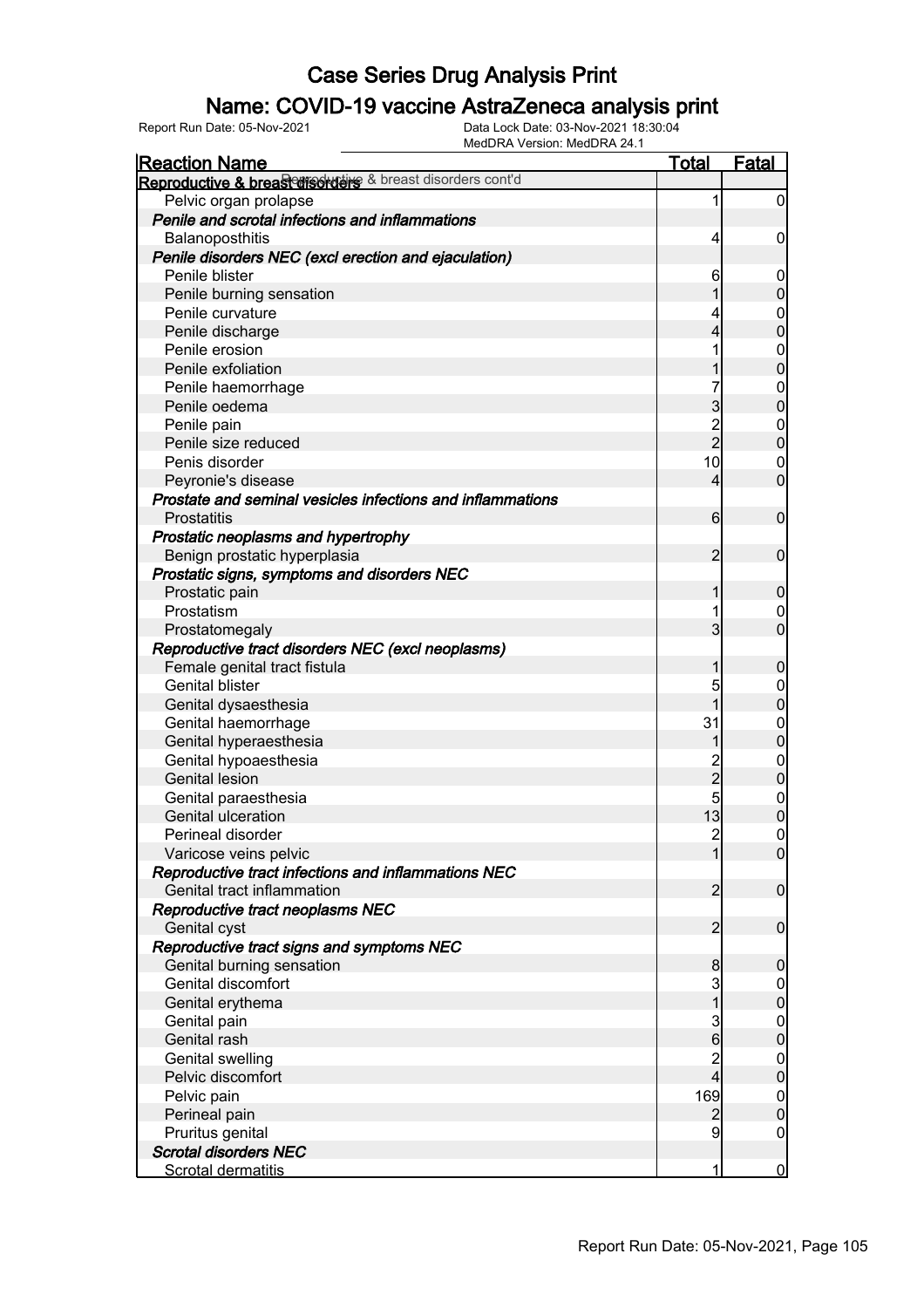# Case Series Drug Analysis Print

## Name: COVID-19 vaccine AstraZeneca analysis print

Report Run Date: 05-Nov-2021

Data Lock Date: 03-Nov-2021 18:30:04

MedDRA Version: MedDRA 24.1

| Reaction Name | Total | Fatal |
|---|---|---|
| **Reproductive & breast disorders** cont'd | | |
| Pelvic organ prolapse | 1 | 0 |
| ***Penile and scrotal infections and inflammations*** | | |
| Balanoposthitis | 4 | 0 |
| ***Penile disorders NEC (excl erection and ejaculation)*** | | |
| Penile blister | 6 | 0 |
| Penile burning sensation | 1 | 0 |
| Penile curvature | 4 | 0 |
| Penile discharge | 4 | 0 |
| Penile erosion | 1 | 0 |
| Penile exfoliation | 1 | 0 |
| Penile haemorrhage | 7 | 0 |
| Penile oedema | 3 | 0 |
| Penile pain | 2 | 0 |
| Penile size reduced | 2 | 0 |
| Penis disorder | 10 | 0 |
| Peyronie's disease | 4 | 0 |
| ***Prostate and seminal vesicles infections and inflammations*** | | |
| Prostatitis | 6 | 0 |
| ***Prostatic neoplasms and hypertrophy*** | | |
| Benign prostatic hyperplasia | 2 | 0 |
| ***Prostatic signs, symptoms and disorders NEC*** | | |
| Prostatic pain | 1 | 0 |
| Prostatism | 1 | 0 |
| Prostatomegaly | 3 | 0 |
| ***Reproductive tract disorders NEC (excl neoplasms)*** | | |
| Female genital tract fistula | 1 | 0 |
| Genital blister | 5 | 0 |
| Genital dysaesthesia | 1 | 0 |
| Genital haemorrhage | 31 | 0 |
| Genital hyperaesthesia | 1 | 0 |
| Genital hypoaesthesia | 2 | 0 |
| Genital lesion | 2 | 0 |
| Genital paraesthesia | 5 | 0 |
| Genital ulceration | 13 | 0 |
| Perineal disorder | 2 | 0 |
| Varicose veins pelvic | 1 | 0 |
| ***Reproductive tract infections and inflammations NEC*** | | |
| Genital tract inflammation | 2 | 0 |
| ***Reproductive tract neoplasms NEC*** | | |
| Genital cyst | 2 | 0 |
| ***Reproductive tract signs and symptoms NEC*** | | |
| Genital burning sensation | 8 | 0 |
| Genital discomfort | 3 | 0 |
| Genital erythema | 1 | 0 |
| Genital pain | 3 | 0 |
| Genital rash | 6 | 0 |
| Genital swelling | 2 | 0 |
| Pelvic discomfort | 4 | 0 |
| Pelvic pain | 169 | 0 |
| Perineal pain | 2 | 0 |
| Pruritus genital | 9 | 0 |
| ***Scrotal disorders NEC*** | | |
| Scrotal dermatitis | 1 | 0 |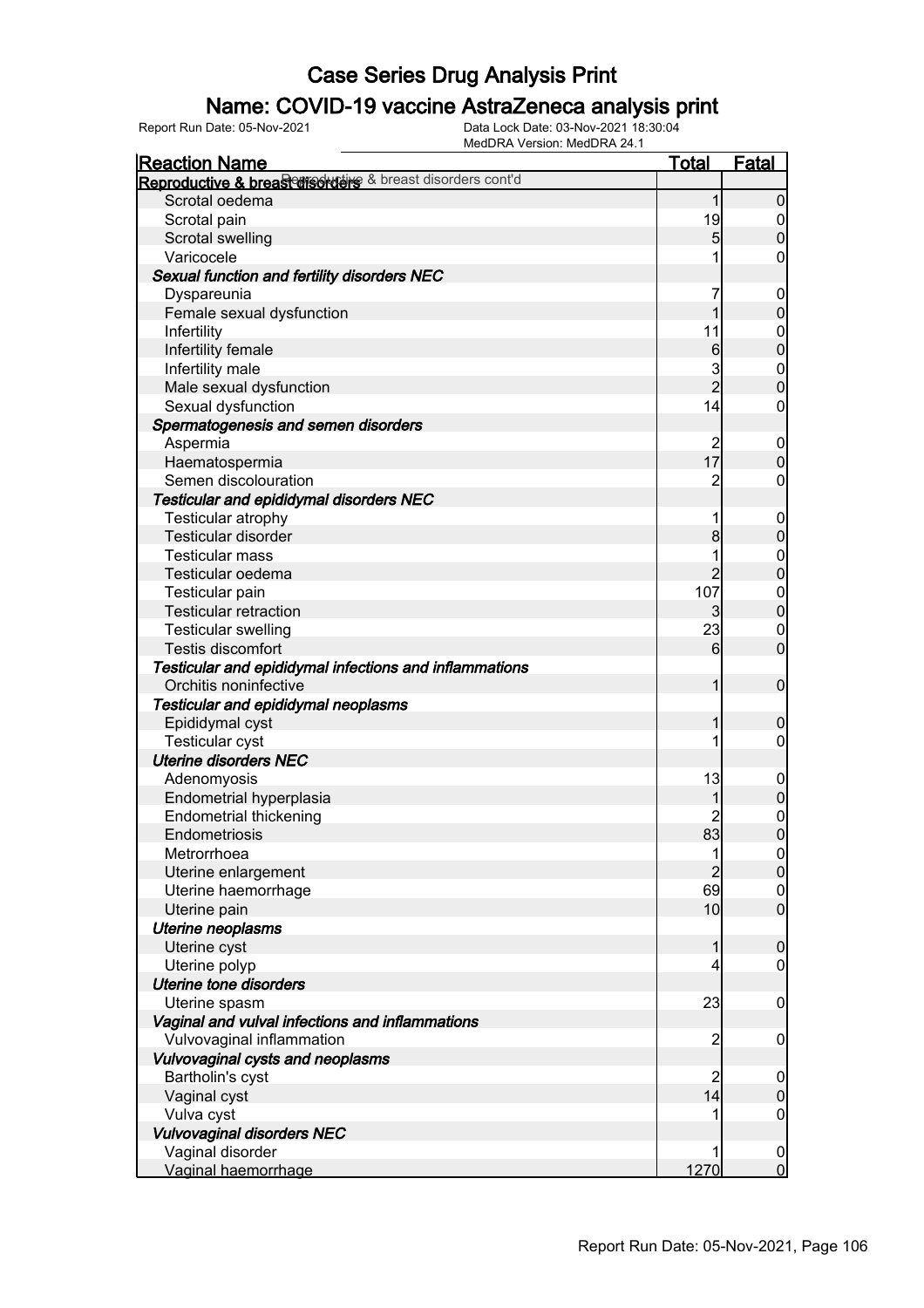# Case Series Drug Analysis Print

## Name: COVID-19 vaccine AstraZeneca analysis print

Report Run Date: 05-Nov-2021 | Data Lock Date: 03-Nov-2021 18:30:04 | MedDRA Version: MedDRA 24.1

| Reaction Name | Total | Fatal |
|---|---|---|
| **Reproductive & breast disorders** Reproductive & breast disorders cont'd | | |
| Scrotal oedema | 1 | 0 |
| Scrotal pain | 19 | 0 |
| Scrotal swelling | 5 | 0 |
| Varicocele | 1 | 0 |
| ***Sexual function and fertility disorders NEC*** | | |
| Dyspareunia | 7 | 0 |
| Female sexual dysfunction | 1 | 0 |
| Infertility | 11 | 0 |
| Infertility female | 6 | 0 |
| Infertility male | 3 | 0 |
| Male sexual dysfunction | 2 | 0 |
| Sexual dysfunction | 14 | 0 |
| ***Spermatogenesis and semen disorders*** | | |
| Aspermia | 2 | 0 |
| Haematospermia | 17 | 0 |
| Semen discolouration | 2 | 0 |
| ***Testicular and epididymal disorders NEC*** | | |
| Testicular atrophy | 1 | 0 |
| Testicular disorder | 8 | 0 |
| Testicular mass | 1 | 0 |
| Testicular oedema | 2 | 0 |
| Testicular pain | 107 | 0 |
| Testicular retraction | 3 | 0 |
| Testicular swelling | 23 | 0 |
| Testis discomfort | 6 | 0 |
| ***Testicular and epididymal infections and inflammations*** | | |
| Orchitis noninfective | 1 | 0 |
| ***Testicular and epididymal neoplasms*** | | |
| Epididymal cyst | 1 | 0 |
| Testicular cyst | 1 | 0 |
| ***Uterine disorders NEC*** | | |
| Adenomyosis | 13 | 0 |
| Endometrial hyperplasia | 1 | 0 |
| Endometrial thickening | 2 | 0 |
| Endometriosis | 83 | 0 |
| Metrorrhoea | 1 | 0 |
| Uterine enlargement | 2 | 0 |
| Uterine haemorrhage | 69 | 0 |
| Uterine pain | 10 | 0 |
| ***Uterine neoplasms*** | | |
| Uterine cyst | 1 | 0 |
| Uterine polyp | 4 | 0 |
| ***Uterine tone disorders*** | | |
| Uterine spasm | 23 | 0 |
| ***Vaginal and vulval infections and inflammations*** | | |
| Vulvovaginal inflammation | 2 | 0 |
| ***Vulvovaginal cysts and neoplasms*** | | |
| Bartholin's cyst | 2 | 0 |
| Vaginal cyst | 14 | 0 |
| Vulva cyst | 1 | 0 |
| ***Vulvovaginal disorders NEC*** | | |
| Vaginal disorder | 1 | 0 |
| Vaginal haemorrhage | 1270 | 0 |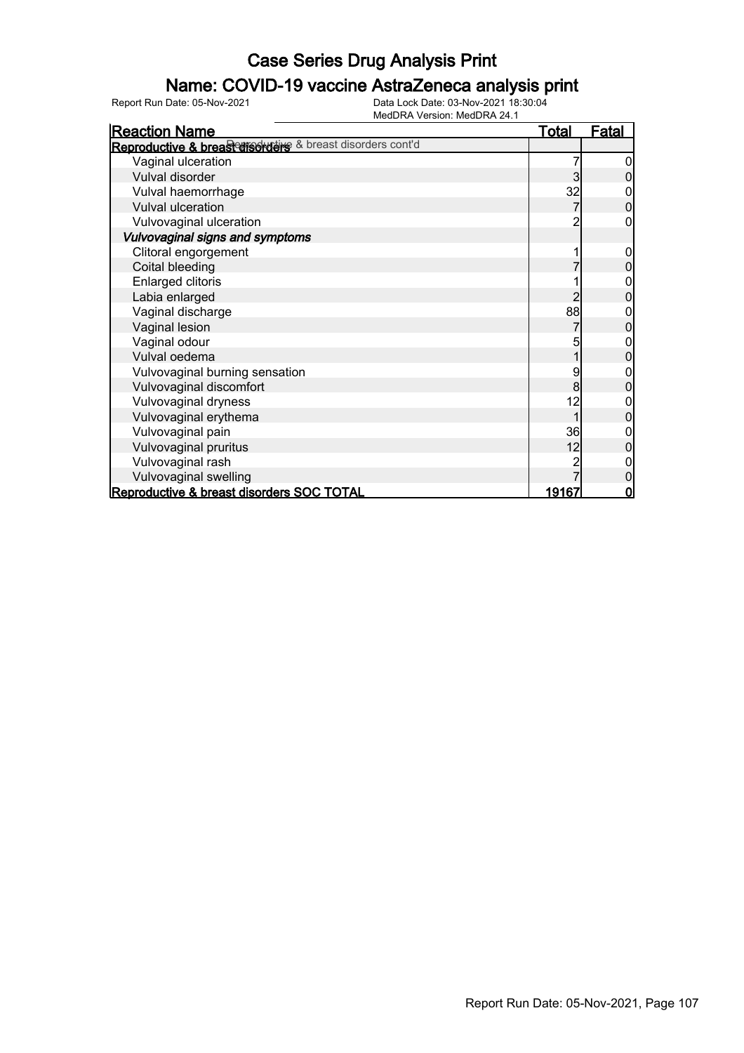# Case Series Drug Analysis Print

## Name: COVID-19 vaccine AstraZeneca analysis print

Report Run Date: 05-Nov-2021

Data Lock Date: 03-Nov-2021 18:30:04
MedDRA Version: MedDRA 24.1

| Reaction Name | Total | Fatal |
|---|---|---|
| **Reproductive & breast disorders** Reproductive & breast disorders cont'd | | |
| Vaginal ulceration | 7 | 0 |
| Vulval disorder | 3 | 0 |
| Vulval haemorrhage | 32 | 0 |
| Vulval ulceration | 7 | 0 |
| Vulvovaginal ulceration | 2 | 0 |
| ***Vulvovaginal signs and symptoms*** | | |
| Clitoral engorgement | 1 | 0 |
| Coital bleeding | 7 | 0 |
| Enlarged clitoris | 1 | 0 |
| Labia enlarged | 2 | 0 |
| Vaginal discharge | 88 | 0 |
| Vaginal lesion | 7 | 0 |
| Vaginal odour | 5 | 0 |
| Vulval oedema | 1 | 0 |
| Vulvovaginal burning sensation | 9 | 0 |
| Vulvovaginal discomfort | 8 | 0 |
| Vulvovaginal dryness | 12 | 0 |
| Vulvovaginal erythema | 1 | 0 |
| Vulvovaginal pain | 36 | 0 |
| Vulvovaginal pruritus | 12 | 0 |
| Vulvovaginal rash | 2 | 0 |
| Vulvovaginal swelling | 7 | 0 |
| **Reproductive & breast disorders SOC TOTAL** | **19167** | **0** |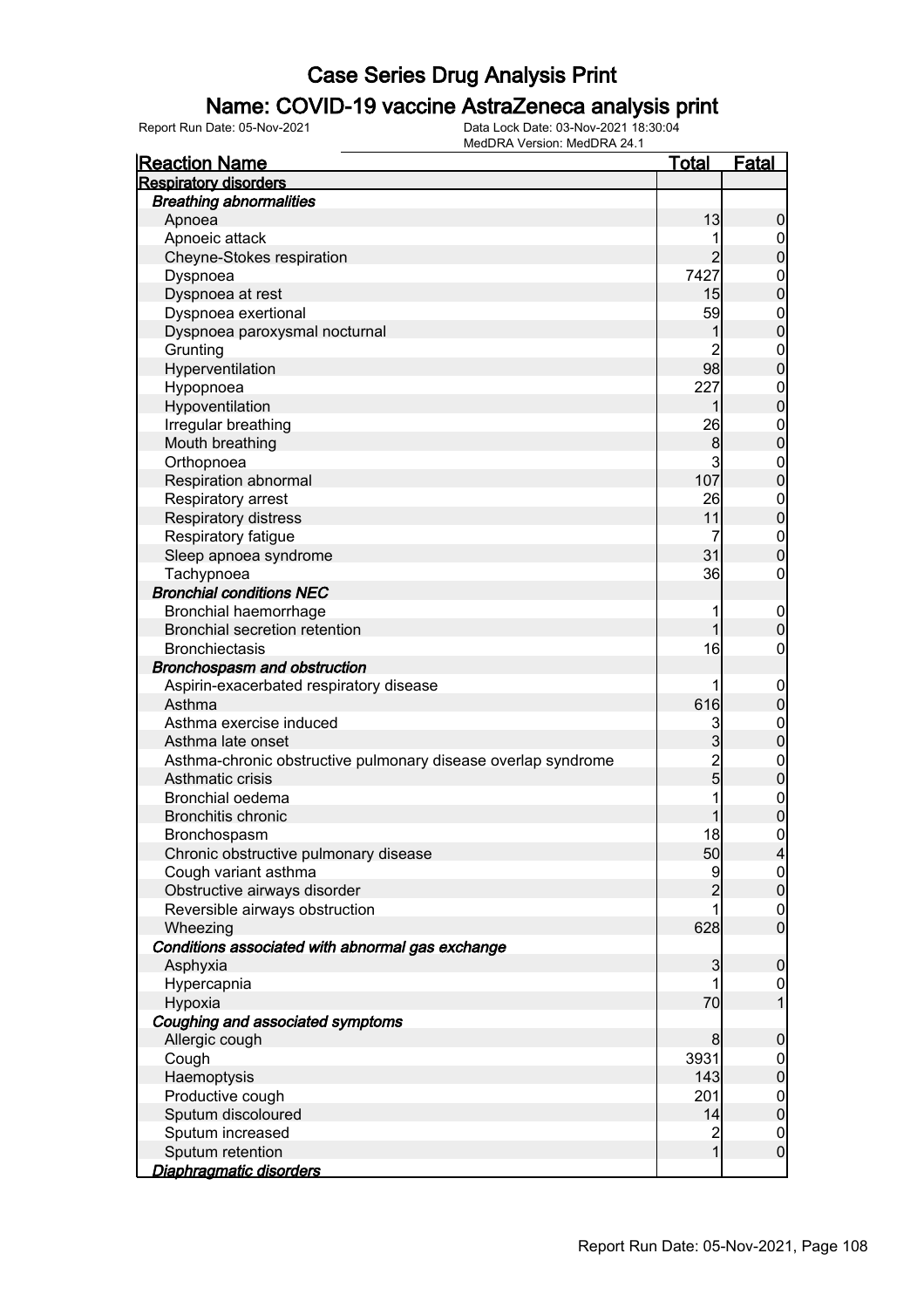# Case Series Drug Analysis Print

## Name: COVID-19 vaccine AstraZeneca analysis print

Report Run Date: 05-Nov-2021 | Data Lock Date: 03-Nov-2021 18:30:04 | MedDRA Version: MedDRA 24.1

| Reaction Name | Total | Fatal |
|---|---|---|
| **Respiratory disorders** | | |
| ***Breathing abnormalities*** | | |
| Apnoea | 13 | 0 |
| Apnoeic attack | 1 | 0 |
| Cheyne-Stokes respiration | 2 | 0 |
| Dyspnoea | 7427 | 0 |
| Dyspnoea at rest | 15 | 0 |
| Dyspnoea exertional | 59 | 0 |
| Dyspnoea paroxysmal nocturnal | 1 | 0 |
| Grunting | 2 | 0 |
| Hyperventilation | 98 | 0 |
| Hypopnoea | 227 | 0 |
| Hypoventilation | 1 | 0 |
| Irregular breathing | 26 | 0 |
| Mouth breathing | 8 | 0 |
| Orthopnoea | 3 | 0 |
| Respiration abnormal | 107 | 0 |
| Respiratory arrest | 26 | 0 |
| Respiratory distress | 11 | 0 |
| Respiratory fatigue | 7 | 0 |
| Sleep apnoea syndrome | 31 | 0 |
| Tachypnoea | 36 | 0 |
| ***Bronchial conditions NEC*** | | |
| Bronchial haemorrhage | 1 | 0 |
| Bronchial secretion retention | 1 | 0 |
| Bronchiectasis | 16 | 0 |
| ***Bronchospasm and obstruction*** | | |
| Aspirin-exacerbated respiratory disease | 1 | 0 |
| Asthma | 616 | 0 |
| Asthma exercise induced | 3 | 0 |
| Asthma late onset | 3 | 0 |
| Asthma-chronic obstructive pulmonary disease overlap syndrome | 2 | 0 |
| Asthmatic crisis | 5 | 0 |
| Bronchial oedema | 1 | 0 |
| Bronchitis chronic | 1 | 0 |
| Bronchospasm | 18 | 0 |
| Chronic obstructive pulmonary disease | 50 | 4 |
| Cough variant asthma | 9 | 0 |
| Obstructive airways disorder | 2 | 0 |
| Reversible airways obstruction | 1 | 0 |
| Wheezing | 628 | 0 |
| ***Conditions associated with abnormal gas exchange*** | | |
| Asphyxia | 3 | 0 |
| Hypercapnia | 1 | 0 |
| Hypoxia | 70 | 1 |
| ***Coughing and associated symptoms*** | | |
| Allergic cough | 8 | 0 |
| Cough | 3931 | 0 |
| Haemoptysis | 143 | 0 |
| Productive cough | 201 | 0 |
| Sputum discoloured | 14 | 0 |
| Sputum increased | 2 | 0 |
| Sputum retention | 1 | 0 |
| ***Diaphragmatic disorders*** | | |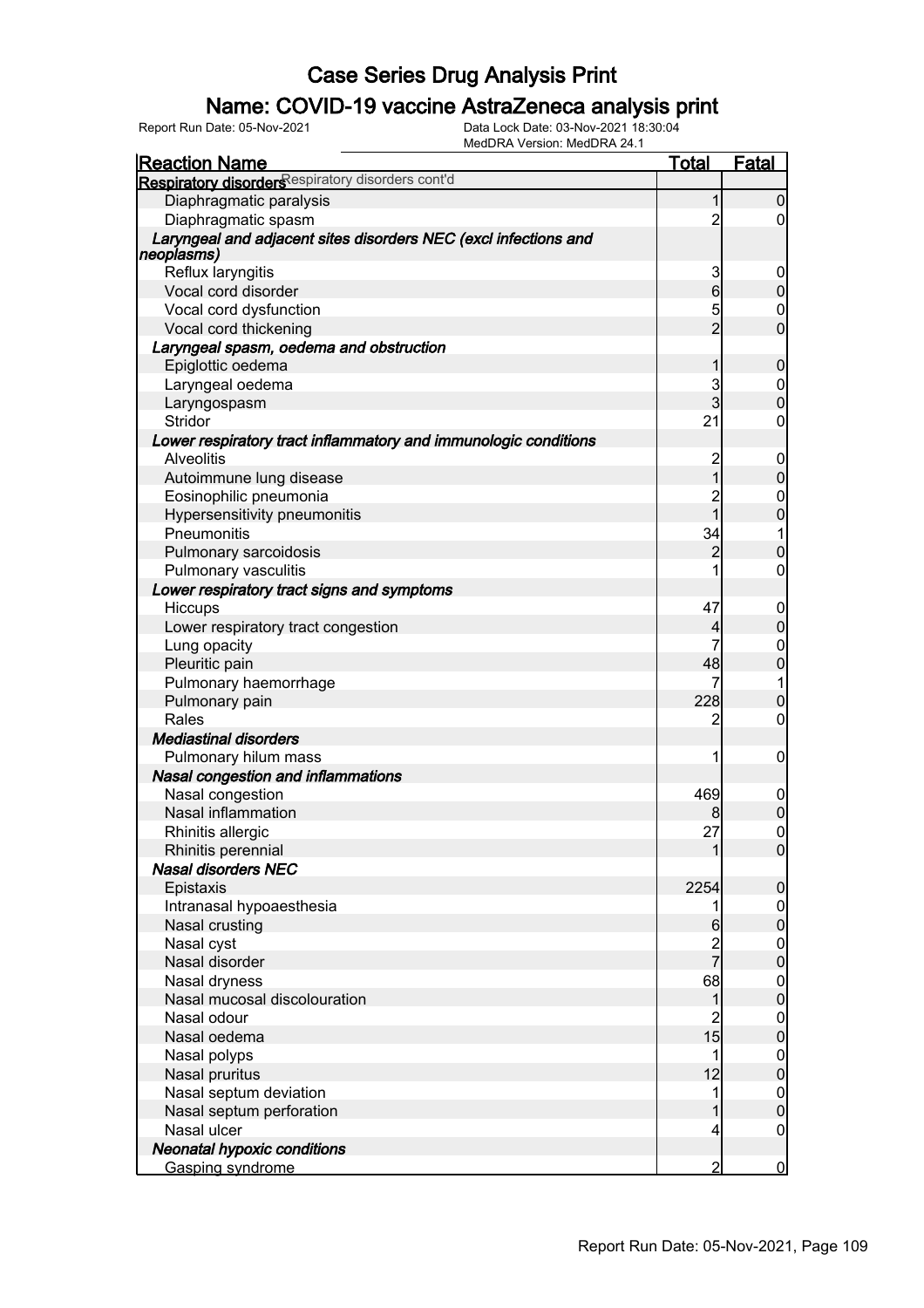# Case Series Drug Analysis Print

## Name: COVID-19 vaccine AstraZeneca analysis print

Report Run Date: 05-Nov-2021

Data Lock Date: 03-Nov-2021 18:30:04
MedDRA Version: MedDRA 24.1

| Reaction Name | Total | Fatal |
|---|---|---|
| **Respiratory disorders** Respiratory disorders cont'd | | |
| Diaphragmatic paralysis | 1 | 0 |
| Diaphragmatic spasm | 2 | 0 |
| ***Laryngeal and adjacent sites disorders NEC (excl infections and neoplasms)*** | | |
| Reflux laryngitis | 3 | 0 |
| Vocal cord disorder | 6 | 0 |
| Vocal cord dysfunction | 5 | 0 |
| Vocal cord thickening | 2 | 0 |
| ***Laryngeal spasm, oedema and obstruction*** | | |
| Epiglottic oedema | 1 | 0 |
| Laryngeal oedema | 3 | 0 |
| Laryngospasm | 3 | 0 |
| Stridor | 21 | 0 |
| ***Lower respiratory tract inflammatory and immunologic conditions*** | | |
| Alveolitis | 2 | 0 |
| Autoimmune lung disease | 1 | 0 |
| Eosinophilic pneumonia | 2 | 0 |
| Hypersensitivity pneumonitis | 1 | 0 |
| Pneumonitis | 34 | 1 |
| Pulmonary sarcoidosis | 2 | 0 |
| Pulmonary vasculitis | 1 | 0 |
| ***Lower respiratory tract signs and symptoms*** | | |
| Hiccups | 47 | 0 |
| Lower respiratory tract congestion | 4 | 0 |
| Lung opacity | 7 | 0 |
| Pleuritic pain | 48 | 0 |
| Pulmonary haemorrhage | 7 | 1 |
| Pulmonary pain | 228 | 0 |
| Rales | 2 | 0 |
| ***Mediastinal disorders*** | | |
| Pulmonary hilum mass | 1 | 0 |
| ***Nasal congestion and inflammations*** | | |
| Nasal congestion | 469 | 0 |
| Nasal inflammation | 8 | 0 |
| Rhinitis allergic | 27 | 0 |
| Rhinitis perennial | 1 | 0 |
| ***Nasal disorders NEC*** | | |
| Epistaxis | 2254 | 0 |
| Intranasal hypoaesthesia | 1 | 0 |
| Nasal crusting | 6 | 0 |
| Nasal cyst | 2 | 0 |
| Nasal disorder | 7 | 0 |
| Nasal dryness | 68 | 0 |
| Nasal mucosal discolouration | 1 | 0 |
| Nasal odour | 2 | 0 |
| Nasal oedema | 15 | 0 |
| Nasal polyps | 1 | 0 |
| Nasal pruritus | 12 | 0 |
| Nasal septum deviation | 1 | 0 |
| Nasal septum perforation | 1 | 0 |
| Nasal ulcer | 4 | 0 |
| ***Neonatal hypoxic conditions*** | | |
| Gasping syndrome | 2 | 0 |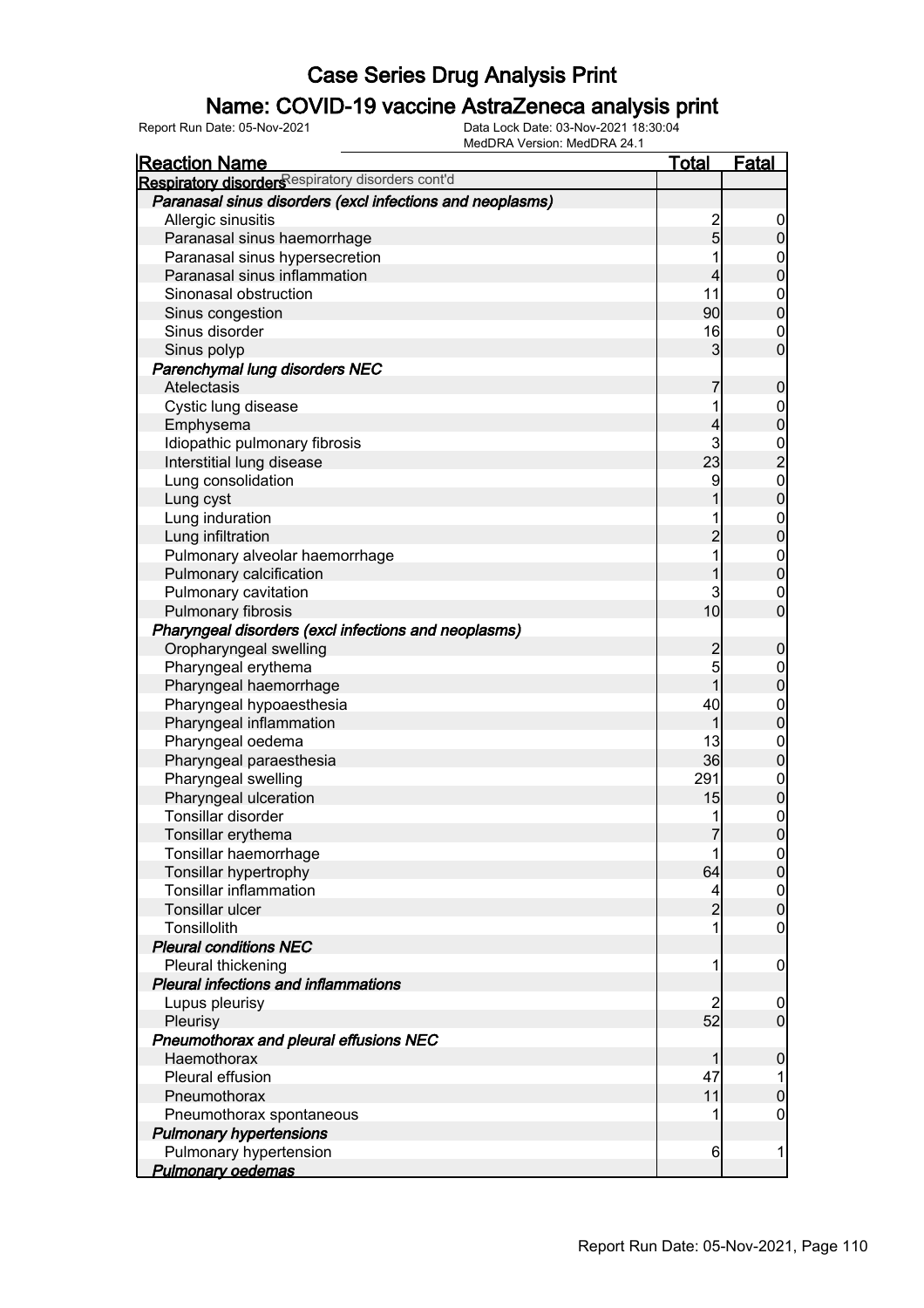# Case Series Drug Analysis Print

## Name: COVID-19 vaccine AstraZeneca analysis print

Report Run Date: 05-Nov-2021 | Data Lock Date: 03-Nov-2021 18:30:04 | MedDRA Version: MedDRA 24.1

| Reaction Name | Total | Fatal |
|---|---|---|
| **Respiratory disorders** Respiratory disorders cont'd | | |
| ***Paranasal sinus disorders (excl infections and neoplasms)*** | | |
| Allergic sinusitis | 2 | 0 |
| Paranasal sinus haemorrhage | 5 | 0 |
| Paranasal sinus hypersecretion | 1 | 0 |
| Paranasal sinus inflammation | 4 | 0 |
| Sinonasal obstruction | 11 | 0 |
| Sinus congestion | 90 | 0 |
| Sinus disorder | 16 | 0 |
| Sinus polyp | 3 | 0 |
| ***Parenchymal lung disorders NEC*** | | |
| Atelectasis | 7 | 0 |
| Cystic lung disease | 1 | 0 |
| Emphysema | 4 | 0 |
| Idiopathic pulmonary fibrosis | 3 | 0 |
| Interstitial lung disease | 23 | 2 |
| Lung consolidation | 9 | 0 |
| Lung cyst | 1 | 0 |
| Lung induration | 1 | 0 |
| Lung infiltration | 2 | 0 |
| Pulmonary alveolar haemorrhage | 1 | 0 |
| Pulmonary calcification | 1 | 0 |
| Pulmonary cavitation | 3 | 0 |
| Pulmonary fibrosis | 10 | 0 |
| ***Pharyngeal disorders (excl infections and neoplasms)*** | | |
| Oropharyngeal swelling | 2 | 0 |
| Pharyngeal erythema | 5 | 0 |
| Pharyngeal haemorrhage | 1 | 0 |
| Pharyngeal hypoaesthesia | 40 | 0 |
| Pharyngeal inflammation | 1 | 0 |
| Pharyngeal oedema | 13 | 0 |
| Pharyngeal paraesthesia | 36 | 0 |
| Pharyngeal swelling | 291 | 0 |
| Pharyngeal ulceration | 15 | 0 |
| Tonsillar disorder | 1 | 0 |
| Tonsillar erythema | 7 | 0 |
| Tonsillar haemorrhage | 1 | 0 |
| Tonsillar hypertrophy | 64 | 0 |
| Tonsillar inflammation | 4 | 0 |
| Tonsillar ulcer | 2 | 0 |
| Tonsillolith | 1 | 0 |
| ***Pleural conditions NEC*** | | |
| Pleural thickening | 1 | 0 |
| ***Pleural infections and inflammations*** | | |
| Lupus pleurisy | 2 | 0 |
| Pleurisy | 52 | 0 |
| ***Pneumothorax and pleural effusions NEC*** | | |
| Haemothorax | 1 | 0 |
| Pleural effusion | 47 | 1 |
| Pneumothorax | 11 | 0 |
| Pneumothorax spontaneous | 1 | 0 |
| ***Pulmonary hypertensions*** | | |
| Pulmonary hypertension | 6 | 1 |
| ***Pulmonary oedemas*** | | |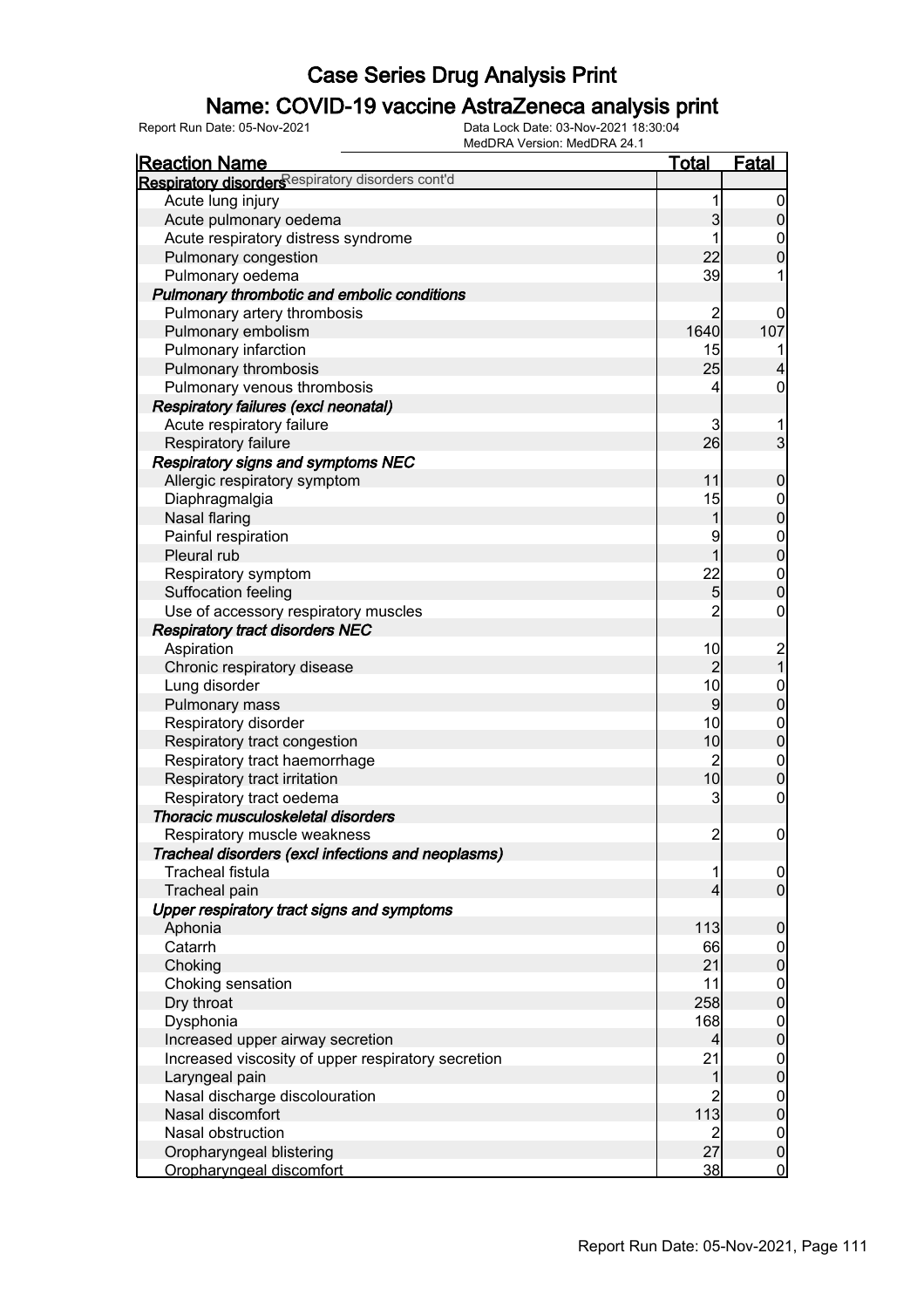# Case Series Drug Analysis Print

## Name: COVID-19 vaccine AstraZeneca analysis print

Report Run Date: 05-Nov-2021

Data Lock Date: 03-Nov-2021 18:30:04
MedDRA Version: MedDRA 24.1

| Reaction Name | Total | Fatal |
| --- | --- | --- |
| **Respiratory disorders** Respiratory disorders cont'd | | |
| Acute lung injury | 1 | 0 |
| Acute pulmonary oedema | 3 | 0 |
| Acute respiratory distress syndrome | 1 | 0 |
| Pulmonary congestion | 22 | 0 |
| Pulmonary oedema | 39 | 1 |
| ***Pulmonary thrombotic and embolic conditions*** | | |
| Pulmonary artery thrombosis | 2 | 0 |
| Pulmonary embolism | 1640 | 107 |
| Pulmonary infarction | 15 | 1 |
| Pulmonary thrombosis | 25 | 4 |
| Pulmonary venous thrombosis | 4 | 0 |
| ***Respiratory failures (excl neonatal)*** | | |
| Acute respiratory failure | 3 | 1 |
| Respiratory failure | 26 | 3 |
| ***Respiratory signs and symptoms NEC*** | | |
| Allergic respiratory symptom | 11 | 0 |
| Diaphragmalgia | 15 | 0 |
| Nasal flaring | 1 | 0 |
| Painful respiration | 9 | 0 |
| Pleural rub | 1 | 0 |
| Respiratory symptom | 22 | 0 |
| Suffocation feeling | 5 | 0 |
| Use of accessory respiratory muscles | 2 | 0 |
| ***Respiratory tract disorders NEC*** | | |
| Aspiration | 10 | 2 |
| Chronic respiratory disease | 2 | 1 |
| Lung disorder | 10 | 0 |
| Pulmonary mass | 9 | 0 |
| Respiratory disorder | 10 | 0 |
| Respiratory tract congestion | 10 | 0 |
| Respiratory tract haemorrhage | 2 | 0 |
| Respiratory tract irritation | 10 | 0 |
| Respiratory tract oedema | 3 | 0 |
| ***Thoracic musculoskeletal disorders*** | | |
| Respiratory muscle weakness | 2 | 0 |
| ***Tracheal disorders (excl infections and neoplasms)*** | | |
| Tracheal fistula | 1 | 0 |
| Tracheal pain | 4 | 0 |
| ***Upper respiratory tract signs and symptoms*** | | |
| Aphonia | 113 | 0 |
| Catarrh | 66 | 0 |
| Choking | 21 | 0 |
| Choking sensation | 11 | 0 |
| Dry throat | 258 | 0 |
| Dysphonia | 168 | 0 |
| Increased upper airway secretion | 4 | 0 |
| Increased viscosity of upper respiratory secretion | 21 | 0 |
| Laryngeal pain | 1 | 0 |
| Nasal discharge discolouration | 2 | 0 |
| Nasal discomfort | 113 | 0 |
| Nasal obstruction | 2 | 0 |
| Oropharyngeal blistering | 27 | 0 |
| Oropharyngeal discomfort | 38 | 0 |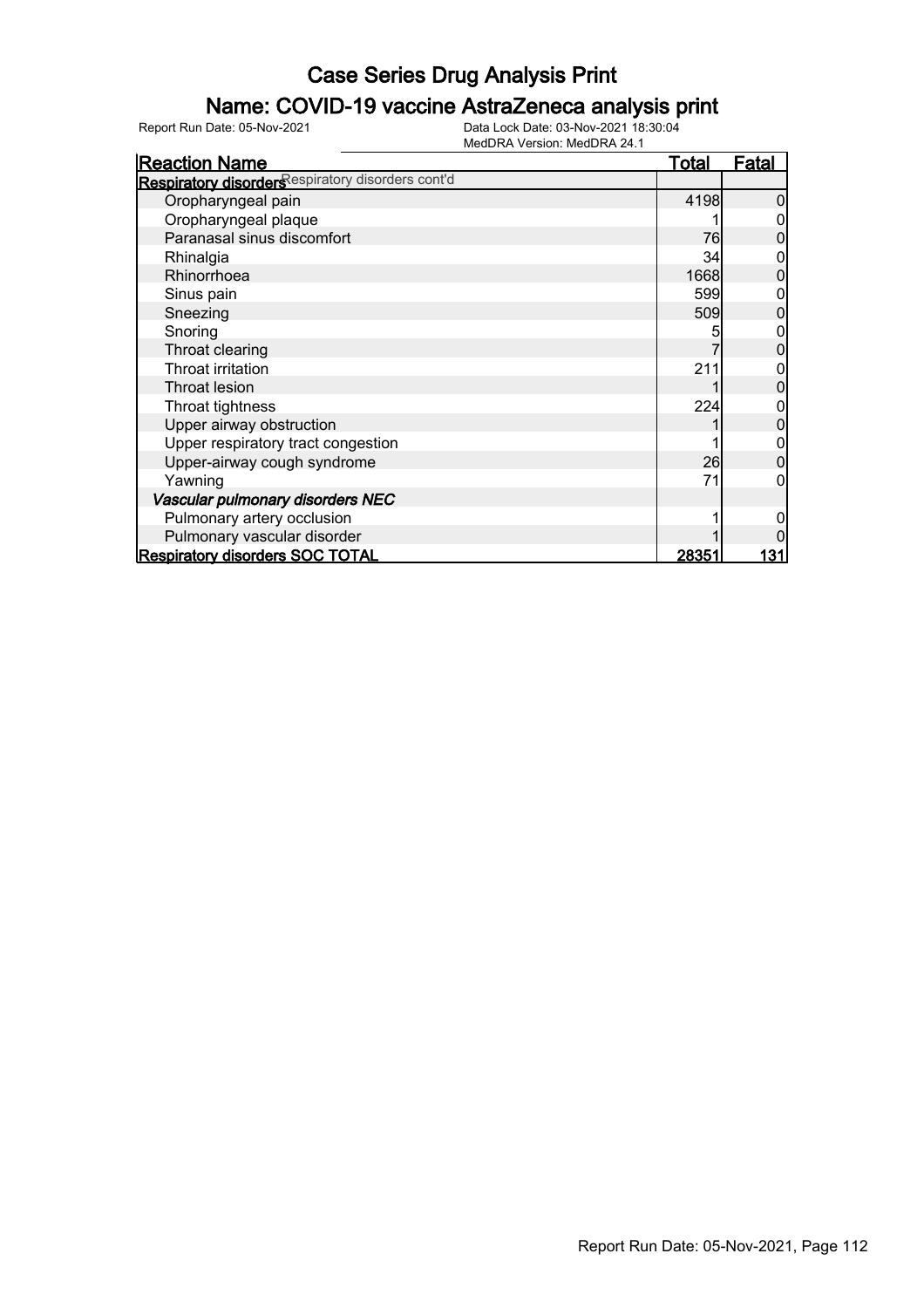# Case Series Drug Analysis Print

## Name: COVID-19 vaccine AstraZeneca analysis print

Report Run Date: 05-Nov-2021

Data Lock Date: 03-Nov-2021 18:30:04
MedDRA Version: MedDRA 24.1

| Reaction Name | Total | Fatal |
|---|---|---|
| **Respiratory disorders** Respiratory disorders cont'd | | |
| Oropharyngeal pain | 4198 | 0 |
| Oropharyngeal plaque | 1 | 0 |
| Paranasal sinus discomfort | 76 | 0 |
| Rhinalgia | 34 | 0 |
| Rhinorrhoea | 1668 | 0 |
| Sinus pain | 599 | 0 |
| Sneezing | 509 | 0 |
| Snoring | 5 | 0 |
| Throat clearing | 7 | 0 |
| Throat irritation | 211 | 0 |
| Throat lesion | 1 | 0 |
| Throat tightness | 224 | 0 |
| Upper airway obstruction | 1 | 0 |
| Upper respiratory tract congestion | 1 | 0 |
| Upper-airway cough syndrome | 26 | 0 |
| Yawning | 71 | 0 |
| ***Vascular pulmonary disorders NEC*** | | |
| Pulmonary artery occlusion | 1 | 0 |
| Pulmonary vascular disorder | 1 | 0 |
| **Respiratory disorders SOC TOTAL** | **28351** | **131** |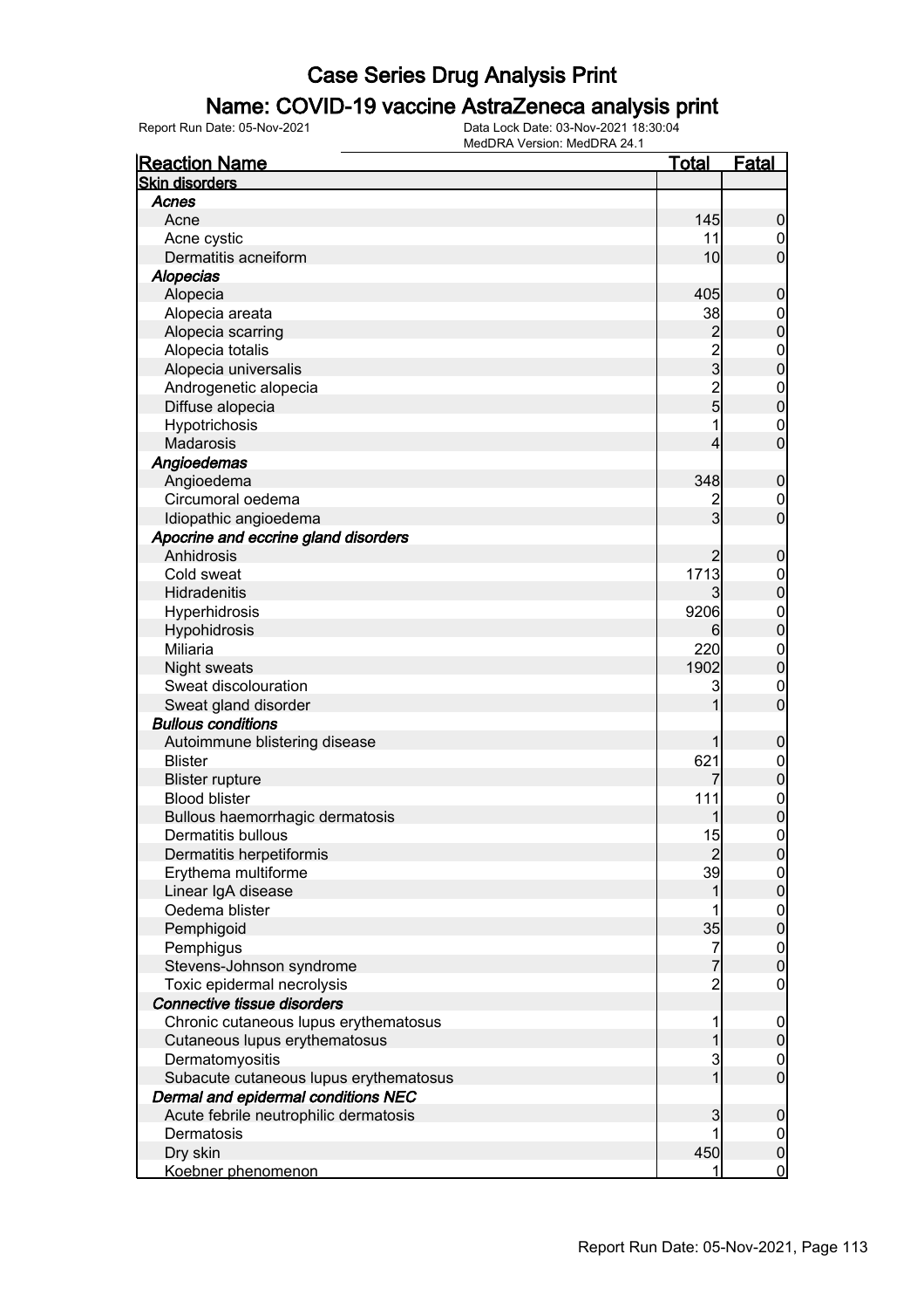# Case Series Drug Analysis Print

## Name: COVID-19 vaccine AstraZeneca analysis print

Report Run Date: 05-Nov-2021    Data Lock Date: 03-Nov-2021 18:30:04
MedDRA Version: MedDRA 24.1

| Reaction Name | Total | Fatal |
|---|---|---|
| **Skin disorders** | | |
| ***Acnes*** | | |
| Acne | 145 | 0 |
| Acne cystic | 11 | 0 |
| Dermatitis acneiform | 10 | 0 |
| ***Alopecias*** | | |
| Alopecia | 405 | 0 |
| Alopecia areata | 38 | 0 |
| Alopecia scarring | 2 | 0 |
| Alopecia totalis | 2 | 0 |
| Alopecia universalis | 3 | 0 |
| Androgenetic alopecia | 2 | 0 |
| Diffuse alopecia | 5 | 0 |
| Hypotrichosis | 1 | 0 |
| Madarosis | 4 | 0 |
| ***Angioedemas*** | | |
| Angioedema | 348 | 0 |
| Circumoral oedema | 2 | 0 |
| Idiopathic angioedema | 3 | 0 |
| ***Apocrine and eccrine gland disorders*** | | |
| Anhidrosis | 2 | 0 |
| Cold sweat | 1713 | 0 |
| Hidradenitis | 3 | 0 |
| Hyperhidrosis | 9206 | 0 |
| Hypohidrosis | 6 | 0 |
| Miliaria | 220 | 0 |
| Night sweats | 1902 | 0 |
| Sweat discolouration | 3 | 0 |
| Sweat gland disorder | 1 | 0 |
| ***Bullous conditions*** | | |
| Autoimmune blistering disease | 1 | 0 |
| Blister | 621 | 0 |
| Blister rupture | 7 | 0 |
| Blood blister | 111 | 0 |
| Bullous haemorrhagic dermatosis | 1 | 0 |
| Dermatitis bullous | 15 | 0 |
| Dermatitis herpetiformis | 2 | 0 |
| Erythema multiforme | 39 | 0 |
| Linear IgA disease | 1 | 0 |
| Oedema blister | 1 | 0 |
| Pemphigoid | 35 | 0 |
| Pemphigus | 7 | 0 |
| Stevens-Johnson syndrome | 7 | 0 |
| Toxic epidermal necrolysis | 2 | 0 |
| ***Connective tissue disorders*** | | |
| Chronic cutaneous lupus erythematosus | 1 | 0 |
| Cutaneous lupus erythematosus | 1 | 0 |
| Dermatomyositis | 3 | 0 |
| Subacute cutaneous lupus erythematosus | 1 | 0 |
| ***Dermal and epidermal conditions NEC*** | | |
| Acute febrile neutrophilic dermatosis | 3 | 0 |
| Dermatosis | 1 | 0 |
| Dry skin | 450 | 0 |
| Koebner phenomenon | 1 | 0 |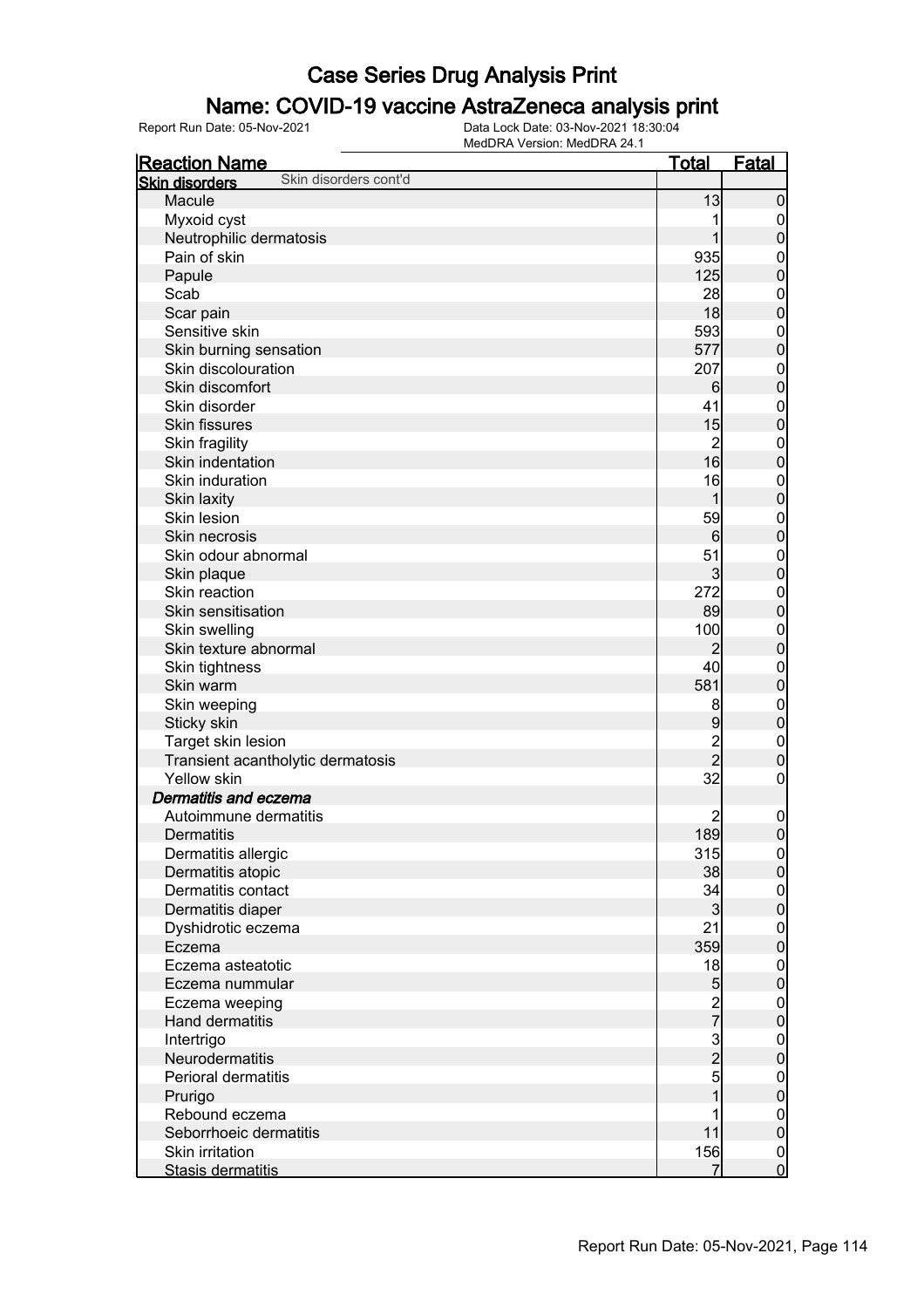# Case Series Drug Analysis Print

## Name: COVID-19 vaccine AstraZeneca analysis print

Report Run Date: 05-Nov-2021 | Data Lock Date: 03-Nov-2021 18:30:04 | MedDRA Version: MedDRA 24.1

| Reaction Name | Total | Fatal |
|---|---|---|
| **Skin disorders** Skin disorders cont'd | | |
| Macule | 13 | 0 |
| Myxoid cyst | 1 | 0 |
| Neutrophilic dermatosis | 1 | 0 |
| Pain of skin | 935 | 0 |
| Papule | 125 | 0 |
| Scab | 28 | 0 |
| Scar pain | 18 | 0 |
| Sensitive skin | 593 | 0 |
| Skin burning sensation | 577 | 0 |
| Skin discolouration | 207 | 0 |
| Skin discomfort | 6 | 0 |
| Skin disorder | 41 | 0 |
| Skin fissures | 15 | 0 |
| Skin fragility | 2 | 0 |
| Skin indentation | 16 | 0 |
| Skin induration | 16 | 0 |
| Skin laxity | 1 | 0 |
| Skin lesion | 59 | 0 |
| Skin necrosis | 6 | 0 |
| Skin odour abnormal | 51 | 0 |
| Skin plaque | 3 | 0 |
| Skin reaction | 272 | 0 |
| Skin sensitisation | 89 | 0 |
| Skin swelling | 100 | 0 |
| Skin texture abnormal | 2 | 0 |
| Skin tightness | 40 | 0 |
| Skin warm | 581 | 0 |
| Skin weeping | 8 | 0 |
| Sticky skin | 9 | 0 |
| Target skin lesion | 2 | 0 |
| Transient acantholytic dermatosis | 2 | 0 |
| Yellow skin | 32 | 0 |
| *Dermatitis and eczema* | | |
| Autoimmune dermatitis | 2 | 0 |
| Dermatitis | 189 | 0 |
| Dermatitis allergic | 315 | 0 |
| Dermatitis atopic | 38 | 0 |
| Dermatitis contact | 34 | 0 |
| Dermatitis diaper | 3 | 0 |
| Dyshidrotic eczema | 21 | 0 |
| Eczema | 359 | 0 |
| Eczema asteatotic | 18 | 0 |
| Eczema nummular | 5 | 0 |
| Eczema weeping | 2 | 0 |
| Hand dermatitis | 7 | 0 |
| Intertrigo | 3 | 0 |
| Neurodermatitis | 2 | 0 |
| Perioral dermatitis | 5 | 0 |
| Prurigo | 1 | 0 |
| Rebound eczema | 1 | 0 |
| Seborrhoeic dermatitis | 11 | 0 |
| Skin irritation | 156 | 0 |
| Stasis dermatitis | 7 | 0 |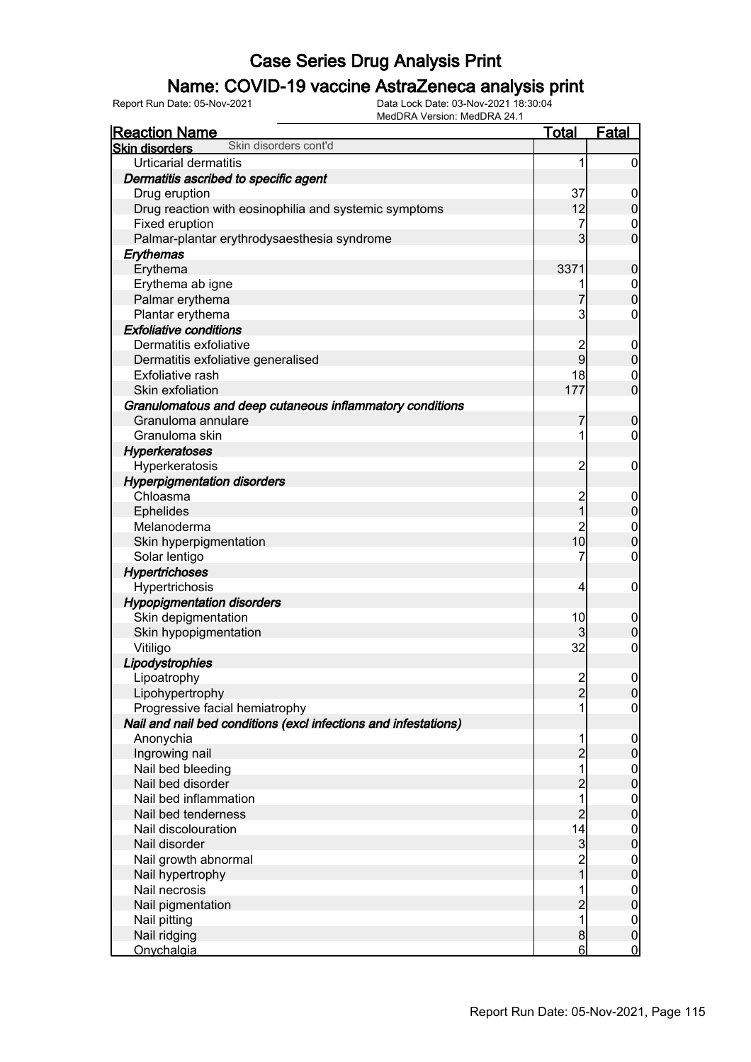# Case Series Drug Analysis Print

## Name: COVID-19 vaccine AstraZeneca analysis print

Report Run Date: 05-Nov-2021

Data Lock Date: 03-Nov-2021 18:30:04

MedDRA Version: MedDRA 24.1

| Reaction Name | Total | Fatal |
|---|---|---|
| **Skin disorders** Skin disorders cont'd | | |
| Urticarial dermatitis | 1 | 0 |
| ***Dermatitis ascribed to specific agent*** | | |
| Drug eruption | 37 | 0 |
| Drug reaction with eosinophilia and systemic symptoms | 12 | 0 |
| Fixed eruption | 7 | 0 |
| Palmar-plantar erythrodysaesthesia syndrome | 3 | 0 |
| ***Erythemas*** | | |
| Erythema | 3371 | 0 |
| Erythema ab igne | 1 | 0 |
| Palmar erythema | 7 | 0 |
| Plantar erythema | 3 | 0 |
| ***Exfoliative conditions*** | | |
| Dermatitis exfoliative | 2 | 0 |
| Dermatitis exfoliative generalised | 9 | 0 |
| Exfoliative rash | 18 | 0 |
| Skin exfoliation | 177 | 0 |
| ***Granulomatous and deep cutaneous inflammatory conditions*** | | |
| Granuloma annulare | 7 | 0 |
| Granuloma skin | 1 | 0 |
| ***Hyperkeratoses*** | | |
| Hyperkeratosis | 2 | 0 |
| ***Hyperpigmentation disorders*** | | |
| Chloasma | 2 | 0 |
| Ephelides | 1 | 0 |
| Melanoderma | 2 | 0 |
| Skin hyperpigmentation | 10 | 0 |
| Solar lentigo | 7 | 0 |
| ***Hypertrichoses*** | | |
| Hypertrichosis | 4 | 0 |
| ***Hypopigmentation disorders*** | | |
| Skin depigmentation | 10 | 0 |
| Skin hypopigmentation | 3 | 0 |
| Vitiligo | 32 | 0 |
| ***Lipodystrophies*** | | |
| Lipoatrophy | 2 | 0 |
| Lipohypertrophy | 2 | 0 |
| Progressive facial hemiatrophy | 1 | 0 |
| ***Nail and nail bed conditions (excl infections and infestations)*** | | |
| Anonychia | 1 | 0 |
| Ingrowing nail | 2 | 0 |
| Nail bed bleeding | 1 | 0 |
| Nail bed disorder | 2 | 0 |
| Nail bed inflammation | 1 | 0 |
| Nail bed tenderness | 2 | 0 |
| Nail discolouration | 14 | 0 |
| Nail disorder | 3 | 0 |
| Nail growth abnormal | 2 | 0 |
| Nail hypertrophy | 1 | 0 |
| Nail necrosis | 1 | 0 |
| Nail pigmentation | 2 | 0 |
| Nail pitting | 1 | 0 |
| Nail ridging | 8 | 0 |
| Onychalgia | 6 | 0 |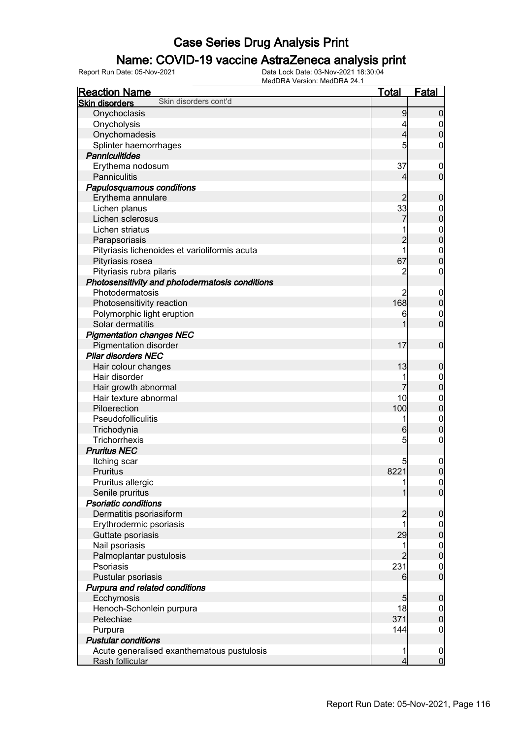# Case Series Drug Analysis Print

## Name: COVID-19 vaccine AstraZeneca analysis print

Report Run Date: 05-Nov-2021 | Data Lock Date: 03-Nov-2021 18:30:04 | MedDRA Version: MedDRA 24.1

| Reaction Name | Total | Fatal |
|---|---|---|
| **Skin disorders** Skin disorders cont'd | | |
| Onychoclasis | 9 | 0 |
| Onycholysis | 4 | 0 |
| Onychomadesis | 4 | 0 |
| Splinter haemorrhages | 5 | 0 |
| ***Panniculitides*** | | |
| Erythema nodosum | 37 | 0 |
| Panniculitis | 4 | 0 |
| ***Papulosquamous conditions*** | | |
| Erythema annulare | 2 | 0 |
| Lichen planus | 33 | 0 |
| Lichen sclerosus | 7 | 0 |
| Lichen striatus | 1 | 0 |
| Parapsoriasis | 2 | 0 |
| Pityriasis lichenoides et varioliformis acuta | 1 | 0 |
| Pityriasis rosea | 67 | 0 |
| Pityriasis rubra pilaris | 2 | 0 |
| ***Photosensitivity and photodermatosis conditions*** | | |
| Photodermatosis | 2 | 0 |
| Photosensitivity reaction | 168 | 0 |
| Polymorphic light eruption | 6 | 0 |
| Solar dermatitis | 1 | 0 |
| ***Pigmentation changes NEC*** | | |
| Pigmentation disorder | 17 | 0 |
| ***Pilar disorders NEC*** | | |
| Hair colour changes | 13 | 0 |
| Hair disorder | 1 | 0 |
| Hair growth abnormal | 7 | 0 |
| Hair texture abnormal | 10 | 0 |
| Piloerection | 100 | 0 |
| Pseudofolliculitis | 1 | 0 |
| Trichodynia | 6 | 0 |
| Trichorrhexis | 5 | 0 |
| ***Pruritus NEC*** | | |
| Itching scar | 5 | 0 |
| Pruritus | 8221 | 0 |
| Pruritus allergic | 1 | 0 |
| Senile pruritus | 1 | 0 |
| ***Psoriatic conditions*** | | |
| Dermatitis psoriasiform | 2 | 0 |
| Erythrodermic psoriasis | 1 | 0 |
| Guttate psoriasis | 29 | 0 |
| Nail psoriasis | 1 | 0 |
| Palmoplantar pustulosis | 2 | 0 |
| Psoriasis | 231 | 0 |
| Pustular psoriasis | 6 | 0 |
| ***Purpura and related conditions*** | | |
| Ecchymosis | 5 | 0 |
| Henoch-Schonlein purpura | 18 | 0 |
| Petechiae | 371 | 0 |
| Purpura | 144 | 0 |
| ***Pustular conditions*** | | |
| Acute generalised exanthematous pustulosis | 1 | 0 |
| Rash follicular | 4 | 0 |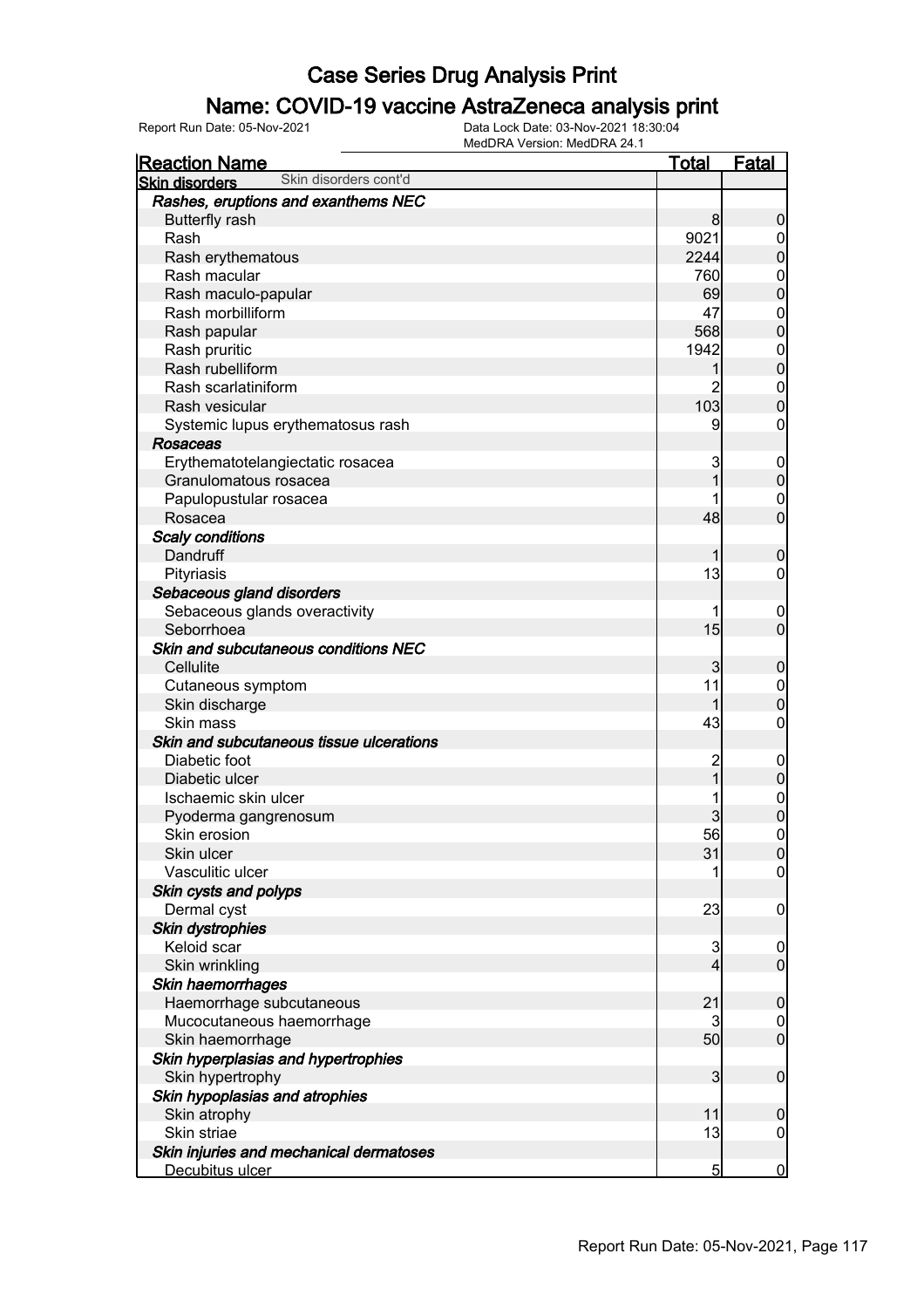# Case Series Drug Analysis Print

## Name: COVID-19 vaccine AstraZeneca analysis print

Report Run Date: 05-Nov-2021 | Data Lock Date: 03-Nov-2021 18:30:04 | MedDRA Version: MedDRA 24.1

| Reaction Name | Total | Fatal |
|---|---|---|
| **Skin disorders** Skin disorders cont'd | | |
| *Rashes, eruptions and exanthems NEC* | | |
| Butterfly rash | 8 | 0 |
| Rash | 9021 | 0 |
| Rash erythematous | 2244 | 0 |
| Rash macular | 760 | 0 |
| Rash maculo-papular | 69 | 0 |
| Rash morbilliform | 47 | 0 |
| Rash papular | 568 | 0 |
| Rash pruritic | 1942 | 0 |
| Rash rubelliform | 1 | 0 |
| Rash scarlatiniform | 2 | 0 |
| Rash vesicular | 103 | 0 |
| Systemic lupus erythematosus rash | 9 | 0 |
| *Rosaceas* | | |
| Erythematotelangiectatic rosacea | 3 | 0 |
| Granulomatous rosacea | 1 | 0 |
| Papulopustular rosacea | 1 | 0 |
| Rosacea | 48 | 0 |
| *Scaly conditions* | | |
| Dandruff | 1 | 0 |
| Pityriasis | 13 | 0 |
| *Sebaceous gland disorders* | | |
| Sebaceous glands overactivity | 1 | 0 |
| Seborrhoea | 15 | 0 |
| *Skin and subcutaneous conditions NEC* | | |
| Cellulite | 3 | 0 |
| Cutaneous symptom | 11 | 0 |
| Skin discharge | 1 | 0 |
| Skin mass | 43 | 0 |
| *Skin and subcutaneous tissue ulcerations* | | |
| Diabetic foot | 2 | 0 |
| Diabetic ulcer | 1 | 0 |
| Ischaemic skin ulcer | 1 | 0 |
| Pyoderma gangrenosum | 3 | 0 |
| Skin erosion | 56 | 0 |
| Skin ulcer | 31 | 0 |
| Vasculitic ulcer | 1 | 0 |
| *Skin cysts and polyps* | | |
| Dermal cyst | 23 | 0 |
| *Skin dystrophies* | | |
| Keloid scar | 3 | 0 |
| Skin wrinkling | 4 | 0 |
| *Skin haemorrhages* | | |
| Haemorrhage subcutaneous | 21 | 0 |
| Mucocutaneous haemorrhage | 3 | 0 |
| Skin haemorrhage | 50 | 0 |
| *Skin hyperplasias and hypertrophies* | | |
| Skin hypertrophy | 3 | 0 |
| *Skin hypoplasias and atrophies* | | |
| Skin atrophy | 11 | 0 |
| Skin striae | 13 | 0 |
| *Skin injuries and mechanical dermatoses* | | |
| Decubitus ulcer | 5 | 0 |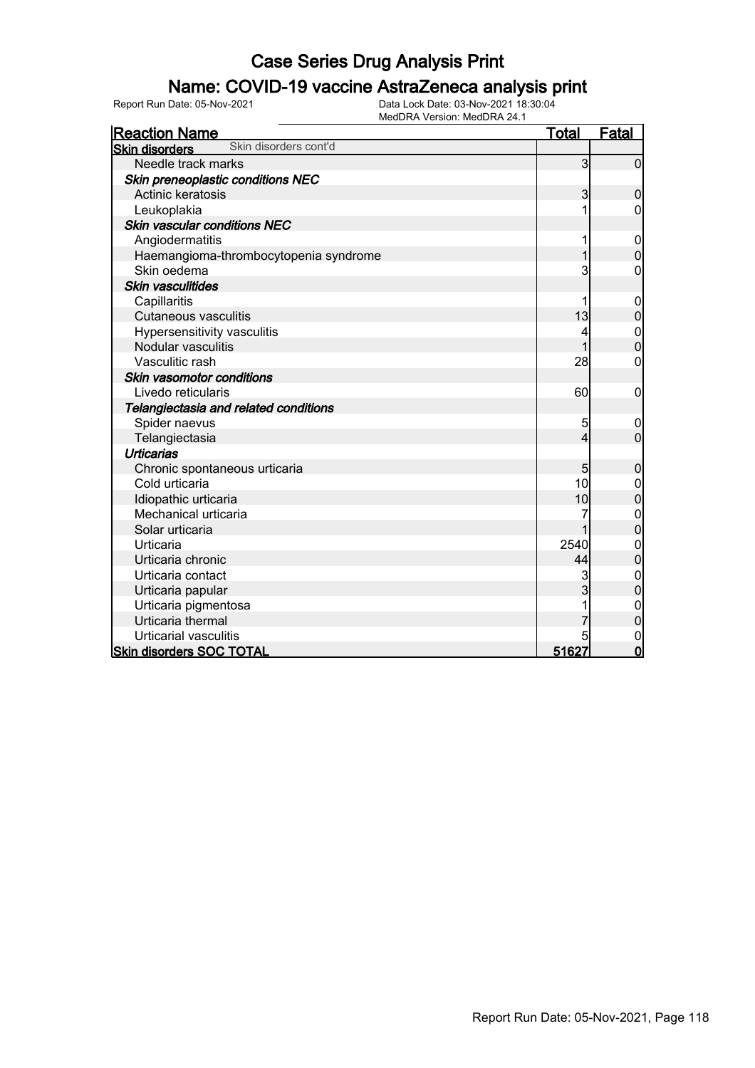# Case Series Drug Analysis Print

## Name: COVID-19 vaccine AstraZeneca analysis print

Report Run Date: 05-Nov-2021

Data Lock Date: 03-Nov-2021 18:30:04
MedDRA Version: MedDRA 24.1

| Reaction Name | Total | Fatal |
|---|---|---|
| **Skin disorders** Skin disorders cont'd | | |
| Needle track marks | 3 | 0 |
| ***Skin preneoplastic conditions NEC*** | | |
| Actinic keratosis | 3 | 0 |
| Leukoplakia | 1 | 0 |
| ***Skin vascular conditions NEC*** | | |
| Angiodermatitis | 1 | 0 |
| Haemangioma-thrombocytopenia syndrome | 1 | 0 |
| Skin oedema | 3 | 0 |
| ***Skin vasculitides*** | | |
| Capillaritis | 1 | 0 |
| Cutaneous vasculitis | 13 | 0 |
| Hypersensitivity vasculitis | 4 | 0 |
| Nodular vasculitis | 1 | 0 |
| Vasculitic rash | 28 | 0 |
| ***Skin vasomotor conditions*** | | |
| Livedo reticularis | 60 | 0 |
| ***Telangiectasia and related conditions*** | | |
| Spider naevus | 5 | 0 |
| Telangiectasia | 4 | 0 |
| ***Urticarias*** | | |
| Chronic spontaneous urticaria | 5 | 0 |
| Cold urticaria | 10 | 0 |
| Idiopathic urticaria | 10 | 0 |
| Mechanical urticaria | 7 | 0 |
| Solar urticaria | 1 | 0 |
| Urticaria | 2540 | 0 |
| Urticaria chronic | 44 | 0 |
| Urticaria contact | 3 | 0 |
| Urticaria papular | 3 | 0 |
| Urticaria pigmentosa | 1 | 0 |
| Urticaria thermal | 7 | 0 |
| Urticarial vasculitis | 5 | 0 |
| **Skin disorders SOC TOTAL** | **51627** | **0** |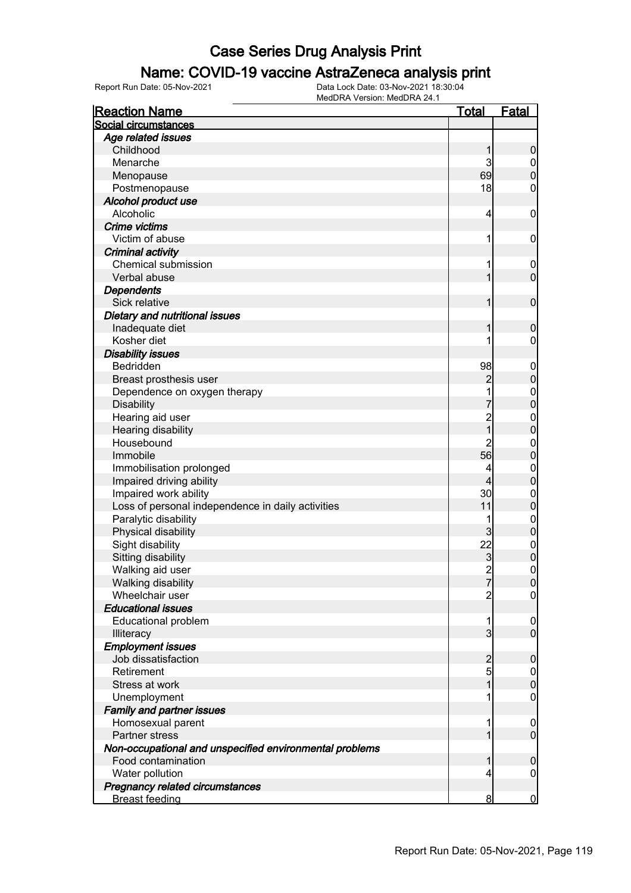# Case Series Drug Analysis Print

## Name: COVID-19 vaccine AstraZeneca analysis print

Report Run Date: 05-Nov-2021

Data Lock Date: 03-Nov-2021 18:30:04

MedDRA Version: MedDRA 24.1

| Reaction Name | Total | Fatal |
|---|---|---|
| **Social circumstances** | | |
| ***Age related issues*** | | |
| Childhood | 1 | 0 |
| Menarche | 3 | 0 |
| Menopause | 69 | 0 |
| Postmenopause | 18 | 0 |
| ***Alcohol product use*** | | |
| Alcoholic | 4 | 0 |
| ***Crime victims*** | | |
| Victim of abuse | 1 | 0 |
| ***Criminal activity*** | | |
| Chemical submission | 1 | 0 |
| Verbal abuse | 1 | 0 |
| ***Dependents*** | | |
| Sick relative | 1 | 0 |
| ***Dietary and nutritional issues*** | | |
| Inadequate diet | 1 | 0 |
| Kosher diet | 1 | 0 |
| ***Disability issues*** | | |
| Bedridden | 98 | 0 |
| Breast prosthesis user | 2 | 0 |
| Dependence on oxygen therapy | 1 | 0 |
| Disability | 7 | 0 |
| Hearing aid user | 2 | 0 |
| Hearing disability | 1 | 0 |
| Housebound | 2 | 0 |
| Immobile | 56 | 0 |
| Immobilisation prolonged | 4 | 0 |
| Impaired driving ability | 4 | 0 |
| Impaired work ability | 30 | 0 |
| Loss of personal independence in daily activities | 11 | 0 |
| Paralytic disability | 1 | 0 |
| Physical disability | 3 | 0 |
| Sight disability | 22 | 0 |
| Sitting disability | 3 | 0 |
| Walking aid user | 2 | 0 |
| Walking disability | 7 | 0 |
| Wheelchair user | 2 | 0 |
| ***Educational issues*** | | |
| Educational problem | 1 | 0 |
| Illiteracy | 3 | 0 |
| ***Employment issues*** | | |
| Job dissatisfaction | 2 | 0 |
| Retirement | 5 | 0 |
| Stress at work | 1 | 0 |
| Unemployment | 1 | 0 |
| ***Family and partner issues*** | | |
| Homosexual parent | 1 | 0 |
| Partner stress | 1 | 0 |
| ***Non-occupational and unspecified environmental problems*** | | |
| Food contamination | 1 | 0 |
| Water pollution | 4 | 0 |
| ***Pregnancy related circumstances*** | | |
| Breast feeding | 8 | 0 |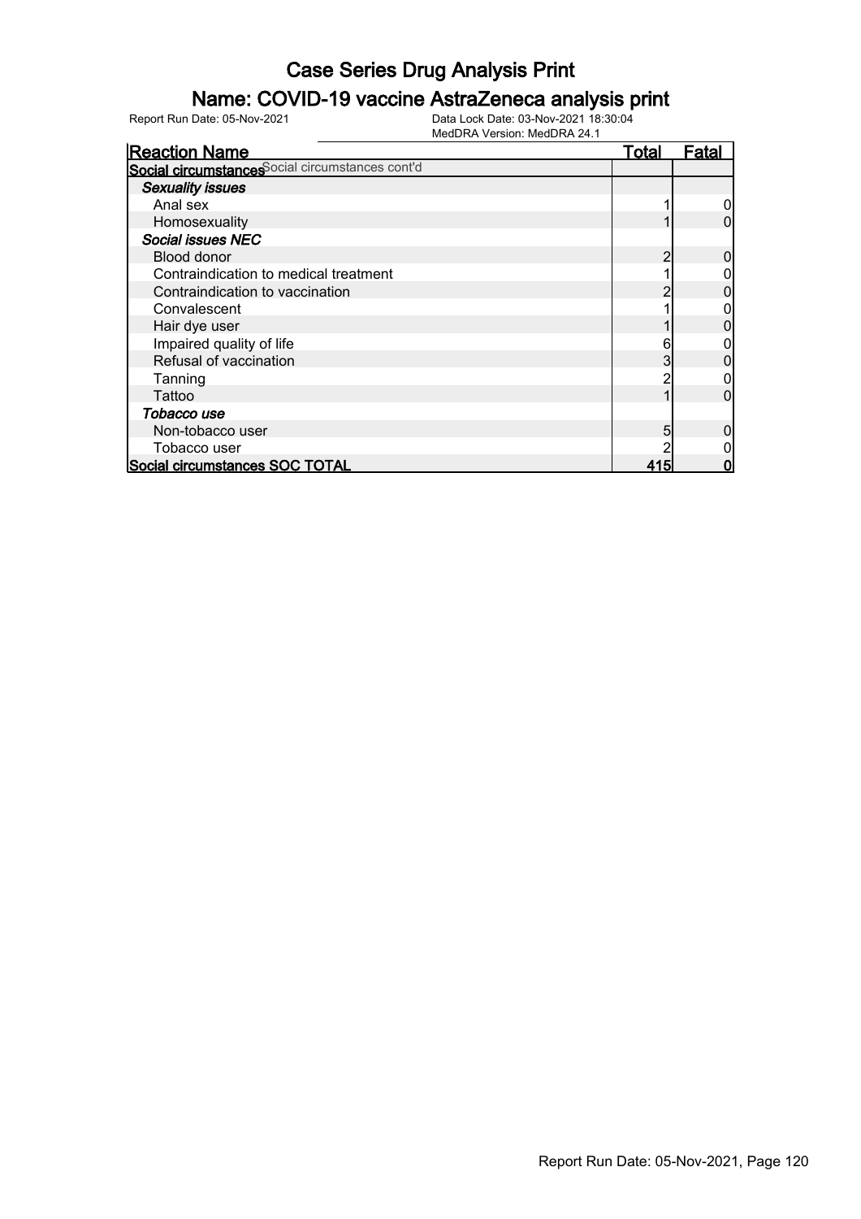# Case Series Drug Analysis Print

## Name: COVID-19 vaccine AstraZeneca analysis print

Report Run Date: 05-Nov-2021 Data Lock Date: 03-Nov-2021 18:30:04
MedDRA Version: MedDRA 24.1

| Reaction Name | Total | Fatal |
|---|---|---|
| **Social circumstances** Social circumstances cont'd | | |
| ***Sexuality issues*** | | |
| Anal sex | 1 | 0 |
| Homosexuality | 1 | 0 |
| ***Social issues NEC*** | | |
| Blood donor | 2 | 0 |
| Contraindication to medical treatment | 1 | 0 |
| Contraindication to vaccination | 2 | 0 |
| Convalescent | 1 | 0 |
| Hair dye user | 1 | 0 |
| Impaired quality of life | 6 | 0 |
| Refusal of vaccination | 3 | 0 |
| Tanning | 2 | 0 |
| Tattoo | 1 | 0 |
| ***Tobacco use*** | | |
| Non-tobacco user | 5 | 0 |
| Tobacco user | 2 | 0 |
| **Social circumstances SOC TOTAL** | **415** | **0** |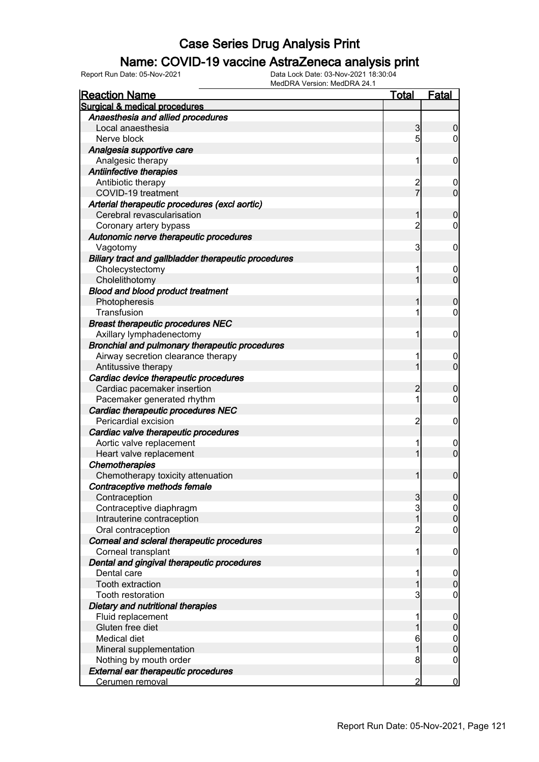# Case Series Drug Analysis Print

## Name: COVID-19 vaccine AstraZeneca analysis print

Report Run Date: 05-Nov-2021

Data Lock Date: 03-Nov-2021 18:30:04

MedDRA Version: MedDRA 24.1

| Reaction Name | Total | Fatal |
|---|---|---|
| **Surgical & medical procedures** | | |
| ***Anaesthesia and allied procedures*** | | |
| Local anaesthesia | 3 | 0 |
| Nerve block | 5 | 0 |
| ***Analgesia supportive care*** | | |
| Analgesic therapy | 1 | 0 |
| ***Antiinfective therapies*** | | |
| Antibiotic therapy | 2 | 0 |
| COVID-19 treatment | 7 | 0 |
| ***Arterial therapeutic procedures (excl aortic)*** | | |
| Cerebral revascularisation | 1 | 0 |
| Coronary artery bypass | 2 | 0 |
| ***Autonomic nerve therapeutic procedures*** | | |
| Vagotomy | 3 | 0 |
| ***Biliary tract and gallbladder therapeutic procedures*** | | |
| Cholecystectomy | 1 | 0 |
| Cholelithotomy | 1 | 0 |
| ***Blood and blood product treatment*** | | |
| Photopheresis | 1 | 0 |
| Transfusion | 1 | 0 |
| ***Breast therapeutic procedures NEC*** | | |
| Axillary lymphadenectomy | 1 | 0 |
| ***Bronchial and pulmonary therapeutic procedures*** | | |
| Airway secretion clearance therapy | 1 | 0 |
| Antitussive therapy | 1 | 0 |
| ***Cardiac device therapeutic procedures*** | | |
| Cardiac pacemaker insertion | 2 | 0 |
| Pacemaker generated rhythm | 1 | 0 |
| ***Cardiac therapeutic procedures NEC*** | | |
| Pericardial excision | 2 | 0 |
| ***Cardiac valve therapeutic procedures*** | | |
| Aortic valve replacement | 1 | 0 |
| Heart valve replacement | 1 | 0 |
| ***Chemotherapies*** | | |
| Chemotherapy toxicity attenuation | 1 | 0 |
| ***Contraceptive methods female*** | | |
| Contraception | 3 | 0 |
| Contraceptive diaphragm | 3 | 0 |
| Intrauterine contraception | 1 | 0 |
| Oral contraception | 2 | 0 |
| ***Corneal and scleral therapeutic procedures*** | | |
| Corneal transplant | 1 | 0 |
| ***Dental and gingival therapeutic procedures*** | | |
| Dental care | 1 | 0 |
| Tooth extraction | 1 | 0 |
| Tooth restoration | 3 | 0 |
| ***Dietary and nutritional therapies*** | | |
| Fluid replacement | 1 | 0 |
| Gluten free diet | 1 | 0 |
| Medical diet | 6 | 0 |
| Mineral supplementation | 1 | 0 |
| Nothing by mouth order | 8 | 0 |
| ***External ear therapeutic procedures*** | | |
| Cerumen removal | 2 | 0 |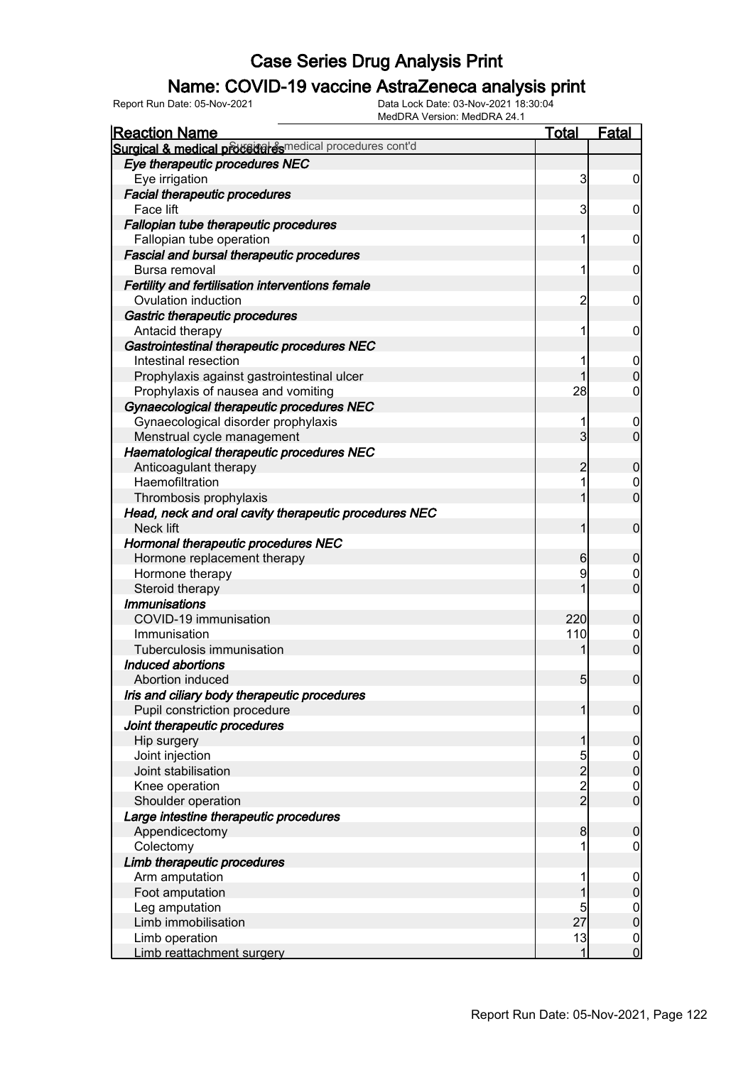# Case Series Drug Analysis Print

## Name: COVID-19 vaccine AstraZeneca analysis print

Report Run Date: 05-Nov-2021    Data Lock Date: 03-Nov-2021 18:30:04
MedDRA Version: MedDRA 24.1

| Reaction Name | Total | Fatal |
|---|---|---|
| **Surgical & medical procedures cont'd** | | |
| *Eye therapeutic procedures NEC* | | |
| Eye irrigation | 3 | 0 |
| *Facial therapeutic procedures* | | |
| Face lift | 3 | 0 |
| *Fallopian tube therapeutic procedures* | | |
| Fallopian tube operation | 1 | 0 |
| *Fascial and bursal therapeutic procedures* | | |
| Bursa removal | 1 | 0 |
| *Fertility and fertilisation interventions female* | | |
| Ovulation induction | 2 | 0 |
| *Gastric therapeutic procedures* | | |
| Antacid therapy | 1 | 0 |
| *Gastrointestinal therapeutic procedures NEC* | | |
| Intestinal resection | 1 | 0 |
| Prophylaxis against gastrointestinal ulcer | 1 | 0 |
| Prophylaxis of nausea and vomiting | 28 | 0 |
| *Gynaecological therapeutic procedures NEC* | | |
| Gynaecological disorder prophylaxis | 1 | 0 |
| Menstrual cycle management | 3 | 0 |
| *Haematological therapeutic procedures NEC* | | |
| Anticoagulant therapy | 2 | 0 |
| Haemofiltration | 1 | 0 |
| Thrombosis prophylaxis | 1 | 0 |
| *Head, neck and oral cavity therapeutic procedures NEC* | | |
| Neck lift | 1 | 0 |
| *Hormonal therapeutic procedures NEC* | | |
| Hormone replacement therapy | 6 | 0 |
| Hormone therapy | 9 | 0 |
| Steroid therapy | 1 | 0 |
| *Immunisations* | | |
| COVID-19 immunisation | 220 | 0 |
| Immunisation | 110 | 0 |
| Tuberculosis immunisation | 1 | 0 |
| *Induced abortions* | | |
| Abortion induced | 5 | 0 |
| *Iris and ciliary body therapeutic procedures* | | |
| Pupil constriction procedure | 1 | 0 |
| *Joint therapeutic procedures* | | |
| Hip surgery | 1 | 0 |
| Joint injection | 5 | 0 |
| Joint stabilisation | 2 | 0 |
| Knee operation | 2 | 0 |
| Shoulder operation | 2 | 0 |
| *Large intestine therapeutic procedures* | | |
| Appendicectomy | 8 | 0 |
| Colectomy | 1 | 0 |
| *Limb therapeutic procedures* | | |
| Arm amputation | 1 | 0 |
| Foot amputation | 1 | 0 |
| Leg amputation | 5 | 0 |
| Limb immobilisation | 27 | 0 |
| Limb operation | 13 | 0 |
| Limb reattachment surgery | 1 | 0 |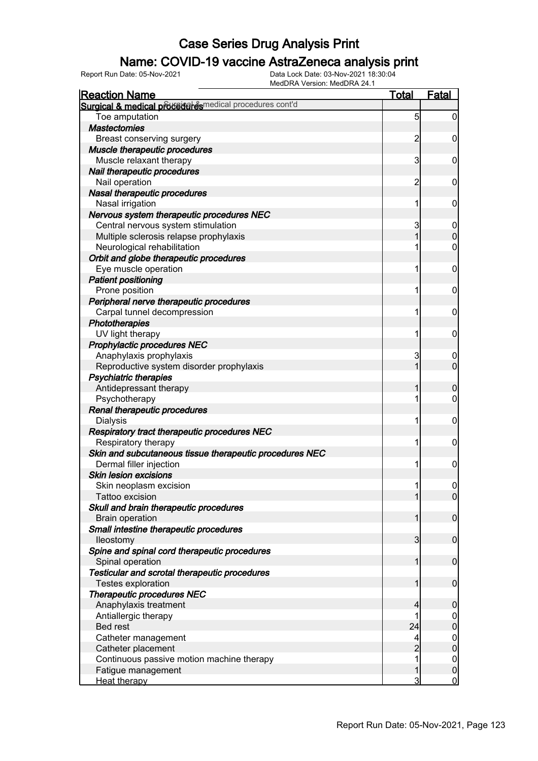# Case Series Drug Analysis Print

## Name: COVID-19 vaccine AstraZeneca analysis print

Report Run Date: 05-Nov-2021 | Data Lock Date: 03-Nov-2021 18:30:04 | MedDRA Version: MedDRA 24.1

| Reaction Name | Total | Fatal |
|---|---|---|
| **Surgical & medical procedures** Surgical & medical procedures cont'd | | |
| Toe amputation | 5 | 0 |
| ***Mastectomies*** | | |
| Breast conserving surgery | 2 | 0 |
| ***Muscle therapeutic procedures*** | | |
| Muscle relaxant therapy | 3 | 0 |
| ***Nail therapeutic procedures*** | | |
| Nail operation | 2 | 0 |
| ***Nasal therapeutic procedures*** | | |
| Nasal irrigation | 1 | 0 |
| ***Nervous system therapeutic procedures NEC*** | | |
| Central nervous system stimulation | 3 | 0 |
| Multiple sclerosis relapse prophylaxis | 1 | 0 |
| Neurological rehabilitation | 1 | 0 |
| ***Orbit and globe therapeutic procedures*** | | |
| Eye muscle operation | 1 | 0 |
| ***Patient positioning*** | | |
| Prone position | 1 | 0 |
| ***Peripheral nerve therapeutic procedures*** | | |
| Carpal tunnel decompression | 1 | 0 |
| ***Phototherapies*** | | |
| UV light therapy | 1 | 0 |
| ***Prophylactic procedures NEC*** | | |
| Anaphylaxis prophylaxis | 3 | 0 |
| Reproductive system disorder prophylaxis | 1 | 0 |
| ***Psychiatric therapies*** | | |
| Antidepressant therapy | 1 | 0 |
| Psychotherapy | 1 | 0 |
| ***Renal therapeutic procedures*** | | |
| Dialysis | 1 | 0 |
| ***Respiratory tract therapeutic procedures NEC*** | | |
| Respiratory therapy | 1 | 0 |
| ***Skin and subcutaneous tissue therapeutic procedures NEC*** | | |
| Dermal filler injection | 1 | 0 |
| ***Skin lesion excisions*** | | |
| Skin neoplasm excision | 1 | 0 |
| Tattoo excision | 1 | 0 |
| ***Skull and brain therapeutic procedures*** | | |
| Brain operation | 1 | 0 |
| ***Small intestine therapeutic procedures*** | | |
| Ileostomy | 3 | 0 |
| ***Spine and spinal cord therapeutic procedures*** | | |
| Spinal operation | 1 | 0 |
| ***Testicular and scrotal therapeutic procedures*** | | |
| Testes exploration | 1 | 0 |
| ***Therapeutic procedures NEC*** | | |
| Anaphylaxis treatment | 4 | 0 |
| Antiallergic therapy | 1 | 0 |
| Bed rest | 24 | 0 |
| Catheter management | 4 | 0 |
| Catheter placement | 2 | 0 |
| Continuous passive motion machine therapy | 1 | 0 |
| Fatigue management | 1 | 0 |
| Heat therapy | 3 | 0 |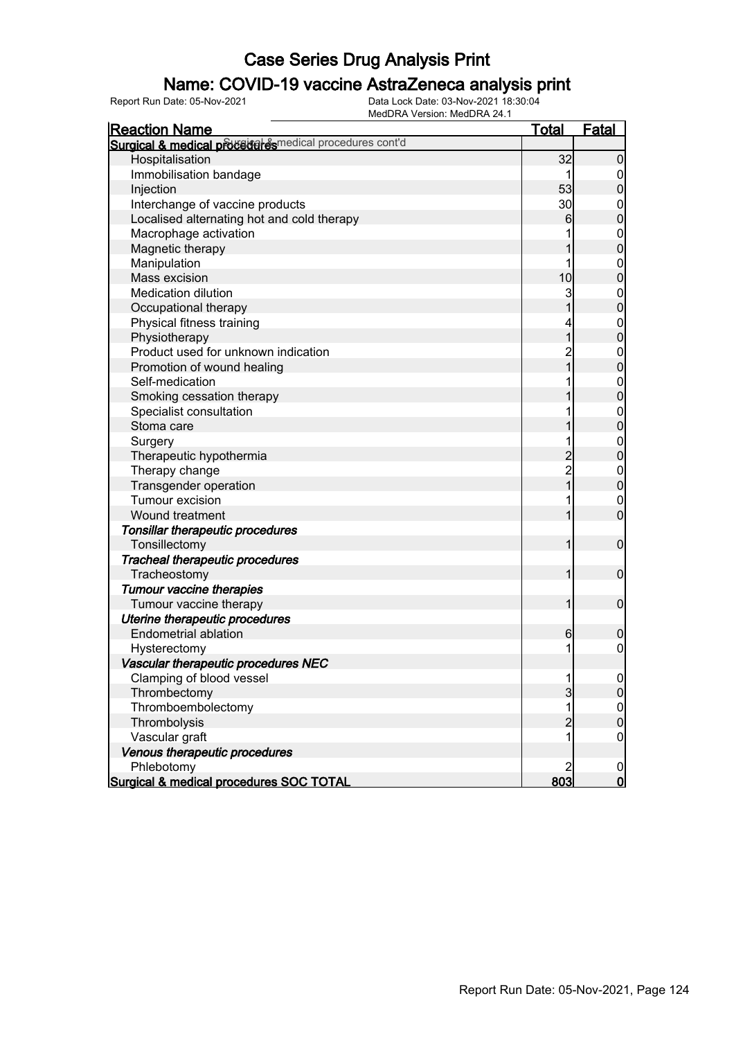# Case Series Drug Analysis Print

## Name: COVID-19 vaccine AstraZeneca analysis print

Report Run Date: 05-Nov-2021    Data Lock Date: 03-Nov-2021 18:30:04
MedDRA Version: MedDRA 24.1

| Reaction Name | Total | Fatal |
|---|---|---|
| **Surgical & medical procedures** Surgical & medical procedures cont'd | | |
| Hospitalisation | 32 | 0 |
| Immobilisation bandage | 1 | 0 |
| Injection | 53 | 0 |
| Interchange of vaccine products | 30 | 0 |
| Localised alternating hot and cold therapy | 6 | 0 |
| Macrophage activation | 1 | 0 |
| Magnetic therapy | 1 | 0 |
| Manipulation | 1 | 0 |
| Mass excision | 10 | 0 |
| Medication dilution | 3 | 0 |
| Occupational therapy | 1 | 0 |
| Physical fitness training | 4 | 0 |
| Physiotherapy | 1 | 0 |
| Product used for unknown indication | 2 | 0 |
| Promotion of wound healing | 1 | 0 |
| Self-medication | 1 | 0 |
| Smoking cessation therapy | 1 | 0 |
| Specialist consultation | 1 | 0 |
| Stoma care | 1 | 0 |
| Surgery | 1 | 0 |
| Therapeutic hypothermia | 2 | 0 |
| Therapy change | 2 | 0 |
| Transgender operation | 1 | 0 |
| Tumour excision | 1 | 0 |
| Wound treatment | 1 | 0 |
| ***Tonsillar therapeutic procedures*** | | |
| Tonsillectomy | 1 | 0 |
| ***Tracheal therapeutic procedures*** | | |
| Tracheostomy | 1 | 0 |
| ***Tumour vaccine therapies*** | | |
| Tumour vaccine therapy | 1 | 0 |
| ***Uterine therapeutic procedures*** | | |
| Endometrial ablation | 6 | 0 |
| Hysterectomy | 1 | 0 |
| ***Vascular therapeutic procedures NEC*** | | |
| Clamping of blood vessel | 1 | 0 |
| Thrombectomy | 3 | 0 |
| Thromboembolectomy | 1 | 0 |
| Thrombolysis | 2 | 0 |
| Vascular graft | 1 | 0 |
| ***Venous therapeutic procedures*** | | |
| Phlebotomy | 2 | 0 |
| **Surgical & medical procedures SOC TOTAL** | **803** | **0** |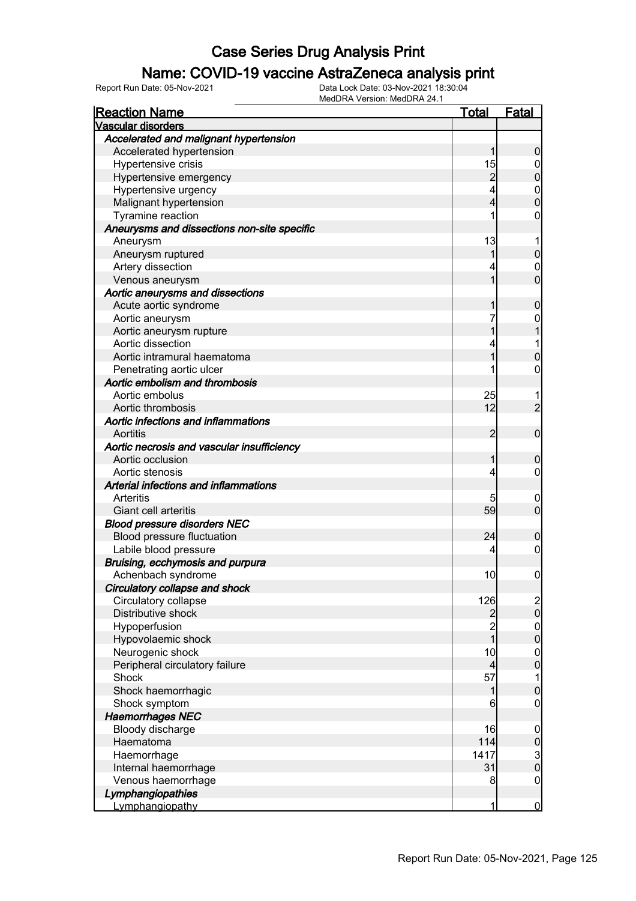# Case Series Drug Analysis Print

## Name: COVID-19 vaccine AstraZeneca analysis print

Report Run Date: 05-Nov-2021 | Data Lock Date: 03-Nov-2021 18:30:04 | MedDRA Version: MedDRA 24.1

| Reaction Name | Total | Fatal |
|---|---|---|
| **Vascular disorders** | | |
| *Accelerated and malignant hypertension* | | |
| Accelerated hypertension | 1 | 0 |
| Hypertensive crisis | 15 | 0 |
| Hypertensive emergency | 2 | 0 |
| Hypertensive urgency | 4 | 0 |
| Malignant hypertension | 4 | 0 |
| Tyramine reaction | 1 | 0 |
| *Aneurysms and dissections non-site specific* | | |
| Aneurysm | 13 | 1 |
| Aneurysm ruptured | 1 | 0 |
| Artery dissection | 4 | 0 |
| Venous aneurysm | 1 | 0 |
| *Aortic aneurysms and dissections* | | |
| Acute aortic syndrome | 1 | 0 |
| Aortic aneurysm | 7 | 0 |
| Aortic aneurysm rupture | 1 | 1 |
| Aortic dissection | 4 | 1 |
| Aortic intramural haematoma | 1 | 0 |
| Penetrating aortic ulcer | 1 | 0 |
| *Aortic embolism and thrombosis* | | |
| Aortic embolus | 25 | 1 |
| Aortic thrombosis | 12 | 2 |
| *Aortic infections and inflammations* | | |
| Aortitis | 2 | 0 |
| *Aortic necrosis and vascular insufficiency* | | |
| Aortic occlusion | 1 | 0 |
| Aortic stenosis | 4 | 0 |
| *Arterial infections and inflammations* | | |
| Arteritis | 5 | 0 |
| Giant cell arteritis | 59 | 0 |
| *Blood pressure disorders NEC* | | |
| Blood pressure fluctuation | 24 | 0 |
| Labile blood pressure | 4 | 0 |
| *Bruising, ecchymosis and purpura* | | |
| Achenbach syndrome | 10 | 0 |
| *Circulatory collapse and shock* | | |
| Circulatory collapse | 126 | 2 |
| Distributive shock | 2 | 0 |
| Hypoperfusion | 2 | 0 |
| Hypovolaemic shock | 1 | 0 |
| Neurogenic shock | 10 | 0 |
| Peripheral circulatory failure | 4 | 0 |
| Shock | 57 | 1 |
| Shock haemorrhagic | 1 | 0 |
| Shock symptom | 6 | 0 |
| *Haemorrhages NEC* | | |
| Bloody discharge | 16 | 0 |
| Haematoma | 114 | 0 |
| Haemorrhage | 1417 | 3 |
| Internal haemorrhage | 31 | 0 |
| Venous haemorrhage | 8 | 0 |
| *Lymphangiopathies* | | |
| Lymphangiopathy | 1 | 0 |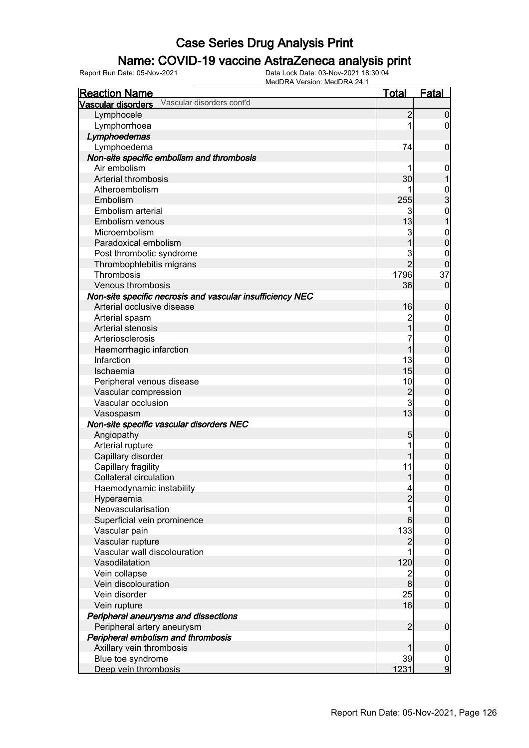# Case Series Drug Analysis Print

## Name: COVID-19 vaccine AstraZeneca analysis print

Report Run Date: 05-Nov-2021 | Data Lock Date: 03-Nov-2021 18:30:04 | MedDRA Version: MedDRA 24.1

| Reaction Name | Total | Fatal |
|---|---|---|
| **Vascular disorders** Vascular disorders cont'd | | |
| Lymphocele | 2 | 0 |
| Lymphorrhoea | 1 | 0 |
| ***Lymphoedemas*** | | |
| Lymphoedema | 74 | 0 |
| ***Non-site specific embolism and thrombosis*** | | |
| Air embolism | 1 | 0 |
| Arterial thrombosis | 30 | 1 |
| Atheroembolism | 1 | 0 |
| Embolism | 255 | 3 |
| Embolism arterial | 3 | 0 |
| Embolism venous | 13 | 1 |
| Microembolism | 3 | 0 |
| Paradoxical embolism | 1 | 0 |
| Post thrombotic syndrome | 3 | 0 |
| Thrombophlebitis migrans | 2 | 0 |
| Thrombosis | 1796 | 37 |
| Venous thrombosis | 36 | 0 |
| ***Non-site specific necrosis and vascular insufficiency NEC*** | | |
| Arterial occlusive disease | 16 | 0 |
| Arterial spasm | 2 | 0 |
| Arterial stenosis | 1 | 0 |
| Arteriosclerosis | 7 | 0 |
| Haemorrhagic infarction | 1 | 0 |
| Infarction | 13 | 0 |
| Ischaemia | 15 | 0 |
| Peripheral venous disease | 10 | 0 |
| Vascular compression | 2 | 0 |
| Vascular occlusion | 3 | 0 |
| Vasospasm | 13 | 0 |
| ***Non-site specific vascular disorders NEC*** | | |
| Angiopathy | 5 | 0 |
| Arterial rupture | 1 | 0 |
| Capillary disorder | 1 | 0 |
| Capillary fragility | 11 | 0 |
| Collateral circulation | 1 | 0 |
| Haemodynamic instability | 4 | 0 |
| Hyperaemia | 2 | 0 |
| Neovascularisation | 1 | 0 |
| Superficial vein prominence | 6 | 0 |
| Vascular pain | 133 | 0 |
| Vascular rupture | 2 | 0 |
| Vascular wall discolouration | 1 | 0 |
| Vasodilatation | 120 | 0 |
| Vein collapse | 2 | 0 |
| Vein discolouration | 8 | 0 |
| Vein disorder | 25 | 0 |
| Vein rupture | 16 | 0 |
| ***Peripheral aneurysms and dissections*** | | |
| Peripheral artery aneurysm | 2 | 0 |
| ***Peripheral embolism and thrombosis*** | | |
| Axillary vein thrombosis | 1 | 0 |
| Blue toe syndrome | 39 | 0 |
| Deep vein thrombosis | 1231 | 9 |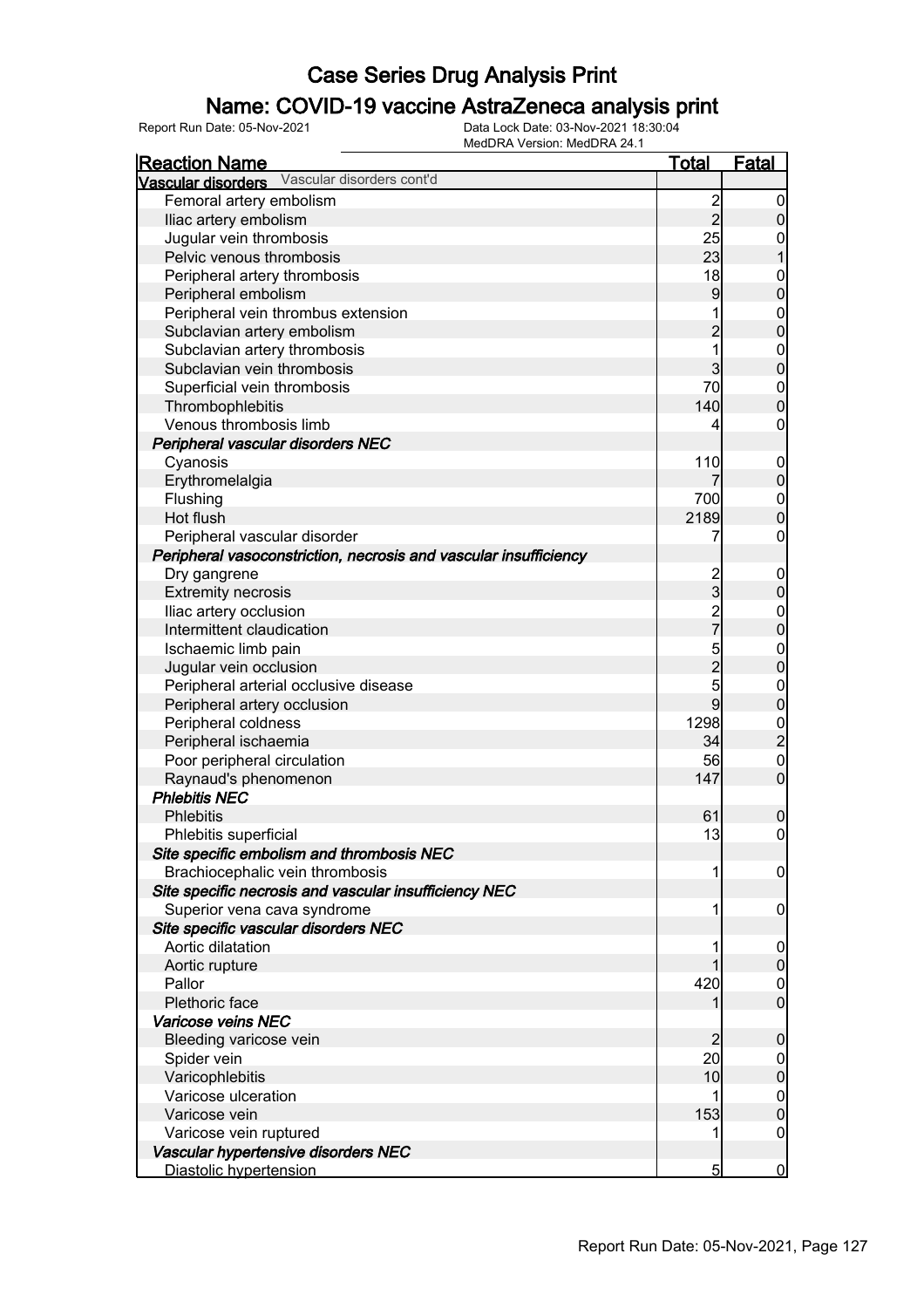# Case Series Drug Analysis Print

## Name: COVID-19 vaccine AstraZeneca analysis print

Report Run Date: 05-Nov-2021 | Data Lock Date: 03-Nov-2021 18:30:04 | MedDRA Version: MedDRA 24.1

| Reaction Name | Total | Fatal |
|---|---|---|
| **Vascular disorders** Vascular disorders cont'd | | |
| Femoral artery embolism | 2 | 0 |
| Iliac artery embolism | 2 | 0 |
| Jugular vein thrombosis | 25 | 0 |
| Pelvic venous thrombosis | 23 | 1 |
| Peripheral artery thrombosis | 18 | 0 |
| Peripheral embolism | 9 | 0 |
| Peripheral vein thrombus extension | 1 | 0 |
| Subclavian artery embolism | 2 | 0 |
| Subclavian artery thrombosis | 1 | 0 |
| Subclavian vein thrombosis | 3 | 0 |
| Superficial vein thrombosis | 70 | 0 |
| Thrombophlebitis | 140 | 0 |
| Venous thrombosis limb | 4 | 0 |
| ***Peripheral vascular disorders NEC*** | | |
| Cyanosis | 110 | 0 |
| Erythromelalgia | 7 | 0 |
| Flushing | 700 | 0 |
| Hot flush | 2189 | 0 |
| Peripheral vascular disorder | 7 | 0 |
| ***Peripheral vasoconstriction, necrosis and vascular insufficiency*** | | |
| Dry gangrene | 2 | 0 |
| Extremity necrosis | 3 | 0 |
| Iliac artery occlusion | 2 | 0 |
| Intermittent claudication | 7 | 0 |
| Ischaemic limb pain | 5 | 0 |
| Jugular vein occlusion | 2 | 0 |
| Peripheral arterial occlusive disease | 5 | 0 |
| Peripheral artery occlusion | 9 | 0 |
| Peripheral coldness | 1298 | 0 |
| Peripheral ischaemia | 34 | 2 |
| Poor peripheral circulation | 56 | 0 |
| Raynaud's phenomenon | 147 | 0 |
| ***Phlebitis NEC*** | | |
| Phlebitis | 61 | 0 |
| Phlebitis superficial | 13 | 0 |
| ***Site specific embolism and thrombosis NEC*** | | |
| Brachiocephalic vein thrombosis | 1 | 0 |
| ***Site specific necrosis and vascular insufficiency NEC*** | | |
| Superior vena cava syndrome | 1 | 0 |
| ***Site specific vascular disorders NEC*** | | |
| Aortic dilatation | 1 | 0 |
| Aortic rupture | 1 | 0 |
| Pallor | 420 | 0 |
| Plethoric face | 1 | 0 |
| ***Varicose veins NEC*** | | |
| Bleeding varicose vein | 2 | 0 |
| Spider vein | 20 | 0 |
| Varicophlebitis | 10 | 0 |
| Varicose ulceration | 1 | 0 |
| Varicose vein | 153 | 0 |
| Varicose vein ruptured | 1 | 0 |
| ***Vascular hypertensive disorders NEC*** | | |
| Diastolic hypertension | 5 | 0 |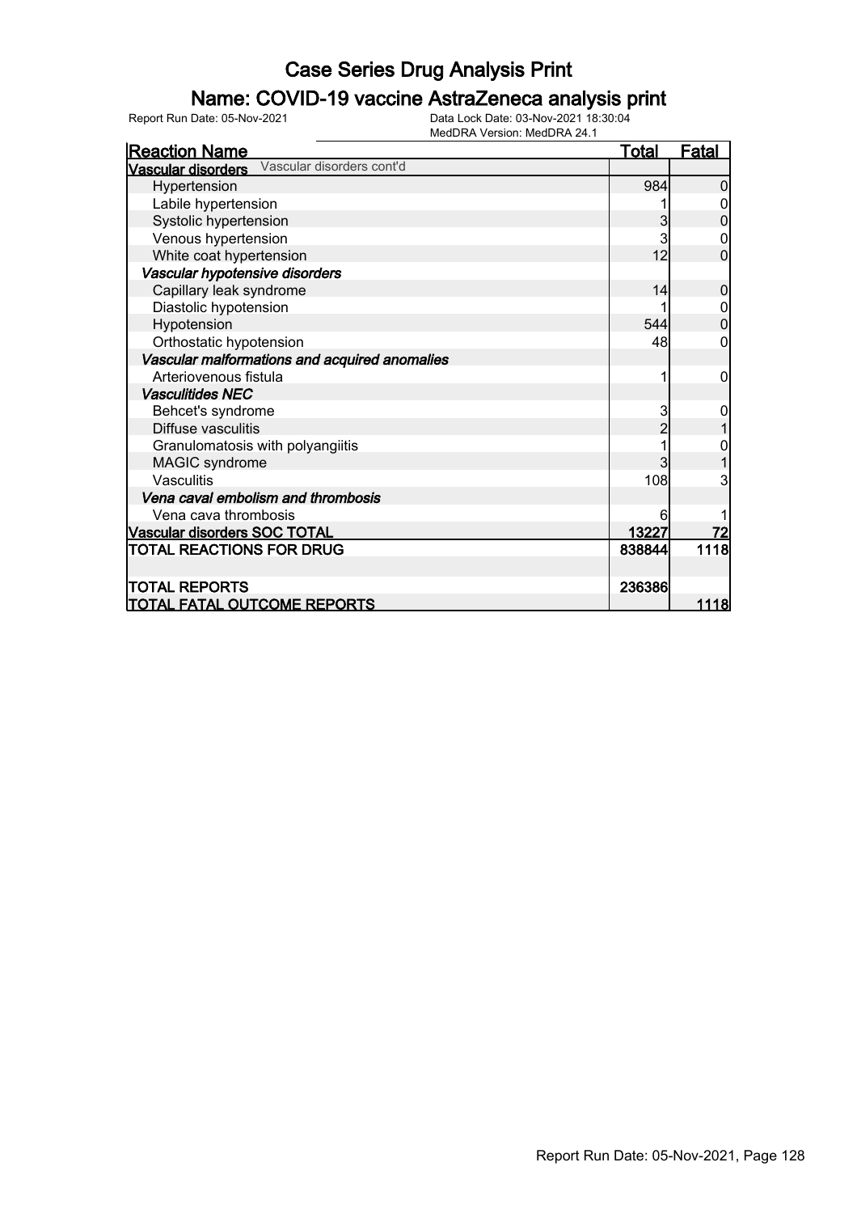# Case Series Drug Analysis Print

## Name: COVID-19 vaccine AstraZeneca analysis print

Report Run Date: 05-Nov-2021
Data Lock Date: 03-Nov-2021 18:30:04
MedDRA Version: MedDRA 24.1

| Reaction Name | Total | Fatal |
|---|---|---|
| **Vascular disorders** Vascular disorders cont'd | | |
| Hypertension | 984 | 0 |
| Labile hypertension | 1 | 0 |
| Systolic hypertension | 3 | 0 |
| Venous hypertension | 3 | 0 |
| White coat hypertension | 12 | 0 |
| ***Vascular hypotensive disorders*** | | |
| Capillary leak syndrome | 14 | 0 |
| Diastolic hypotension | 1 | 0 |
| Hypotension | 544 | 0 |
| Orthostatic hypotension | 48 | 0 |
| ***Vascular malformations and acquired anomalies*** | | |
| Arteriovenous fistula | 1 | 0 |
| ***Vasculitides NEC*** | | |
| Behcet's syndrome | 3 | 0 |
| Diffuse vasculitis | 2 | 1 |
| Granulomatosis with polyangiitis | 1 | 0 |
| MAGIC syndrome | 3 | 1 |
| Vasculitis | 108 | 3 |
| ***Vena caval embolism and thrombosis*** | | |
| Vena cava thrombosis | 6 | 1 |
| **Vascular disorders SOC TOTAL** | **13227** | **72** |
| **TOTAL REACTIONS FOR DRUG** | **838844** | **1118** |
| | | |
| **TOTAL REPORTS** | **236386** | |
| **TOTAL FATAL OUTCOME REPORTS** | | **1118** |